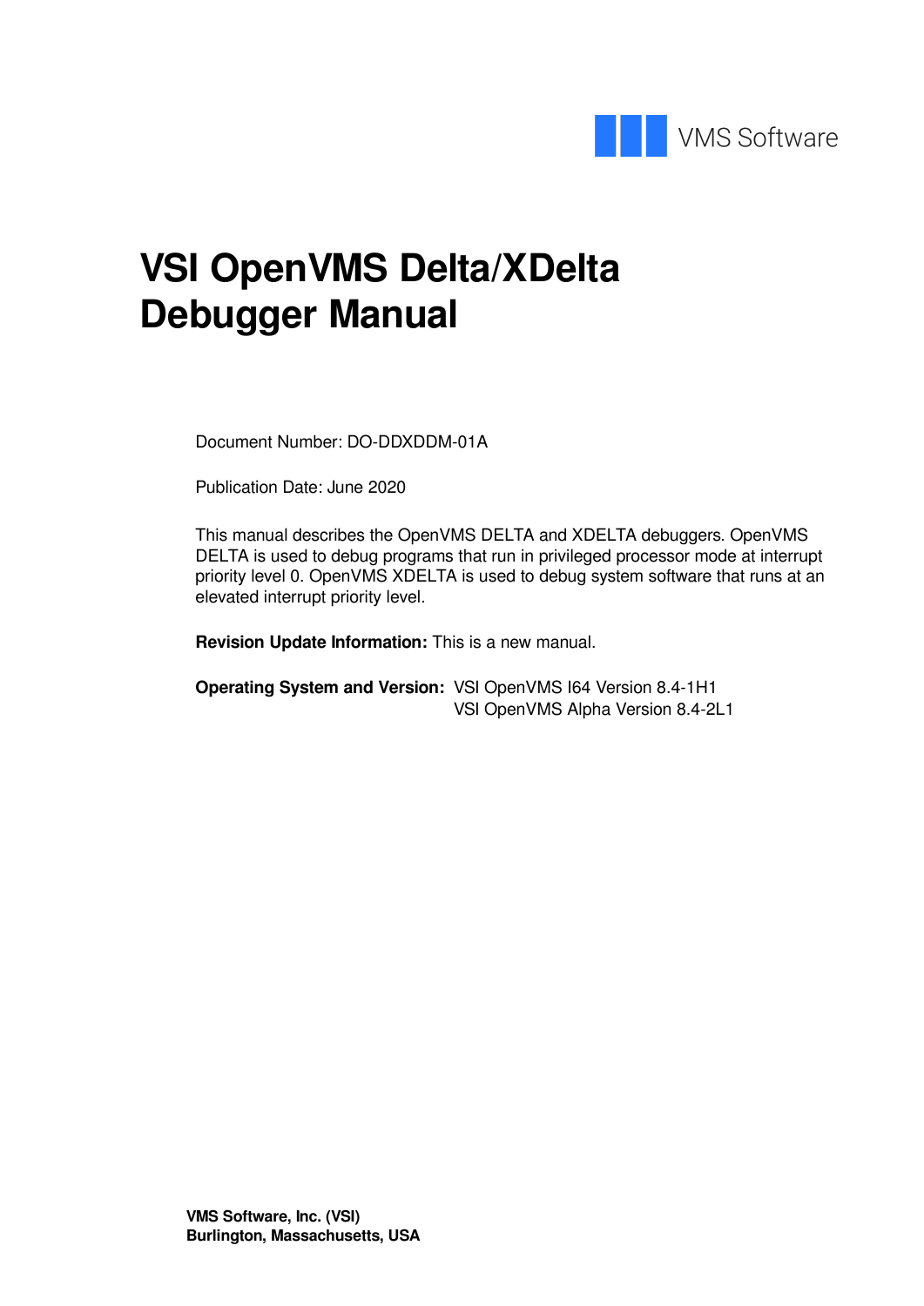VMS Software

# VSI OpenVMS Delta/XDelta Debugger Manual

Document Number: DO-DDXDDM-01A

Publication Date: June 2020

This manual describes the OpenVMS DELTA and XDELTA debuggers. OpenVMS DELTA is used to debug programs that run in privileged processor mode at interrupt priority level 0. OpenVMS XDELTA is used to debug system software that runs at an elevated interrupt priority level.

**Revision Update Information:** This is a new manual.

**Operating System and Version:** VSI OpenVMS I64 Version 8.4-1H1
VSI OpenVMS Alpha Version 8.4-2L1

**VMS Software, Inc. (VSI)**
**Burlington, Massachusetts, USA**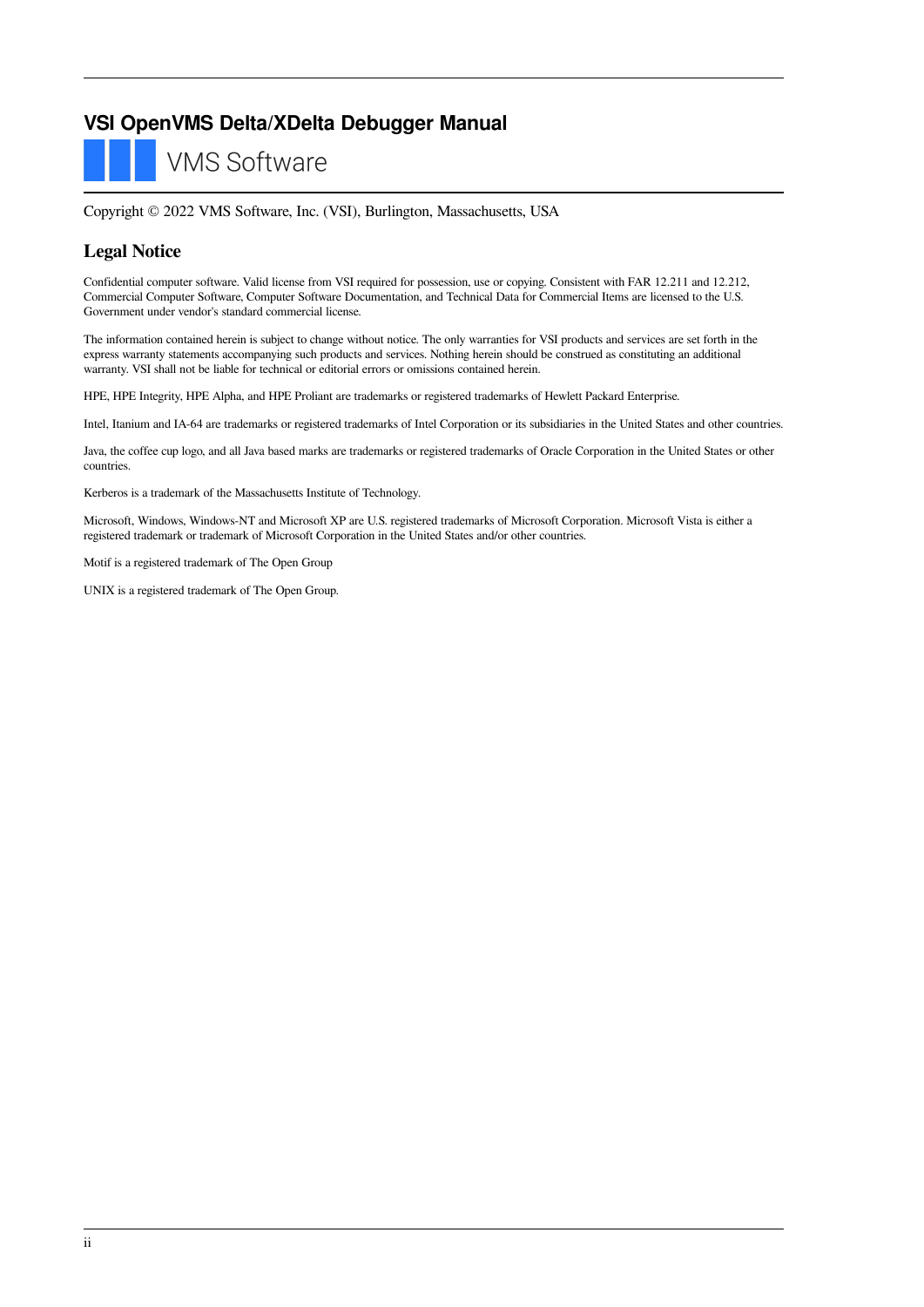# VSI OpenVMS Delta/XDelta Debugger Manual

VMS Software

Copyright © 2022 VMS Software, Inc. (VSI), Burlington, Massachusetts, USA

## Legal Notice

Confidential computer software. Valid license from VSI required for possession, use or copying. Consistent with FAR 12.211 and 12.212, Commercial Computer Software, Computer Software Documentation, and Technical Data for Commercial Items are licensed to the U.S. Government under vendor's standard commercial license.

The information contained herein is subject to change without notice. The only warranties for VSI products and services are set forth in the express warranty statements accompanying such products and services. Nothing herein should be construed as constituting an additional warranty. VSI shall not be liable for technical or editorial errors or omissions contained herein.

HPE, HPE Integrity, HPE Alpha, and HPE Proliant are trademarks or registered trademarks of Hewlett Packard Enterprise.

Intel, Itanium and IA-64 are trademarks or registered trademarks of Intel Corporation or its subsidiaries in the United States and other countries.

Java, the coffee cup logo, and all Java based marks are trademarks or registered trademarks of Oracle Corporation in the United States or other countries.

Kerberos is a trademark of the Massachusetts Institute of Technology.

Microsoft, Windows, Windows-NT and Microsoft XP are U.S. registered trademarks of Microsoft Corporation. Microsoft Vista is either a registered trademark or trademark of Microsoft Corporation in the United States and/or other countries.

Motif is a registered trademark of The Open Group

UNIX is a registered trademark of The Open Group.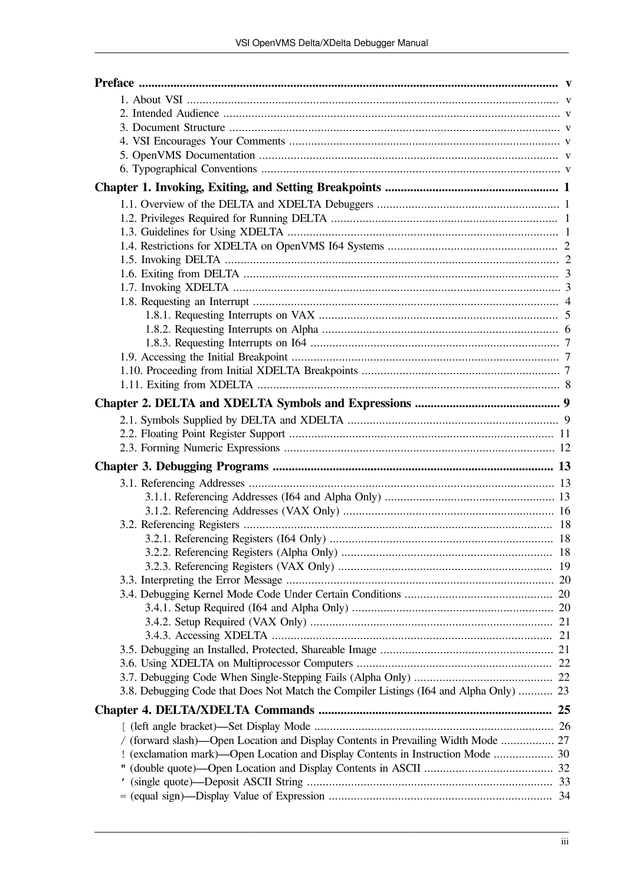**Preface** ..... v

- 1. About VSI ..... v
- 2. Intended Audience ..... v
- 3. Document Structure ..... v
- 4. VSI Encourages Your Comments ..... v
- 5. OpenVMS Documentation ..... v
- 6. Typographical Conventions ..... v

**Chapter 1. Invoking, Exiting, and Setting Breakpoints** ..... 1

- 1.1. Overview of the DELTA and XDELTA Debuggers ..... 1
- 1.2. Privileges Required for Running DELTA ..... 1
- 1.3. Guidelines for Using XDELTA ..... 1
- 1.4. Restrictions for XDELTA on OpenVMS I64 Systems ..... 2
- 1.5. Invoking DELTA ..... 2
- 1.6. Exiting from DELTA ..... 3
- 1.7. Invoking XDELTA ..... 3
- 1.8. Requesting an Interrupt ..... 4
  - 1.8.1. Requesting Interrupts on VAX ..... 5
  - 1.8.2. Requesting Interrupts on Alpha ..... 6
  - 1.8.3. Requesting Interrupts on I64 ..... 7
- 1.9. Accessing the Initial Breakpoint ..... 7
- 1.10. Proceeding from Initial XDELTA Breakpoints ..... 7
- 1.11. Exiting from XDELTA ..... 8

**Chapter 2. DELTA and XDELTA Symbols and Expressions** ..... 9

- 2.1. Symbols Supplied by DELTA and XDELTA ..... 9
- 2.2. Floating Point Register Support ..... 11
- 2.3. Forming Numeric Expressions ..... 12

**Chapter 3. Debugging Programs** ..... 13

- 3.1. Referencing Addresses ..... 13
  - 3.1.1. Referencing Addresses (I64 and Alpha Only) ..... 13
  - 3.1.2. Referencing Addresses (VAX Only) ..... 16
- 3.2. Referencing Registers ..... 18
  - 3.2.1. Referencing Registers (I64 Only) ..... 18
  - 3.2.2. Referencing Registers (Alpha Only) ..... 18
  - 3.2.3. Referencing Registers (VAX Only) ..... 19
- 3.3. Interpreting the Error Message ..... 20
- 3.4. Debugging Kernel Mode Code Under Certain Conditions ..... 20
  - 3.4.1. Setup Required (I64 and Alpha Only) ..... 20
  - 3.4.2. Setup Required (VAX Only) ..... 21
  - 3.4.3. Accessing XDELTA ..... 21
- 3.5. Debugging an Installed, Protected, Shareable Image ..... 21
- 3.6. Using XDELTA on Multiprocessor Computers ..... 22
- 3.7. Debugging Code When Single-Stepping Fails (Alpha Only) ..... 22
- 3.8. Debugging Code that Does Not Match the Compiler Listings (I64 and Alpha Only) ..... 23

**Chapter 4. DELTA/XDELTA Commands** ..... 25

- [ (left angle bracket)—Set Display Mode ..... 26
- / (forward slash)—Open Location and Display Contents in Prevailing Width Mode ..... 27
- ! (exclamation mark)—Open Location and Display Contents in Instruction Mode ..... 30
- " (double quote)—Open Location and Display Contents in ASCII ..... 32
- ' (single quote)—Deposit ASCII String ..... 33
- = (equal sign)—Display Value of Expression ..... 34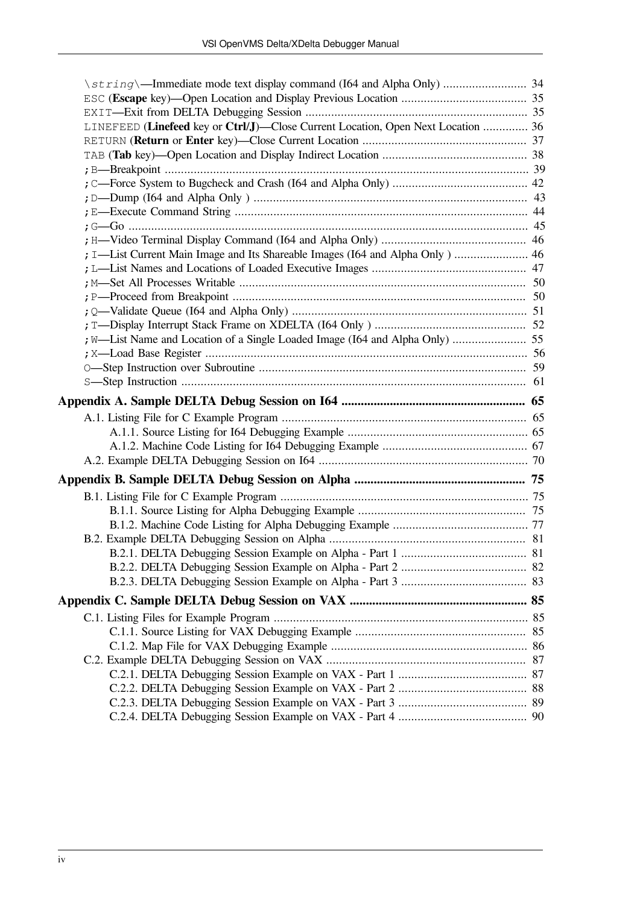`\string\`—Immediate mode text display command (I64 and Alpha Only) .......................... 34
`ESC` (**Escape** key)—Open Location and Display Previous Location ....................................... 35
`EXIT`—Exit from DELTA Debugging Session ..................................................................... 35
`LINEFEED` (**Linefeed** key or **Ctrl/J**)—Close Current Location, Open Next Location .............. 36
`RETURN` (**Return** or **Enter** key)—Close Current Location ................................................... 37
`TAB` (**Tab** key)—Open Location and Display Indirect Location ............................................. 38
`;B`—Breakpoint ................................................................................................................. 39
`;C`—Force System to Bugcheck and Crash (I64 and Alpha Only) .......................................... 42
`;D`—Dump (I64 and Alpha Only ) ..................................................................................... 43
`;E`—Execute Command String ........................................................................................... 44
`;G`—Go ............................................................................................................................ 45
`;H`—Video Terminal Display Command (I64 and Alpha Only) ............................................. 46
`;I`—List Current Main Image and Its Shareable Images (I64 and Alpha Only ) ....................... 46
`;L`—List Names and Locations of Loaded Executive Images ................................................ 47
`;M`—Set All Processes Writable ......................................................................................... 50
`;P`—Proceed from Breakpoint ........................................................................................... 50
`;Q`—Validate Queue (I64 and Alpha Only) ......................................................................... 51
`;T`—Display Interrupt Stack Frame on XDELTA (I64 Only ) ............................................... 52
`;W`—List Name and Location of a Single Loaded Image (I64 and Alpha Only) ....................... 55
`;X`—Load Base Register .................................................................................................... 56
`O`—Step Instruction over Subroutine ................................................................................... 59
`S`—Step Instruction ........................................................................................................... 61

**Appendix A. Sample DELTA Debug Session on I64 ......................................................... 65**

- A.1. Listing File for C Example Program ............................................................................ 65
  - A.1.1. Source Listing for I64 Debugging Example ........................................................ 65
  - A.1.2. Machine Code Listing for I64 Debugging Example ............................................. 67
- A.2. Example DELTA Debugging Session on I64 ................................................................. 70

**Appendix B. Sample DELTA Debug Session on Alpha .................................................... 75**

- B.1. Listing File for C Example Program ............................................................................ 75
  - B.1.1. Source Listing for Alpha Debugging Example .................................................... 75
  - B.1.2. Machine Code Listing for Alpha Debugging Example .......................................... 77
- B.2. Example DELTA Debugging Session on Alpha ............................................................ 81
  - B.2.1. DELTA Debugging Session Example on Alpha - Part 1 ....................................... 81
  - B.2.2. DELTA Debugging Session Example on Alpha - Part 2 ....................................... 82
  - B.2.3. DELTA Debugging Session Example on Alpha - Part 3 ....................................... 83

**Appendix C. Sample DELTA Debug Session on VAX ...................................................... 85**

- C.1. Listing Files for Example Program ............................................................................... 85
  - C.1.1. Source Listing for VAX Debugging Example ..................................................... 85
  - C.1.2. Map File for VAX Debugging Example ............................................................. 86
- C.2. Example DELTA Debugging Session on VAX ............................................................. 87
  - C.2.1. DELTA Debugging Session Example on VAX - Part 1 ........................................ 87
  - C.2.2. DELTA Debugging Session Example on VAX - Part 2 ........................................ 88
  - C.2.3. DELTA Debugging Session Example on VAX - Part 3 ........................................ 89
  - C.2.4. DELTA Debugging Session Example on VAX - Part 4 ........................................ 90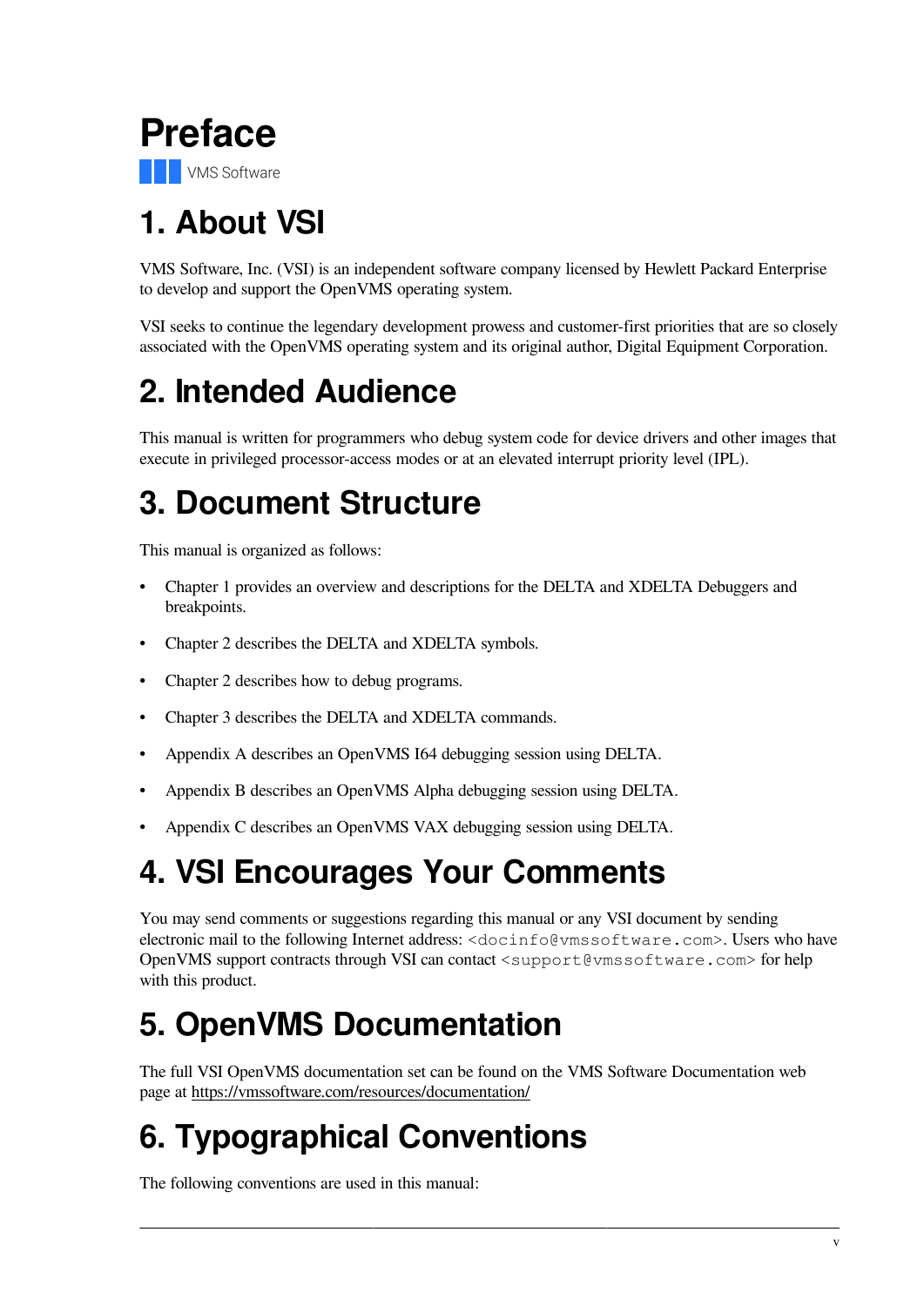# Preface

VMS Software

## 1. About VSI

VMS Software, Inc. (VSI) is an independent software company licensed by Hewlett Packard Enterprise to develop and support the OpenVMS operating system.

VSI seeks to continue the legendary development prowess and customer-first priorities that are so closely associated with the OpenVMS operating system and its original author, Digital Equipment Corporation.

## 2. Intended Audience

This manual is written for programmers who debug system code for device drivers and other images that execute in privileged processor-access modes or at an elevated interrupt priority level (IPL).

## 3. Document Structure

This manual is organized as follows:

- Chapter 1 provides an overview and descriptions for the DELTA and XDELTA Debuggers and breakpoints.
- Chapter 2 describes the DELTA and XDELTA symbols.
- Chapter 2 describes how to debug programs.
- Chapter 3 describes the DELTA and XDELTA commands.
- Appendix A describes an OpenVMS I64 debugging session using DELTA.
- Appendix B describes an OpenVMS Alpha debugging session using DELTA.
- Appendix C describes an OpenVMS VAX debugging session using DELTA.

## 4. VSI Encourages Your Comments

You may send comments or suggestions regarding this manual or any VSI document by sending electronic mail to the following Internet address: `<docinfo@vmssoftware.com>`. Users who have OpenVMS support contracts through VSI can contact `<support@vmssoftware.com>` for help with this product.

## 5. OpenVMS Documentation

The full VSI OpenVMS documentation set can be found on the VMS Software Documentation web page at https://vmssoftware.com/resources/documentation/

## 6. Typographical Conventions

The following conventions are used in this manual: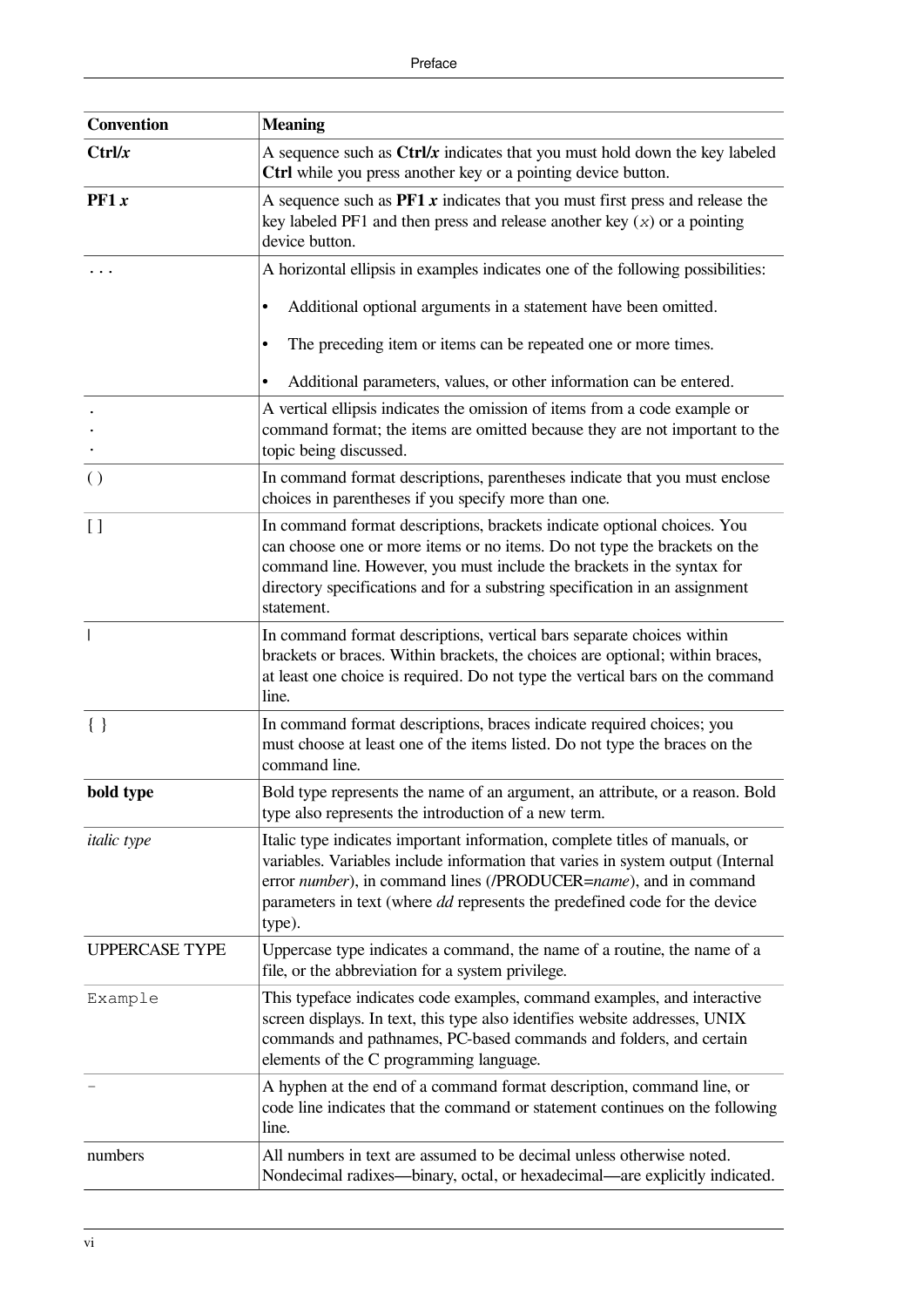| Convention | Meaning |
| --- | --- |
| **Ctrl/*x*** | A sequence such as **Ctrl/*x*** indicates that you must hold down the key labeled **Ctrl** while you press another key or a pointing device button. |
| **PF1 *x*** | A sequence such as **PF1 *x*** indicates that you must first press and release the key labeled PF1 and then press and release another key (*x*) or a pointing device button. |
| . . . | A horizontal ellipsis in examples indicates one of the following possibilities: <br>• Additional optional arguments in a statement have been omitted. <br>• The preceding item or items can be repeated one or more times. <br>• Additional parameters, values, or other information can be entered. |
| .<br>.<br>. | A vertical ellipsis indicates the omission of items from a code example or command format; the items are omitted because they are not important to the topic being discussed. |
| ( ) | In command format descriptions, parentheses indicate that you must enclose choices in parentheses if you specify more than one. |
| [ ] | In command format descriptions, brackets indicate optional choices. You can choose one or more items or no items. Do not type the brackets on the command line. However, you must include the brackets in the syntax for directory specifications and for a substring specification in an assignment statement. |
| \| | In command format descriptions, vertical bars separate choices within brackets or braces. Within brackets, the choices are optional; within braces, at least one choice is required. Do not type the vertical bars on the command line. |
| { } | In command format descriptions, braces indicate required choices; you must choose at least one of the items listed. Do not type the braces on the command line. |
| **bold type** | Bold type represents the name of an argument, an attribute, or a reason. Bold type also represents the introduction of a new term. |
| *italic type* | Italic type indicates important information, complete titles of manuals, or variables. Variables include information that varies in system output (Internal error *number*), in command lines (/PRODUCER=*name*), and in command parameters in text (where *dd* represents the predefined code for the device type). |
| UPPERCASE TYPE | Uppercase type indicates a command, the name of a routine, the name of a file, or the abbreviation for a system privilege. |
| `Example` | This typeface indicates code examples, command examples, and interactive screen displays. In text, this type also identifies website addresses, UNIX commands and pathnames, PC-based commands and folders, and certain elements of the C programming language. |
| `-` | A hyphen at the end of a command format description, command line, or code line indicates that the command or statement continues on the following line. |
| numbers | All numbers in text are assumed to be decimal unless otherwise noted. Nondecimal radixes—binary, octal, or hexadecimal—are explicitly indicated. |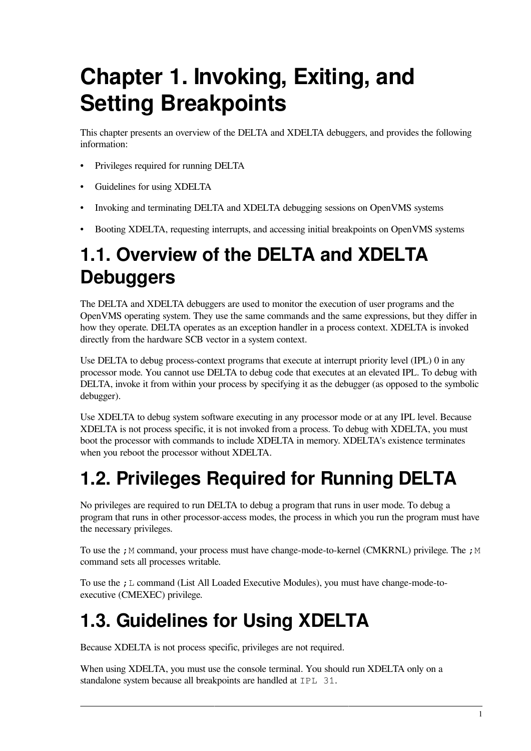# Chapter 1. Invoking, Exiting, and Setting Breakpoints

This chapter presents an overview of the DELTA and XDELTA debuggers, and provides the following information:

- Privileges required for running DELTA
- Guidelines for using XDELTA
- Invoking and terminating DELTA and XDELTA debugging sessions on OpenVMS systems
- Booting XDELTA, requesting interrupts, and accessing initial breakpoints on OpenVMS systems

## 1.1. Overview of the DELTA and XDELTA Debuggers

The DELTA and XDELTA debuggers are used to monitor the execution of user programs and the OpenVMS operating system. They use the same commands and the same expressions, but they differ in how they operate. DELTA operates as an exception handler in a process context. XDELTA is invoked directly from the hardware SCB vector in a system context.

Use DELTA to debug process-context programs that execute at interrupt priority level (IPL) 0 in any processor mode. You cannot use DELTA to debug code that executes at an elevated IPL. To debug with DELTA, invoke it from within your process by specifying it as the debugger (as opposed to the symbolic debugger).

Use XDELTA to debug system software executing in any processor mode or at any IPL level. Because XDELTA is not process specific, it is not invoked from a process. To debug with XDELTA, you must boot the processor with commands to include XDELTA in memory. XDELTA's existence terminates when you reboot the processor without XDELTA.

## 1.2. Privileges Required for Running DELTA

No privileges are required to run DELTA to debug a program that runs in user mode. To debug a program that runs in other processor-access modes, the process in which you run the program must have the necessary privileges.

To use the `;M` command, your process must have change-mode-to-kernel (CMKRNL) privilege. The `;M` command sets all processes writable.

To use the `;L` command (List All Loaded Executive Modules), you must have change-mode-to-executive (CMEXEC) privilege.

## 1.3. Guidelines for Using XDELTA

Because XDELTA is not process specific, privileges are not required.

When using XDELTA, you must use the console terminal. You should run XDELTA only on a standalone system because all breakpoints are handled at `IPL 31`.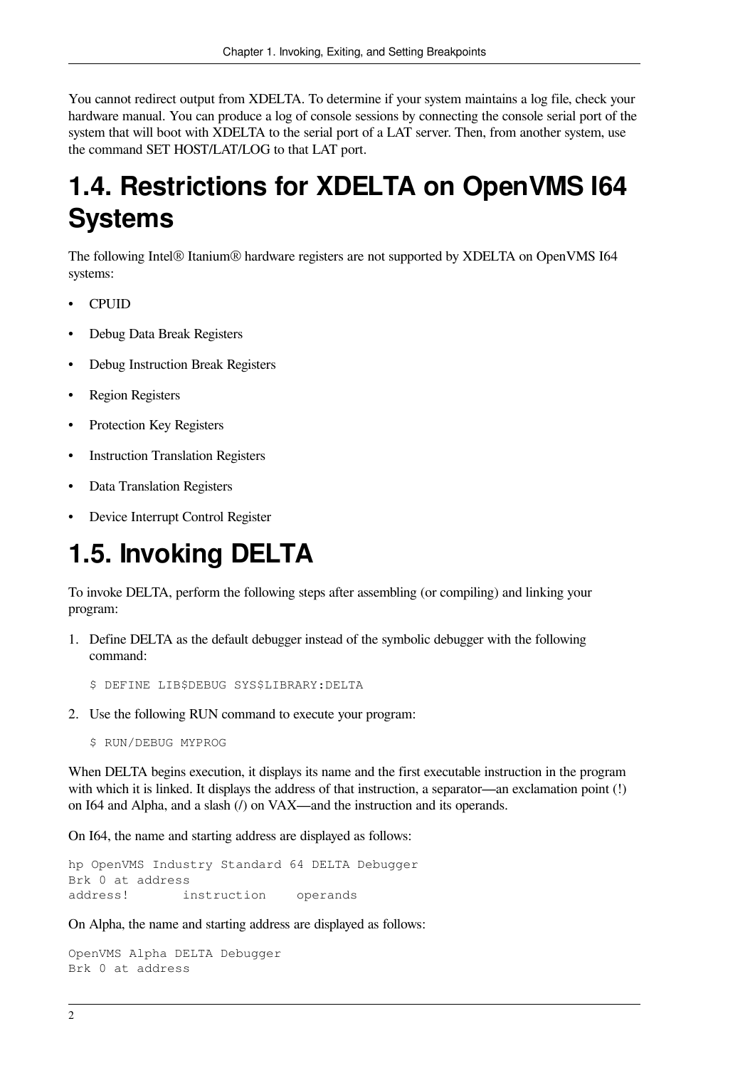You cannot redirect output from XDELTA. To determine if your system maintains a log file, check your hardware manual. You can produce a log of console sessions by connecting the console serial port of the system that will boot with XDELTA to the serial port of a LAT server. Then, from another system, use the command SET HOST/LAT/LOG to that LAT port.

## 1.4. Restrictions for XDELTA on OpenVMS I64 Systems

The following Intel® Itanium® hardware registers are not supported by XDELTA on OpenVMS I64 systems:

- CPUID
- Debug Data Break Registers
- Debug Instruction Break Registers
- Region Registers
- Protection Key Registers
- Instruction Translation Registers
- Data Translation Registers
- Device Interrupt Control Register

## 1.5. Invoking DELTA

To invoke DELTA, perform the following steps after assembling (or compiling) and linking your program:

1. Define DELTA as the default debugger instead of the symbolic debugger with the following command:

   ```
   $ DEFINE LIB$DEBUG SYS$LIBRARY:DELTA
   ```

2. Use the following RUN command to execute your program:

   ```
   $ RUN/DEBUG MYPROG
   ```

When DELTA begins execution, it displays its name and the first executable instruction in the program with which it is linked. It displays the address of that instruction, a separator—an exclamation point (!) on I64 and Alpha, and a slash (/) on VAX—and the instruction and its operands.

On I64, the name and starting address are displayed as follows:

```
hp OpenVMS Industry Standard 64 DELTA Debugger
Brk 0 at address
address!        instruction     operands
```

On Alpha, the name and starting address are displayed as follows:

```
OpenVMS Alpha DELTA Debugger
Brk 0 at address
```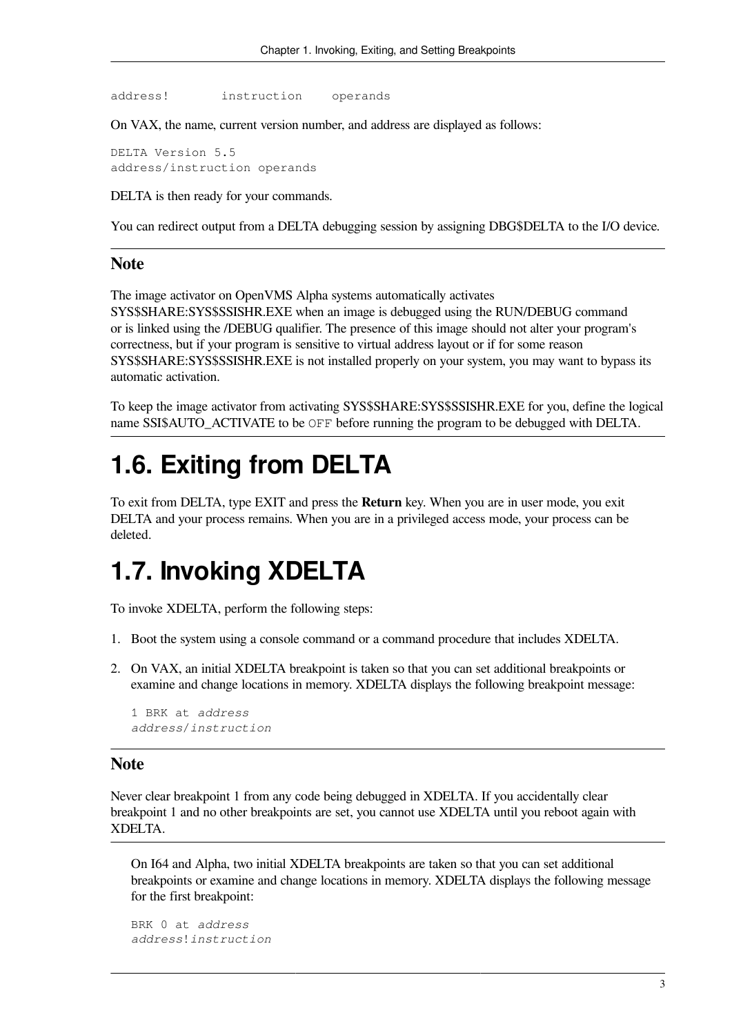```
address!        instruction    operands
```

On VAX, the name, current version number, and address are displayed as follows:

```
DELTA Version 5.5
address/instruction operands
```

DELTA is then ready for your commands.

You can redirect output from a DELTA debugging session by assigning DBG$DELTA to the I/O device.

### Note

The image activator on OpenVMS Alpha systems automatically activates SYS$SHARE:SYS$SSISHR.EXE when an image is debugged using the RUN/DEBUG command or is linked using the /DEBUG qualifier. The presence of this image should not alter your program's correctness, but if your program is sensitive to virtual address layout or if for some reason SYS$SHARE:SYS$SSISHR.EXE is not installed properly on your system, you may want to bypass its automatic activation.

To keep the image activator from activating SYS$SHARE:SYS$SSISHR.EXE for you, define the logical name SSI$AUTO_ACTIVATE to be `OFF` before running the program to be debugged with DELTA.

## 1.6. Exiting from DELTA

To exit from DELTA, type EXIT and press the **Return** key. When you are in user mode, you exit DELTA and your process remains. When you are in a privileged access mode, your process can be deleted.

## 1.7. Invoking XDELTA

To invoke XDELTA, perform the following steps:

1. Boot the system using a console command or a command procedure that includes XDELTA.
2. On VAX, an initial XDELTA breakpoint is taken so that you can set additional breakpoints or examine and change locations in memory. XDELTA displays the following breakpoint message:

   ```
   1 BRK at address
   address/instruction
   ```

### Note

Never clear breakpoint 1 from any code being debugged in XDELTA. If you accidentally clear breakpoint 1 and no other breakpoints are set, you cannot use XDELTA until you reboot again with XDELTA.

On I64 and Alpha, two initial XDELTA breakpoints are taken so that you can set additional breakpoints or examine and change locations in memory. XDELTA displays the following message for the first breakpoint:

```
BRK 0 at address
address!instruction
```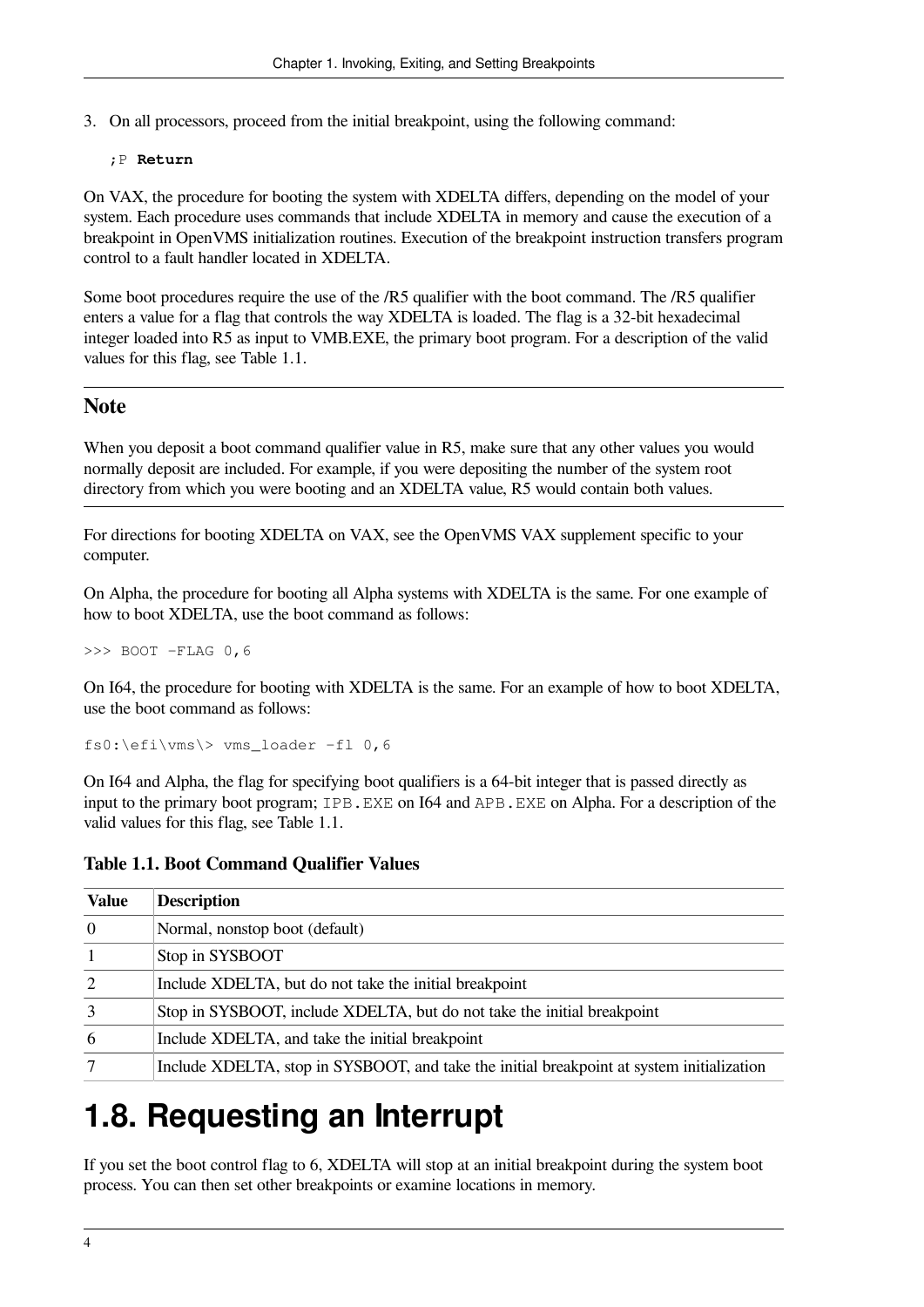3. On all processors, proceed from the initial breakpoint, using the following command:

   ```
   ;P Return
   ```

On VAX, the procedure for booting the system with XDELTA differs, depending on the model of your system. Each procedure uses commands that include XDELTA in memory and cause the execution of a breakpoint in OpenVMS initialization routines. Execution of the breakpoint instruction transfers program control to a fault handler located in XDELTA.

Some boot procedures require the use of the /R5 qualifier with the boot command. The /R5 qualifier enters a value for a flag that controls the way XDELTA is loaded. The flag is a 32-bit hexadecimal integer loaded into R5 as input to VMB.EXE, the primary boot program. For a description of the valid values for this flag, see Table 1.1.

## Note

When you deposit a boot command qualifier value in R5, make sure that any other values you would normally deposit are included. For example, if you were depositing the number of the system root directory from which you were booting and an XDELTA value, R5 would contain both values.

For directions for booting XDELTA on VAX, see the OpenVMS VAX supplement specific to your computer.

On Alpha, the procedure for booting all Alpha systems with XDELTA is the same. For one example of how to boot XDELTA, use the boot command as follows:

```
>>> BOOT -FLAG 0,6
```

On I64, the procedure for booting with XDELTA is the same. For an example of how to boot XDELTA, use the boot command as follows:

```
fs0:\efi\vms\> vms_loader -fl 0,6
```

On I64 and Alpha, the flag for specifying boot qualifiers is a 64-bit integer that is passed directly as input to the primary boot program; `IPB.EXE` on I64 and `APB.EXE` on Alpha. For a description of the valid values for this flag, see Table 1.1.

**Table 1.1. Boot Command Qualifier Values**

| Value | Description |
|---|---|
| 0 | Normal, nonstop boot (default) |
| 1 | Stop in SYSBOOT |
| 2 | Include XDELTA, but do not take the initial breakpoint |
| 3 | Stop in SYSBOOT, include XDELTA, but do not take the initial breakpoint |
| 6 | Include XDELTA, and take the initial breakpoint |
| 7 | Include XDELTA, stop in SYSBOOT, and take the initial breakpoint at system initialization |

# 1.8. Requesting an Interrupt

If you set the boot control flag to 6, XDELTA will stop at an initial breakpoint during the system boot process. You can then set other breakpoints or examine locations in memory.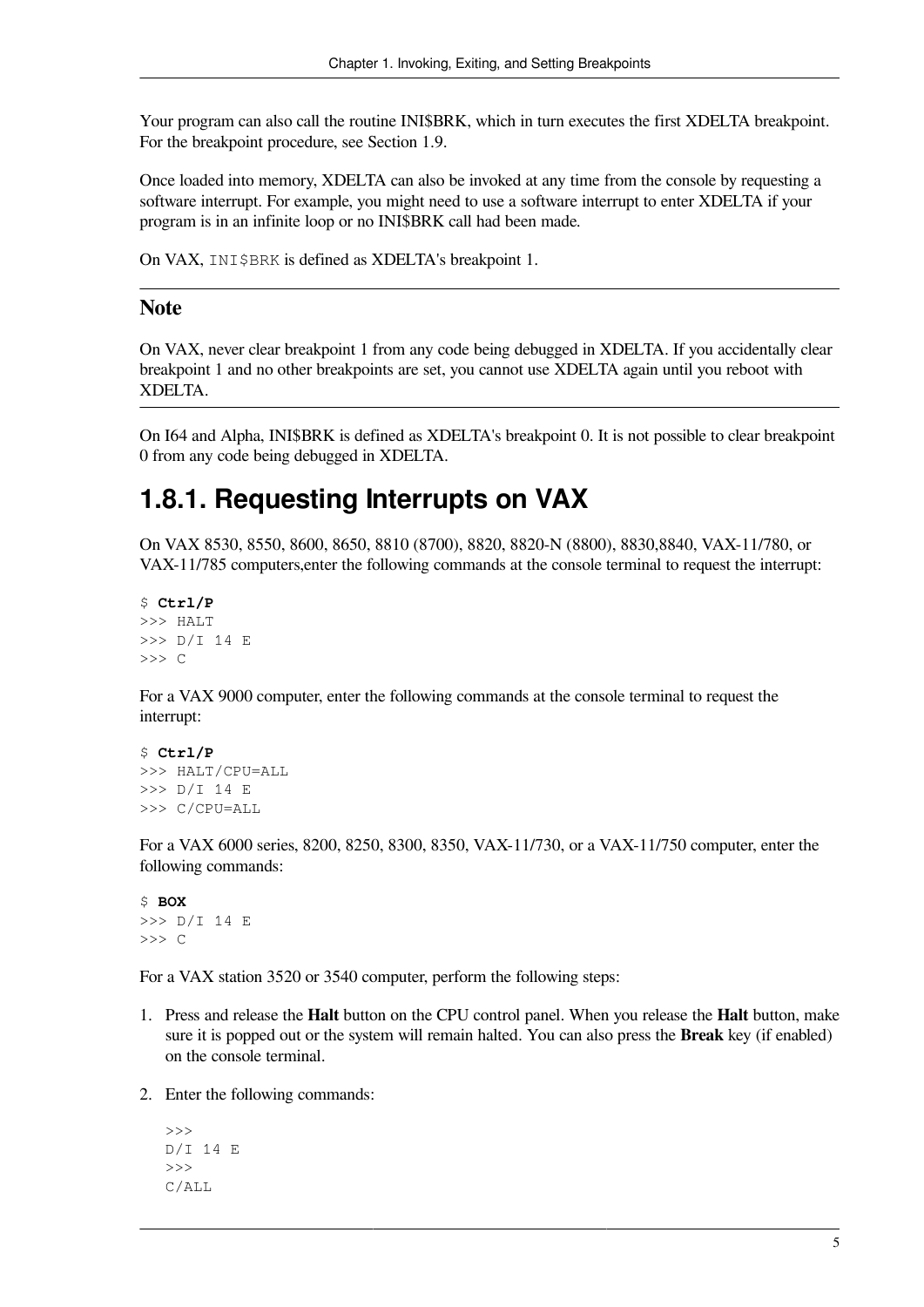Your program can also call the routine INI$BRK, which in turn executes the first XDELTA breakpoint. For the breakpoint procedure, see Section 1.9.

Once loaded into memory, XDELTA can also be invoked at any time from the console by requesting a software interrupt. For example, you might need to use a software interrupt to enter XDELTA if your program is in an infinite loop or no INI$BRK call had been made.

On VAX, `INI$BRK` is defined as XDELTA's breakpoint 1.

---

**Note**

On VAX, never clear breakpoint 1 from any code being debugged in XDELTA. If you accidentally clear breakpoint 1 and no other breakpoints are set, you cannot use XDELTA again until you reboot with XDELTA.

---

On I64 and Alpha, INI$BRK is defined as XDELTA's breakpoint 0. It is not possible to clear breakpoint 0 from any code being debugged in XDELTA.

## 1.8.1. Requesting Interrupts on VAX

On VAX 8530, 8550, 8600, 8650, 8810 (8700), 8820, 8820-N (8800), 8830,8840, VAX-11/780, or VAX-11/785 computers,enter the following commands at the console terminal to request the interrupt:

```
$ Ctrl/P
>>> HALT
>>> D/I 14 E
>>> C
```

For a VAX 9000 computer, enter the following commands at the console terminal to request the interrupt:

```
$ Ctrl/P
>>> HALT/CPU=ALL
>>> D/I 14 E
>>> C/CPU=ALL
```

For a VAX 6000 series, 8200, 8250, 8300, 8350, VAX-11/730, or a VAX-11/750 computer, enter the following commands:

```
$ BOX
>>> D/I 14 E
>>> C
```

For a VAX station 3520 or 3540 computer, perform the following steps:

1. Press and release the **Halt** button on the CPU control panel. When you release the **Halt** button, make sure it is popped out or the system will remain halted. You can also press the **Break** key (if enabled) on the console terminal.

2. Enter the following commands:

   ```
   >>>
   D/I 14 E
   >>>
   C/ALL
   ```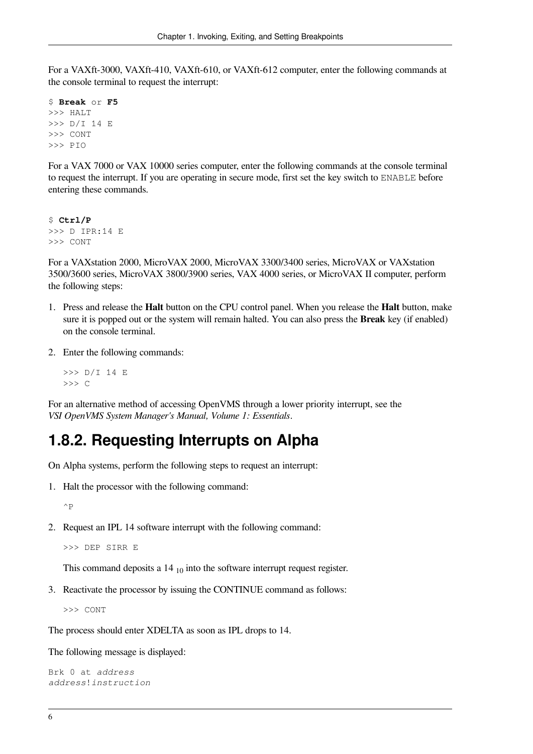For a VAXft-3000, VAXft-410, VAXft-610, or VAXft-612 computer, enter the following commands at the console terminal to request the interrupt:

```
$ Break or F5
>>> HALT
>>> D/I 14 E
>>> CONT
>>> PIO
```

For a VAX 7000 or VAX 10000 series computer, enter the following commands at the console terminal to request the interrupt. If you are operating in secure mode, first set the key switch to `ENABLE` before entering these commands.

```
$ Ctrl/P
>>> D IPR:14 E
>>> CONT
```

For a VAXstation 2000, MicroVAX 2000, MicroVAX 3300/3400 series, MicroVAX or VAXstation 3500/3600 series, MicroVAX 3800/3900 series, VAX 4000 series, or MicroVAX II computer, perform the following steps:

1. Press and release the **Halt** button on the CPU control panel. When you release the **Halt** button, make sure it is popped out or the system will remain halted. You can also press the **Break** key (if enabled) on the console terminal.
2. Enter the following commands:

   ```
   >>> D/I 14 E
   >>> C
   ```

For an alternative method of accessing OpenVMS through a lower priority interrupt, see the *VSI OpenVMS System Manager's Manual, Volume 1: Essentials*.

## 1.8.2. Requesting Interrupts on Alpha

On Alpha systems, perform the following steps to request an interrupt:

1. Halt the processor with the following command:

   ```
   ^P
   ```

2. Request an IPL 14 software interrupt with the following command:

   ```
   >>> DEP SIRR E
   ```

   This command deposits a $14_{10}$ into the software interrupt request register.

3. Reactivate the processor by issuing the CONTINUE command as follows:

   ```
   >>> CONT
   ```

The process should enter XDELTA as soon as IPL drops to 14.

The following message is displayed:

```
Brk 0 at address
address!instruction
```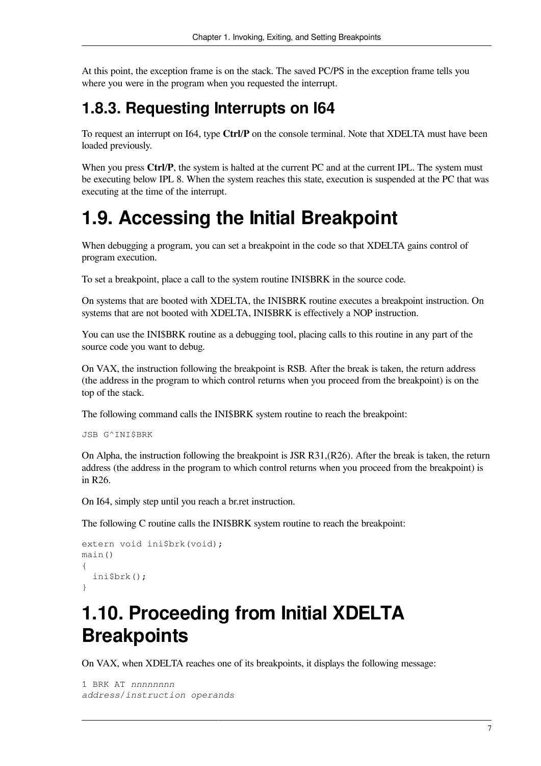At this point, the exception frame is on the stack. The saved PC/PS in the exception frame tells you where you were in the program when you requested the interrupt.

### 1.8.3. Requesting Interrupts on I64

To request an interrupt on I64, type **Ctrl/P** on the console terminal. Note that XDELTA must have been loaded previously.

When you press **Ctrl/P**, the system is halted at the current PC and at the current IPL. The system must be executing below IPL 8. When the system reaches this state, execution is suspended at the PC that was executing at the time of the interrupt.

## 1.9. Accessing the Initial Breakpoint

When debugging a program, you can set a breakpoint in the code so that XDELTA gains control of program execution.

To set a breakpoint, place a call to the system routine INI$BRK in the source code.

On systems that are booted with XDELTA, the INI$BRK routine executes a breakpoint instruction. On systems that are not booted with XDELTA, INI$BRK is effectively a NOP instruction.

You can use the INI$BRK routine as a debugging tool, placing calls to this routine in any part of the source code you want to debug.

On VAX, the instruction following the breakpoint is RSB. After the break is taken, the return address (the address in the program to which control returns when you proceed from the breakpoint) is on the top of the stack.

The following command calls the INI$BRK system routine to reach the breakpoint:

```
JSB G^INI$BRK
```

On Alpha, the instruction following the breakpoint is JSR R31,(R26). After the break is taken, the return address (the address in the program to which control returns when you proceed from the breakpoint) is in R26.

On I64, simply step until you reach a br.ret instruction.

The following C routine calls the INI$BRK system routine to reach the breakpoint:

```
extern void ini$brk(void);
main()
{
  ini$brk();
}
```

## 1.10. Proceeding from Initial XDELTA Breakpoints

On VAX, when XDELTA reaches one of its breakpoints, it displays the following message:

```
1 BRK AT nnnnnnnn
address/instruction operands
```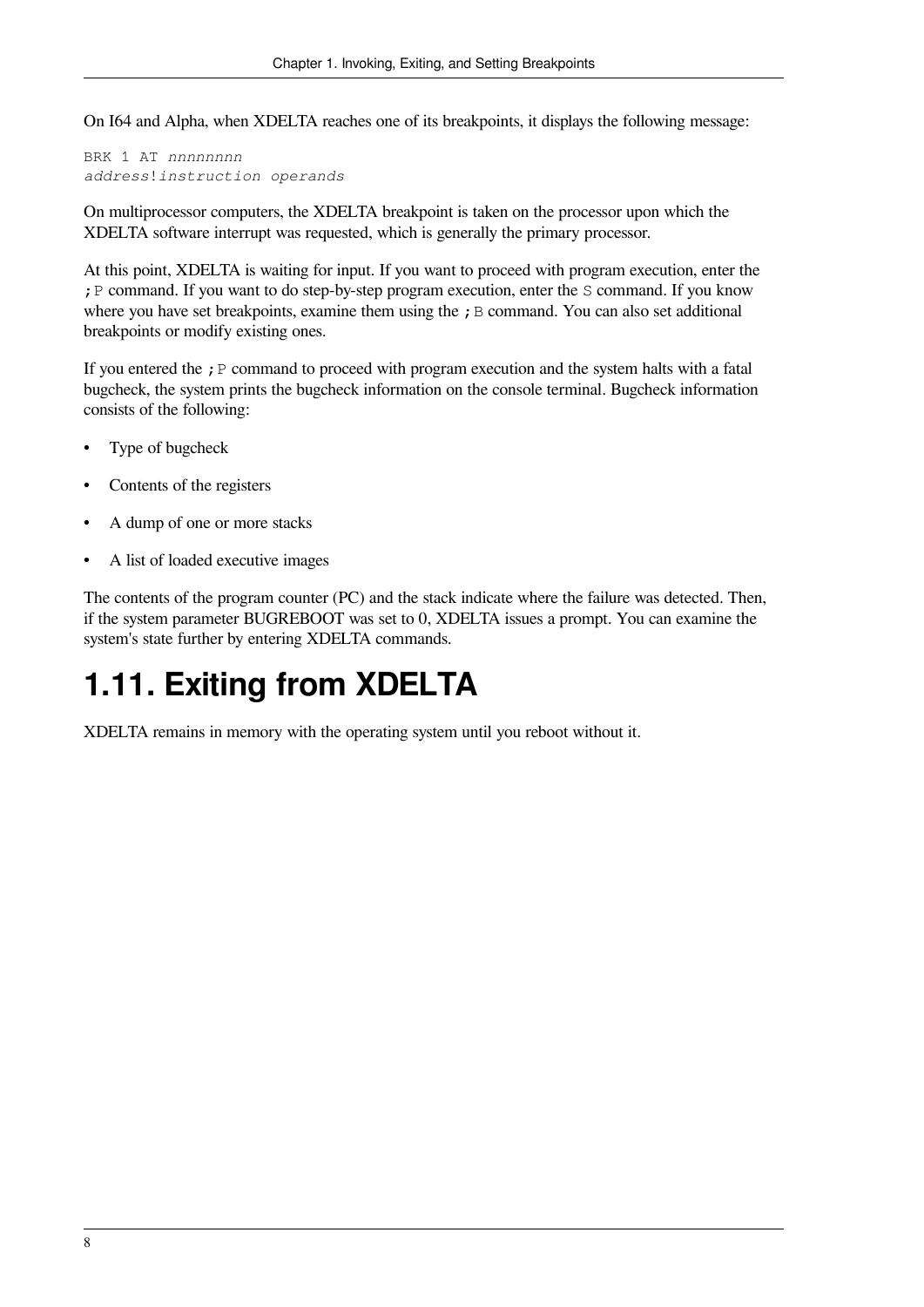On I64 and Alpha, when XDELTA reaches one of its breakpoints, it displays the following message:

```
BRK 1 AT nnnnnnnn
address!instruction operands
```

On multiprocessor computers, the XDELTA breakpoint is taken on the processor upon which the XDELTA software interrupt was requested, which is generally the primary processor.

At this point, XDELTA is waiting for input. If you want to proceed with program execution, enter the `;P` command. If you want to do step-by-step program execution, enter the `S` command. If you know where you have set breakpoints, examine them using the `;B` command. You can also set additional breakpoints or modify existing ones.

If you entered the `;P` command to proceed with program execution and the system halts with a fatal bugcheck, the system prints the bugcheck information on the console terminal. Bugcheck information consists of the following:

- Type of bugcheck
- Contents of the registers
- A dump of one or more stacks
- A list of loaded executive images

The contents of the program counter (PC) and the stack indicate where the failure was detected. Then, if the system parameter BUGREBOOT was set to 0, XDELTA issues a prompt. You can examine the system's state further by entering XDELTA commands.

## 1.11. Exiting from XDELTA

XDELTA remains in memory with the operating system until you reboot without it.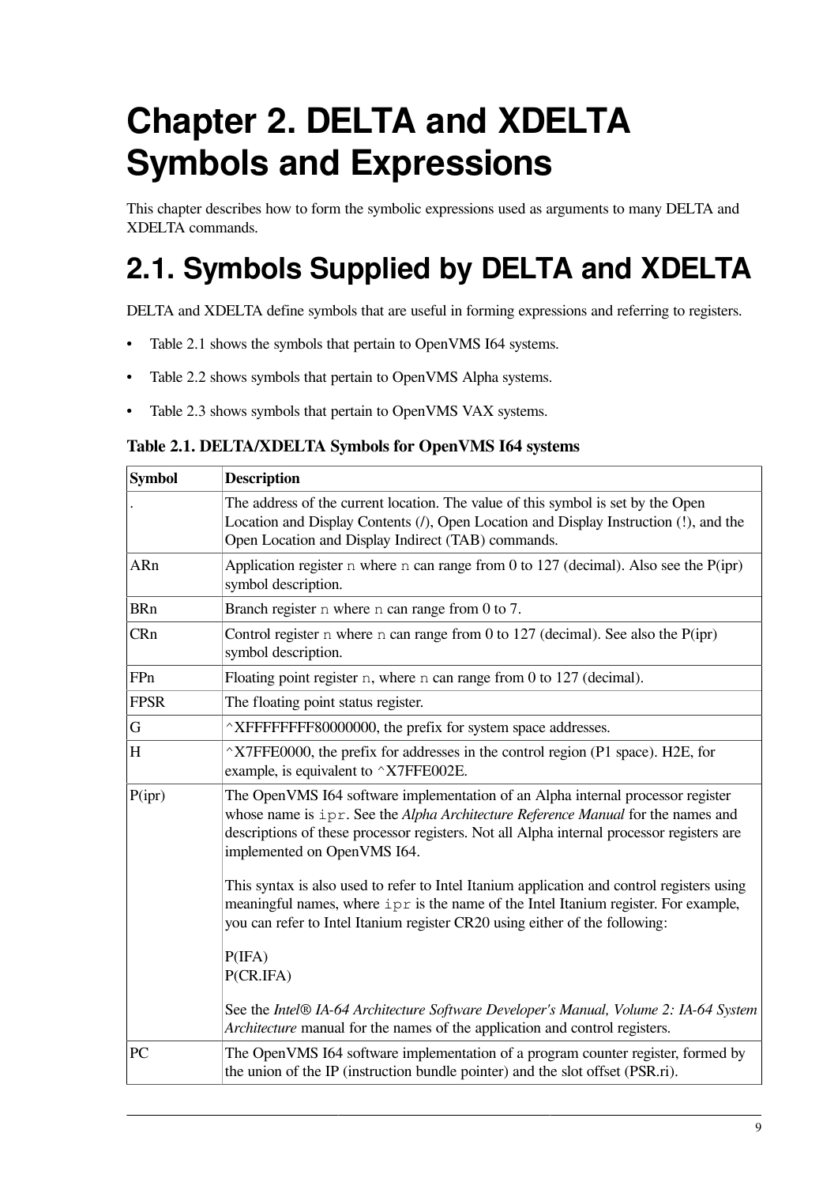# Chapter 2. DELTA and XDELTA Symbols and Expressions

This chapter describes how to form the symbolic expressions used as arguments to many DELTA and XDELTA commands.

# 2.1. Symbols Supplied by DELTA and XDELTA

DELTA and XDELTA define symbols that are useful in forming expressions and referring to registers.

- Table 2.1 shows the symbols that pertain to OpenVMS I64 systems.
- Table 2.2 shows symbols that pertain to OpenVMS Alpha systems.
- Table 2.3 shows symbols that pertain to OpenVMS VAX systems.

**Table 2.1. DELTA/XDELTA Symbols for OpenVMS I64 systems**

| Symbol | Description |
| --- | --- |
| . | The address of the current location. The value of this symbol is set by the Open Location and Display Contents (/), Open Location and Display Instruction (!), and the Open Location and Display Indirect (TAB) commands. |
| ARn | Application register `n` where `n` can range from 0 to 127 (decimal). Also see the P(ipr) symbol description. |
| BRn | Branch register `n` where `n` can range from 0 to 7. |
| CRn | Control register `n` where `n` can range from 0 to 127 (decimal). See also the P(ipr) symbol description. |
| FPn | Floating point register `n`, where `n` can range from 0 to 127 (decimal). |
| FPSR | The floating point status register. |
| G | ^XFFFFFFFF80000000, the prefix for system space addresses. |
| H | ^X7FFE0000, the prefix for addresses in the control region (P1 space). H2E, for example, is equivalent to ^X7FFE002E. |
| P(ipr) | The OpenVMS I64 software implementation of an Alpha internal processor register whose name is `ipr`. See the *Alpha Architecture Reference Manual* for the names and descriptions of these processor registers. Not all Alpha internal processor registers are implemented on OpenVMS I64.<br><br>This syntax is also used to refer to Intel Itanium application and control registers using meaningful names, where `ipr` is the name of the Intel Itanium register. For example, you can refer to Intel Itanium register CR20 using either of the following:<br><br>P(IFA)<br>P(CR.IFA)<br><br>See the *Intel® IA-64 Architecture Software Developer's Manual, Volume 2: IA-64 System Architecture* manual for the names of the application and control registers. |
| PC | The OpenVMS I64 software implementation of a program counter register, formed by the union of the IP (instruction bundle pointer) and the slot offset (PSR.ri). |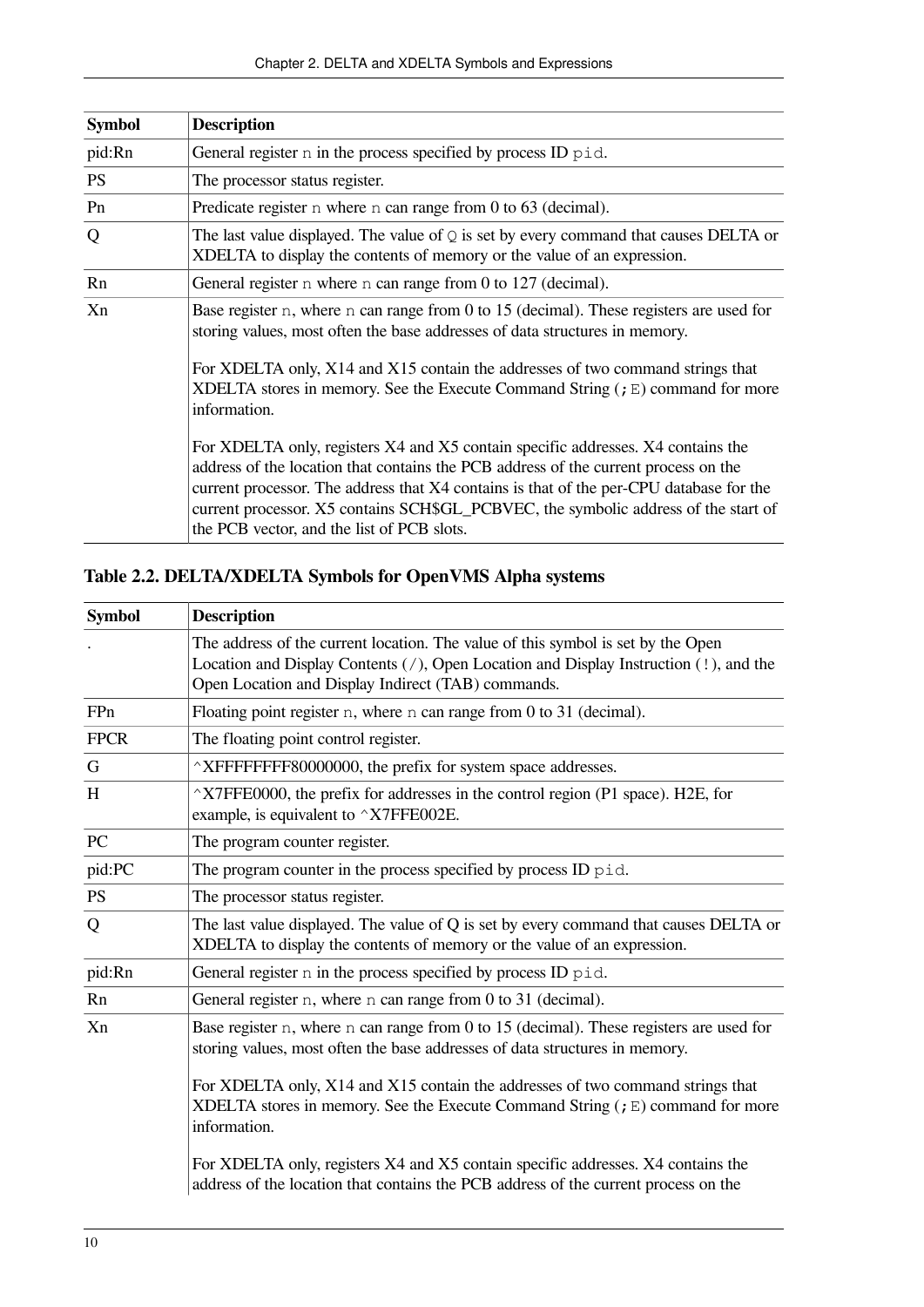| Symbol | Description |
| --- | --- |
| pid:Rn | General register n in the process specified by process ID pid. |
| PS | The processor status register. |
| Pn | Predicate register n where n can range from 0 to 63 (decimal). |
| Q | The last value displayed. The value of Q is set by every command that causes DELTA or XDELTA to display the contents of memory or the value of an expression. |
| Rn | General register n where n can range from 0 to 127 (decimal). |
| Xn | Base register n, where n can range from 0 to 15 (decimal). These registers are used for storing values, most often the base addresses of data structures in memory.<br><br>For XDELTA only, X14 and X15 contain the addresses of two command strings that XDELTA stores in memory. See the Execute Command String (;E) command for more information.<br><br>For XDELTA only, registers X4 and X5 contain specific addresses. X4 contains the address of the location that contains the PCB address of the current process on the current processor. The address that X4 contains is that of the per-CPU database for the current processor. X5 contains SCH$GL_PCBVEC, the symbolic address of the start of the PCB vector, and the list of PCB slots. |

### Table 2.2. DELTA/XDELTA Symbols for OpenVMS Alpha systems

| Symbol | Description |
| --- | --- |
| . | The address of the current location. The value of this symbol is set by the Open Location and Display Contents (/), Open Location and Display Instruction (!), and the Open Location and Display Indirect (TAB) commands. |
| FPn | Floating point register n, where n can range from 0 to 31 (decimal). |
| FPCR | The floating point control register. |
| G | ^XFFFFFFFF80000000, the prefix for system space addresses. |
| H | ^X7FFE0000, the prefix for addresses in the control region (P1 space). H2E, for example, is equivalent to ^X7FFE002E. |
| PC | The program counter register. |
| pid:PC | The program counter in the process specified by process ID pid. |
| PS | The processor status register. |
| Q | The last value displayed. The value of Q is set by every command that causes DELTA or XDELTA to display the contents of memory or the value of an expression. |
| pid:Rn | General register n in the process specified by process ID pid. |
| Rn | General register n, where n can range from 0 to 31 (decimal). |
| Xn | Base register n, where n can range from 0 to 15 (decimal). These registers are used for storing values, most often the base addresses of data structures in memory.<br><br>For XDELTA only, X14 and X15 contain the addresses of two command strings that XDELTA stores in memory. See the Execute Command String (;E) command for more information.<br><br>For XDELTA only, registers X4 and X5 contain specific addresses. X4 contains the address of the location that contains the PCB address of the current process on the |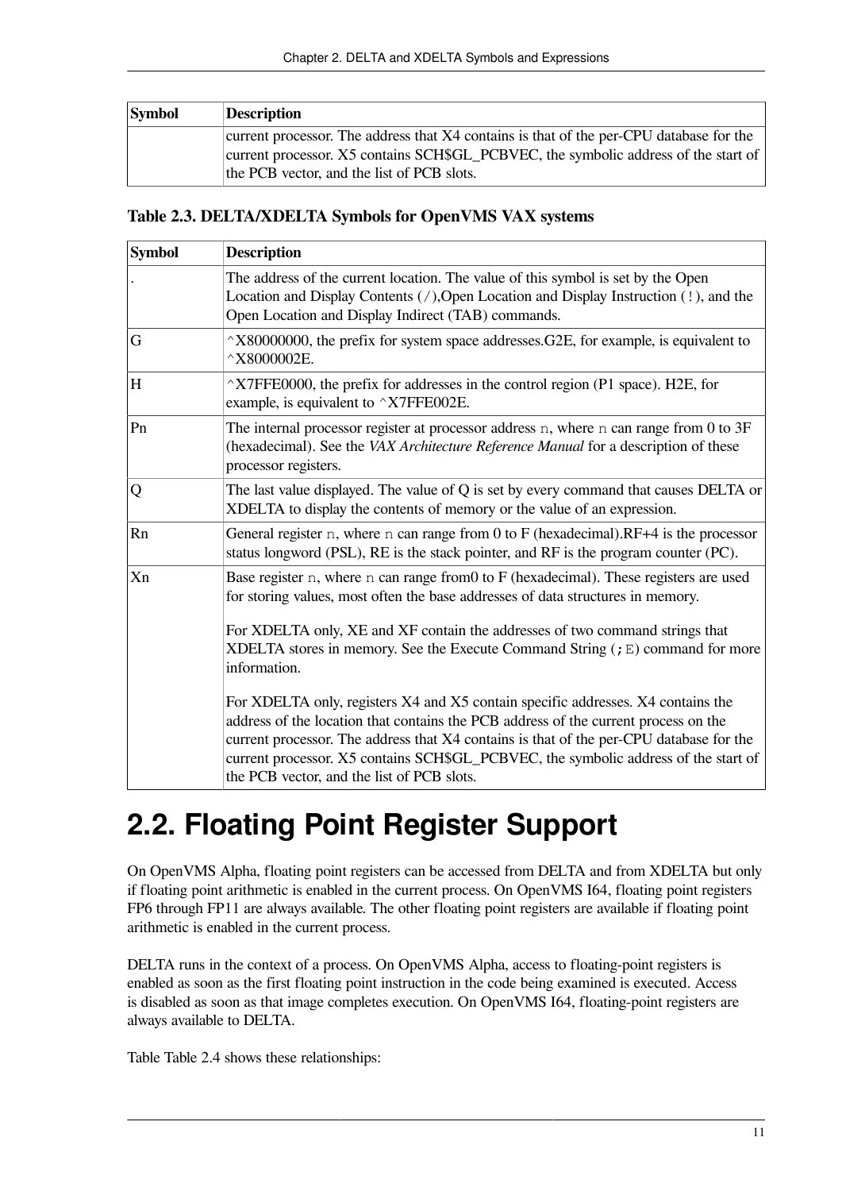| Symbol | Description |
|---|---|
| | current processor. The address that X4 contains is that of the per-CPU database for the current processor. X5 contains SCH$GL_PCBVEC, the symbolic address of the start of the PCB vector, and the list of PCB slots. |

**Table 2.3. DELTA/XDELTA Symbols for OpenVMS VAX systems**

| Symbol | Description |
|---|---|
| . | The address of the current location. The value of this symbol is set by the Open Location and Display Contents (`/`),Open Location and Display Instruction (`!`), and the Open Location and Display Indirect (TAB) commands. |
| G | ^X80000000, the prefix for system space addresses.G2E, for example, is equivalent to ^X8000002E. |
| H | ^X7FFE0000, the prefix for addresses in the control region (P1 space). H2E, for example, is equivalent to ^X7FFE002E. |
| Pn | The internal processor register at processor address `n`, where `n` can range from 0 to 3F (hexadecimal). See the *VAX Architecture Reference Manual* for a description of these processor registers. |
| Q | The last value displayed. The value of Q is set by every command that causes DELTA or XDELTA to display the contents of memory or the value of an expression. |
| Rn | General register `n`, where `n` can range from 0 to F (hexadecimal).RF+4 is the processor status longword (PSL), RE is the stack pointer, and RF is the program counter (PC). |
| Xn | Base register `n`, where `n` can range from0 to F (hexadecimal). These registers are used for storing values, most often the base addresses of data structures in memory.<br><br>For XDELTA only, XE and XF contain the addresses of two command strings that XDELTA stores in memory. See the Execute Command String (`;E`) command for more information.<br><br>For XDELTA only, registers X4 and X5 contain specific addresses. X4 contains the address of the location that contains the PCB address of the current process on the current processor. The address that X4 contains is that of the per-CPU database for the current processor. X5 contains SCH$GL_PCBVEC, the symbolic address of the start of the PCB vector, and the list of PCB slots. |

## 2.2. Floating Point Register Support

On OpenVMS Alpha, floating point registers can be accessed from DELTA and from XDELTA but only if floating point arithmetic is enabled in the current process. On OpenVMS I64, floating point registers FP6 through FP11 are always available. The other floating point registers are available if floating point arithmetic is enabled in the current process.

DELTA runs in the context of a process. On OpenVMS Alpha, access to floating-point registers is enabled as soon as the first floating point instruction in the code being examined is executed. Access is disabled as soon as that image completes execution. On OpenVMS I64, floating-point registers are always available to DELTA.

Table Table 2.4 shows these relationships: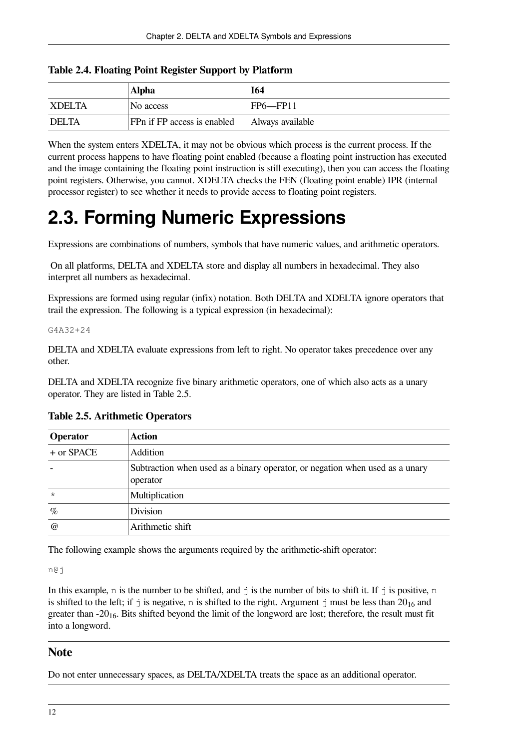**Table 2.4. Floating Point Register Support by Platform**

| | Alpha | I64 |
|---|---|---|
| XDELTA | No access | FP6—FP11 |
| DELTA | FPn if FP access is enabled | Always available |

When the system enters XDELTA, it may not be obvious which process is the current process. If the current process happens to have floating point enabled (because a floating point instruction has executed and the image containing the floating point instruction is still executing), then you can access the floating point registers. Otherwise, you cannot. XDELTA checks the FEN (floating point enable) IPR (internal processor register) to see whether it needs to provide access to floating point registers.

# 2.3. Forming Numeric Expressions

Expressions are combinations of numbers, symbols that have numeric values, and arithmetic operators.

On all platforms, DELTA and XDELTA store and display all numbers in hexadecimal. They also interpret all numbers as hexadecimal.

Expressions are formed using regular (infix) notation. Both DELTA and XDELTA ignore operators that trail the expression. The following is a typical expression (in hexadecimal):

```
G4A32+24
```

DELTA and XDELTA evaluate expressions from left to right. No operator takes precedence over any other.

DELTA and XDELTA recognize five binary arithmetic operators, one of which also acts as a unary operator. They are listed in Table 2.5.

**Table 2.5. Arithmetic Operators**

| Operator | Action |
|---|---|
| + or SPACE | Addition |
| - | Subtraction when used as a binary operator, or negation when used as a unary operator |
| * | Multiplication |
| % | Division |
| @ | Arithmetic shift |

The following example shows the arguments required by the arithmetic-shift operator:

```
n@j
```

In this example, n is the number to be shifted, and j is the number of bits to shift it. If j is positive, n is shifted to the left; if j is negative, n is shifted to the right. Argument j must be less than $20_{16}$ and greater than $-20_{16}$. Bits shifted beyond the limit of the longword are lost; therefore, the result must fit into a longword.

## Note

Do not enter unnecessary spaces, as DELTA/XDELTA treats the space as an additional operator.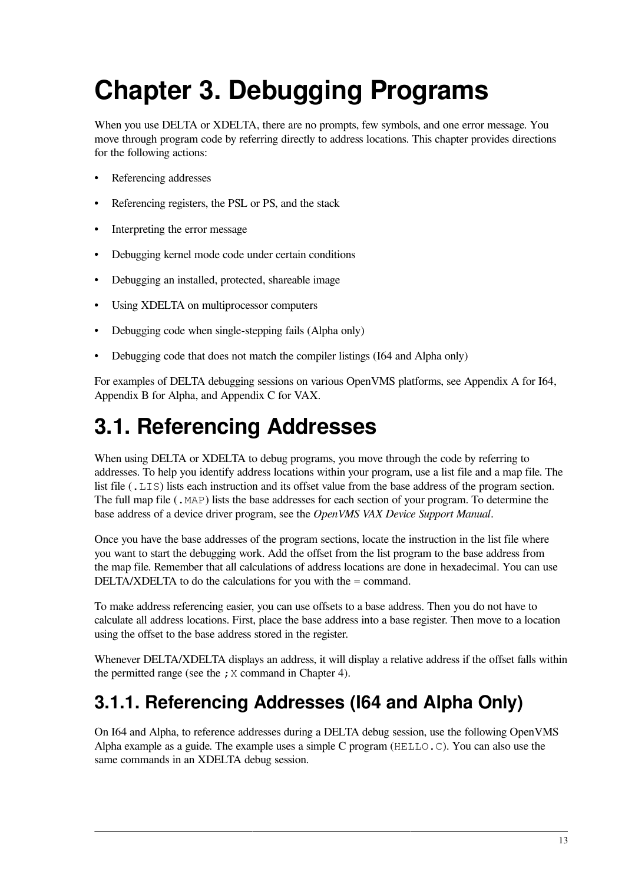# Chapter 3. Debugging Programs

When you use DELTA or XDELTA, there are no prompts, few symbols, and one error message. You move through program code by referring directly to address locations. This chapter provides directions for the following actions:

- Referencing addresses
- Referencing registers, the PSL or PS, and the stack
- Interpreting the error message
- Debugging kernel mode code under certain conditions
- Debugging an installed, protected, shareable image
- Using XDELTA on multiprocessor computers
- Debugging code when single-stepping fails (Alpha only)
- Debugging code that does not match the compiler listings (I64 and Alpha only)

For examples of DELTA debugging sessions on various OpenVMS platforms, see Appendix A for I64, Appendix B for Alpha, and Appendix C for VAX.

# 3.1. Referencing Addresses

When using DELTA or XDELTA to debug programs, you move through the code by referring to addresses. To help you identify address locations within your program, use a list file and a map file. The list file (`.LIS`) lists each instruction and its offset value from the base address of the program section. The full map file (`.MAP`) lists the base addresses for each section of your program. To determine the base address of a device driver program, see the *OpenVMS VAX Device Support Manual*.

Once you have the base addresses of the program sections, locate the instruction in the list file where you want to start the debugging work. Add the offset from the list program to the base address from the map file. Remember that all calculations of address locations are done in hexadecimal. You can use DELTA/XDELTA to do the calculations for you with the = command.

To make address referencing easier, you can use offsets to a base address. Then you do not have to calculate all address locations. First, place the base address into a base register. Then move to a location using the offset to the base address stored in the register.

Whenever DELTA/XDELTA displays an address, it will display a relative address if the offset falls within the permitted range (see the `;X` command in Chapter 4).

## 3.1.1. Referencing Addresses (I64 and Alpha Only)

On I64 and Alpha, to reference addresses during a DELTA debug session, use the following OpenVMS Alpha example as a guide. The example uses a simple C program (`HELLO.C`). You can also use the same commands in an XDELTA debug session.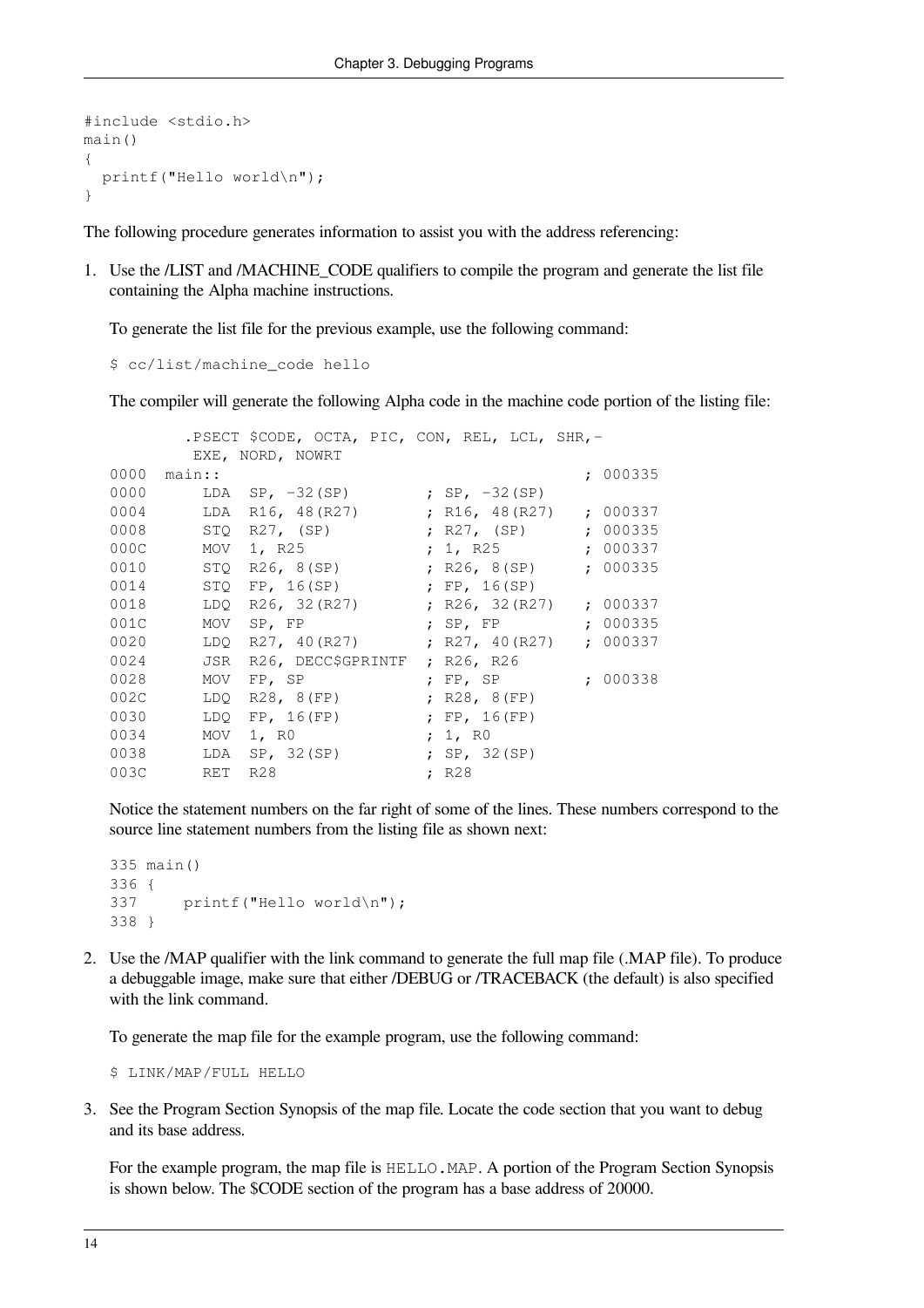```
#include <stdio.h>
main()
{
  printf("Hello world\n");
}
```

The following procedure generates information to assist you with the address referencing:

1. Use the **/LIST** and **/MACHINE_CODE** qualifiers to compile the program and generate the list file containing the Alpha machine instructions.

   To generate the list file for the previous example, use the following command:

   ```
   $ cc/list/machine_code hello
   ```

   The compiler will generate the following Alpha code in the machine code portion of the listing file:

   ```
           .PSECT $CODE, OCTA, PIC, CON, REL, LCL, SHR,-
            EXE, NORD, NOWRT
   0000  main::                                          ; 000335
   0000      LDA  SP, -32(SP)        ; SP, -32(SP)
   0004      LDA  R16, 48(R27)       ; R16, 48(R27)    ; 000337
   0008      STQ  R27, (SP)          ; R27, (SP)       ; 000335
   000C      MOV  1, R25             ; 1, R25          ; 000337
   0010      STQ  R26, 8(SP)         ; R26, 8(SP)      ; 000335
   0014      STQ  FP, 16(SP)         ; FP, 16(SP)
   0018      LDQ  R26, 32(R27)       ; R26, 32(R27)    ; 000337
   001C      MOV  SP, FP             ; SP, FP          ; 000335
   0020      LDQ  R27, 40(R27)       ; R27, 40(R27)    ; 000337
   0024      JSR  R26, DECC$GPRINTF  ; R26, R26
   0028      MOV  FP, SP             ; FP, SP          ; 000338
   002C      LDQ  R28, 8(FP)         ; R28, 8(FP)
   0030      LDQ  FP, 16(FP)         ; FP, 16(FP)
   0034      MOV  1, R0              ; 1, R0
   0038      LDA  SP, 32(SP)         ; SP, 32(SP)
   003C      RET  R28                ; R28
   ```

   Notice the statement numbers on the far right of some of the lines. These numbers correspond to the source line statement numbers from the listing file as shown next:

   ```
   335 main()
   336 {
   337     printf("Hello world\n");
   338 }
   ```

2. Use the **/MAP** qualifier with the link command to generate the full map file (.MAP file). To produce a debuggable image, make sure that either **/DEBUG** or **/TRACEBACK** (the default) is also specified with the link command.

   To generate the map file for the example program, use the following command:

   ```
   $ LINK/MAP/FULL HELLO
   ```

3. See the Program Section Synopsis of the map file. Locate the code section that you want to debug and its base address.

   For the example program, the map file is `HELLO.MAP`. A portion of the Program Section Synopsis is shown below. The $CODE section of the program has a base address of 20000.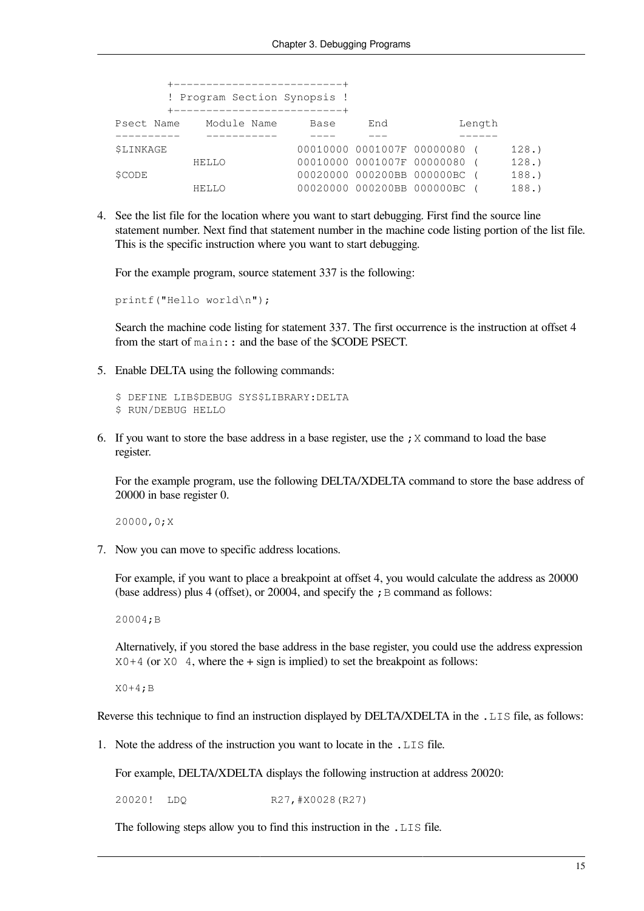```
        +--------------------------+
        ! Program Section Synopsis !
        +--------------------------+
Psect Name    Module Name     Base     End           Length
----------    -----------     ----     ---           ------
$LINKAGE                      00010000 0001007F 00000080 (     128.)
           HELLO              00010000 0001007F 00000080 (     128.)
$CODE                         00020000 000200BB 000000BC (     188.)
           HELLO              00020000 000200BB 000000BC (     188.)
```

4. See the list file for the location where you want to start debugging. First find the source line statement number. Next find that statement number in the machine code listing portion of the list file. This is the specific instruction where you want to start debugging.

   For the example program, source statement 337 is the following:

   ```
   printf("Hello world\n");
   ```

   Search the machine code listing for statement 337. The first occurrence is the instruction at offset 4 from the start of `main::` and the base of the $CODE PSECT.

5. Enable DELTA using the following commands:

   ```
   $ DEFINE LIB$DEBUG SYS$LIBRARY:DELTA
   $ RUN/DEBUG HELLO
   ```

6. If you want to store the base address in a base register, use the `;X` command to load the base register.

   For the example program, use the following DELTA/XDELTA command to store the base address of 20000 in base register 0.

   ```
   20000,0;X
   ```

7. Now you can move to specific address locations.

   For example, if you want to place a breakpoint at offset 4, you would calculate the address as 20000 (base address) plus 4 (offset), or 20004, and specify the `;B` command as follows:

   ```
   20004;B
   ```

   Alternatively, if you stored the base address in the base register, you could use the address expression `X0+4` (or `X0 4`, where the + sign is implied) to set the breakpoint as follows:

   ```
   X0+4;B
   ```

Reverse this technique to find an instruction displayed by DELTA/XDELTA in the `.LIS` file, as follows:

1. Note the address of the instruction you want to locate in the `.LIS` file.

   For example, DELTA/XDELTA displays the following instruction at address 20020:

   ```
   20020!  LDQ             R27,#X0028(R27)
   ```

   The following steps allow you to find this instruction in the `.LIS` file.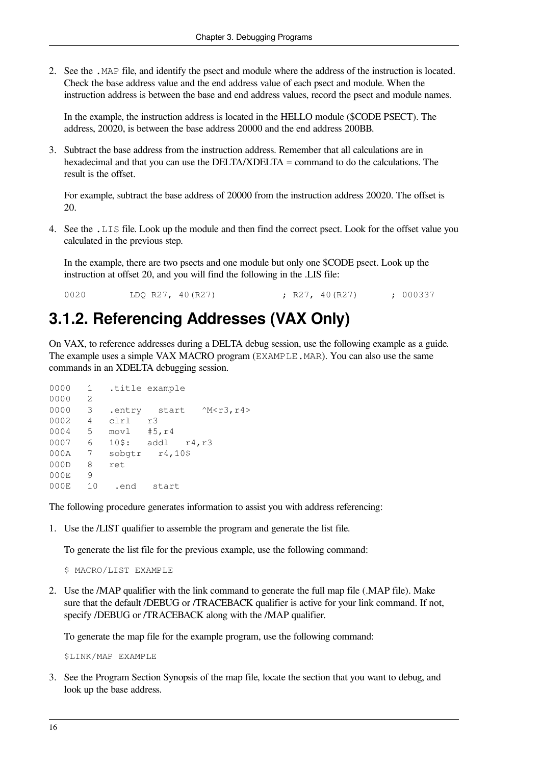2. See the `.MAP` file, and identify the psect and module where the address of the instruction is located. Check the base address value and the end address value of each psect and module. When the instruction address is between the base and end address values, record the psect and module names.

   In the example, the instruction address is located in the HELLO module ($CODE PSECT). The address, 20020, is between the base address 20000 and the end address 200BB.

3. Subtract the base address from the instruction address. Remember that all calculations are in hexadecimal and that you can use the DELTA/XDELTA = command to do the calculations. The result is the offset.

   For example, subtract the base address of 20000 from the instruction address 20020. The offset is 20.

4. See the `.LIS` file. Look up the module and then find the correct psect. Look for the offset value you calculated in the previous step.

   In the example, there are two psects and one module but only one $CODE psect. Look up the instruction at offset 20, and you will find the following in the .LIS file:

   ```
   0020        LDQ R27, 40(R27)            ; R27, 40(R27)       ; 000337
   ```

## 3.1.2. Referencing Addresses (VAX Only)

On VAX, to reference addresses during a DELTA debug session, use the following example as a guide. The example uses a simple VAX MACRO program (`EXAMPLE.MAR`). You can also use the same commands in an XDELTA debugging session.

```
0000   1   .title example
0000   2
0000   3   .entry   start   ^M<r3,r4>
0002   4   clrl   r3
0004   5   movl   #5,r4
0007   6   10$:   addl   r4,r3
000A   7   sobgtr   r4,10$
000D   8   ret
000E   9
000E   10   .end   start
```

The following procedure generates information to assist you with address referencing:

1. Use the /LIST qualifier to assemble the program and generate the list file.

   To generate the list file for the previous example, use the following command:

   ```
   $ MACRO/LIST EXAMPLE
   ```

2. Use the /MAP qualifier with the link command to generate the full map file (.MAP file). Make sure that the default /DEBUG or /TRACEBACK qualifier is active for your link command. If not, specify /DEBUG or /TRACEBACK along with the /MAP qualifier.

   To generate the map file for the example program, use the following command:

   ```
   $LINK/MAP EXAMPLE
   ```

3. See the Program Section Synopsis of the map file, locate the section that you want to debug, and look up the base address.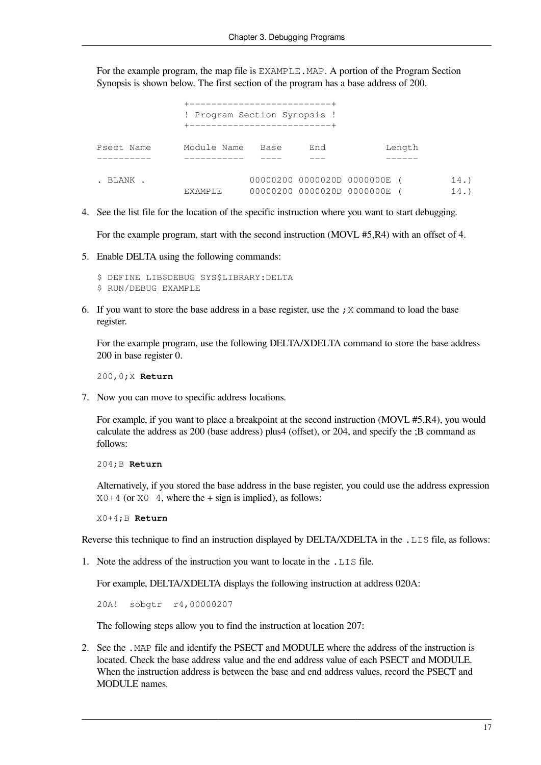For the example program, the map file is `EXAMPLE.MAP`. A portion of the Program Section Synopsis is shown below. The first section of the program has a base address of 200.

```
                +--------------------------+
                ! Program Section Synopsis !
                +--------------------------+

Psect Name      Module Name   Base     End           Length
----------      -----------   ----     ---           ------

. BLANK .                   00000200 0000020D 0000000E (         14.)
                EXAMPLE     00000200 0000020D 0000000E (         14.)
```

4. See the list file for the location of the specific instruction where you want to start debugging.

   For the example program, start with the second instruction (MOVL #5,R4) with an offset of 4.

5. Enable DELTA using the following commands:

   ```
   $ DEFINE LIB$DEBUG SYS$LIBRARY:DELTA
   $ RUN/DEBUG EXAMPLE
   ```

6. If you want to store the base address in a base register, use the `;X` command to load the base register.

   For the example program, use the following DELTA/XDELTA command to store the base address 200 in base register 0.

   ```
   200,0;X Return
   ```

7. Now you can move to specific address locations.

   For example, if you want to place a breakpoint at the second instruction (MOVL #5,R4), you would calculate the address as 200 (base address) plus4 (offset), or 204, and specify the ;B command as follows:

   ```
   204;B Return
   ```

   Alternatively, if you stored the base address in the base register, you could use the address expression `X0+4` (or `X0 4`, where the + sign is implied), as follows:

   ```
   X0+4;B Return
   ```

Reverse this technique to find an instruction displayed by DELTA/XDELTA in the `.LIS` file, as follows:

1. Note the address of the instruction you want to locate in the `.LIS` file.

   For example, DELTA/XDELTA displays the following instruction at address 020A:

   ```
   20A!  sobgtr  r4,00000207
   ```

   The following steps allow you to find the instruction at location 207:

2. See the `.MAP` file and identify the PSECT and MODULE where the address of the instruction is located. Check the base address value and the end address value of each PSECT and MODULE. When the instruction address is between the base and end address values, record the PSECT and MODULE names.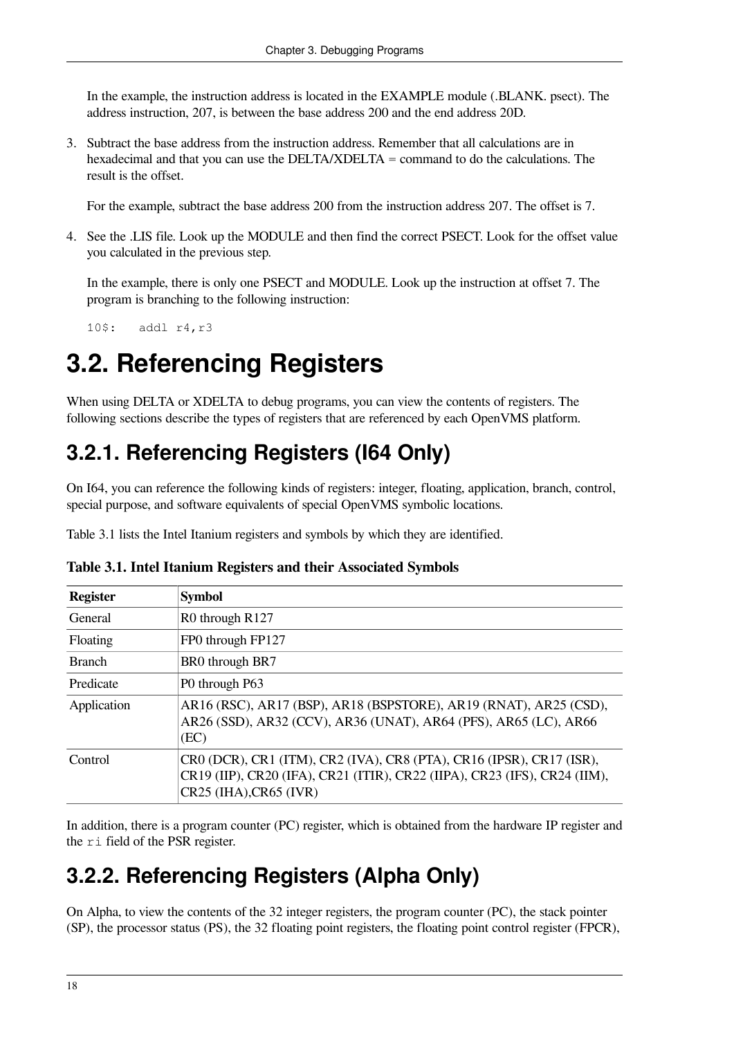In the example, the instruction address is located in the EXAMPLE module (.BLANK. psect). The address instruction, 207, is between the base address 200 and the end address 20D.

3. Subtract the base address from the instruction address. Remember that all calculations are in hexadecimal and that you can use the DELTA/XDELTA = command to do the calculations. The result is the offset.

   For the example, subtract the base address 200 from the instruction address 207. The offset is 7.

4. See the .LIS file. Look up the MODULE and then find the correct PSECT. Look for the offset value you calculated in the previous step.

   In the example, there is only one PSECT and MODULE. Look up the instruction at offset 7. The program is branching to the following instruction:

   ```
   10$:   addl r4,r3
   ```

# 3.2. Referencing Registers

When using DELTA or XDELTA to debug programs, you can view the contents of registers. The following sections describe the types of registers that are referenced by each OpenVMS platform.

## 3.2.1. Referencing Registers (I64 Only)

On I64, you can reference the following kinds of registers: integer, floating, application, branch, control, special purpose, and software equivalents of special OpenVMS symbolic locations.

Table 3.1 lists the Intel Itanium registers and symbols by which they are identified.

**Table 3.1. Intel Itanium Registers and their Associated Symbols**

| Register | Symbol |
|---|---|
| General | R0 through R127 |
| Floating | FP0 through FP127 |
| Branch | BR0 through BR7 |
| Predicate | P0 through P63 |
| Application | AR16 (RSC), AR17 (BSP), AR18 (BSPSTORE), AR19 (RNAT), AR25 (CSD), AR26 (SSD), AR32 (CCV), AR36 (UNAT), AR64 (PFS), AR65 (LC), AR66 (EC) |
| Control | CR0 (DCR), CR1 (ITM), CR2 (IVA), CR8 (PTA), CR16 (IPSR), CR17 (ISR), CR19 (IIP), CR20 (IFA), CR21 (ITIR), CR22 (IIPA), CR23 (IFS), CR24 (IIM), CR25 (IHA),CR65 (IVR) |

In addition, there is a program counter (PC) register, which is obtained from the hardware IP register and the `ri` field of the PSR register.

## 3.2.2. Referencing Registers (Alpha Only)

On Alpha, to view the contents of the 32 integer registers, the program counter (PC), the stack pointer (SP), the processor status (PS), the 32 floating point registers, the floating point control register (FPCR),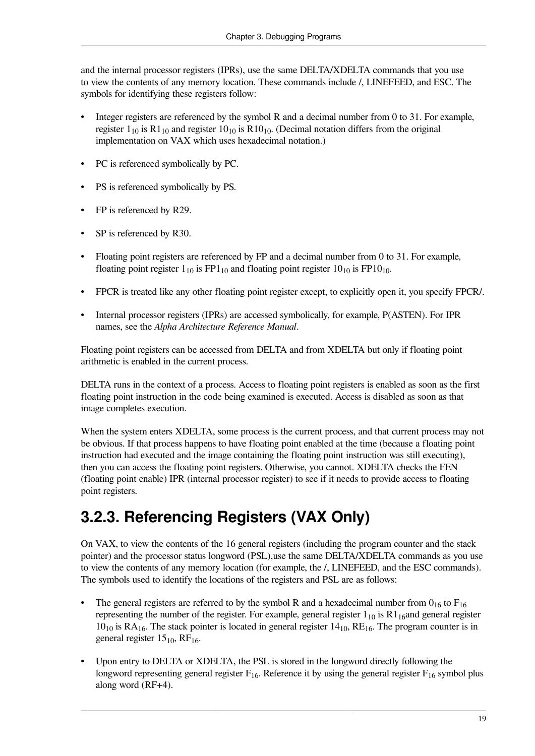and the internal processor registers (IPRs), use the same DELTA/XDELTA commands that you use to view the contents of any memory location. These commands include /, LINEFEED, and ESC. The symbols for identifying these registers follow:

- Integer registers are referenced by the symbol R and a decimal number from 0 to 31. For example, register $1_{10}$ is $R1_{10}$ and register $10_{10}$ is $R10_{10}$. (Decimal notation differs from the original implementation on VAX which uses hexadecimal notation.)
- PC is referenced symbolically by PC.
- PS is referenced symbolically by PS.
- FP is referenced by R29.
- SP is referenced by R30.
- Floating point registers are referenced by FP and a decimal number from 0 to 31. For example, floating point register $1_{10}$ is $FP1_{10}$ and floating point register $10_{10}$ is $FP10_{10}$.
- FPCR is treated like any other floating point register except, to explicitly open it, you specify FPCR/.
- Internal processor registers (IPRs) are accessed symbolically, for example, P(ASTEN). For IPR names, see the *Alpha Architecture Reference Manual*.

Floating point registers can be accessed from DELTA and from XDELTA but only if floating point arithmetic is enabled in the current process.

DELTA runs in the context of a process. Access to floating point registers is enabled as soon as the first floating point instruction in the code being examined is executed. Access is disabled as soon as that image completes execution.

When the system enters XDELTA, some process is the current process, and that current process may not be obvious. If that process happens to have floating point enabled at the time (because a floating point instruction had executed and the image containing the floating point instruction was still executing), then you can access the floating point registers. Otherwise, you cannot. XDELTA checks the FEN (floating point enable) IPR (internal processor register) to see if it needs to provide access to floating point registers.

## 3.2.3. Referencing Registers (VAX Only)

On VAX, to view the contents of the 16 general registers (including the program counter and the stack pointer) and the processor status longword (PSL),use the same DELTA/XDELTA commands as you use to view the contents of any memory location (for example, the /, LINEFEED, and the ESC commands). The symbols used to identify the locations of the registers and PSL are as follows:

- The general registers are referred to by the symbol R and a hexadecimal number from $0_{16}$ to $F_{16}$ representing the number of the register. For example, general register $1_{10}$ is $R1_{16}$and general register $10_{10}$ is $RA_{16}$. The stack pointer is located in general register $14_{10}$, $RE_{16}$. The program counter is in general register $15_{10}$, $RF_{16}$.
- Upon entry to DELTA or XDELTA, the PSL is stored in the longword directly following the longword representing general register $F_{16}$. Reference it by using the general register $F_{16}$ symbol plus along word (RF+4).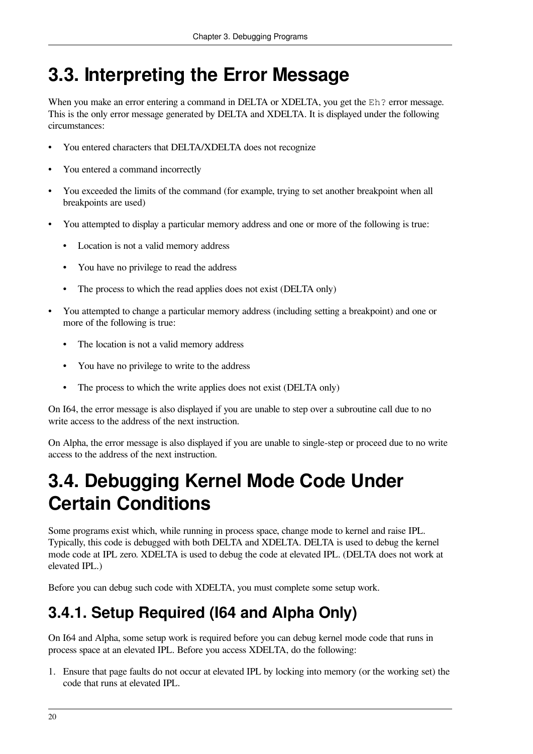## 3.3. Interpreting the Error Message

When you make an error entering a command in DELTA or XDELTA, you get the `Eh?` error message. This is the only error message generated by DELTA and XDELTA. It is displayed under the following circumstances:

- You entered characters that DELTA/XDELTA does not recognize
- You entered a command incorrectly
- You exceeded the limits of the command (for example, trying to set another breakpoint when all breakpoints are used)
- You attempted to display a particular memory address and one or more of the following is true:
  - Location is not a valid memory address
  - You have no privilege to read the address
  - The process to which the read applies does not exist (DELTA only)
- You attempted to change a particular memory address (including setting a breakpoint) and one or more of the following is true:
  - The location is not a valid memory address
  - You have no privilege to write to the address
  - The process to which the write applies does not exist (DELTA only)

On I64, the error message is also displayed if you are unable to step over a subroutine call due to no write access to the address of the next instruction.

On Alpha, the error message is also displayed if you are unable to single-step or proceed due to no write access to the address of the next instruction.

## 3.4. Debugging Kernel Mode Code Under Certain Conditions

Some programs exist which, while running in process space, change mode to kernel and raise IPL. Typically, this code is debugged with both DELTA and XDELTA. DELTA is used to debug the kernel mode code at IPL zero. XDELTA is used to debug the code at elevated IPL. (DELTA does not work at elevated IPL.)

Before you can debug such code with XDELTA, you must complete some setup work.

### 3.4.1. Setup Required (I64 and Alpha Only)

On I64 and Alpha, some setup work is required before you can debug kernel mode code that runs in process space at an elevated IPL. Before you access XDELTA, do the following:

1. Ensure that page faults do not occur at elevated IPL by locking into memory (or the working set) the code that runs at elevated IPL.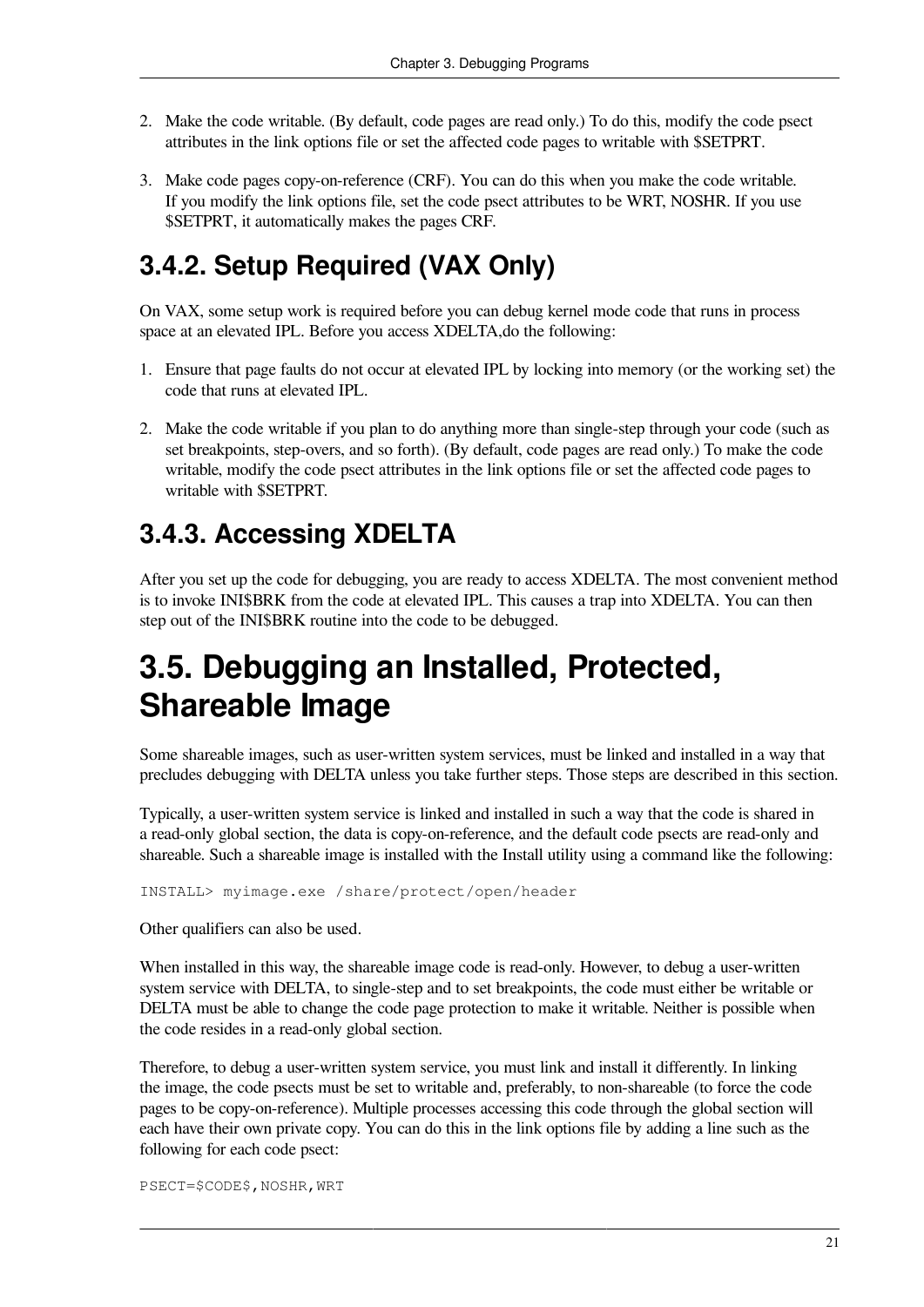2. Make the code writable. (By default, code pages are read only.) To do this, modify the code psect attributes in the link options file or set the affected code pages to writable with $SETPRT.

3. Make code pages copy-on-reference (CRF). You can do this when you make the code writable. If you modify the link options file, set the code psect attributes to be WRT, NOSHR. If you use $SETPRT, it automatically makes the pages CRF.

### 3.4.2. Setup Required (VAX Only)

On VAX, some setup work is required before you can debug kernel mode code that runs in process space at an elevated IPL. Before you access XDELTA,do the following:

1. Ensure that page faults do not occur at elevated IPL by locking into memory (or the working set) the code that runs at elevated IPL.

2. Make the code writable if you plan to do anything more than single-step through your code (such as set breakpoints, step-overs, and so forth). (By default, code pages are read only.) To make the code writable, modify the code psect attributes in the link options file or set the affected code pages to writable with $SETPRT.

### 3.4.3. Accessing XDELTA

After you set up the code for debugging, you are ready to access XDELTA. The most convenient method is to invoke INI$BRK from the code at elevated IPL. This causes a trap into XDELTA. You can then step out of the INI$BRK routine into the code to be debugged.

## 3.5. Debugging an Installed, Protected, Shareable Image

Some shareable images, such as user-written system services, must be linked and installed in a way that precludes debugging with DELTA unless you take further steps. Those steps are described in this section.

Typically, a user-written system service is linked and installed in such a way that the code is shared in a read-only global section, the data is copy-on-reference, and the default code psects are read-only and shareable. Such a shareable image is installed with the Install utility using a command like the following:

```
INSTALL> myimage.exe /share/protect/open/header
```

Other qualifiers can also be used.

When installed in this way, the shareable image code is read-only. However, to debug a user-written system service with DELTA, to single-step and to set breakpoints, the code must either be writable or DELTA must be able to change the code page protection to make it writable. Neither is possible when the code resides in a read-only global section.

Therefore, to debug a user-written system service, you must link and install it differently. In linking the image, the code psects must be set to writable and, preferably, to non-shareable (to force the code pages to be copy-on-reference). Multiple processes accessing this code through the global section will each have their own private copy. You can do this in the link options file by adding a line such as the following for each code psect:

```
PSECT=$CODE$,NOSHR,WRT
```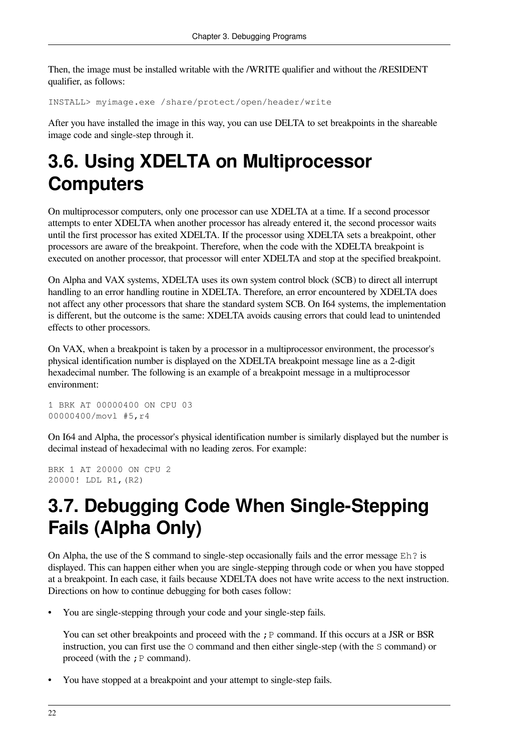Then, the image must be installed writable with the /WRITE qualifier and without the /RESIDENT qualifier, as follows:

```
INSTALL> myimage.exe /share/protect/open/header/write
```

After you have installed the image in this way, you can use DELTA to set breakpoints in the shareable image code and single-step through it.

# 3.6. Using XDELTA on Multiprocessor Computers

On multiprocessor computers, only one processor can use XDELTA at a time. If a second processor attempts to enter XDELTA when another processor has already entered it, the second processor waits until the first processor has exited XDELTA. If the processor using XDELTA sets a breakpoint, other processors are aware of the breakpoint. Therefore, when the code with the XDELTA breakpoint is executed on another processor, that processor will enter XDELTA and stop at the specified breakpoint.

On Alpha and VAX systems, XDELTA uses its own system control block (SCB) to direct all interrupt handling to an error handling routine in XDELTA. Therefore, an error encountered by XDELTA does not affect any other processors that share the standard system SCB. On I64 systems, the implementation is different, but the outcome is the same: XDELTA avoids causing errors that could lead to unintended effects to other processors.

On VAX, when a breakpoint is taken by a processor in a multiprocessor environment, the processor's physical identification number is displayed on the XDELTA breakpoint message line as a 2-digit hexadecimal number. The following is an example of a breakpoint message in a multiprocessor environment:

```
1 BRK AT 00000400 ON CPU 03
00000400/movl #5,r4
```

On I64 and Alpha, the processor's physical identification number is similarly displayed but the number is decimal instead of hexadecimal with no leading zeros. For example:

```
BRK 1 AT 20000 ON CPU 2
20000! LDL R1,(R2)
```

# 3.7. Debugging Code When Single-Stepping Fails (Alpha Only)

On Alpha, the use of the S command to single-step occasionally fails and the error message `Eh?` is displayed. This can happen either when you are single-stepping through code or when you have stopped at a breakpoint. In each case, it fails because XDELTA does not have write access to the next instruction. Directions on how to continue debugging for both cases follow:

- You are single-stepping through your code and your single-step fails.

  You can set other breakpoints and proceed with the `;P` command. If this occurs at a JSR or BSR instruction, you can first use the `O` command and then either single-step (with the `S` command) or proceed (with the `;P` command).

- You have stopped at a breakpoint and your attempt to single-step fails.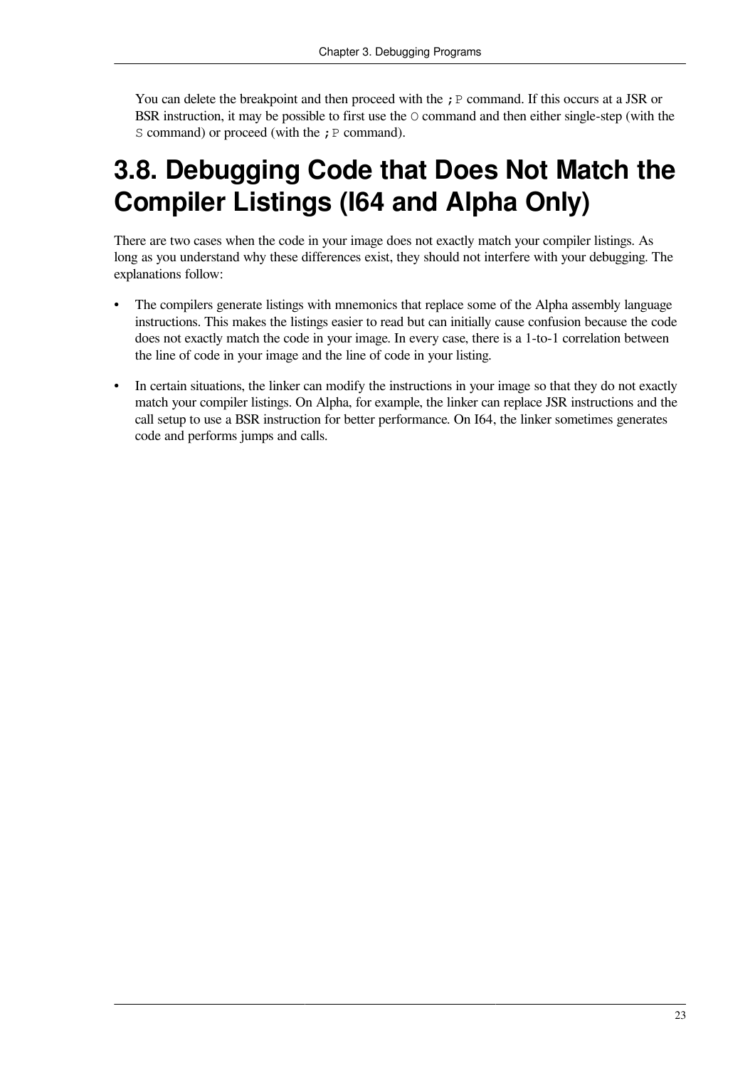You can delete the breakpoint and then proceed with the `;P` command. If this occurs at a JSR or BSR instruction, it may be possible to first use the `O` command and then either single-step (with the `S` command) or proceed (with the `;P` command).

# 3.8. Debugging Code that Does Not Match the Compiler Listings (I64 and Alpha Only)

There are two cases when the code in your image does not exactly match your compiler listings. As long as you understand why these differences exist, they should not interfere with your debugging. The explanations follow:

- The compilers generate listings with mnemonics that replace some of the Alpha assembly language instructions. This makes the listings easier to read but can initially cause confusion because the code does not exactly match the code in your image. In every case, there is a 1-to-1 correlation between the line of code in your image and the line of code in your listing.

- In certain situations, the linker can modify the instructions in your image so that they do not exactly match your compiler listings. On Alpha, for example, the linker can replace JSR instructions and the call setup to use a BSR instruction for better performance. On I64, the linker sometimes generates code and performs jumps and calls.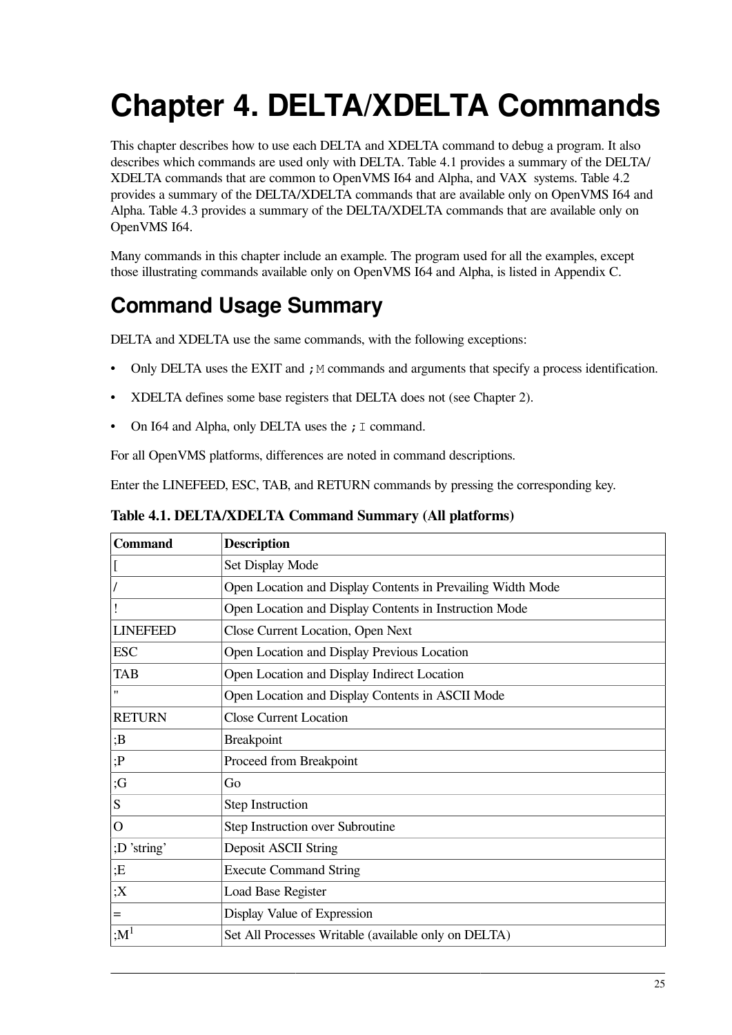# Chapter 4. DELTA/XDELTA Commands

This chapter describes how to use each DELTA and XDELTA command to debug a program. It also describes which commands are used only with DELTA. Table 4.1 provides a summary of the DELTA/XDELTA commands that are common to OpenVMS I64 and Alpha, and VAX systems. Table 4.2 provides a summary of the DELTA/XDELTA commands that are available only on OpenVMS I64 and Alpha. Table 4.3 provides a summary of the DELTA/XDELTA commands that are available only on OpenVMS I64.

Many commands in this chapter include an example. The program used for all the examples, except those illustrating commands available only on OpenVMS I64 and Alpha, is listed in Appendix C.

## Command Usage Summary

DELTA and XDELTA use the same commands, with the following exceptions:

- Only DELTA uses the EXIT and `;M` commands and arguments that specify a process identification.
- XDELTA defines some base registers that DELTA does not (see Chapter 2).
- On I64 and Alpha, only DELTA uses the `;I` command.

For all OpenVMS platforms, differences are noted in command descriptions.

Enter the LINEFEED, ESC, TAB, and RETURN commands by pressing the corresponding key.

**Table 4.1. DELTA/XDELTA Command Summary (All platforms)**

| Command | Description |
|---|---|
| [ | Set Display Mode |
| / | Open Location and Display Contents in Prevailing Width Mode |
| ! | Open Location and Display Contents in Instruction Mode |
| LINEFEED | Close Current Location, Open Next |
| ESC | Open Location and Display Previous Location |
| TAB | Open Location and Display Indirect Location |
| " | Open Location and Display Contents in ASCII Mode |
| RETURN | Close Current Location |
| ;B | Breakpoint |
| ;P | Proceed from Breakpoint |
| ;G | Go |
| S | Step Instruction |
| O | Step Instruction over Subroutine |
| ;D ’string’ | Deposit ASCII String |
| ;E | Execute Command String |
| ;X | Load Base Register |
| = | Display Value of Expression |
| ;M[1] | Set All Processes Writable (available only on DELTA) |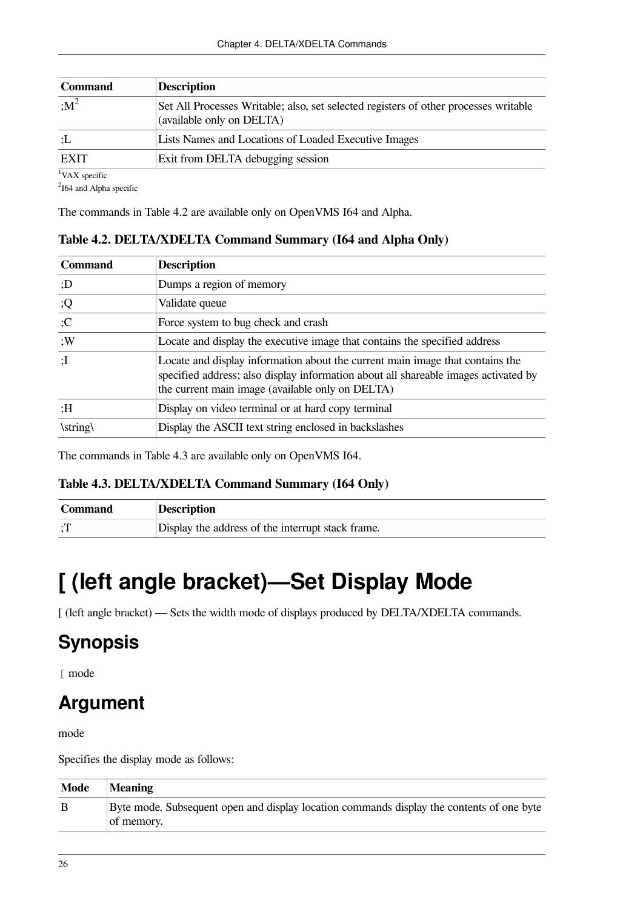| Command | Description |
| --- | --- |
| ;M[2] | Set All Processes Writable; also, set selected registers of other processes writable (available only on DELTA) |
| ;L | Lists Names and Locations of Loaded Executive Images |
| EXIT | Exit from DELTA debugging session |

[1]VAX specific

[2]I64 and Alpha specific

The commands in Table 4.2 are available only on OpenVMS I64 and Alpha.

**Table 4.2. DELTA/XDELTA Command Summary (I64 and Alpha Only)**

| Command | Description |
| --- | --- |
| ;D | Dumps a region of memory |
| ;Q | Validate queue |
| ;C | Force system to bug check and crash |
| ;W | Locate and display the executive image that contains the specified address |
| ;I | Locate and display information about the current main image that contains the specified address; also display information about all shareable images activated by the current main image (available only on DELTA) |
| ;H | Display on video terminal or at hard copy terminal |
| \string\ | Display the ASCII text string enclosed in backslashes |

The commands in Table 4.3 are available only on OpenVMS I64.

**Table 4.3. DELTA/XDELTA Command Summary (I64 Only)**

| Command | Description |
| --- | --- |
| ;T | Display the address of the interrupt stack frame. |

# [ (left angle bracket)—Set Display Mode

[ (left angle bracket) — Sets the width mode of displays produced by DELTA/XDELTA commands.

## Synopsis

[ mode

## Argument

mode

Specifies the display mode as follows:

| Mode | Meaning |
| --- | --- |
| B | Byte mode. Subsequent open and display location commands display the contents of one byte of memory. |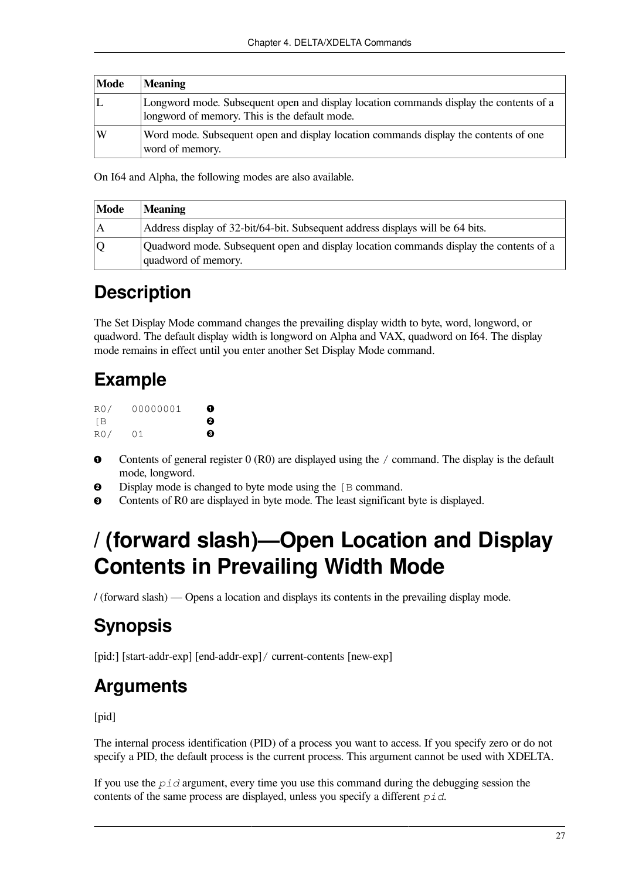| Mode | Meaning |
| --- | --- |
| L | Longword mode. Subsequent open and display location commands display the contents of a longword of memory. This is the default mode. |
| W | Word mode. Subsequent open and display location commands display the contents of one word of memory. |

On I64 and Alpha, the following modes are also available.

| Mode | Meaning |
| --- | --- |
| A | Address display of 32-bit/64-bit. Subsequent address displays will be 64 bits. |
| Q | Quadword mode. Subsequent open and display location commands display the contents of a quadword of memory. |

## Description

The Set Display Mode command changes the prevailing display width to byte, word, longword, or quadword. The default display width is longword on Alpha and VAX, quadword on I64. The display mode remains in effect until you enter another Set Display Mode command.

## Example

```
R0/   00000001    ❶
[B                ❷
R0/   01          ❸
```

❶ Contents of general register 0 (R0) are displayed using the / command. The display is the default mode, longword.

❷ Display mode is changed to byte mode using the [B command.

❸ Contents of R0 are displayed in byte mode. The least significant byte is displayed.

# / (forward slash)—Open Location and Display Contents in Prevailing Width Mode

/ (forward slash) — Opens a location and displays its contents in the prevailing display mode.

## Synopsis

[pid:] [start-addr-exp] [end-addr-exp]/ current-contents [new-exp]

## Arguments

[pid]

The internal process identification (PID) of a process you want to access. If you specify zero or do not specify a PID, the default process is the current process. This argument cannot be used with XDELTA.

If you use the *pid* argument, every time you use this command during the debugging session the contents of the same process are displayed, unless you specify a different *pid*.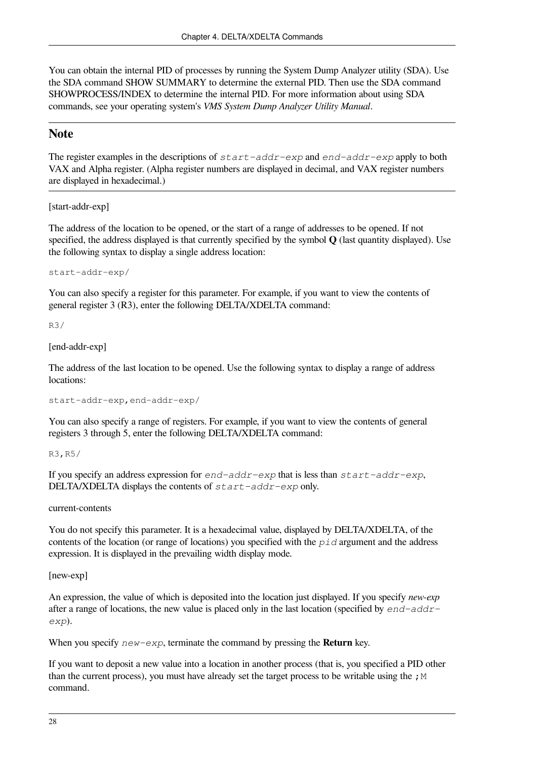You can obtain the internal PID of processes by running the System Dump Analyzer utility (SDA). Use the SDA command SHOW SUMMARY to determine the external PID. Then use the SDA command SHOWPROCESS/INDEX to determine the internal PID. For more information about using SDA commands, see your operating system's *VMS System Dump Analyzer Utility Manual*.

## Note

The register examples in the descriptions of `start-addr-exp` and `end-addr-exp` apply to both VAX and Alpha register. (Alpha register numbers are displayed in decimal, and VAX register numbers are displayed in hexadecimal.)

[start-addr-exp]

The address of the location to be opened, or the start of a range of addresses to be opened. If not specified, the address displayed is that currently specified by the symbol **Q** (last quantity displayed). Use the following syntax to display a single address location:

```
start-addr-exp/
```

You can also specify a register for this parameter. For example, if you want to view the contents of general register 3 (R3), enter the following DELTA/XDELTA command:

```
R3/
```

[end-addr-exp]

The address of the last location to be opened. Use the following syntax to display a range of address locations:

```
start-addr-exp,end-addr-exp/
```

You can also specify a range of registers. For example, if you want to view the contents of general registers 3 through 5, enter the following DELTA/XDELTA command:

```
R3,R5/
```

If you specify an address expression for `end-addr-exp` that is less than `start-addr-exp`, DELTA/XDELTA displays the contents of `start-addr-exp` only.

current-contents

You do not specify this parameter. It is a hexadecimal value, displayed by DELTA/XDELTA, of the contents of the location (or range of locations) you specified with the `pid` argument and the address expression. It is displayed in the prevailing width display mode.

[new-exp]

An expression, the value of which is deposited into the location just displayed. If you specify *new-exp* after a range of locations, the new value is placed only in the last location (specified by `end-addr-exp`).

When you specify `new-exp`, terminate the command by pressing the **Return** key.

If you want to deposit a new value into a location in another process (that is, you specified a PID other than the current process), you must have already set the target process to be writable using the `;M` command.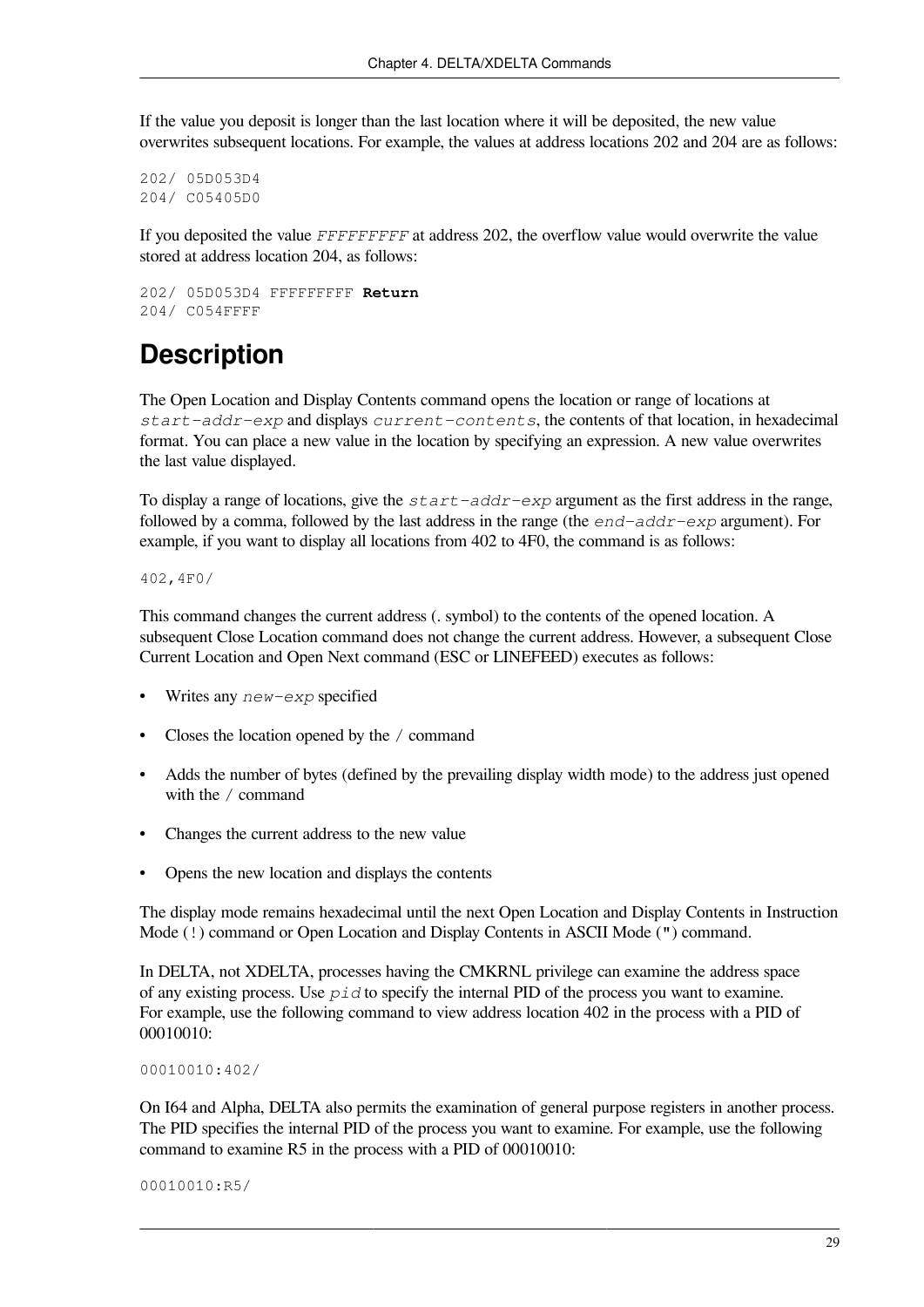If the value you deposit is longer than the last location where it will be deposited, the new value overwrites subsequent locations. For example, the values at address locations 202 and 204 are as follows:

```
202/ 05D053D4
204/ C05405D0
```

If you deposited the value *FFFFFFFFF* at address 202, the overflow value would overwrite the value stored at address location 204, as follows:

```
202/ 05D053D4 FFFFFFFFF Return
204/ C054FFFF
```

# Description

The Open Location and Display Contents command opens the location or range of locations at *start-addr-exp* and displays *current-contents*, the contents of that location, in hexadecimal format. You can place a new value in the location by specifying an expression. A new value overwrites the last value displayed.

To display a range of locations, give the *start-addr-exp* argument as the first address in the range, followed by a comma, followed by the last address in the range (the *end-addr-exp* argument). For example, if you want to display all locations from 402 to 4F0, the command is as follows:

```
402,4F0/
```

This command changes the current address (. symbol) to the contents of the opened location. A subsequent Close Location command does not change the current address. However, a subsequent Close Current Location and Open Next command (ESC or LINEFEED) executes as follows:

- Writes any *new-exp* specified
- Closes the location opened by the / command
- Adds the number of bytes (defined by the prevailing display width mode) to the address just opened with the / command
- Changes the current address to the new value
- Opens the new location and displays the contents

The display mode remains hexadecimal until the next Open Location and Display Contents in Instruction Mode (!) command or Open Location and Display Contents in ASCII Mode (") command.

In DELTA, not XDELTA, processes having the CMKRNL privilege can examine the address space of any existing process. Use *pid* to specify the internal PID of the process you want to examine. For example, use the following command to view address location 402 in the process with a PID of 00010010:

```
00010010:402/
```

On I64 and Alpha, DELTA also permits the examination of general purpose registers in another process. The PID specifies the internal PID of the process you want to examine. For example, use the following command to examine R5 in the process with a PID of 00010010:

```
00010010:R5/
```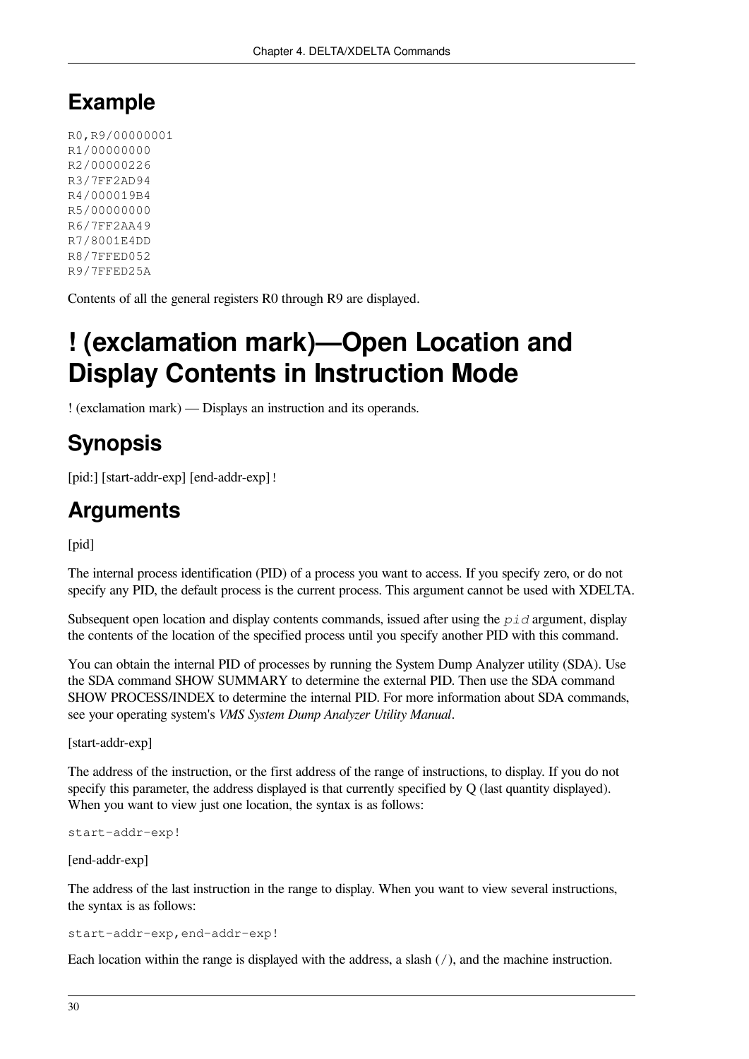## Example

```
R0,R9/00000001
R1/00000000
R2/00000226
R3/7FF2AD94
R4/000019B4
R5/00000000
R6/7FF2AA49
R7/8001E4DD
R8/7FFED052
R9/7FFED25A
```

Contents of all the general registers R0 through R9 are displayed.

# ! (exclamation mark)—Open Location and Display Contents in Instruction Mode

! (exclamation mark) — Displays an instruction and its operands.

## Synopsis

[pid:] [start-addr-exp] [end-addr-exp] !

## Arguments

[pid]

The internal process identification (PID) of a process you want to access. If you specify zero, or do not specify any PID, the default process is the current process. This argument cannot be used with XDELTA.

Subsequent open location and display contents commands, issued after using the `pid` argument, display the contents of the location of the specified process until you specify another PID with this command.

You can obtain the internal PID of processes by running the System Dump Analyzer utility (SDA). Use the SDA command SHOW SUMMARY to determine the external PID. Then use the SDA command SHOW PROCESS/INDEX to determine the internal PID. For more information about SDA commands, see your operating system's *VMS System Dump Analyzer Utility Manual*.

[start-addr-exp]

The address of the instruction, or the first address of the range of instructions, to display. If you do not specify this parameter, the address displayed is that currently specified by Q (last quantity displayed). When you want to view just one location, the syntax is as follows:

```
start-addr-exp!
```

[end-addr-exp]

The address of the last instruction in the range to display. When you want to view several instructions, the syntax is as follows:

```
start-addr-exp,end-addr-exp!
```

Each location within the range is displayed with the address, a slash (/), and the machine instruction.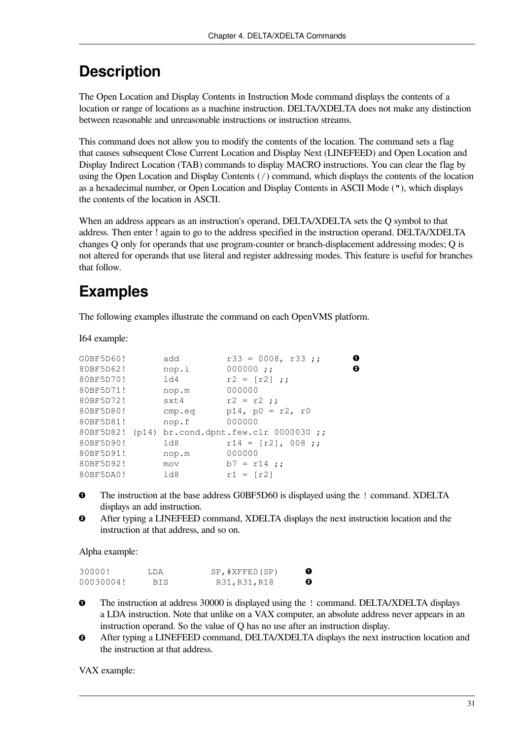## Description

The Open Location and Display Contents in Instruction Mode command displays the contents of a location or range of locations as a machine instruction. DELTA/XDELTA does not make any distinction between reasonable and unreasonable instructions or instruction streams.

This command does not allow you to modify the contents of the location. The command sets a flag that causes subsequent Close Current Location and Display Next (LINEFEED) and Open Location and Display Indirect Location (TAB) commands to display MACRO instructions. You can clear the flag by using the Open Location and Display Contents (`/`) command, which displays the contents of the location as a hexadecimal number, or Open Location and Display Contents in ASCII Mode (`"`), which displays the contents of the location in ASCII.

When an address appears as an instruction's operand, DELTA/XDELTA sets the Q symbol to that address. Then enter ! again to go to the address specified in the instruction operand. DELTA/XDELTA changes Q only for operands that use program-counter or branch-displacement addressing modes; Q is not altered for operands that use literal and register addressing modes. This feature is useful for branches that follow.

## Examples

The following examples illustrate the command on each OpenVMS platform.

I64 example:

```
G0BF5D60!       add         r33 = 0008, r33 ;;       ❶
80BF5D62!       nop.i       000000 ;;                ❷
80BF5D70!       ld4         r2 = [r2] ;;
80BF5D71!       nop.m       000000
80BF5D72!       sxt4        r2 = r2 ;;
80BF5D80!       cmp.eq      p14, p0 = r2, r0
80BF5D81!       nop.f       000000
80BF5D82! (p14) br.cond.dpnt.few.clr 0000030 ;;
80BF5D90!       ld8         r14 = [r2], 008 ;;
80BF5D91!       nop.m       000000
80BF5D92!       mov         b7 = r14 ;;
80BF5DA0!       ld8         r1 = [r2]
```

❶ The instruction at the base address G0BF5D60 is displayed using the `!` command. XDELTA displays an add instruction.

❷ After typing a LINEFEED command, XDELTA displays the next instruction location and the instruction at that address, and so on.

Alpha example:

```
30000!       LDA        SP,#XFFE0(SP)      ❶
00030004!     BIS        R31,R31,R18       ❷
```

❶ The instruction at address 30000 is displayed using the `!` command. DELTA/XDELTA displays a LDA instruction. Note that unlike on a VAX computer, an absolute address never appears in an instruction operand. So the value of Q has no use after an instruction display.

❷ After typing a LINEFEED command, DELTA/XDELTA displays the next instruction location and the instruction at that address.

VAX example: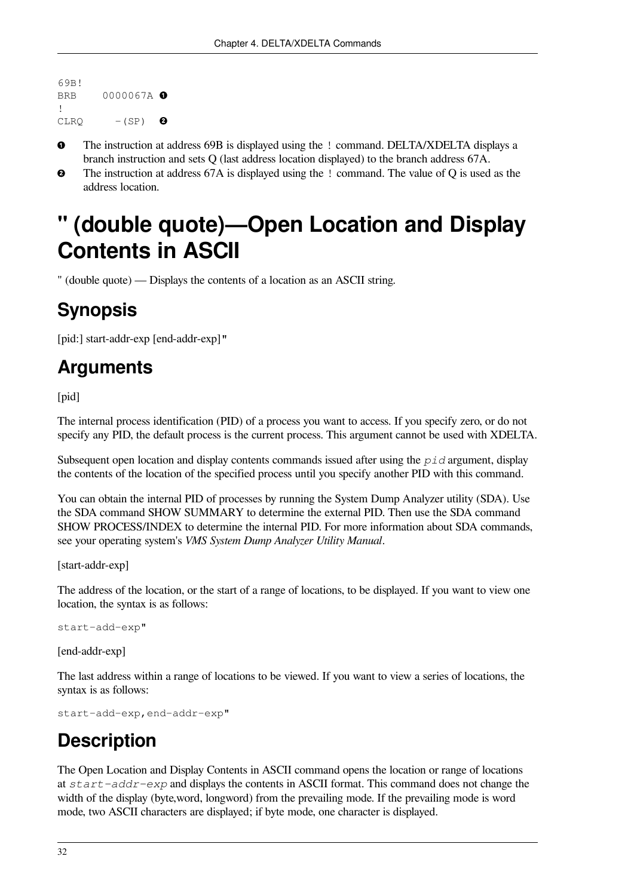```
69B!
BRB     0000067A ❶
!
CLRQ      -(SP)  ❷
```

❶ The instruction at address 69B is displayed using the `!` command. DELTA/XDELTA displays a branch instruction and sets Q (last address location displayed) to the branch address 67A.

❷ The instruction at address 67A is displayed using the `!` command. The value of Q is used as the address location.

# " (double quote)—Open Location and Display Contents in ASCII

" (double quote) — Displays the contents of a location as an ASCII string.

## Synopsis

[pid:] start-addr-exp [end-addr-exp]"

## Arguments

[pid]

The internal process identification (PID) of a process you want to access. If you specify zero, or do not specify any PID, the default process is the current process. This argument cannot be used with XDELTA.

Subsequent open location and display contents commands issued after using the *pid* argument, display the contents of the location of the specified process until you specify another PID with this command.

You can obtain the internal PID of processes by running the System Dump Analyzer utility (SDA). Use the SDA command SHOW SUMMARY to determine the external PID. Then use the SDA command SHOW PROCESS/INDEX to determine the internal PID. For more information about SDA commands, see your operating system's *VMS System Dump Analyzer Utility Manual*.

[start-addr-exp]

The address of the location, or the start of a range of locations, to be displayed. If you want to view one location, the syntax is as follows:

```
start-add-exp"
```

[end-addr-exp]

The last address within a range of locations to be viewed. If you want to view a series of locations, the syntax is as follows:

```
start-add-exp,end-addr-exp"
```

## Description

The Open Location and Display Contents in ASCII command opens the location or range of locations at *start-addr-exp* and displays the contents in ASCII format. This command does not change the width of the display (byte,word, longword) from the prevailing mode. If the prevailing mode is word mode, two ASCII characters are displayed; if byte mode, one character is displayed.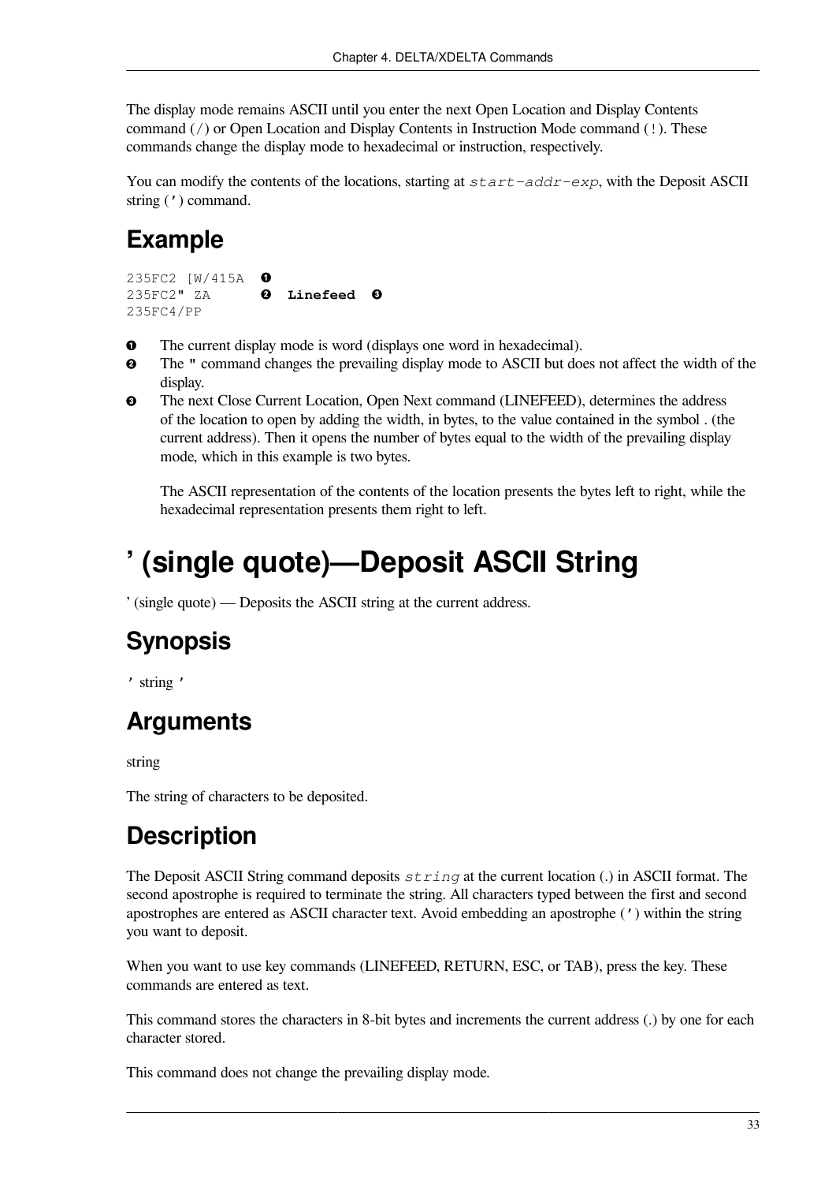The display mode remains ASCII until you enter the next Open Location and Display Contents command (`/`) or Open Location and Display Contents in Instruction Mode command (`!`). These commands change the display mode to hexadecimal or instruction, respectively.

You can modify the contents of the locations, starting at *start-addr-exp*, with the Deposit ASCII string (`'`) command.

## Example

```
235FC2 [W/415A  ❶
235FC2" ZA      ❷  Linefeed  ❸
235FC4/PP
```

❶ The current display mode is word (displays one word in hexadecimal).

❷ The `"` command changes the prevailing display mode to ASCII but does not affect the width of the display.

❸ The next Close Current Location, Open Next command (LINEFEED), determines the address of the location to open by adding the width, in bytes, to the value contained in the symbol . (the current address). Then it opens the number of bytes equal to the width of the prevailing display mode, which in this example is two bytes.

The ASCII representation of the contents of the location presents the bytes left to right, while the hexadecimal representation presents them right to left.

# ' (single quote)—Deposit ASCII String

' (single quote) — Deposits the ASCII string at the current address.

## Synopsis

`'` string `'`

## Arguments

string

The string of characters to be deposited.

## Description

The Deposit ASCII String command deposits *string* at the current location (.) in ASCII format. The second apostrophe is required to terminate the string. All characters typed between the first and second apostrophes are entered as ASCII character text. Avoid embedding an apostrophe (`'`) within the string you want to deposit.

When you want to use key commands (LINEFEED, RETURN, ESC, or TAB), press the key. These commands are entered as text.

This command stores the characters in 8-bit bytes and increments the current address (.) by one for each character stored.

This command does not change the prevailing display mode.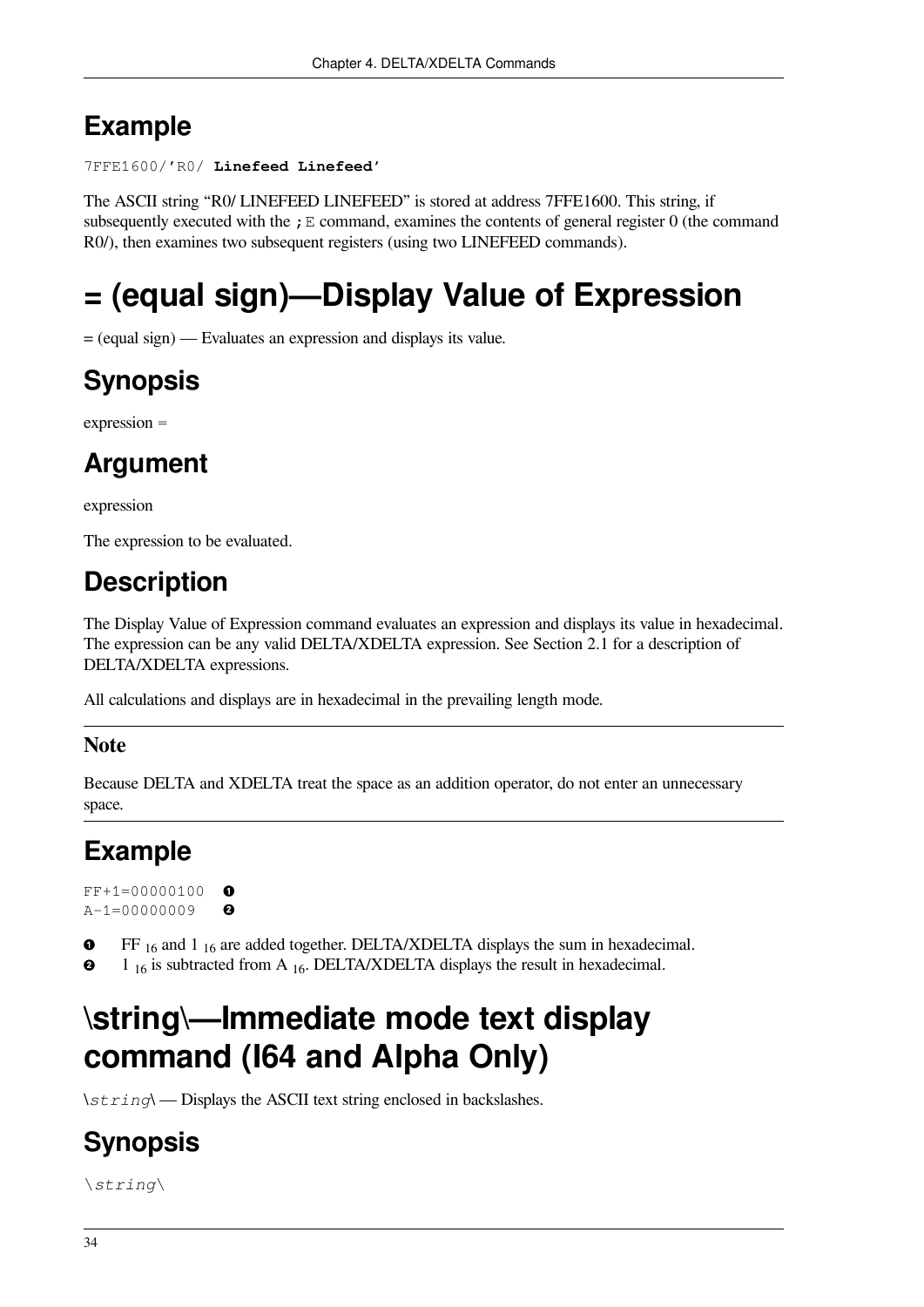## Example

```
7FFE1600/'R0/ Linefeed Linefeed'
```

The ASCII string "R0/ LINEFEED LINEFEED" is stored at address 7FFE1600. This string, if subsequently executed with the `;E` command, examines the contents of general register 0 (the command R0/), then examines two subsequent registers (using two LINEFEED commands).

# = (equal sign)—Display Value of Expression

= (equal sign) — Evaluates an expression and displays its value.

## Synopsis

expression =

## Argument

expression

The expression to be evaluated.

## Description

The Display Value of Expression command evaluates an expression and displays its value in hexadecimal. The expression can be any valid DELTA/XDELTA expression. See Section 2.1 for a description of DELTA/XDELTA expressions.

All calculations and displays are in hexadecimal in the prevailing length mode.

**Note**

Because DELTA and XDELTA treat the space as an addition operator, do not enter an unnecessary space.

## Example

```
FF+1=00000100   ❶
A-1=00000009    ❷
```

❶ FF $_{16}$ and 1 $_{16}$ are added together. DELTA/XDELTA displays the sum in hexadecimal.

❷ 1 $_{16}$ is subtracted from A $_{16}$. DELTA/XDELTA displays the result in hexadecimal.

# \string\—Immediate mode text display command (I64 and Alpha Only)

\\*string*\\ — Displays the ASCII text string enclosed in backslashes.

## Synopsis

\\*string*\\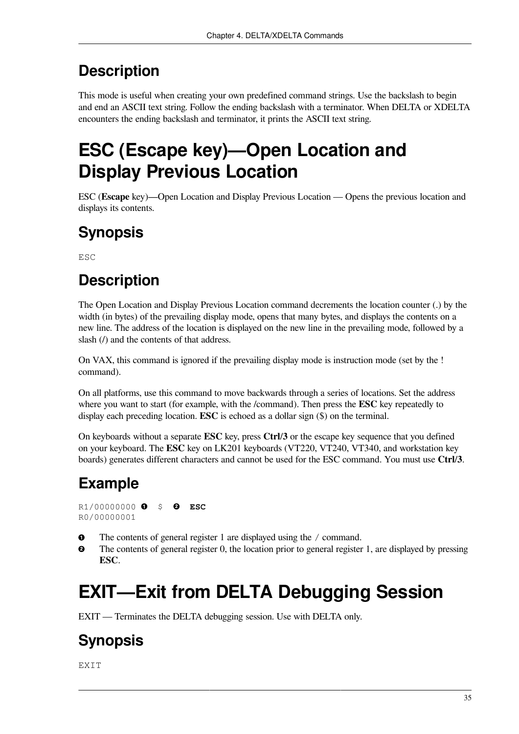## Description

This mode is useful when creating your own predefined command strings. Use the backslash to begin and end an ASCII text string. Follow the ending backslash with a terminator. When DELTA or XDELTA encounters the ending backslash and terminator, it prints the ASCII text string.

# ESC (Escape key)—Open Location and Display Previous Location

ESC (**Escape** key)**—**Open Location and Display Previous Location — Opens the previous location and displays its contents.

## Synopsis

```
ESC
```

## Description

The Open Location and Display Previous Location command decrements the location counter (.) by the width (in bytes) of the prevailing display mode, opens that many bytes, and displays the contents on a new line. The address of the location is displayed on the new line in the prevailing mode, followed by a slash (/) and the contents of that address.

On VAX, this command is ignored if the prevailing display mode is instruction mode (set by the ! command).

On all platforms, use this command to move backwards through a series of locations. Set the address where you want to start (for example, with the /command). Then press the **ESC** key repeatedly to display each preceding location. **ESC** is echoed as a dollar sign ($) on the terminal.

On keyboards without a separate **ESC** key, press **Ctrl/3** or the escape key sequence that you defined on your keyboard. The **ESC** key on LK201 keyboards (VT220, VT240, VT340, and workstation key boards) generates different characters and cannot be used for the ESC command. You must use **Ctrl/3**.

## Example

```
R1/00000000 ❶  $  ❷  ESC
R0/00000001
```

❶ The contents of general register 1 are displayed using the / command.

❷ The contents of general register 0, the location prior to general register 1, are displayed by pressing **ESC**.

# EXIT—Exit from DELTA Debugging Session

EXIT — Terminates the DELTA debugging session. Use with DELTA only.

## Synopsis

```
EXIT
```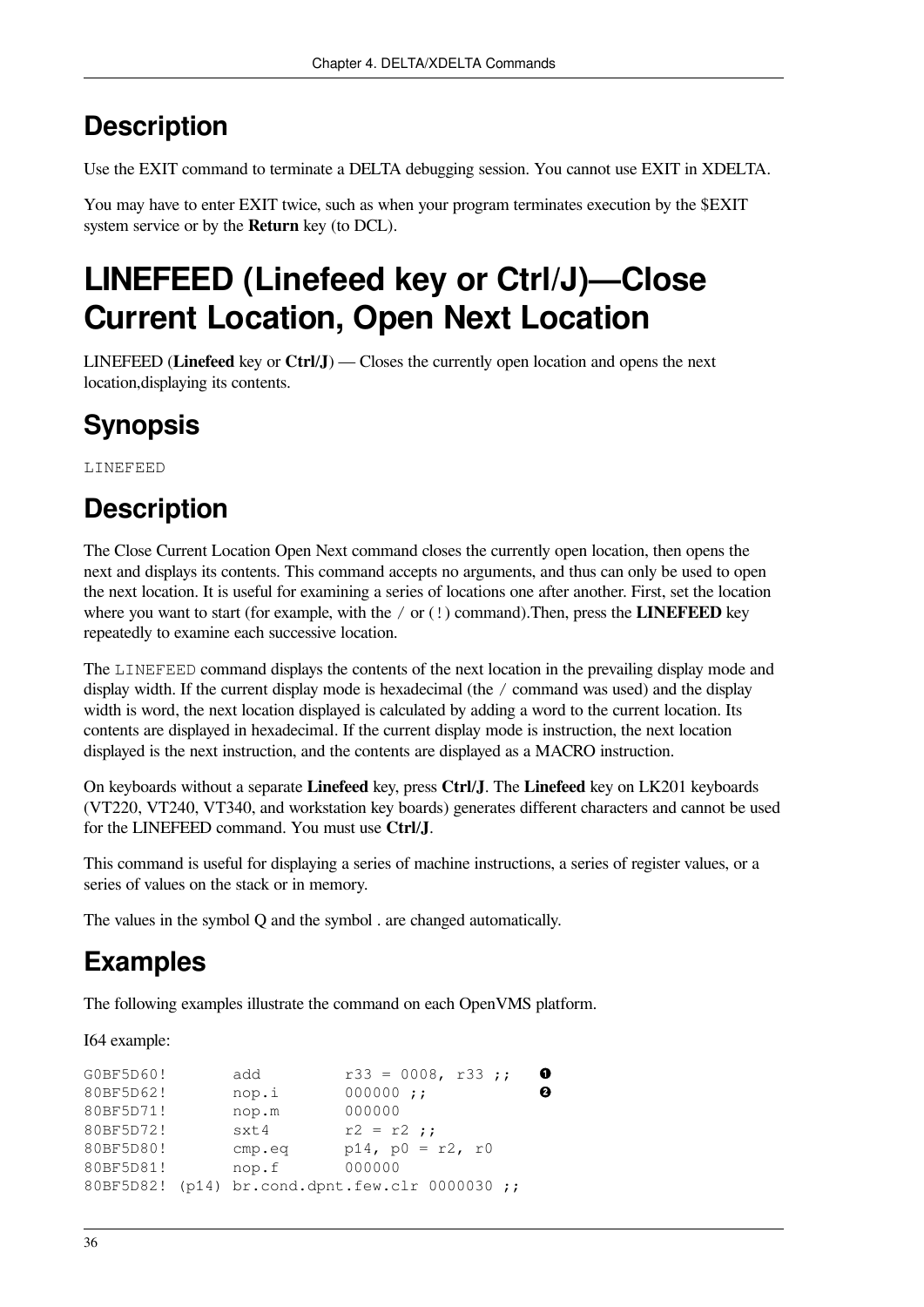## Description

Use the EXIT command to terminate a DELTA debugging session. You cannot use EXIT in XDELTA.

You may have to enter EXIT twice, such as when your program terminates execution by the $EXIT system service or by the **Return** key (to DCL).

# LINEFEED (Linefeed key or Ctrl/J)—Close Current Location, Open Next Location

LINEFEED (**Linefeed** key or **Ctrl/J**) — Closes the currently open location and opens the next location,displaying its contents.

## Synopsis

```
LINEFEED
```

## Description

The Close Current Location Open Next command closes the currently open location, then opens the next and displays its contents. This command accepts no arguments, and thus can only be used to open the next location. It is useful for examining a series of locations one after another. First, set the location where you want to start (for example, with the `/` or (`!`) command).Then, press the **LINEFEED** key repeatedly to examine each successive location.

The `LINEFEED` command displays the contents of the next location in the prevailing display mode and display width. If the current display mode is hexadecimal (the `/` command was used) and the display width is word, the next location displayed is calculated by adding a word to the current location. Its contents are displayed in hexadecimal. If the current display mode is instruction, the next location displayed is the next instruction, and the contents are displayed as a MACRO instruction.

On keyboards without a separate **Linefeed** key, press **Ctrl/J**. The **Linefeed** key on LK201 keyboards (VT220, VT240, VT340, and workstation key boards) generates different characters and cannot be used for the LINEFEED command. You must use **Ctrl/J**.

This command is useful for displaying a series of machine instructions, a series of register values, or a series of values on the stack or in memory.

The values in the symbol Q and the symbol . are changed automatically.

## Examples

The following examples illustrate the command on each OpenVMS platform.

I64 example:

```
G0BF5D60!        add          r33 = 0008, r33 ;;    ❶
80BF5D62!        nop.i        000000 ;;             ❷
80BF5D71!        nop.m        000000
80BF5D72!        sxt4         r2 = r2 ;;
80BF5D80!        cmp.eq       p14, p0 = r2, r0
80BF5D81!        nop.f        000000
80BF5D82!  (p14) br.cond.dpnt.few.clr 0000030 ;;
```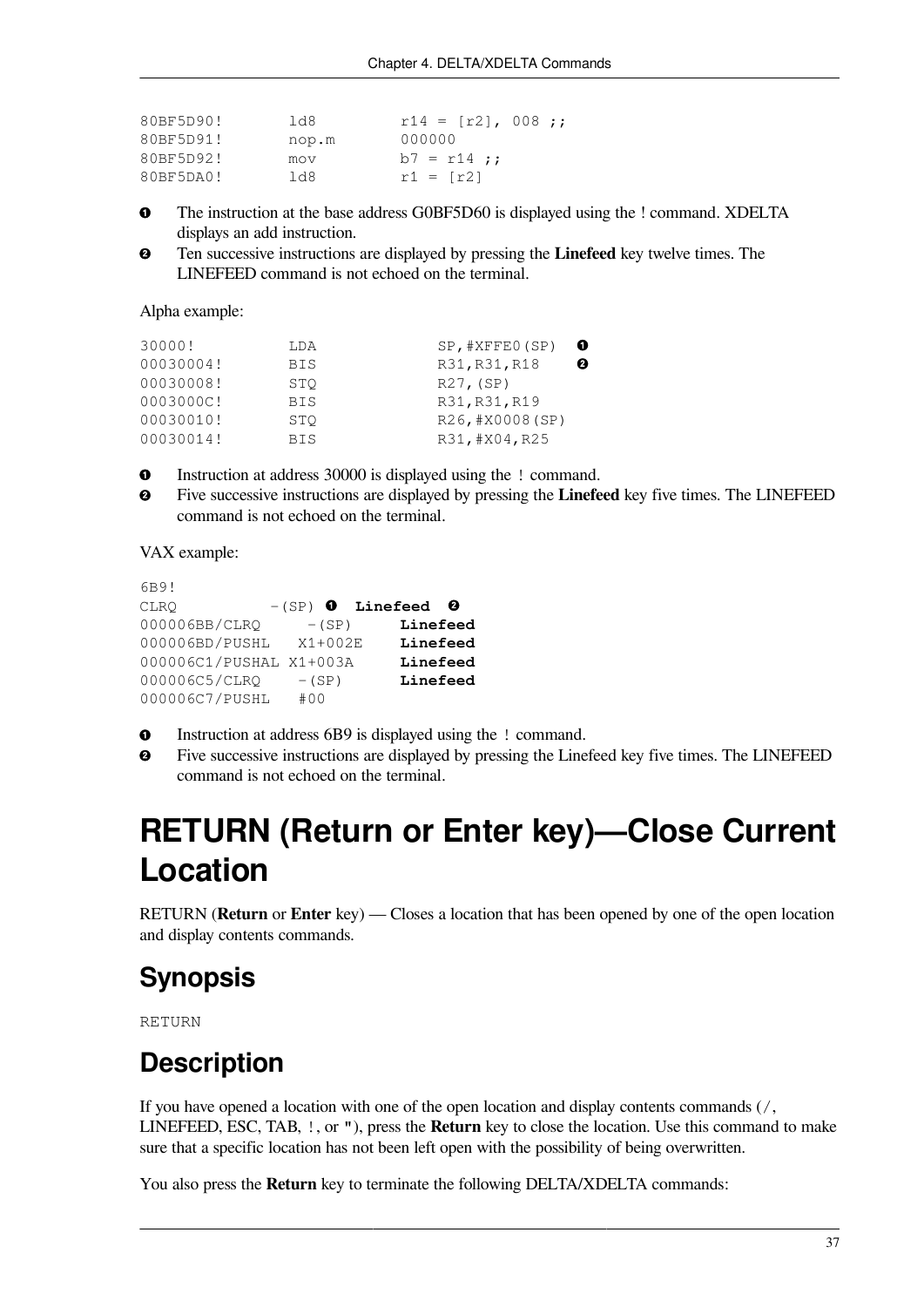```
80BF5D90!        ld8         r14 = [r2], 008 ;;
80BF5D91!        nop.m       000000
80BF5D92!        mov         b7 = r14 ;;
80BF5DA0!        ld8         r1 = [r2]
```

❶ The instruction at the base address G0BF5D60 is displayed using the ! command. XDELTA displays an add instruction.

❷ Ten successive instructions are displayed by pressing the **Linefeed** key twelve times. The LINEFEED command is not echoed on the terminal.

Alpha example:

```
30000!           LDA              SP,#XFFE0(SP)   ❶
00030004!        BIS              R31,R31,R18     ❷
00030008!        STQ              R27,(SP)
0003000C!        BIS              R31,R31,R19
00030010!        STQ              R26,#X0008(SP)
00030014!        BIS              R31,#X04,R25
```

❶ Instruction at address 30000 is displayed using the ! command.

❷ Five successive instructions are displayed by pressing the **Linefeed** key five times. The LINEFEED command is not echoed on the terminal.

VAX example:

```
6B9!
CLRQ          -(SP) ❶  Linefeed  ❷
000006BB/CLRQ      -(SP)      Linefeed
000006BD/PUSHL   X1+002E     Linefeed
000006C1/PUSHAL X1+003A     Linefeed
000006C5/CLRQ    -(SP)       Linefeed
000006C7/PUSHL   #00
```

❶ Instruction at address 6B9 is displayed using the ! command.

❷ Five successive instructions are displayed by pressing the Linefeed key five times. The LINEFEED command is not echoed on the terminal.

# RETURN (Return or Enter key)—Close Current Location

RETURN (**Return** or **Enter** key) — Closes a location that has been opened by one of the open location and display contents commands.

## Synopsis

RETURN

## Description

If you have opened a location with one of the open location and display contents commands (/, LINEFEED, ESC, TAB, !, or "), press the **Return** key to close the location. Use this command to make sure that a specific location has not been left open with the possibility of being overwritten.

You also press the **Return** key to terminate the following DELTA/XDELTA commands: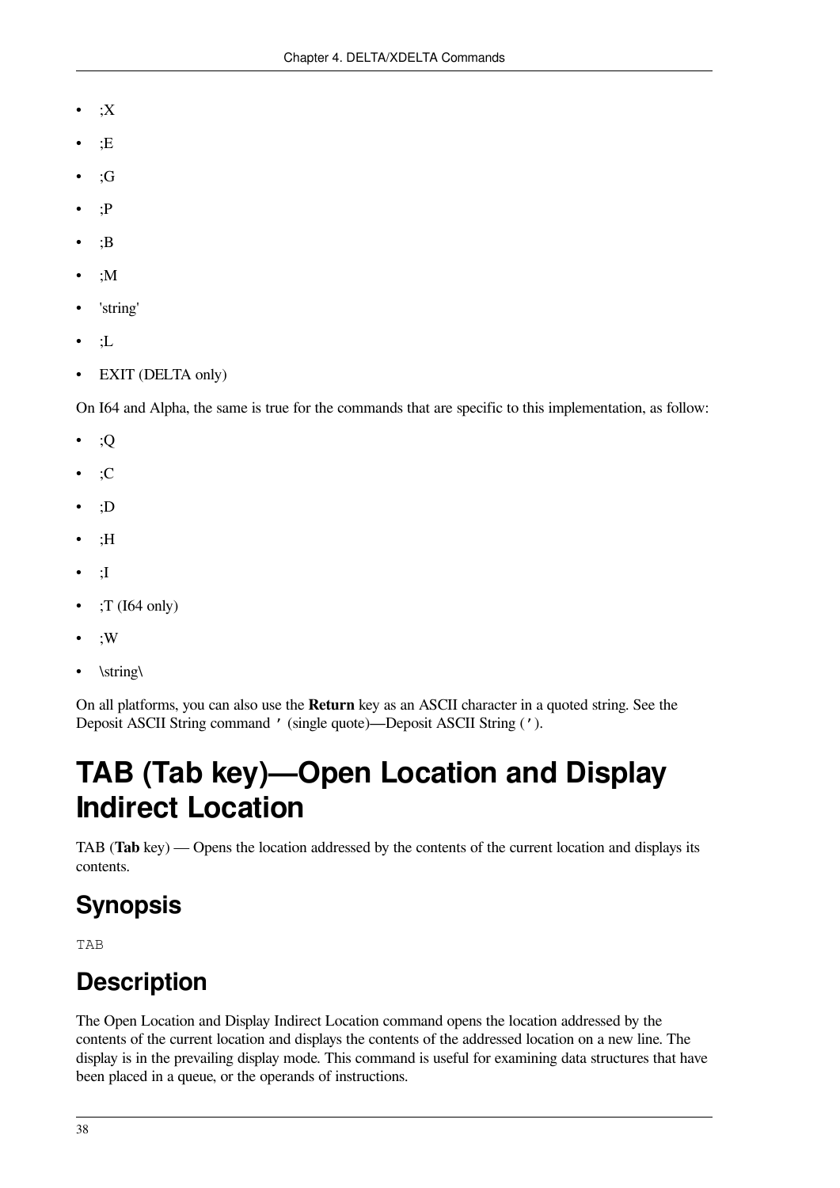- ;X
- ;E
- ;G
- ;P
- ;B
- ;M
- 'string'
- ;L
- EXIT (DELTA only)

On I64 and Alpha, the same is true for the commands that are specific to this implementation, as follow:

- ;Q
- ;C
- ;D
- ;H
- ;I
- ;T (I64 only)
- ;W
- \string\

On all platforms, you can also use the **Return** key as an ASCII character in a quoted string. See the Deposit ASCII String command `'` (single quote)—Deposit ASCII String (`'`).

# TAB (Tab key)—Open Location and Display Indirect Location

TAB (**Tab** key) — Opens the location addressed by the contents of the current location and displays its contents.

## Synopsis

```
TAB
```

## Description

The Open Location and Display Indirect Location command opens the location addressed by the contents of the current location and displays the contents of the addressed location on a new line. The display is in the prevailing display mode. This command is useful for examining data structures that have been placed in a queue, or the operands of instructions.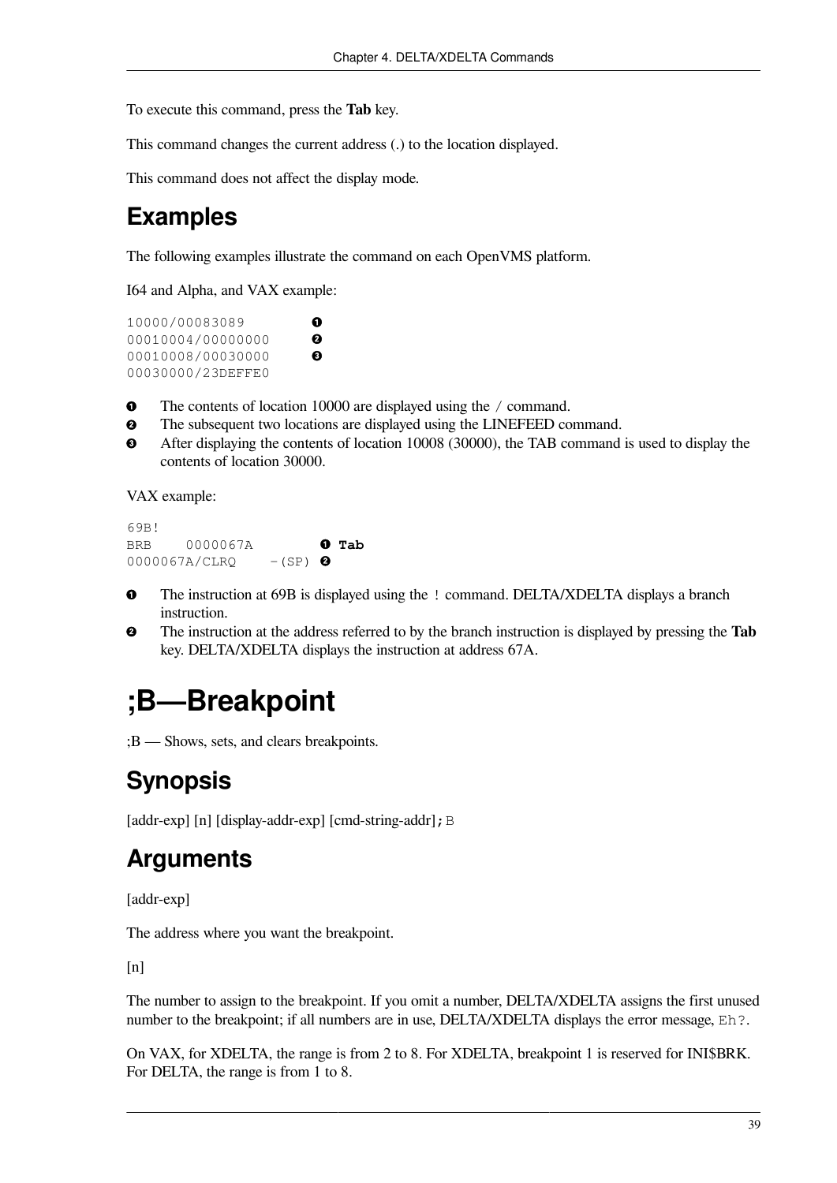To execute this command, press the **Tab** key.

This command changes the current address (.) to the location displayed.

This command does not affect the display mode.

## Examples

The following examples illustrate the command on each OpenVMS platform.

I64 and Alpha, and VAX example:

```
10000/00083089          ❶
00010004/00000000       ❷
00010008/00030000       ❸
00030000/23DEFFE0
```

❶ The contents of location 10000 are displayed using the / command.
❷ The subsequent two locations are displayed using the LINEFEED command.
❸ After displaying the contents of location 10008 (30000), the TAB command is used to display the contents of location 30000.

VAX example:

```
69B!
BRB    0000067A          ❶ Tab
0000067A/CLRQ    -(SP)  ❷
```

❶ The instruction at 69B is displayed using the ! command. DELTA/XDELTA displays a branch instruction.
❷ The instruction at the address referred to by the branch instruction is displayed by pressing the **Tab** key. DELTA/XDELTA displays the instruction at address 67A.

# ;B—Breakpoint

;B — Shows, sets, and clears breakpoints.

## Synopsis

[addr-exp] [n] [display-addr-exp] [cmd-string-addr]`;B`

## Arguments

[addr-exp]

The address where you want the breakpoint.

[n]

The number to assign to the breakpoint. If you omit a number, DELTA/XDELTA assigns the first unused number to the breakpoint; if all numbers are in use, DELTA/XDELTA displays the error message, `Eh?`.

On VAX, for XDELTA, the range is from 2 to 8. For XDELTA, breakpoint 1 is reserved for INI$BRK. For DELTA, the range is from 1 to 8.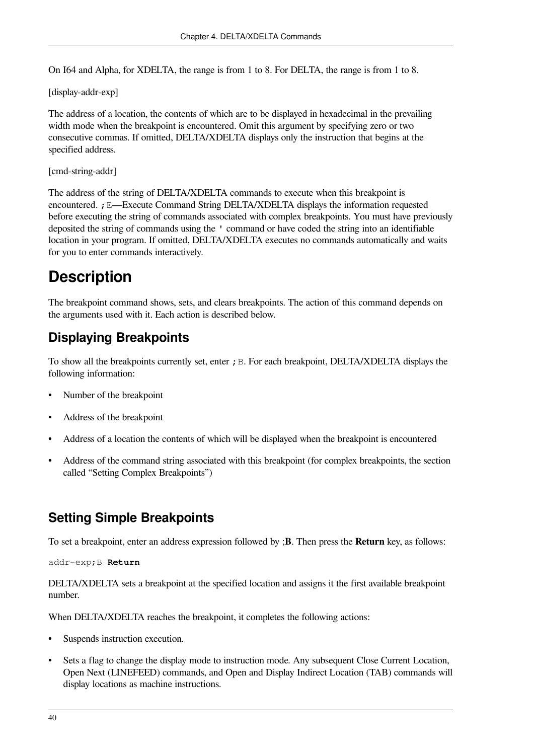On I64 and Alpha, for XDELTA, the range is from 1 to 8. For DELTA, the range is from 1 to 8.

[display-addr-exp]

The address of a location, the contents of which are to be displayed in hexadecimal in the prevailing width mode when the breakpoint is encountered. Omit this argument by specifying zero or two consecutive commas. If omitted, DELTA/XDELTA displays only the instruction that begins at the specified address.

[cmd-string-addr]

The address of the string of DELTA/XDELTA commands to execute when this breakpoint is encountered. `;E`—Execute Command String DELTA/XDELTA displays the information requested before executing the string of commands associated with complex breakpoints. You must have previously deposited the string of commands using the `'` command or have coded the string into an identifiable location in your program. If omitted, DELTA/XDELTA executes no commands automatically and waits for you to enter commands interactively.

# Description

The breakpoint command shows, sets, and clears breakpoints. The action of this command depends on the arguments used with it. Each action is described below.

## Displaying Breakpoints

To show all the breakpoints currently set, enter `;B`. For each breakpoint, DELTA/XDELTA displays the following information:

- Number of the breakpoint
- Address of the breakpoint
- Address of a location the contents of which will be displayed when the breakpoint is encountered
- Address of the command string associated with this breakpoint (for complex breakpoints, the section called "Setting Complex Breakpoints")

## Setting Simple Breakpoints

To set a breakpoint, enter an address expression followed by ;**B**. Then press the **Return** key, as follows:

```
addr-exp;B Return
```

DELTA/XDELTA sets a breakpoint at the specified location and assigns it the first available breakpoint number.

When DELTA/XDELTA reaches the breakpoint, it completes the following actions:

- Suspends instruction execution.
- Sets a flag to change the display mode to instruction mode. Any subsequent Close Current Location, Open Next (LINEFEED) commands, and Open and Display Indirect Location (TAB) commands will display locations as machine instructions.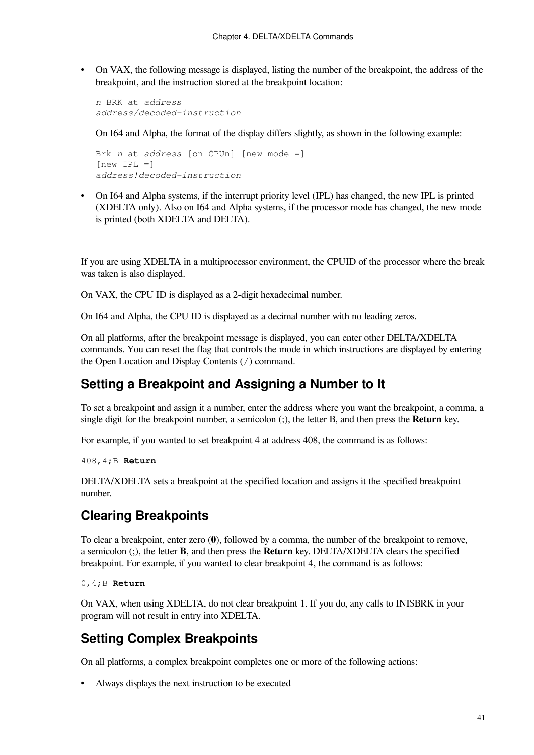- On VAX, the following message is displayed, listing the number of the breakpoint, the address of the breakpoint, and the instruction stored at the breakpoint location:

  ```
  n BRK at address
  address/decoded-instruction
  ```

  On I64 and Alpha, the format of the display differs slightly, as shown in the following example:

  ```
  Brk n at address [on CPUn] [new mode =]
  [new IPL =]
  address!decoded-instruction
  ```

- On I64 and Alpha systems, if the interrupt priority level (IPL) has changed, the new IPL is printed (XDELTA only). Also on I64 and Alpha systems, if the processor mode has changed, the new mode is printed (both XDELTA and DELTA).

If you are using XDELTA in a multiprocessor environment, the CPUID of the processor where the break was taken is also displayed.

On VAX, the CPU ID is displayed as a 2-digit hexadecimal number.

On I64 and Alpha, the CPU ID is displayed as a decimal number with no leading zeros.

On all platforms, after the breakpoint message is displayed, you can enter other DELTA/XDELTA commands. You can reset the flag that controls the mode in which instructions are displayed by entering the Open Location and Display Contents (`/`) command.

## Setting a Breakpoint and Assigning a Number to It

To set a breakpoint and assign it a number, enter the address where you want the breakpoint, a comma, a single digit for the breakpoint number, a semicolon (;), the letter B, and then press the **Return** key.

For example, if you wanted to set breakpoint 4 at address 408, the command is as follows:

`408,4;B` **Return**

DELTA/XDELTA sets a breakpoint at the specified location and assigns it the specified breakpoint number.

## Clearing Breakpoints

To clear a breakpoint, enter zero (**0**), followed by a comma, the number of the breakpoint to remove, a semicolon (;), the letter **B**, and then press the **Return** key. DELTA/XDELTA clears the specified breakpoint. For example, if you wanted to clear breakpoint 4, the command is as follows:

`0,4;B` **Return**

On VAX, when using XDELTA, do not clear breakpoint 1. If you do, any calls to INI$BRK in your program will not result in entry into XDELTA.

## Setting Complex Breakpoints

On all platforms, a complex breakpoint completes one or more of the following actions:

- Always displays the next instruction to be executed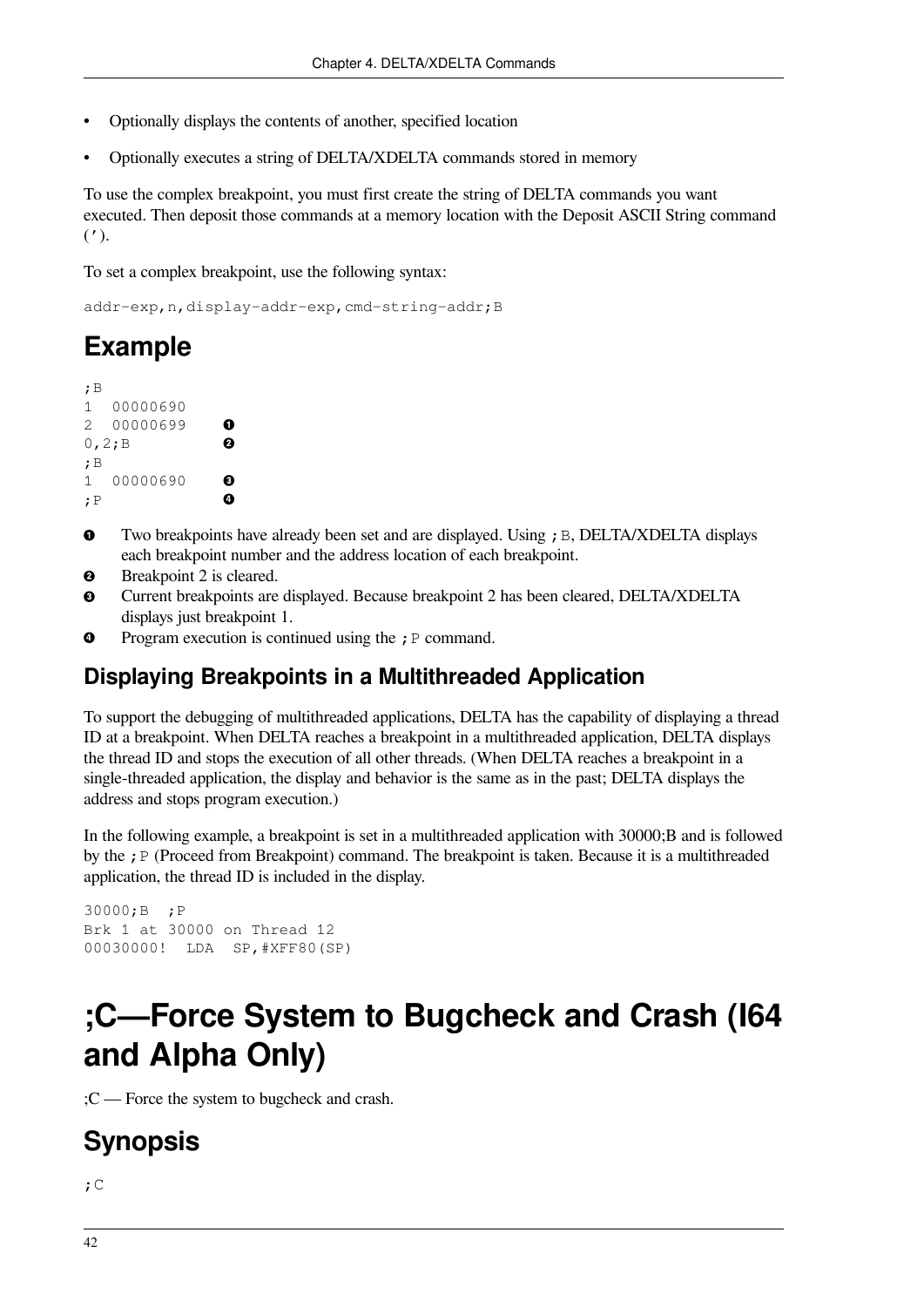- Optionally displays the contents of another, specified location
- Optionally executes a string of DELTA/XDELTA commands stored in memory

To use the complex breakpoint, you must first create the string of DELTA commands you want executed. Then deposit those commands at a memory location with the Deposit ASCII String command (').

To set a complex breakpoint, use the following syntax:

```
addr-exp,n,display-addr-exp,cmd-string-addr;B
```

## Example

```
;B
1  00000690
2  00000699     ❶
0,2;B           ❷
;B
1  00000690     ❸
;P              ❹
```

❶ Two breakpoints have already been set and are displayed. Using `;B`, DELTA/XDELTA displays each breakpoint number and the address location of each breakpoint.

❷ Breakpoint 2 is cleared.

❸ Current breakpoints are displayed. Because breakpoint 2 has been cleared, DELTA/XDELTA displays just breakpoint 1.

❹ Program execution is continued using the `;P` command.

### Displaying Breakpoints in a Multithreaded Application

To support the debugging of multithreaded applications, DELTA has the capability of displaying a thread ID at a breakpoint. When DELTA reaches a breakpoint in a multithreaded application, DELTA displays the thread ID and stops the execution of all other threads. (When DELTA reaches a breakpoint in a single-threaded application, the display and behavior is the same as in the past; DELTA displays the address and stops program execution.)

In the following example, a breakpoint is set in a multithreaded application with 30000;B and is followed by the `;P` (Proceed from Breakpoint) command. The breakpoint is taken. Because it is a multithreaded application, the thread ID is included in the display.

```
30000;B  ;P
Brk 1 at 30000 on Thread 12
00030000!  LDA  SP,#XFF80(SP)
```

# ;C—Force System to Bugcheck and Crash (I64 and Alpha Only)

;C — Force the system to bugcheck and crash.

## Synopsis

```
;C
```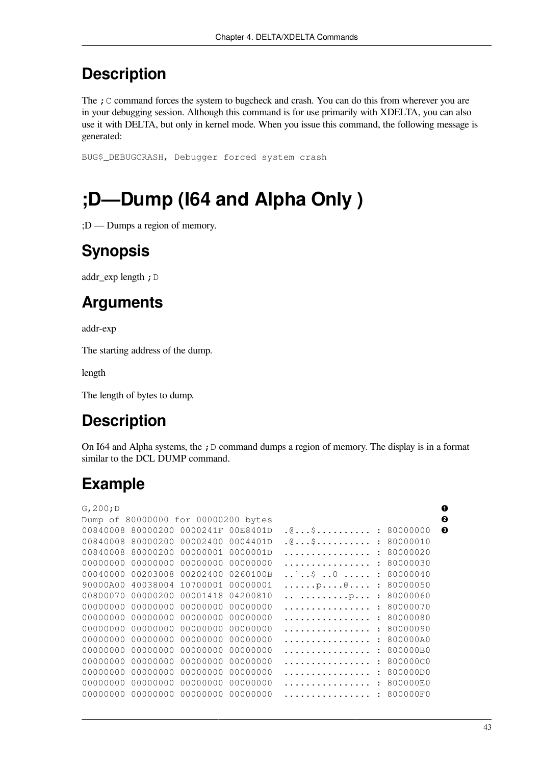## Description

The `;C` command forces the system to bugcheck and crash. You can do this from wherever you are in your debugging session. Although this command is for use primarily with XDELTA, you can also use it with DELTA, but only in kernel mode. When you issue this command, the following message is generated:

```
BUG$_DEBUGCRASH, Debugger forced system crash
```

# ;D—Dump (I64 and Alpha Only )

;D — Dumps a region of memory.

## Synopsis

addr_exp length `;D`

## Arguments

addr-exp

The starting address of the dump.

length

The length of bytes to dump.

## Description

On I64 and Alpha systems, the `;D` command dumps a region of memory. The display is in a format similar to the DCL DUMP command.

## Example

```
G,200;D                                                                        ❶
Dump of 80000000 for 00000200 bytes                                            ❷
00840008 80000200 0000241F 00E8401D  .@...$.......... : 80000000               ❸
00840008 80000200 00002400 0004401D  .@...$.......... : 80000010
00840008 80000200 00000001 0000001D  ................ : 80000020
00000000 00000000 00000000 00000000  ................ : 80000030
00040000 00203008 00202400 0260100B  ..`..$ ..0 ..... : 80000040
90000A00 40038004 10700001 00000001  ......p....@.... : 80000050
00800070 00000200 00001418 04200810  .. .........p... : 80000060
00000000 00000000 00000000 00000000  ................ : 80000070
00000000 00000000 00000000 00000000  ................ : 80000080
00000000 00000000 00000000 00000000  ................ : 80000090
00000000 00000000 00000000 00000000  ................ : 800000A0
00000000 00000000 00000000 00000000  ................ : 800000B0
00000000 00000000 00000000 00000000  ................ : 800000C0
00000000 00000000 00000000 00000000  ................ : 800000D0
00000000 00000000 00000000 00000000  ................ : 800000E0
00000000 00000000 00000000 00000000  ................ : 800000F0
```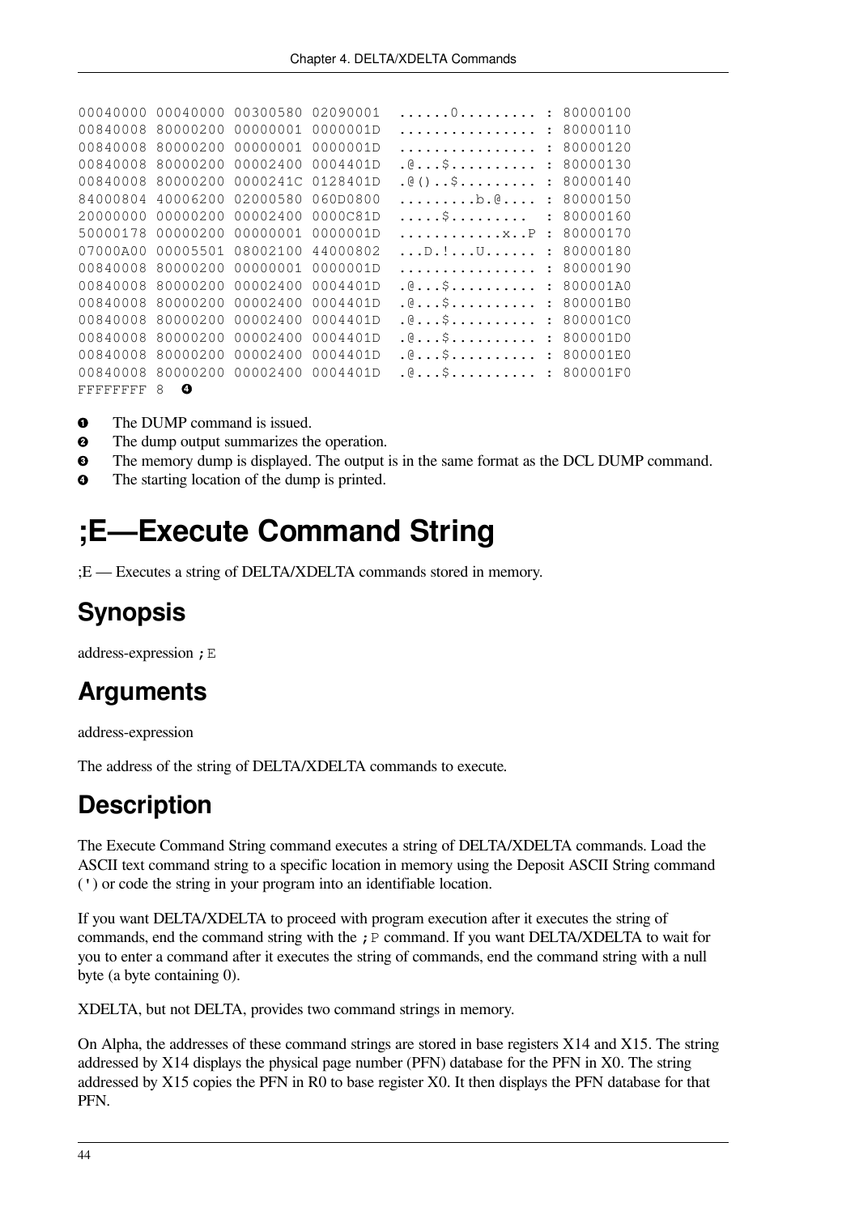```
00040000 00040000 00300580 02090001  ......0......... : 80000100
00840008 80000200 00000001 0000001D  ................ : 80000110
00840008 80000200 00000001 0000001D  ................ : 80000120
00840008 80000200 00002400 0004401D  .@...$.......... : 80000130
00840008 80000200 0000241C 0128401D  .@()..$......... : 80000140
84000804 40006200 02000580 060D0800  .........b.@.... : 80000150
20000000 00000200 00002400 0000C81D  .....$.........  : 80000160
50000178 00000200 00000001 0000001D  ............x..P : 80000170
07000A00 00005501 08002100 44000802  ...D.!...U...... : 80000180
00840008 80000200 00000001 0000001D  ................ : 80000190
00840008 80000200 00002400 0004401D  .@...$.......... : 800001A0
00840008 80000200 00002400 0004401D  .@...$.......... : 800001B0
00840008 80000200 00002400 0004401D  .@...$.......... : 800001C0
00840008 80000200 00002400 0004401D  .@...$.......... : 800001D0
00840008 80000200 00002400 0004401D  .@...$.......... : 800001E0
00840008 80000200 00002400 0004401D  .@...$.......... : 800001F0
FFFFFFFF 8  ❹
```

❶ The DUMP command is issued.

❷ The dump output summarizes the operation.

❸ The memory dump is displayed. The output is in the same format as the DCL DUMP command.

❹ The starting location of the dump is printed.

# ;E—Execute Command String

;E — Executes a string of DELTA/XDELTA commands stored in memory.

## Synopsis

address-expression `;E`

## Arguments

address-expression

The address of the string of DELTA/XDELTA commands to execute.

## Description

The Execute Command String command executes a string of DELTA/XDELTA commands. Load the ASCII text command string to a specific location in memory using the Deposit ASCII String command (`'`) or code the string in your program into an identifiable location.

If you want DELTA/XDELTA to proceed with program execution after it executes the string of commands, end the command string with the `;P` command. If you want DELTA/XDELTA to wait for you to enter a command after it executes the string of commands, end the command string with a null byte (a byte containing 0).

XDELTA, but not DELTA, provides two command strings in memory.

On Alpha, the addresses of these command strings are stored in base registers X14 and X15. The string addressed by X14 displays the physical page number (PFN) database for the PFN in X0. The string addressed by X15 copies the PFN in R0 to base register X0. It then displays the PFN database for that PFN.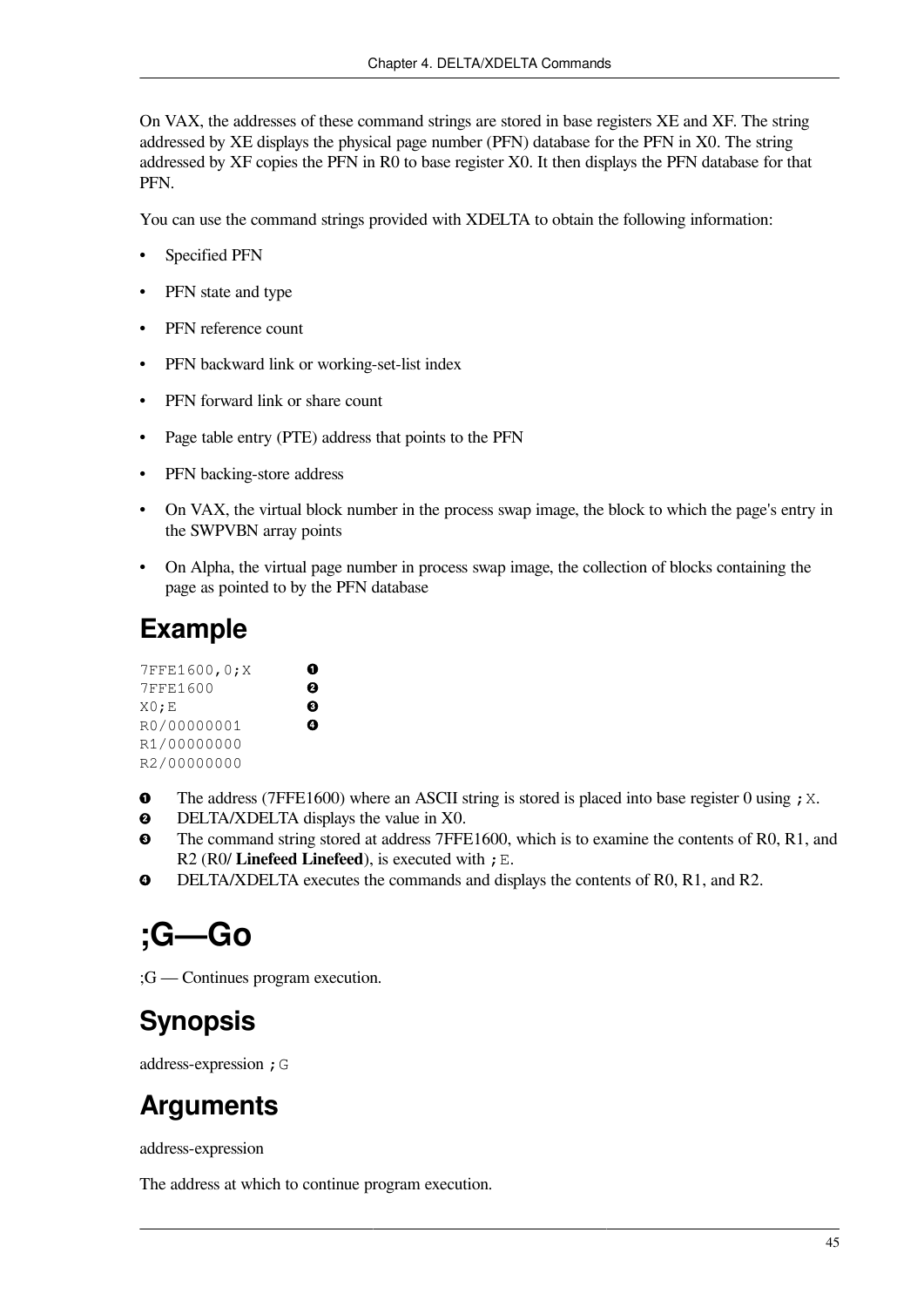On VAX, the addresses of these command strings are stored in base registers XE and XF. The string addressed by XE displays the physical page number (PFN) database for the PFN in X0. The string addressed by XF copies the PFN in R0 to base register X0. It then displays the PFN database for that PFN.

You can use the command strings provided with XDELTA to obtain the following information:

- Specified PFN
- PFN state and type
- PFN reference count
- PFN backward link or working-set-list index
- PFN forward link or share count
- Page table entry (PTE) address that points to the PFN
- PFN backing-store address
- On VAX, the virtual block number in the process swap image, the block to which the page's entry in the SWPVBN array points
- On Alpha, the virtual page number in process swap image, the collection of blocks containing the page as pointed to by the PFN database

## Example

```
7FFE1600,0;X        ❶
7FFE1600            ❷
X0;E                ❸
R0/00000001         ❹
R1/00000000
R2/00000000
```

❶ The address (7FFE1600) where an ASCII string is stored is placed into base register 0 using `;X`.
❷ DELTA/XDELTA displays the value in X0.
❸ The command string stored at address 7FFE1600, which is to examine the contents of R0, R1, and R2 (R0/ **Linefeed Linefeed**), is executed with `;E`.
❹ DELTA/XDELTA executes the commands and displays the contents of R0, R1, and R2.

# ;G—Go

;G — Continues program execution.

## Synopsis

address-expression `;G`

## Arguments

address-expression

The address at which to continue program execution.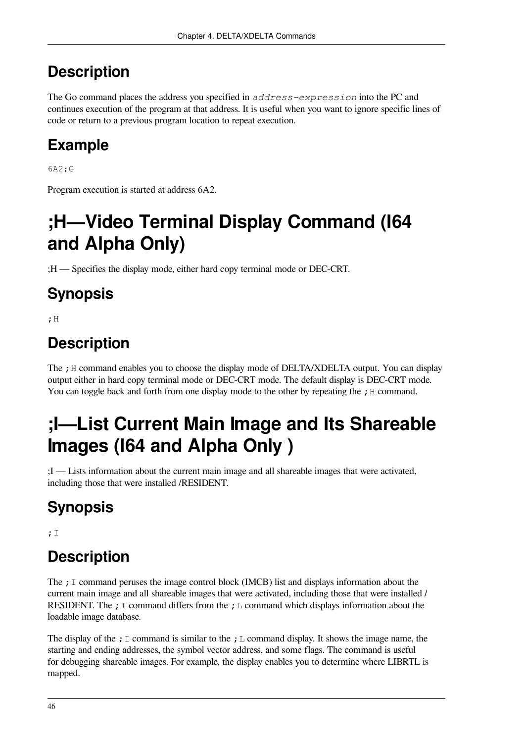## Description

The Go command places the address you specified in *address-expression* into the PC and continues execution of the program at that address. It is useful when you want to ignore specific lines of code or return to a previous program location to repeat execution.

## Example

```
6A2;G
```

Program execution is started at address 6A2.

# ;H—Video Terminal Display Command (I64 and Alpha Only)

;H — Specifies the display mode, either hard copy terminal mode or DEC-CRT.

## Synopsis

```
;H
```

## Description

The `;H` command enables you to choose the display mode of DELTA/XDELTA output. You can display output either in hard copy terminal mode or DEC-CRT mode. The default display is DEC-CRT mode. You can toggle back and forth from one display mode to the other by repeating the `;H` command.

# ;I—List Current Main Image and Its Shareable Images (I64 and Alpha Only )

;I — Lists information about the current main image and all shareable images that were activated, including those that were installed /RESIDENT.

## Synopsis

```
;I
```

## Description

The `;I` command peruses the image control block (IMCB) list and displays information about the current main image and all shareable images that were activated, including those that were installed / RESIDENT. The `;I` command differs from the `;L` command which displays information about the loadable image database.

The display of the `;I` command is similar to the `;L` command display. It shows the image name, the starting and ending addresses, the symbol vector address, and some flags. The command is useful for debugging shareable images. For example, the display enables you to determine where LIBRTL is mapped.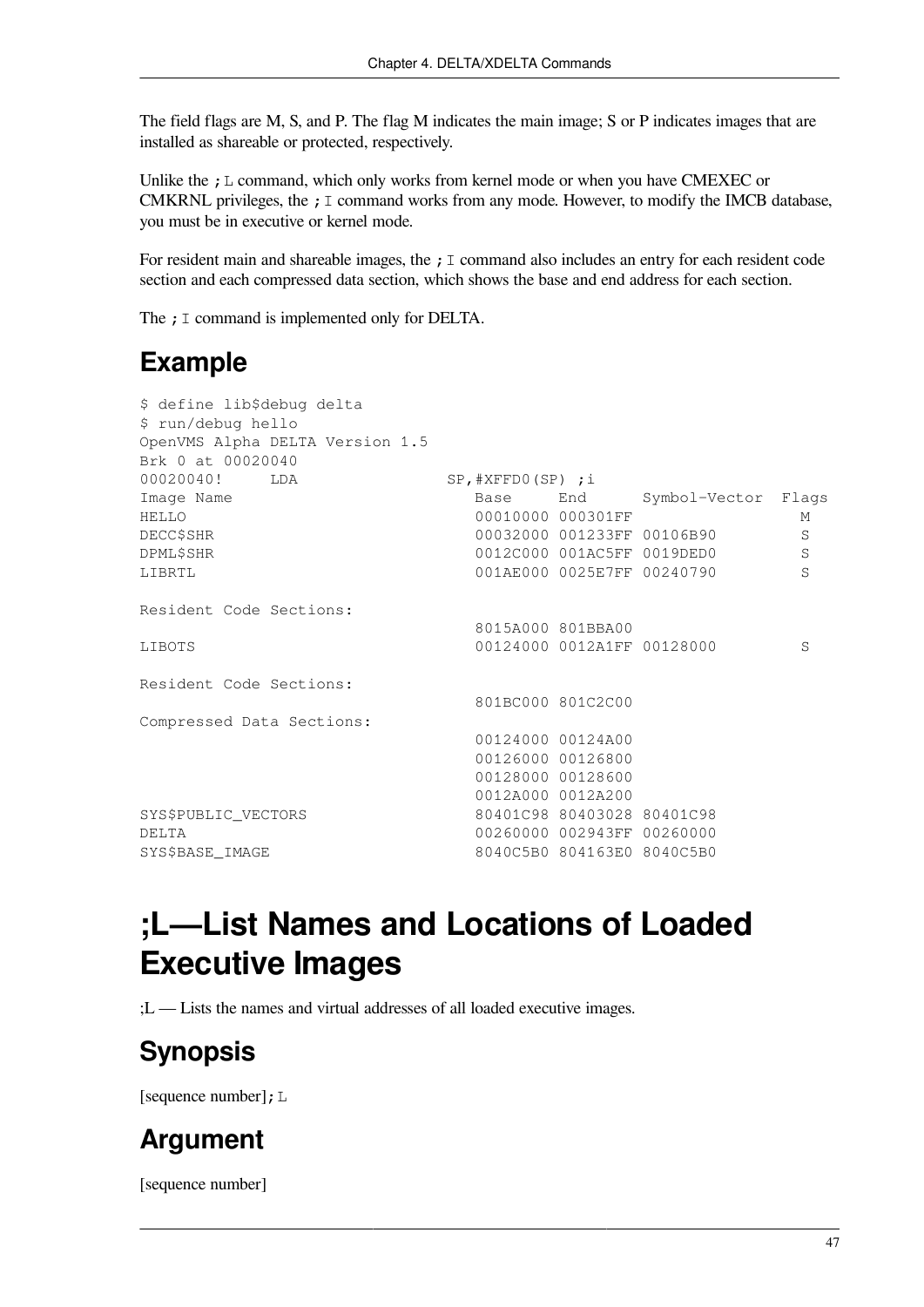The field flags are M, S, and P. The flag M indicates the main image; S or P indicates images that are installed as shareable or protected, respectively.

Unlike the `;L` command, which only works from kernel mode or when you have CMEXEC or CMKRNL privileges, the `;I` command works from any mode. However, to modify the IMCB database, you must be in executive or kernel mode.

For resident main and shareable images, the `;I` command also includes an entry for each resident code section and each compressed data section, which shows the base and end address for each section.

The `;I` command is implemented only for DELTA.

## Example

```
$ define lib$debug delta
$ run/debug hello
OpenVMS Alpha DELTA Version 1.5
Brk 0 at 00020040
00020040!     LDA                 SP,#XFFD0(SP) ;i
Image Name                          Base     End      Symbol-Vector  Flags
HELLO                               00010000 000301FF                  M
DECC$SHR                            00032000 001233FF 00106B90         S
DPML$SHR                            0012C000 001AC5FF 0019DED0         S
LIBRTL                              001AE000 0025E7FF 00240790         S

Resident Code Sections:
                                    8015A000 801BBA00
LIBOTS                              00124000 0012A1FF 00128000         S

Resident Code Sections:
                                    801BC000 801C2C00
Compressed Data Sections:
                                    00124000 00124A00
                                    00126000 00126800
                                    00128000 00128600
                                    0012A000 0012A200
SYS$PUBLIC_VECTORS                  80401C98 80403028 80401C98
DELTA                               00260000 002943FF 00260000
SYS$BASE_IMAGE                      8040C5B0 804163E0 8040C5B0
```

# ;L—List Names and Locations of Loaded Executive Images

;L — Lists the names and virtual addresses of all loaded executive images.

## Synopsis

[sequence number]`;L`

## Argument

[sequence number]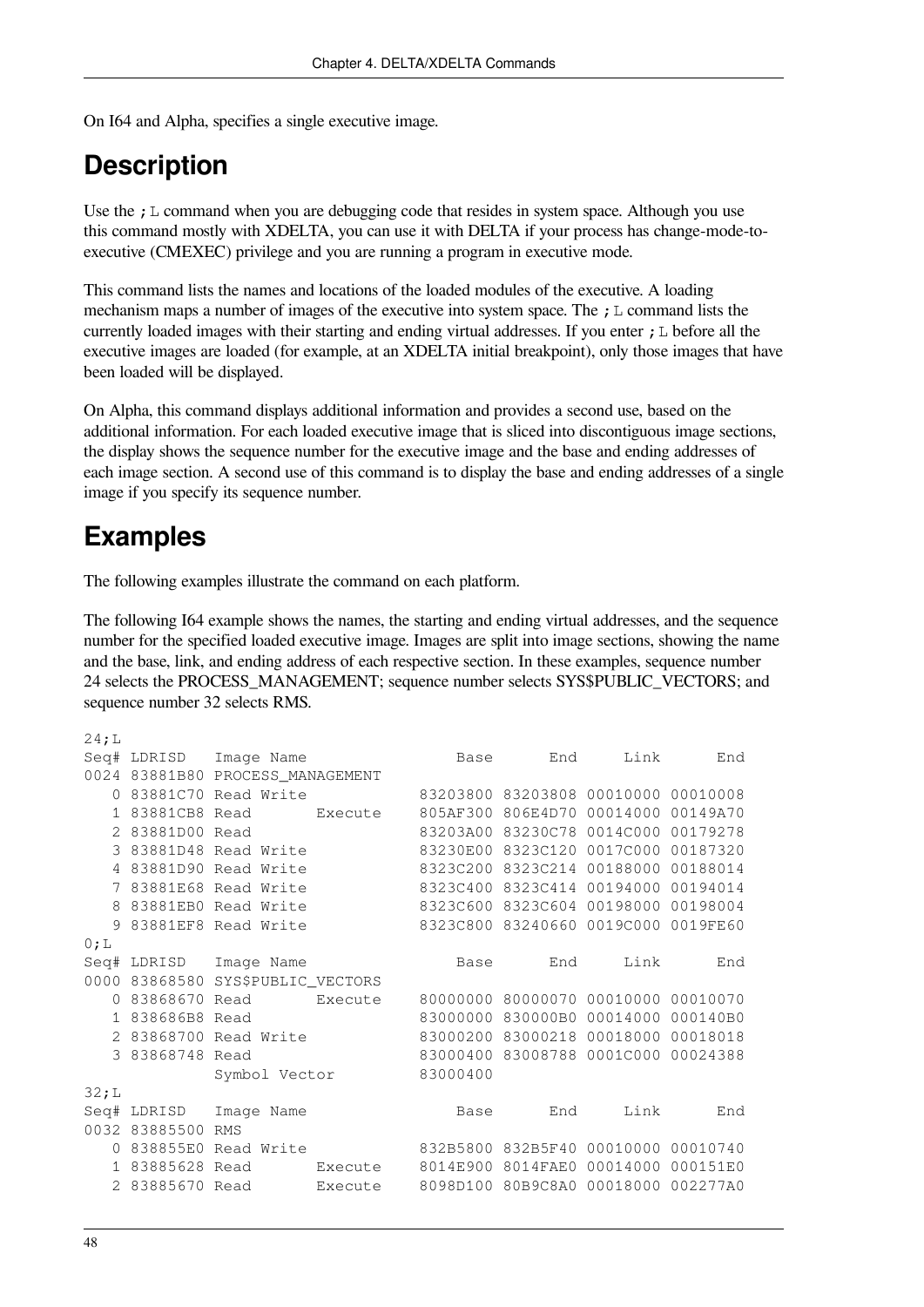On I64 and Alpha, specifies a single executive image.

## Description

Use the ;L command when you are debugging code that resides in system space. Although you use this command mostly with XDELTA, you can use it with DELTA if your process has change-mode-to-executive (CMEXEC) privilege and you are running a program in executive mode.

This command lists the names and locations of the loaded modules of the executive. A loading mechanism maps a number of images of the executive into system space. The ;L command lists the currently loaded images with their starting and ending virtual addresses. If you enter ;L before all the executive images are loaded (for example, at an XDELTA initial breakpoint), only those images that have been loaded will be displayed.

On Alpha, this command displays additional information and provides a second use, based on the additional information. For each loaded executive image that is sliced into discontiguous image sections, the display shows the sequence number for the executive image and the base and ending addresses of each image section. A second use of this command is to display the base and ending addresses of a single image if you specify its sequence number.

## Examples

The following examples illustrate the command on each platform.

The following I64 example shows the names, the starting and ending virtual addresses, and the sequence number for the specified loaded executive image. Images are split into image sections, showing the name and the base, link, and ending address of each respective section. In these examples, sequence number 24 selects the PROCESS_MANAGEMENT; sequence number selects SYS$PUBLIC_VECTORS; and sequence number 32 selects RMS.

```
24;L
Seq# LDRISD   Image Name                 Base      End     Link      End
0024 83881B80 PROCESS_MANAGEMENT
   0 83881C70 Read Write             83203800 83203808 00010000 00010008
   1 83881CB8 Read       Execute     805AF300 806E4D70 00014000 00149A70
   2 83881D00 Read                   83203A00 83230C78 0014C000 00179278
   3 83881D48 Read Write             83230E00 8323C120 0017C000 00187320
   4 83881D90 Read Write             8323C200 8323C214 00188000 00188014
   7 83881E68 Read Write             8323C400 8323C414 00194000 00194014
   8 83881EB0 Read Write             8323C600 8323C604 00198000 00198004
   9 83881EF8 Read Write             8323C800 83240660 0019C000 0019FE60
0;L
Seq# LDRISD   Image Name                 Base      End     Link      End
0000 83868580 SYS$PUBLIC_VECTORS
   0 83868670 Read       Execute     80000000 80000070 00010000 00010070
   1 838686B8 Read                   83000000 830000B0 00014000 000140B0
   2 83868700 Read Write             83000200 83000218 00018000 00018018
   3 83868748 Read                   83000400 83008788 0001C000 00024388
              Symbol Vector          83000400
32;L
Seq# LDRISD   Image Name                 Base      End     Link      End
0032 83885500 RMS
   0 838855E0 Read Write             832B5800 832B5F40 00010000 00010740
   1 83885628 Read       Execute     8014E900 8014FAE0 00014000 000151E0
   2 83885670 Read       Execute     8098D100 80B9C8A0 00018000 002277A0
```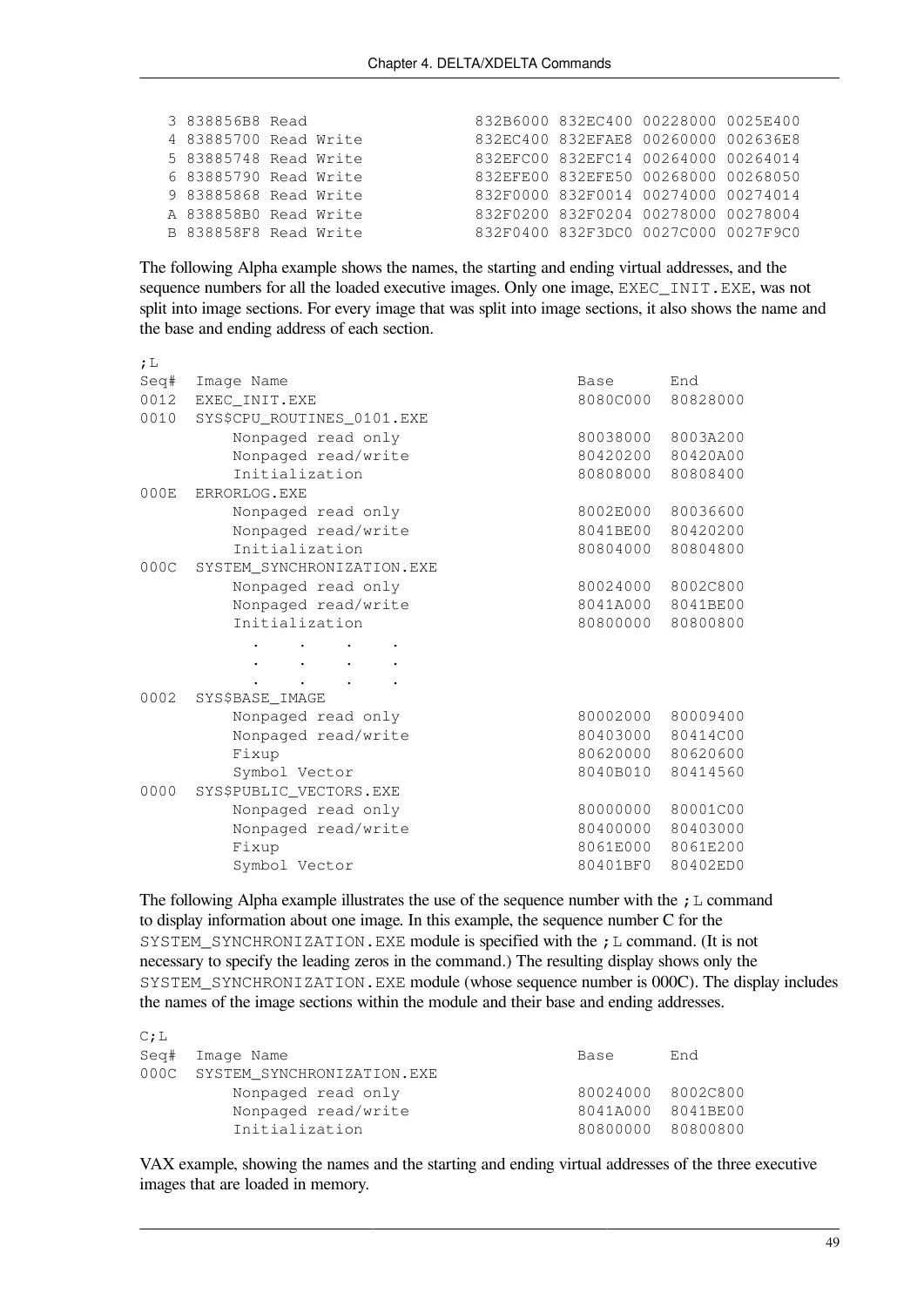```
3 838856B8 Read                832B6000 832EC400 00228000 0025E400
4 83885700 Read Write          832EC400 832EFAE8 00260000 002636E8
5 83885748 Read Write          832EFC00 832EFC14 00264000 00264014
6 83885790 Read Write          832EFE00 832EFE50 00268000 00268050
9 83885868 Read Write          832F0000 832F0014 00274000 00274014
A 838858B0 Read Write          832F0200 832F0204 00278000 00278004
B 838858F8 Read Write          832F0400 832F3DC0 0027C000 0027F9C0
```

The following Alpha example shows the names, the starting and ending virtual addresses, and the sequence numbers for all the loaded executive images. Only one image, `EXEC_INIT.EXE`, was not split into image sections. For every image that was split into image sections, it also shows the name and the base and ending address of each section.

```
;L
Seq#  Image Name                                    Base      End
0012  EXEC_INIT.EXE                                 8080C000  80828000
0010  SYS$CPU_ROUTINES_0101.EXE
          Nonpaged read only                        80038000  8003A200
          Nonpaged read/write                       80420200  80420A00
          Initialization                            80808000  80808400
000E  ERRORLOG.EXE
          Nonpaged read only                        8002E000  80036600
          Nonpaged read/write                       8041BE00  80420200
          Initialization                            80804000  80804800
000C  SYSTEM_SYNCHRONIZATION.EXE
          Nonpaged read only                        80024000  8002C800
          Nonpaged read/write                       8041A000  8041BE00
          Initialization                            80800000  80800800
            .    .    .    .
            .    .    .    .
            .    .    .    .
0002  SYS$BASE_IMAGE
          Nonpaged read only                        80002000  80009400
          Nonpaged read/write                       80403000  80414C00
          Fixup                                     80620000  80620600
          Symbol Vector                             8040B010  80414560
0000  SYS$PUBLIC_VECTORS.EXE
          Nonpaged read only                        80000000  80001C00
          Nonpaged read/write                       80400000  80403000
          Fixup                                     8061E000  8061E200
          Symbol Vector                             80401BF0  80402ED0
```

The following Alpha example illustrates the use of the sequence number with the `;L` command to display information about one image. In this example, the sequence number C for the `SYSTEM_SYNCHRONIZATION.EXE` module is specified with the `;L` command. (It is not necessary to specify the leading zeros in the command.) The resulting display shows only the `SYSTEM_SYNCHRONIZATION.EXE` module (whose sequence number is 000C). The display includes the names of the image sections within the module and their base and ending addresses.

```
C;L
Seq#  Image Name                                    Base      End
000C  SYSTEM_SYNCHRONIZATION.EXE
          Nonpaged read only                        80024000  8002C800
          Nonpaged read/write                       8041A000  8041BE00
          Initialization                            80800000  80800800
```

VAX example, showing the names and the starting and ending virtual addresses of the three executive images that are loaded in memory.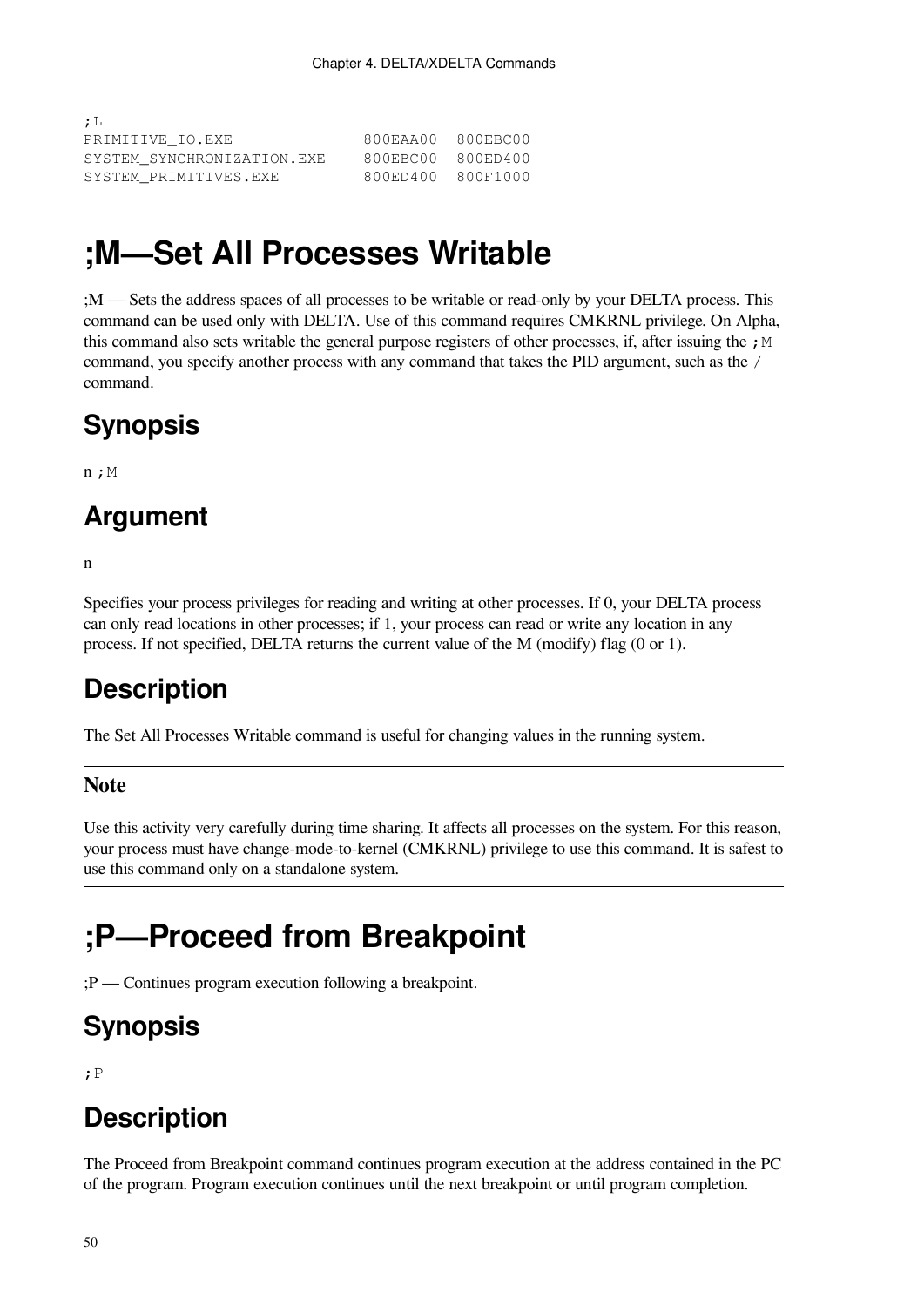```
;L
PRIMITIVE_IO.EXE              800EAA00  800EBC00
SYSTEM_SYNCHRONIZATION.EXE    800EBC00  800ED400
SYSTEM_PRIMITIVES.EXE         800ED400  800F1000
```

# ;M—Set All Processes Writable

;M — Sets the address spaces of all processes to be writable or read-only by your DELTA process. This command can be used only with DELTA. Use of this command requires CMKRNL privilege. On Alpha, this command also sets writable the general purpose registers of other processes, if, after issuing the `;M` command, you specify another process with any command that takes the PID argument, such as the `/` command.

## Synopsis

n `;M`

## Argument

n

Specifies your process privileges for reading and writing at other processes. If 0, your DELTA process can only read locations in other processes; if 1, your process can read or write any location in any process. If not specified, DELTA returns the current value of the M (modify) flag (0 or 1).

## Description

The Set All Processes Writable command is useful for changing values in the running system.

### Note

Use this activity very carefully during time sharing. It affects all processes on the system. For this reason, your process must have change-mode-to-kernel (CMKRNL) privilege to use this command. It is safest to use this command only on a standalone system.

# ;P—Proceed from Breakpoint

;P — Continues program execution following a breakpoint.

## Synopsis

`;P`

## Description

The Proceed from Breakpoint command continues program execution at the address contained in the PC of the program. Program execution continues until the next breakpoint or until program completion.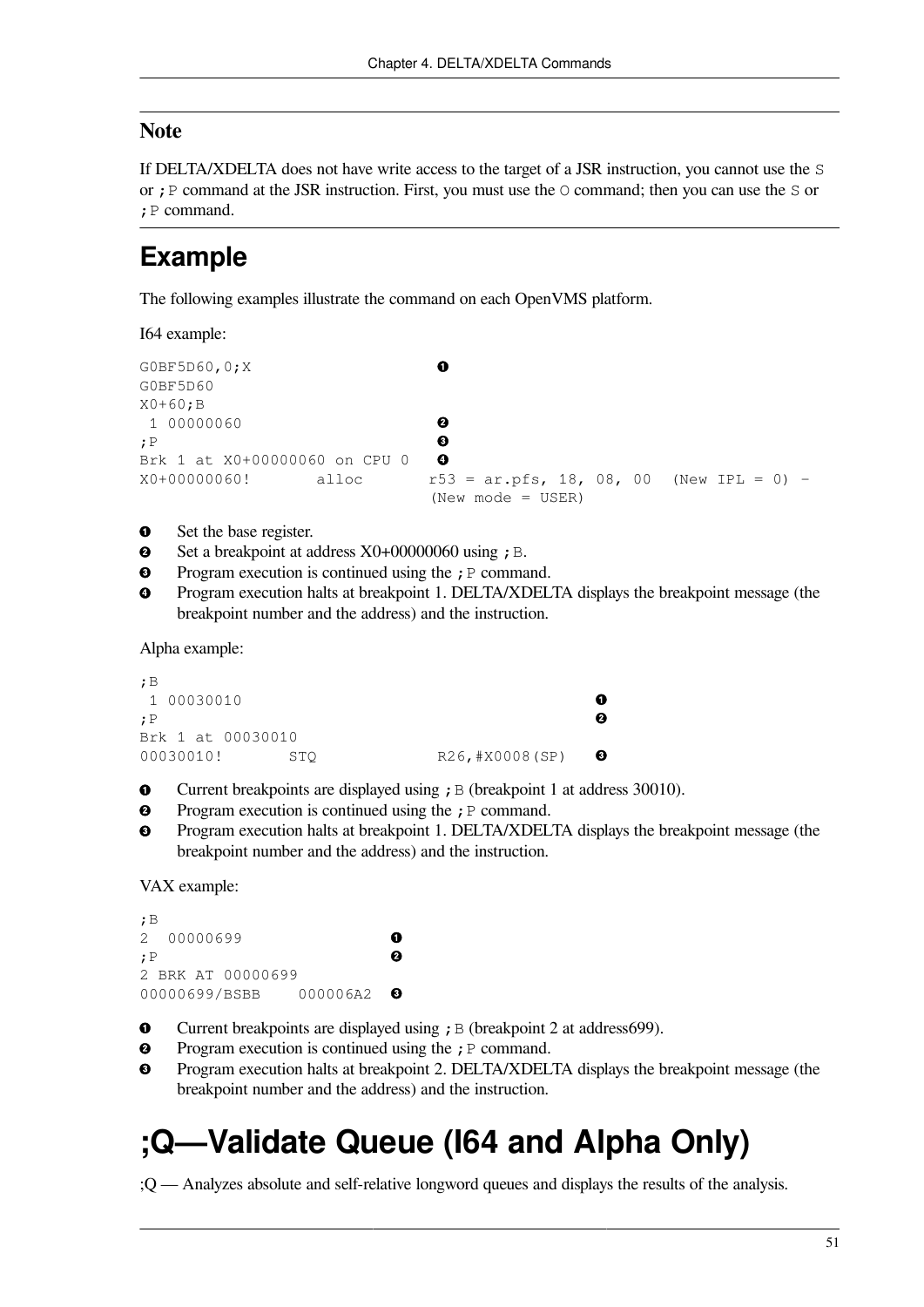### Note

If DELTA/XDELTA does not have write access to the target of a JSR instruction, you cannot use the `S` or `;P` command at the JSR instruction. First, you must use the `O` command; then you can use the `S` or `;P` command.

## Example

The following examples illustrate the command on each OpenVMS platform.

I64 example:

```
G0BF5D60,0;X                  ❶
G0BF5D60
X0+60;B
 1 00000060                   ❷
;P                            ❸
Brk 1 at X0+00000060 on CPU 0 ❹
X0+00000060!       alloc       r53 = ar.pfs, 18, 08, 00  (New IPL = 0) -
                               (New mode = USER)
```

❶ Set the base register.
❷ Set a breakpoint at address X0+00000060 using `;B`.
❸ Program execution is continued using the `;P` command.
❹ Program execution halts at breakpoint 1. DELTA/XDELTA displays the breakpoint message (the breakpoint number and the address) and the instruction.

Alpha example:

```
;B
 1 00030010                                 ❶
;P                                          ❷
Brk 1 at 00030010
00030010!       STQ            R26,#X0008(SP)   ❸
```

❶ Current breakpoints are displayed using `;B` (breakpoint 1 at address 30010).
❷ Program execution is continued using the `;P` command.
❸ Program execution halts at breakpoint 1. DELTA/XDELTA displays the breakpoint message (the breakpoint number and the address) and the instruction.

VAX example:

```
;B
2  00000699                ❶
;P                         ❷
2 BRK AT 00000699
00000699/BSBB    000006A2  ❸
```

❶ Current breakpoints are displayed using `;B` (breakpoint 2 at address699).
❷ Program execution is continued using the `;P` command.
❸ Program execution halts at breakpoint 2. DELTA/XDELTA displays the breakpoint message (the breakpoint number and the address) and the instruction.

# ;Q—Validate Queue (I64 and Alpha Only)

;Q — Analyzes absolute and self-relative longword queues and displays the results of the analysis.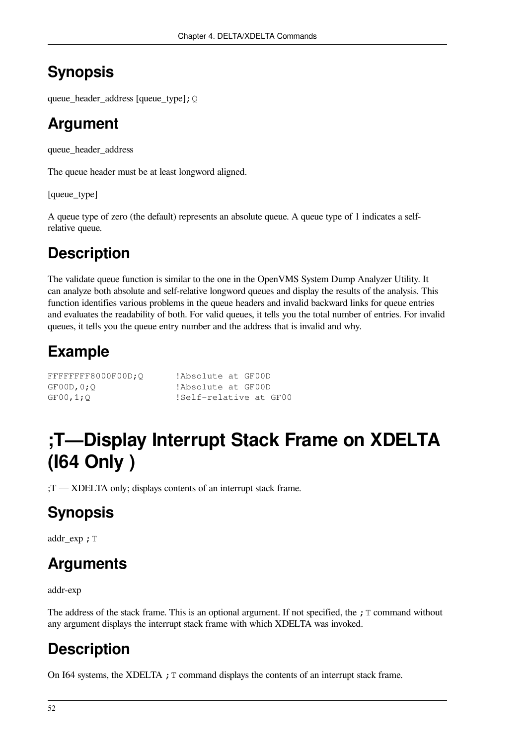## Synopsis

queue_header_address [queue_type];Q

## Argument

queue_header_address

The queue header must be at least longword aligned.

[queue_type]

A queue type of zero (the default) represents an absolute queue. A queue type of 1 indicates a self-relative queue.

## Description

The validate queue function is similar to the one in the OpenVMS System Dump Analyzer Utility. It can analyze both absolute and self-relative longword queues and display the results of the analysis. This function identifies various problems in the queue headers and invalid backward links for queue entries and evaluates the readability of both. For valid queues, it tells you the total number of entries. For invalid queues, it tells you the queue entry number and the address that is invalid and why.

## Example

```
FFFFFFFF8000F00D;Q       !Absolute at GF00D
GF00D,0;Q                !Absolute at GF00D
GF00,1;Q                 !Self-relative at GF00
```

# ;T—Display Interrupt Stack Frame on XDELTA (I64 Only )

;T — XDELTA only; displays contents of an interrupt stack frame.

## Synopsis

addr_exp ;T

## Arguments

addr-exp

The address of the stack frame. This is an optional argument. If not specified, the ;T command without any argument displays the interrupt stack frame with which XDELTA was invoked.

## Description

On I64 systems, the XDELTA ;T command displays the contents of an interrupt stack frame.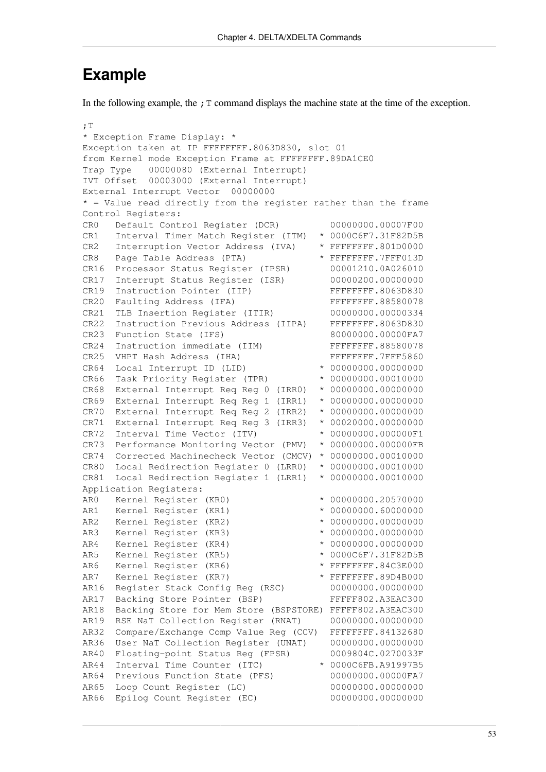## Example

In the following example, the `;T` command displays the machine state at the time of the exception.

```
;T
* Exception Frame Display: *
Exception taken at IP FFFFFFFF.8063D830, slot 01
from Kernel mode Exception Frame at FFFFFFFF.89DA1CE0
Trap Type   00000080 (External Interrupt)
IVT Offset  00003000 (External Interrupt)
External Interrupt Vector  00000000
* = Value read directly from the register rather than the frame
Control Registers:
CR0   Default Control Register (DCR)         00000000.00007F00
CR1   Interval Timer Match Register (ITM)  * 0000C6F7.31F82D5B
CR2   Interruption Vector Address (IVA)    * FFFFFFFF.801D0000
CR8   Page Table Address (PTA)             * FFFFFFFF.7FFF013D
CR16  Processor Status Register (IPSR)       00001210.0A026010
CR17  Interrupt Status Register (ISR)        00000200.00000000
CR19  Instruction Pointer (IIP)              FFFFFFFF.8063D830
CR20  Faulting Address (IFA)                 FFFFFFFF.88580078
CR21  TLB Insertion Register (ITIR)          00000000.00000334
CR22  Instruction Previous Address (IIPA)    FFFFFFFF.8063D830
CR23  Function State (IFS)                   80000000.00000FA7
CR24  Instruction immediate (IIM)            FFFFFFFF.88580078
CR25  VHPT Hash Address (IHA)                FFFFFFFF.7FFF5860
CR64  Local Interrupt ID (LID)             * 00000000.00000000
CR66  Task Priority Register (TPR)         * 00000000.00010000
CR68  External Interrupt Req Reg 0 (IRR0)  * 00000000.00000000
CR69  External Interrupt Req Reg 1 (IRR1)  * 00000000.00000000
CR70  External Interrupt Req Reg 2 (IRR2)  * 00000000.00000000
CR71  External Interrupt Req Reg 3 (IRR3)  * 00020000.00000000
CR72  Interval Time Vector (ITV)           * 00000000.000000F1
CR73  Performance Monitoring Vector (PMV)  * 00000000.000000FB
CR74  Corrected Machinecheck Vector (CMCV) * 00000000.00010000
CR80  Local Redirection Register 0 (LRR0)  * 00000000.00010000
CR81  Local Redirection Register 1 (LRR1)  * 00000000.00010000
Application Registers:
AR0   Kernel Register (KR0)                * 00000000.20570000
AR1   Kernel Register (KR1)                * 00000000.60000000
AR2   Kernel Register (KR2)                * 00000000.00000000
AR3   Kernel Register (KR3)                * 00000000.00000000
AR4   Kernel Register (KR4)                * 00000000.00000000
AR5   Kernel Register (KR5)                * 0000C6F7.31F82D5B
AR6   Kernel Register (KR6)                * FFFFFFFF.84C3E000
AR7   Kernel Register (KR7)                * FFFFFFFF.89D4B000
AR16  Register Stack Config Reg (RSC)        00000000.00000000
AR17  Backing Store Pointer (BSP)            FFFFF802.A3EAC300
AR18  Backing Store for Mem Store (BSPSTORE) FFFFF802.A3EAC300
AR19  RSE NaT Collection Register (RNAT)     00000000.00000000
AR32  Compare/Exchange Comp Value Reg (CCV)  FFFFFFFF.84132680
AR36  User NaT Collection Register (UNAT)    00000000.00000000
AR40  Floating-point Status Reg (FPSR)       0009804C.0270033F
AR44  Interval Time Counter (ITC)          * 0000C6FB.A91997B5
AR64  Previous Function State (PFS)          00000000.00000FA7
AR65  Loop Count Register (LC)               00000000.00000000
AR66  Epilog Count Register (EC)             00000000.00000000
```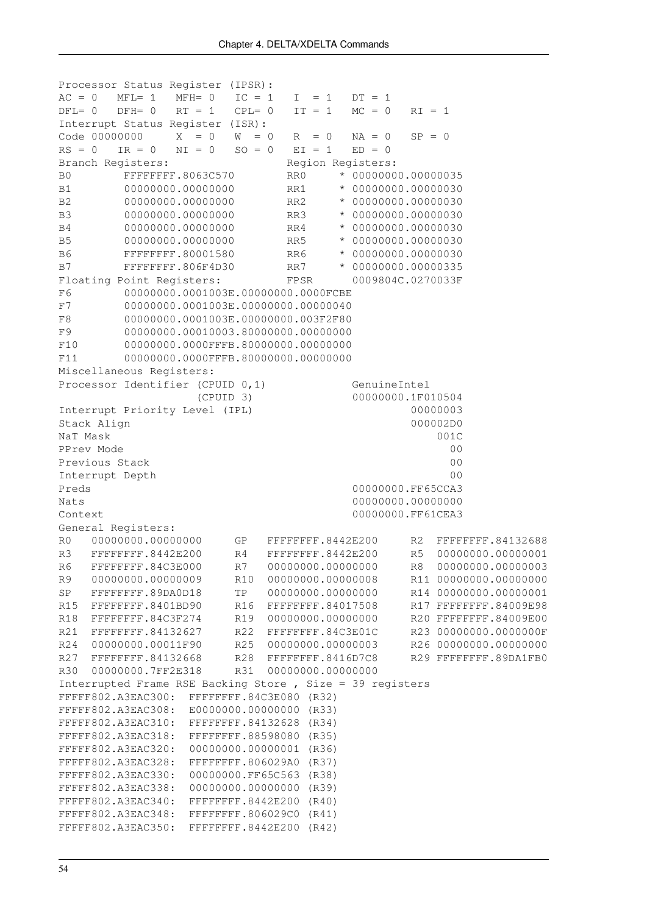```
Processor Status Register (IPSR):
AC = 0   MFL= 1   MFH= 0   IC = 1   I  = 1   DT = 1
DFL= 0   DFH= 0   RT = 1   CPL= 0   IT = 1   MC = 0   RI = 1
Interrupt Status Register (ISR):
Code 00000000     X  = 0   W  = 0   R  = 0   NA = 0   SP = 0
RS = 0   IR = 0   NI = 0   SO = 0   EI = 1   ED = 0
Branch Registers:                     Region Registers:
B0        FFFFFFFF.8063C570        RR0     * 00000000.00000035
B1        00000000.00000000        RR1     * 00000000.00000030
B2        00000000.00000000        RR2     * 00000000.00000030
B3        00000000.00000000        RR3     * 00000000.00000030
B4        00000000.00000000        RR4     * 00000000.00000030
B5        00000000.00000000        RR5     * 00000000.00000030
B6        FFFFFFFF.80001580        RR6     * 00000000.00000030
B7        FFFFFFFF.806F4D30        RR7     * 00000000.00000335
Floating Point Registers:          FPSR      0009804C.0270033F
F6        00000000.0001003E.00000000.0000FCBE
F7        00000000.0001003E.00000000.00000040
F8        00000000.0001003E.00000000.003F2F80
F9        00000000.00010003.80000000.00000000
F10       00000000.0000FFFB.80000000.00000000
F11       00000000.0000FFFB.80000000.00000000
Miscellaneous Registers:
Processor Identifier (CPUID 0,1)             GenuineIntel
                     (CPUID 3)               00000000.1F010504
Interrupt Priority Level (IPL)                        00000003
Stack Align                                           000002D0
NaT Mask                                                  001C
PPrev Mode                                                  00
Previous Stack                                              00
Interrupt Depth                                             00
Preds                                        00000000.FF65CCA3
Nats                                         00000000.00000000
Context                                      00000000.FF61CEA3
General Registers:
R0   00000000.00000000     GP   FFFFFFFF.8442E200     R2  FFFFFFFF.84132688
R3   FFFFFFFF.8442E200     R4   FFFFFFFF.8442E200     R5  00000000.00000001
R6   FFFFFFFF.84C3E000     R7   00000000.00000000     R8  00000000.00000003
R9   00000000.00000009     R10  00000000.00000008     R11 00000000.00000000
SP   FFFFFFFF.89DA0D18     TP   00000000.00000000     R14 00000000.00000001
R15  FFFFFFFF.8401BD90     R16  FFFFFFFF.84017508     R17 FFFFFFFF.84009E98
R18  FFFFFFFF.84C3F274     R19  00000000.00000000     R20 FFFFFFFF.84009E00
R21  FFFFFFFF.84132627     R22  FFFFFFFF.84C3E01C     R23 00000000.0000000F
R24  00000000.00011F90     R25  00000000.00000003     R26 00000000.00000000
R27  FFFFFFFF.84132668     R28  FFFFFFFF.8416D7C8     R29 FFFFFFFF.89DA1FB0
R30  00000000.7FF2E318     R31  00000000.00000000
Interrupted Frame RSE Backing Store , Size = 39 registers
FFFFF802.A3EAC300:  FFFFFFFF.84C3E080 (R32)
FFFFF802.A3EAC308:  E0000000.00000000 (R33)
FFFFF802.A3EAC310:  FFFFFFFF.84132628 (R34)
FFFFF802.A3EAC318:  FFFFFFFF.88598080 (R35)
FFFFF802.A3EAC320:  00000000.00000001 (R36)
FFFFF802.A3EAC328:  FFFFFFFF.806029A0 (R37)
FFFFF802.A3EAC330:  00000000.FF65C563 (R38)
FFFFF802.A3EAC338:  00000000.00000000 (R39)
FFFFF802.A3EAC340:  FFFFFFFF.8442E200 (R40)
FFFFF802.A3EAC348:  FFFFFFFF.806029C0 (R41)
FFFFF802.A3EAC350:  FFFFFFFF.8442E200 (R42)
```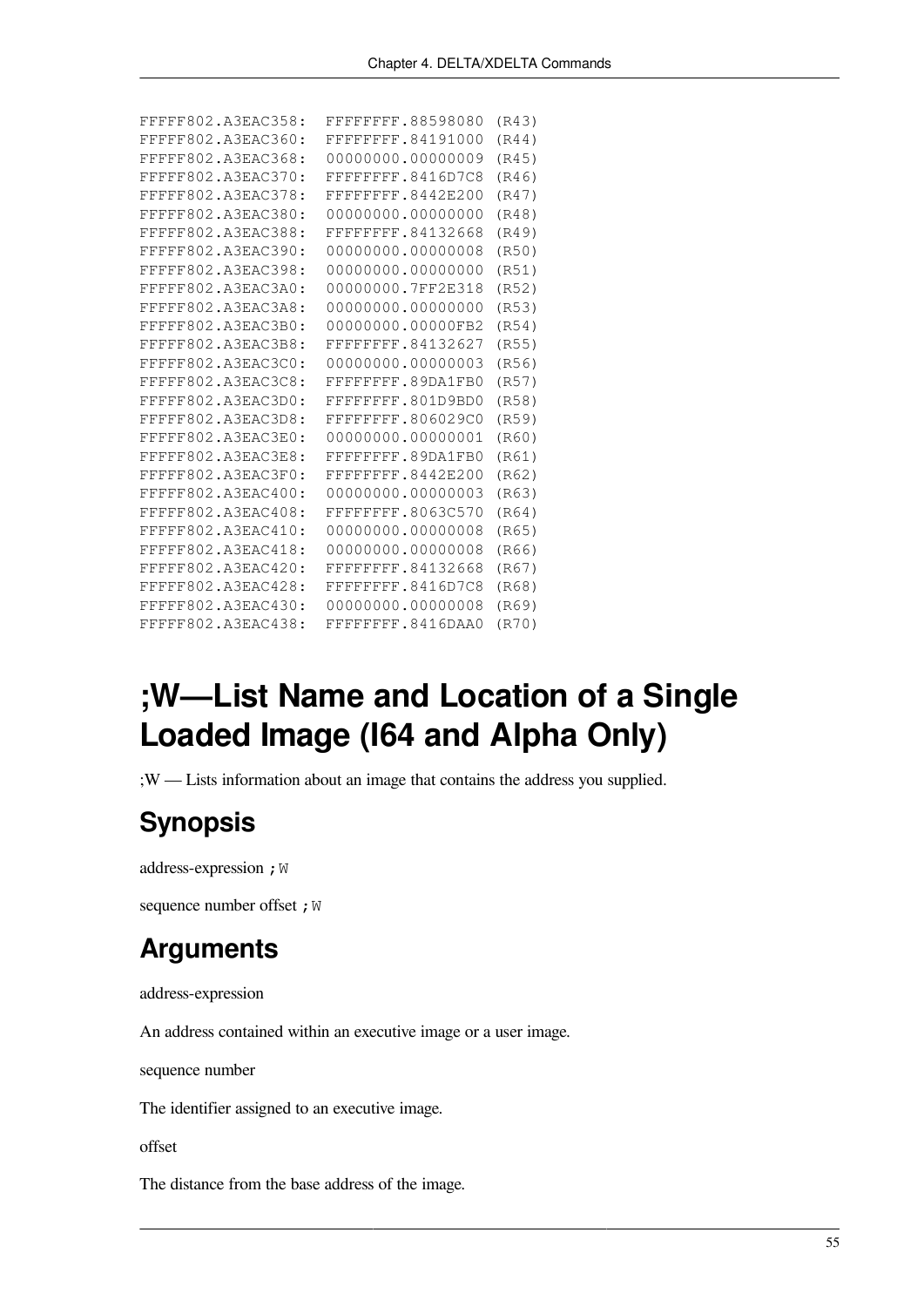```
FFFFF802.A3EAC358:  FFFFFFFF.88598080 (R43)
FFFFF802.A3EAC360:  FFFFFFFF.84191000 (R44)
FFFFF802.A3EAC368:  00000000.00000009 (R45)
FFFFF802.A3EAC370:  FFFFFFFF.8416D7C8 (R46)
FFFFF802.A3EAC378:  FFFFFFFF.8442E200 (R47)
FFFFF802.A3EAC380:  00000000.00000000 (R48)
FFFFF802.A3EAC388:  FFFFFFFF.84132668 (R49)
FFFFF802.A3EAC390:  00000000.00000008 (R50)
FFFFF802.A3EAC398:  00000000.00000000 (R51)
FFFFF802.A3EAC3A0:  00000000.7FF2E318 (R52)
FFFFF802.A3EAC3A8:  00000000.00000000 (R53)
FFFFF802.A3EAC3B0:  00000000.00000FB2 (R54)
FFFFF802.A3EAC3B8:  FFFFFFFF.84132627 (R55)
FFFFF802.A3EAC3C0:  00000000.00000003 (R56)
FFFFF802.A3EAC3C8:  FFFFFFFF.89DA1FB0 (R57)
FFFFF802.A3EAC3D0:  FFFFFFFF.801D9BD0 (R58)
FFFFF802.A3EAC3D8:  FFFFFFFF.806029C0 (R59)
FFFFF802.A3EAC3E0:  00000000.00000001 (R60)
FFFFF802.A3EAC3E8:  FFFFFFFF.89DA1FB0 (R61)
FFFFF802.A3EAC3F0:  FFFFFFFF.8442E200 (R62)
FFFFF802.A3EAC400:  00000000.00000003 (R63)
FFFFF802.A3EAC408:  FFFFFFFF.8063C570 (R64)
FFFFF802.A3EAC410:  00000000.00000008 (R65)
FFFFF802.A3EAC418:  00000000.00000008 (R66)
FFFFF802.A3EAC420:  FFFFFFFF.84132668 (R67)
FFFFF802.A3EAC428:  FFFFFFFF.8416D7C8 (R68)
FFFFF802.A3EAC430:  00000000.00000008 (R69)
FFFFF802.A3EAC438:  FFFFFFFF.8416DAA0 (R70)
```

# ;W—List Name and Location of a Single Loaded Image (I64 and Alpha Only)

;W — Lists information about an image that contains the address you supplied.

## Synopsis

address-expression `;W`

sequence number offset `;W`

## Arguments

address-expression

An address contained within an executive image or a user image.

sequence number

The identifier assigned to an executive image.

offset

The distance from the base address of the image.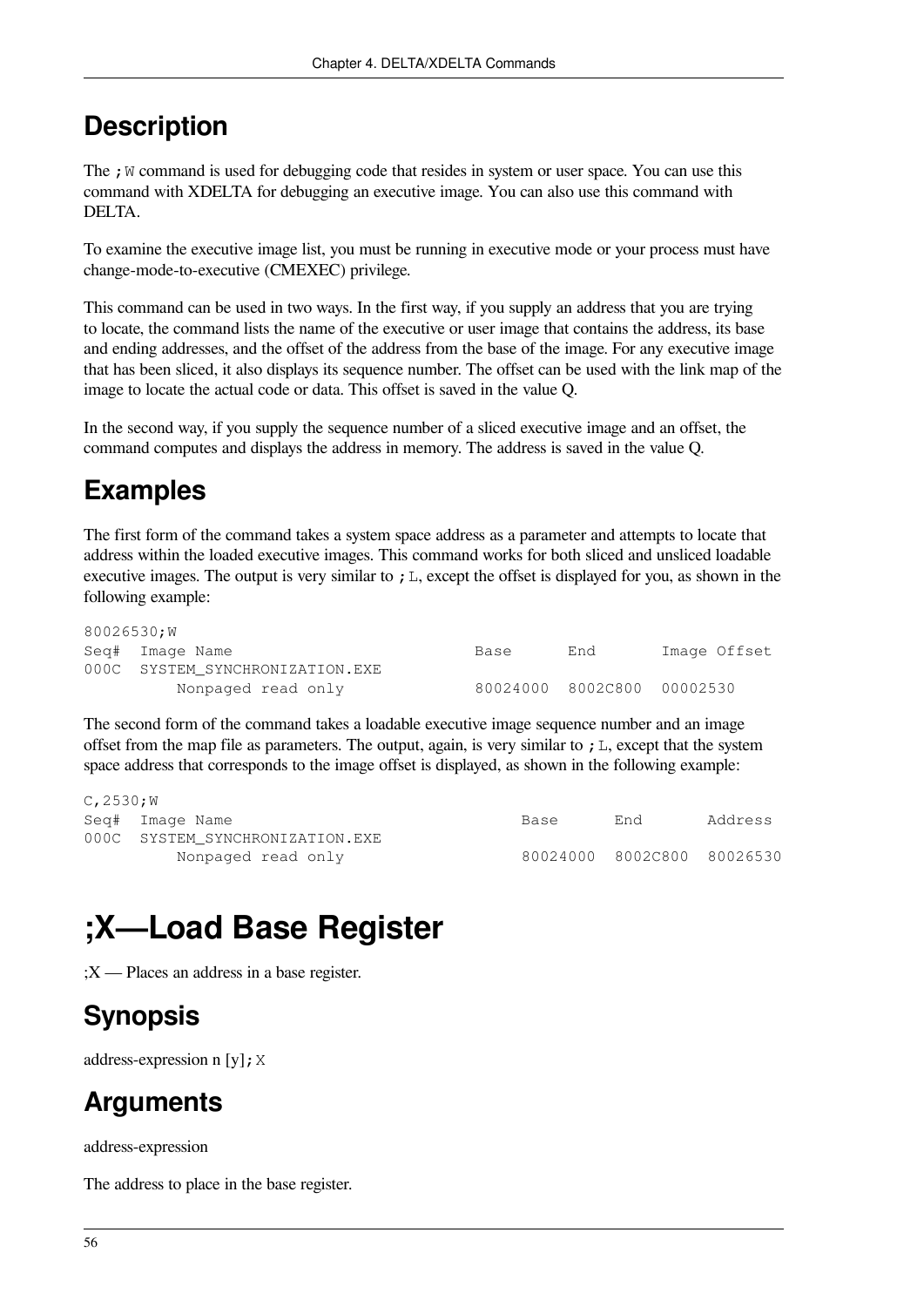## Description

The ;W command is used for debugging code that resides in system or user space. You can use this command with XDELTA for debugging an executive image. You can also use this command with DELTA.

To examine the executive image list, you must be running in executive mode or your process must have change-mode-to-executive (CMEXEC) privilege.

This command can be used in two ways. In the first way, if you supply an address that you are trying to locate, the command lists the name of the executive or user image that contains the address, its base and ending addresses, and the offset of the address from the base of the image. For any executive image that has been sliced, it also displays its sequence number. The offset can be used with the link map of the image to locate the actual code or data. This offset is saved in the value Q.

In the second way, if you supply the sequence number of a sliced executive image and an offset, the command computes and displays the address in memory. The address is saved in the value Q.

## Examples

The first form of the command takes a system space address as a parameter and attempts to locate that address within the loaded executive images. This command works for both sliced and unsliced loadable executive images. The output is very similar to ;L, except the offset is displayed for you, as shown in the following example:

```
80026530;W
Seq# Image Name                          Base     End      Image Offset
000C SYSTEM_SYNCHRONIZATION.EXE
       Nonpaged read only                80024000 8002C800 00002530
```

The second form of the command takes a loadable executive image sequence number and an image offset from the map file as parameters. The output, again, is very similar to ;L, except that the system space address that corresponds to the image offset is displayed, as shown in the following example:

```
C,2530;W
Seq# Image Name                               Base     End      Address
000C SYSTEM_SYNCHRONIZATION.EXE
       Nonpaged read only                     80024000 8002C800 80026530
```

# ;X—Load Base Register

;X — Places an address in a base register.

## Synopsis

address-expression n [y];X

## Arguments

address-expression

The address to place in the base register.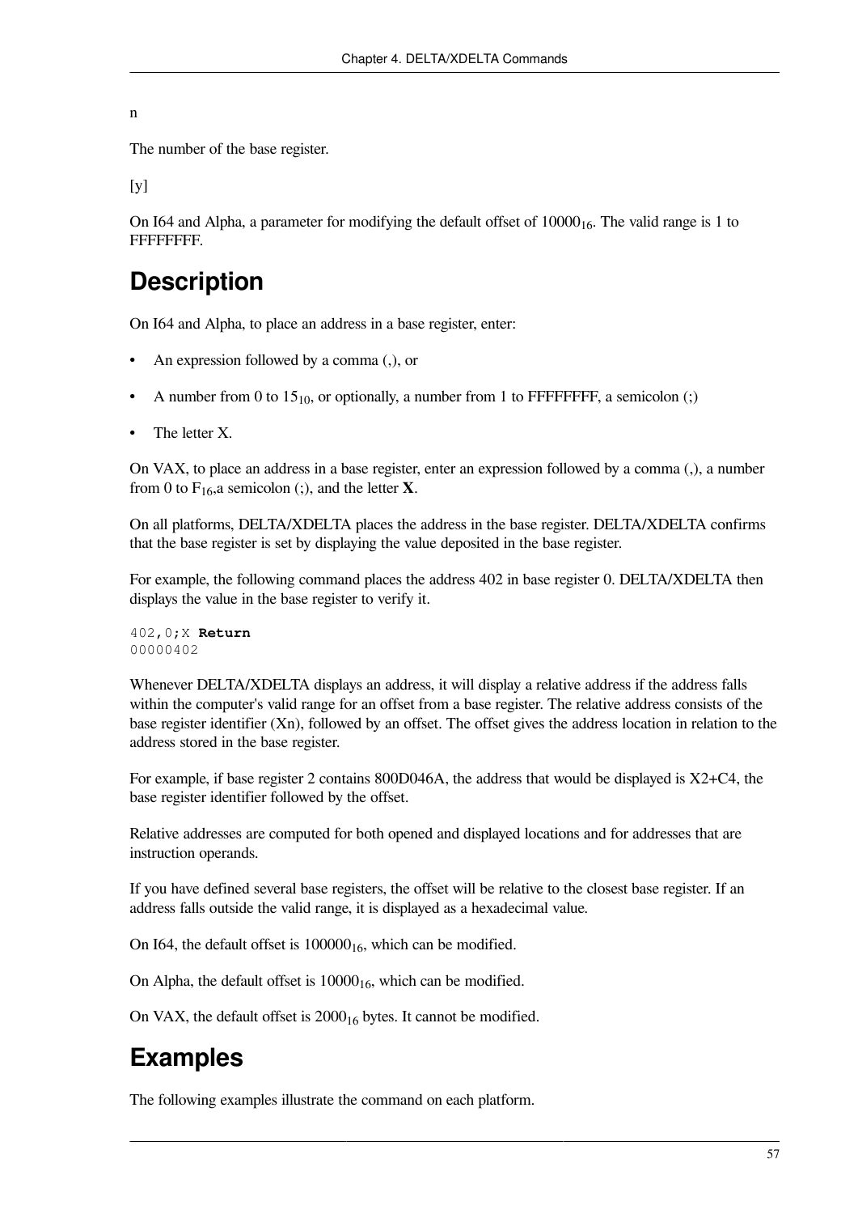n

The number of the base register.

[y]

On I64 and Alpha, a parameter for modifying the default offset of $10000_{16}$. The valid range is 1 to FFFFFFFF.

## Description

On I64 and Alpha, to place an address in a base register, enter:

- An expression followed by a comma (,), or
- A number from 0 to $15_{10}$, or optionally, a number from 1 to FFFFFFFF, a semicolon (;)
- The letter X.

On VAX, to place an address in a base register, enter an expression followed by a comma (,), a number from 0 to $F_{16}$,a semicolon (;), and the letter **X**.

On all platforms, DELTA/XDELTA places the address in the base register. DELTA/XDELTA confirms that the base register is set by displaying the value deposited in the base register.

For example, the following command places the address 402 in base register 0. DELTA/XDELTA then displays the value in the base register to verify it.

```
402,0;X Return
00000402
```

Whenever DELTA/XDELTA displays an address, it will display a relative address if the address falls within the computer's valid range for an offset from a base register. The relative address consists of the base register identifier (Xn), followed by an offset. The offset gives the address location in relation to the address stored in the base register.

For example, if base register 2 contains 800D046A, the address that would be displayed is X2+C4, the base register identifier followed by the offset.

Relative addresses are computed for both opened and displayed locations and for addresses that are instruction operands.

If you have defined several base registers, the offset will be relative to the closest base register. If an address falls outside the valid range, it is displayed as a hexadecimal value.

On I64, the default offset is $100000_{16}$, which can be modified.

On Alpha, the default offset is $10000_{16}$, which can be modified.

On VAX, the default offset is $2000_{16}$ bytes. It cannot be modified.

## Examples

The following examples illustrate the command on each platform.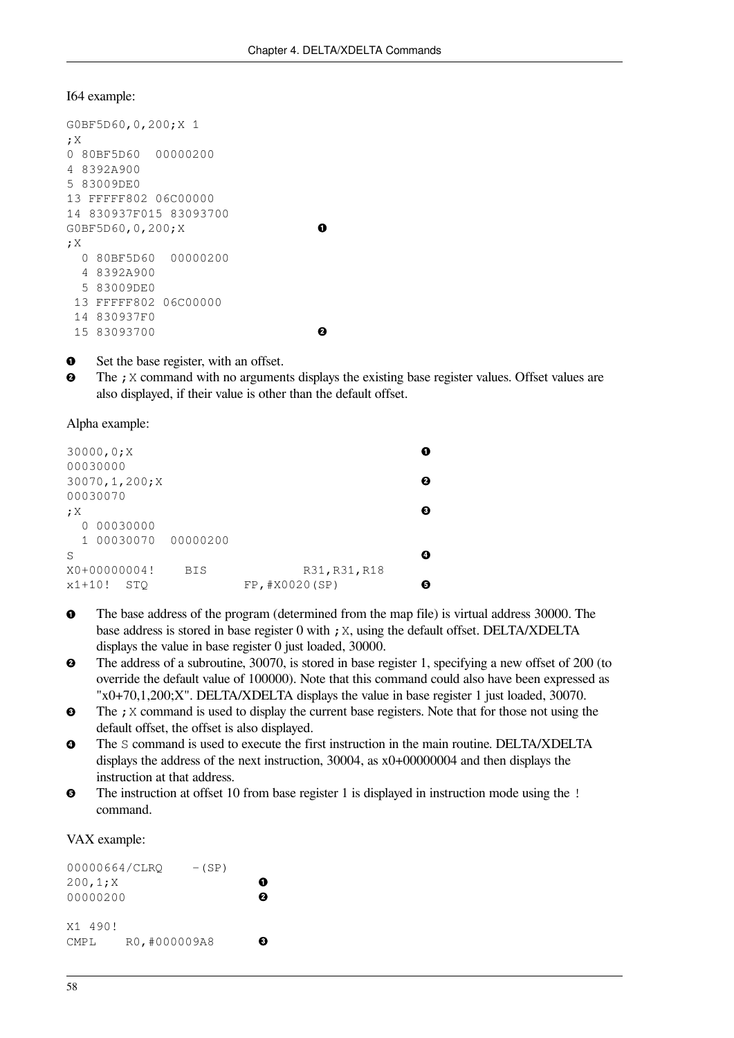I64 example:

```
G0BF5D60,0,200;X 1
;X
0 80BF5D60  00000200
4 8392A900
5 83009DE0
13 FFFFF802 06C00000
14 830937F015 83093700
G0BF5D60,0,200;X                ❶
;X
  0 80BF5D60  00000200
  4 8392A900
  5 83009DE0
 13 FFFFF802 06C00000
 14 830937F0
 15 83093700                    ❷
```

❶ Set the base register, with an offset.

❷ The `;X` command with no arguments displays the existing base register values. Offset values are also displayed, if their value is other than the default offset.

Alpha example:

```
30000,0;X                                              ❶
00030000
30070,1,200;X                                          ❷
00030070
;X                                                     ❸
  0 00030000
  1 00030070  00000200
S                                                      ❹
X0+00000004!    BIS             R31,R31,R18
x1+10!  STQ             FP,#X0020(SP)                  ❺
```

❶ The base address of the program (determined from the map file) is virtual address 30000. The base address is stored in base register 0 with `;X`, using the default offset. DELTA/XDELTA displays the value in base register 0 just loaded, 30000.

❷ The address of a subroutine, 30070, is stored in base register 1, specifying a new offset of 200 (to override the default value of 100000). Note that this command could also have been expressed as "x0+70,1,200;X". DELTA/XDELTA displays the value in base register 1 just loaded, 30070.

❸ The `;X` command is used to display the current base registers. Note that for those not using the default offset, the offset is also displayed.

❹ The `S` command is used to execute the first instruction in the main routine. DELTA/XDELTA displays the address of the next instruction, 30004, as x0+00000004 and then displays the instruction at that address.

❺ The instruction at offset 10 from base register 1 is displayed in instruction mode using the `!` command.

VAX example:

```
00000664/CLRQ    -(SP)
200,1;X                  ❶
00000200                 ❷

X1 490!
CMPL    R0,#000009A8     ❸
```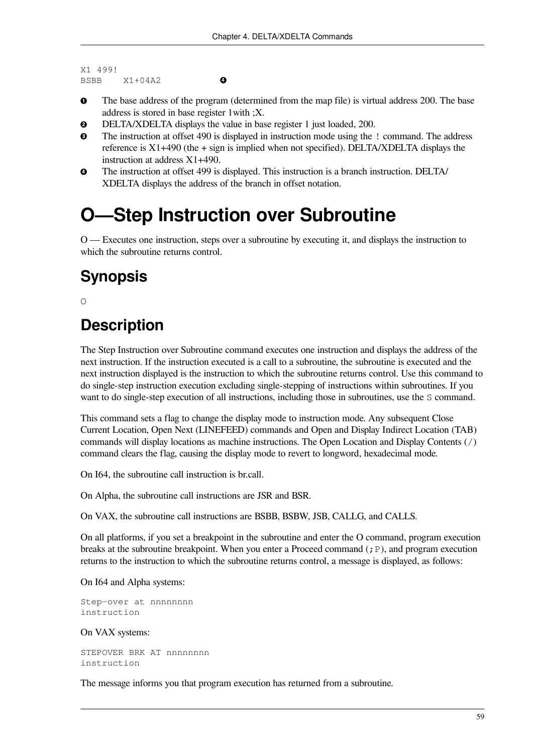```
X1 499!
BSBB    X1+04A2             ❹
```

❶ The base address of the program (determined from the map file) is virtual address 200. The base address is stored in base register 1with ;X.

❷ DELTA/XDELTA displays the value in base register 1 just loaded, 200.

❸ The instruction at offset 490 is displayed in instruction mode using the `!` command. The address reference is X1+490 (the + sign is implied when not specified). DELTA/XDELTA displays the instruction at address X1+490.

❹ The instruction at offset 499 is displayed. This instruction is a branch instruction. DELTA/XDELTA displays the address of the branch in offset notation.

# O—Step Instruction over Subroutine

O — Executes one instruction, steps over a subroutine by executing it, and displays the instruction to which the subroutine returns control.

## Synopsis

```
O
```

## Description

The Step Instruction over Subroutine command executes one instruction and displays the address of the next instruction. If the instruction executed is a call to a subroutine, the subroutine is executed and the next instruction displayed is the instruction to which the subroutine returns control. Use this command to do single-step instruction execution excluding single-stepping of instructions within subroutines. If you want to do single-step execution of all instructions, including those in subroutines, use the `S` command.

This command sets a flag to change the display mode to instruction mode. Any subsequent Close Current Location, Open Next (LINEFEED) commands and Open and Display Indirect Location (TAB) commands will display locations as machine instructions. The Open Location and Display Contents (`/`) command clears the flag, causing the display mode to revert to longword, hexadecimal mode.

On I64, the subroutine call instruction is br.call.

On Alpha, the subroutine call instructions are JSR and BSR.

On VAX, the subroutine call instructions are BSBB, BSBW, JSB, CALLG, and CALLS.

On all platforms, if you set a breakpoint in the subroutine and enter the O command, program execution breaks at the subroutine breakpoint. When you enter a Proceed command (`;P`), and program execution returns to the instruction to which the subroutine returns control, a message is displayed, as follows:

On I64 and Alpha systems:

```
Step-over at nnnnnnnn
instruction
```

On VAX systems:

```
STEPOVER BRK AT nnnnnnnn
instruction
```

The message informs you that program execution has returned from a subroutine.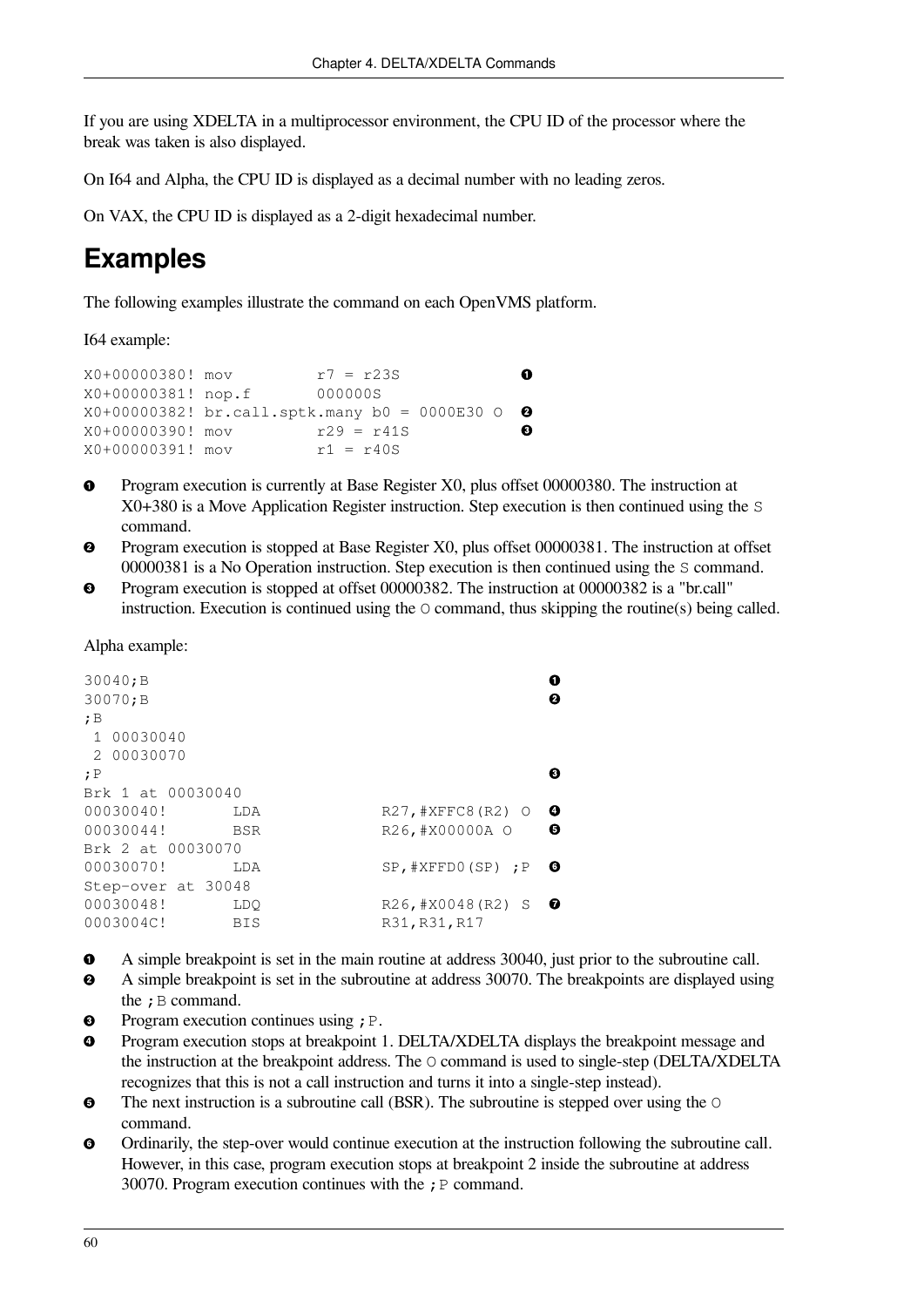If you are using XDELTA in a multiprocessor environment, the CPU ID of the processor where the break was taken is also displayed.

On I64 and Alpha, the CPU ID is displayed as a decimal number with no leading zeros.

On VAX, the CPU ID is displayed as a 2-digit hexadecimal number.

# Examples

The following examples illustrate the command on each OpenVMS platform.

I64 example:

```
X0+00000380! mov         r7 = r23S              ❶
X0+00000381! nop.f       000000S
X0+00000382! br.call.sptk.many b0 = 0000E30 O   ❷
X0+00000390! mov         r29 = r41S             ❸
X0+00000391! mov         r1 = r40S
```

1. Program execution is currently at Base Register X0, plus offset 00000380. The instruction at X0+380 is a Move Application Register instruction. Step execution is then continued using the `S` command.
2. Program execution is stopped at Base Register X0, plus offset 00000381. The instruction at offset 00000381 is a No Operation instruction. Step execution is then continued using the `S` command.
3. Program execution is stopped at offset 00000382. The instruction at 00000382 is a "br.call" instruction. Execution is continued using the `O` command, thus skipping the routine(s) being called.

Alpha example:

```
30040;B                                             ❶
30070;B                                             ❷
;B
 1 00030040
 2 00030070
;P                                                  ❸
Brk 1 at 00030040
00030040!       LDA             R27,#XFFC8(R2) O    ❹
00030044!       BSR             R26,#X00000A O      ❺
Brk 2 at 00030070
00030070!       LDA             SP,#XFFD0(SP) ;P    ❻
Step-over at 30048
00030048!       LDQ             R26,#X0048(R2) S    ❼
0003004C!       BIS             R31,R31,R17
```

1. A simple breakpoint is set in the main routine at address 30040, just prior to the subroutine call.
2. A simple breakpoint is set in the subroutine at address 30070. The breakpoints are displayed using the `;B` command.
3. Program execution continues using `;P`.
4. Program execution stops at breakpoint 1. DELTA/XDELTA displays the breakpoint message and the instruction at the breakpoint address. The `O` command is used to single-step (DELTA/XDELTA recognizes that this is not a call instruction and turns it into a single-step instead).
5. The next instruction is a subroutine call (BSR). The subroutine is stepped over using the `O` command.
6. Ordinarily, the step-over would continue execution at the instruction following the subroutine call. However, in this case, program execution stops at breakpoint 2 inside the subroutine at address 30070. Program execution continues with the `;P` command.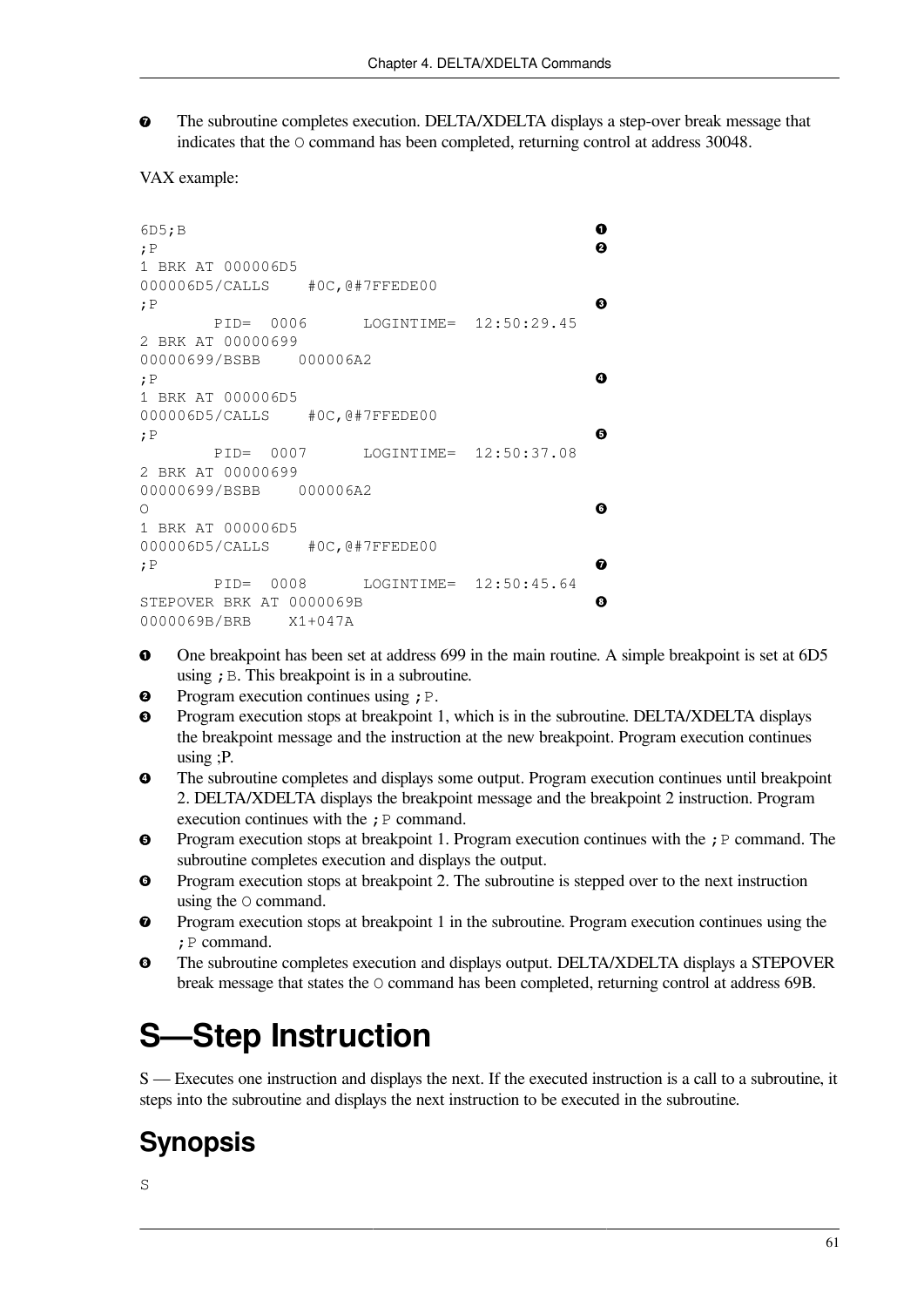❼ The subroutine completes execution. DELTA/XDELTA displays a step-over break message that indicates that the O command has been completed, returning control at address 30048.

VAX example:

```
6D5;B                                                    ❶
;P                                                       ❷
1 BRK AT 000006D5
000006D5/CALLS    #0C,@#7FFEDE00
;P                                                       ❸
        PID=  0006      LOGINTIME=  12:50:29.45
2 BRK AT 00000699
00000699/BSBB    000006A2
;P                                                       ❹
1 BRK AT 000006D5
000006D5/CALLS    #0C,@#7FFEDE00
;P                                                       ❺
        PID=  0007      LOGINTIME=  12:50:37.08
2 BRK AT 00000699
00000699/BSBB    000006A2
O                                                        ❻
1 BRK AT 000006D5
000006D5/CALLS    #0C,@#7FFEDE00
;P                                                       ❼
        PID=  0008      LOGINTIME=  12:50:45.64
STEPOVER BRK AT 0000069B                                 ❽
0000069B/BRB    X1+047A
```

❶ One breakpoint has been set at address 699 in the main routine. A simple breakpoint is set at 6D5 using ;B. This breakpoint is in a subroutine.

❷ Program execution continues using ;P.

❸ Program execution stops at breakpoint 1, which is in the subroutine. DELTA/XDELTA displays the breakpoint message and the instruction at the new breakpoint. Program execution continues using ;P.

❹ The subroutine completes and displays some output. Program execution continues until breakpoint 2. DELTA/XDELTA displays the breakpoint message and the breakpoint 2 instruction. Program execution continues with the ;P command.

❺ Program execution stops at breakpoint 1. Program execution continues with the ;P command. The subroutine completes execution and displays the output.

❻ Program execution stops at breakpoint 2. The subroutine is stepped over to the next instruction using the O command.

❼ Program execution stops at breakpoint 1 in the subroutine. Program execution continues using the ;P command.

❽ The subroutine completes execution and displays output. DELTA/XDELTA displays a STEPOVER break message that states the O command has been completed, returning control at address 69B.

# S—Step Instruction

S — Executes one instruction and displays the next. If the executed instruction is a call to a subroutine, it steps into the subroutine and displays the next instruction to be executed in the subroutine.

## Synopsis

```
S
```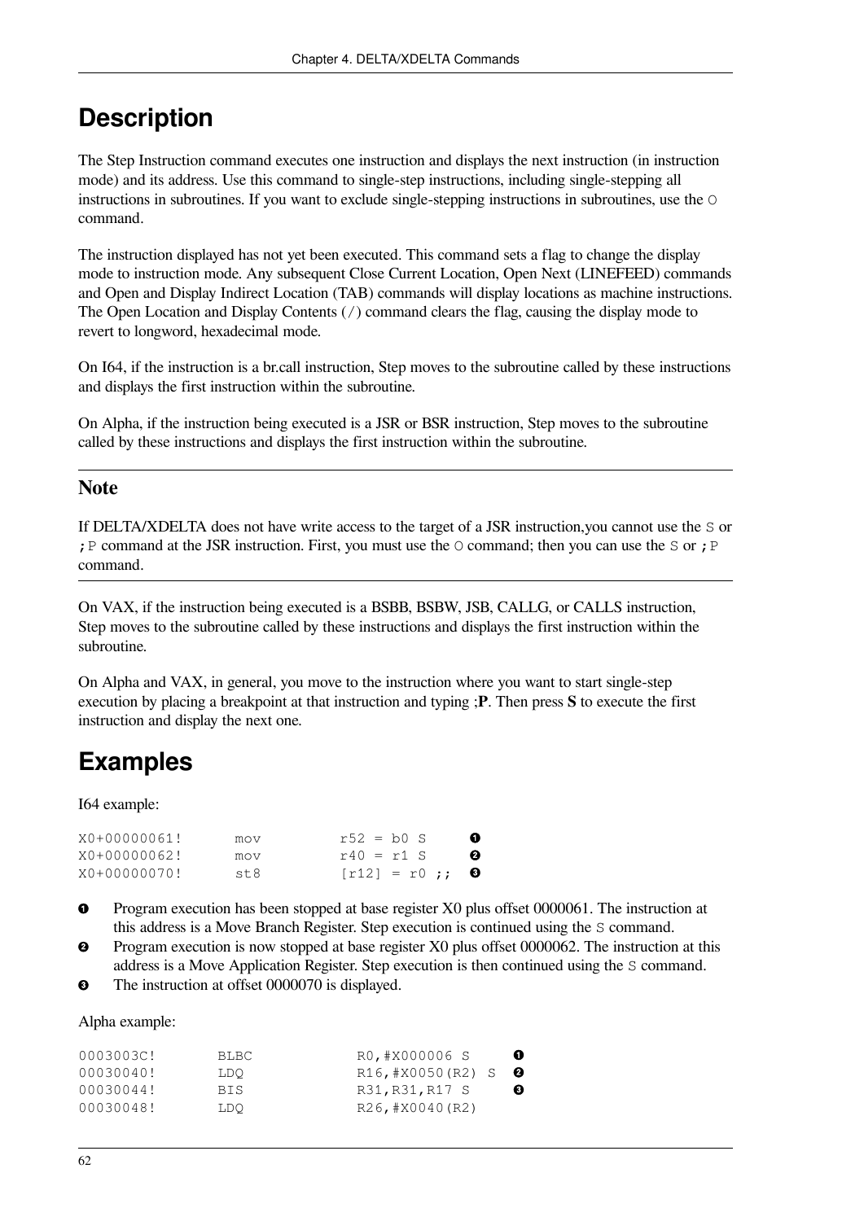# Description

The Step Instruction command executes one instruction and displays the next instruction (in instruction mode) and its address. Use this command to single-step instructions, including single-stepping all instructions in subroutines. If you want to exclude single-stepping instructions in subroutines, use the `O` command.

The instruction displayed has not yet been executed. This command sets a flag to change the display mode to instruction mode. Any subsequent Close Current Location, Open Next (LINEFEED) commands and Open and Display Indirect Location (TAB) commands will display locations as machine instructions. The Open Location and Display Contents (`/`) command clears the flag, causing the display mode to revert to longword, hexadecimal mode.

On I64, if the instruction is a br.call instruction, Step moves to the subroutine called by these instructions and displays the first instruction within the subroutine.

On Alpha, if the instruction being executed is a JSR or BSR instruction, Step moves to the subroutine called by these instructions and displays the first instruction within the subroutine.

## Note

If DELTA/XDELTA does not have write access to the target of a JSR instruction,you cannot use the `S` or `;P` command at the JSR instruction. First, you must use the `O` command; then you can use the `S` or `;P` command.

On VAX, if the instruction being executed is a BSBB, BSBW, JSB, CALLG, or CALLS instruction, Step moves to the subroutine called by these instructions and displays the first instruction within the subroutine.

On Alpha and VAX, in general, you move to the instruction where you want to start single-step execution by placing a breakpoint at that instruction and typing ;**P**. Then press **S** to execute the first instruction and display the next one.

# Examples

I64 example:

```
X0+00000061!      mov         r52 = b0 S       ❶
X0+00000062!      mov         r40 = r1 S       ❷
X0+00000070!      st8         [r12] = r0 ;;   ❸
```

❶ Program execution has been stopped at base register X0 plus offset 0000061. The instruction at this address is a Move Branch Register. Step execution is continued using the `S` command.

❷ Program execution is now stopped at base register X0 plus offset 0000062. The instruction at this address is a Move Application Register. Step execution is then continued using the `S` command.

❸ The instruction at offset 0000070 is displayed.

Alpha example:

```
0003003C!       BLBC            R0,#X000006 S      ❶
00030040!       LDQ             R16,#X0050(R2) S   ❷
00030044!       BIS             R31,R31,R17 S      ❸
00030048!       LDQ             R26,#X0040(R2)
```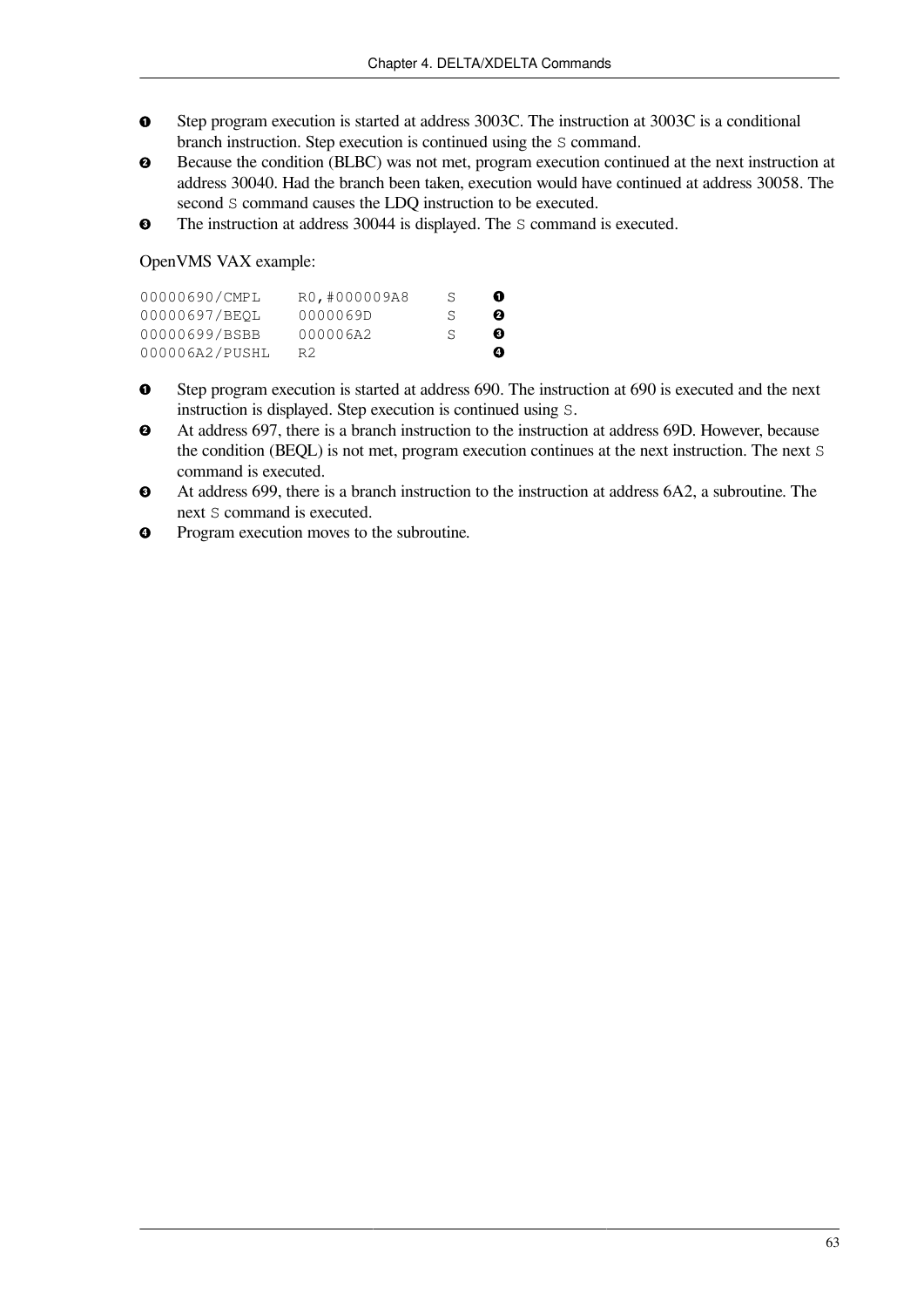1. Step program execution is started at address 3003C. The instruction at 3003C is a conditional branch instruction. Step execution is continued using the `S` command.
2. Because the condition (BLBC) was not met, program execution continued at the next instruction at address 30040. Had the branch been taken, execution would have continued at address 30058. The second `S` command causes the LDQ instruction to be executed.
3. The instruction at address 30044 is displayed. The `S` command is executed.

OpenVMS VAX example:

```
00000690/CMPL     R0,#000009A8    S    ❶
00000697/BEQL     0000069D        S    ❷
00000699/BSBB     000006A2        S    ❸
000006A2/PUSHL    R2                   ❹
```

1. Step program execution is started at address 690. The instruction at 690 is executed and the next instruction is displayed. Step execution is continued using `S`.
2. At address 697, there is a branch instruction to the instruction at address 69D. However, because the condition (BEQL) is not met, program execution continues at the next instruction. The next `S` command is executed.
3. At address 699, there is a branch instruction to the instruction at address 6A2, a subroutine. The next `S` command is executed.
4. Program execution moves to the subroutine.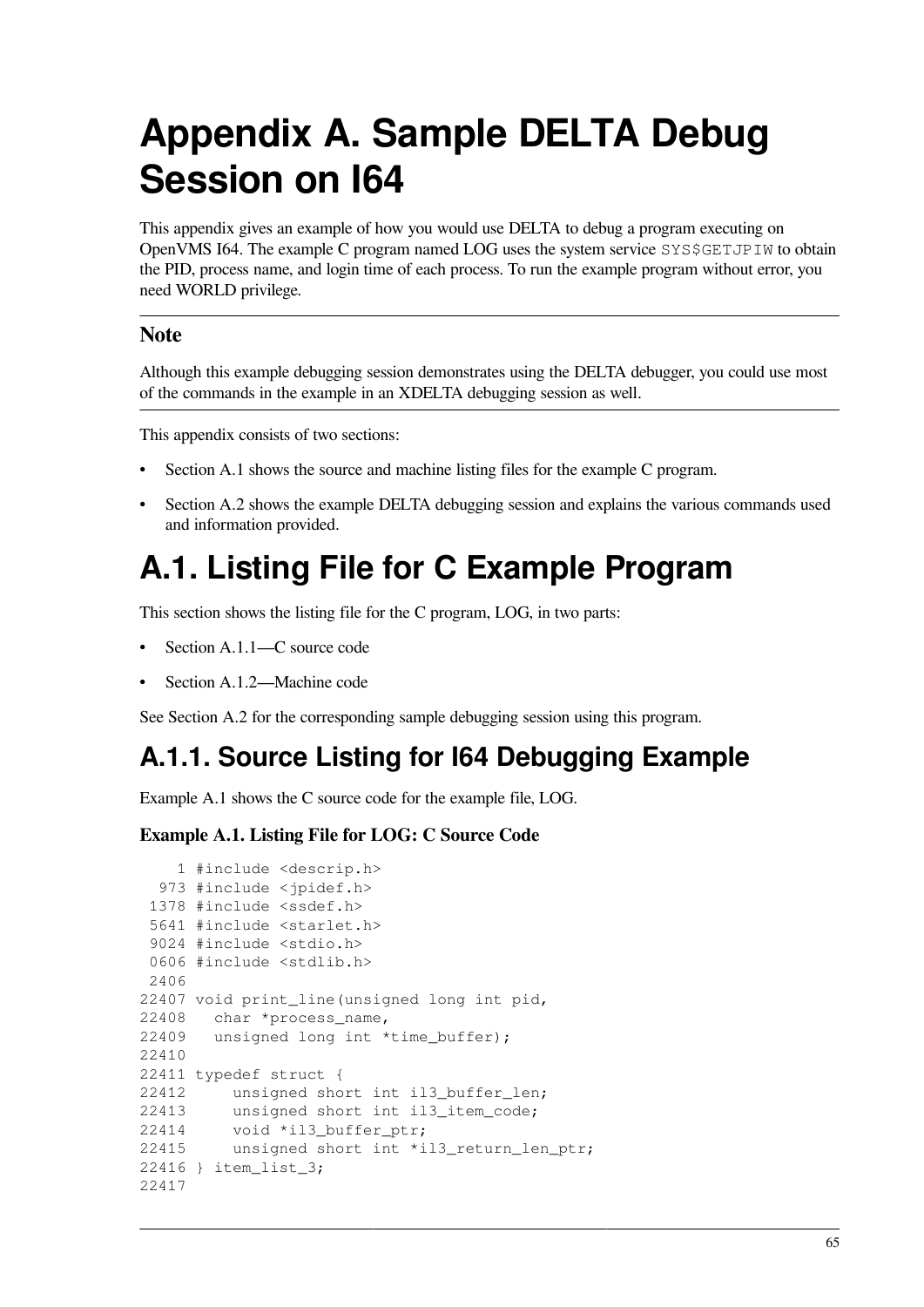# Appendix A. Sample DELTA Debug Session on I64

This appendix gives an example of how you would use DELTA to debug a program executing on OpenVMS I64. The example C program named LOG uses the system service `SYS$GETJPIW` to obtain the PID, process name, and login time of each process. To run the example program without error, you need WORLD privilege.

---

### Note

Although this example debugging session demonstrates using the DELTA debugger, you could use most of the commands in the example in an XDELTA debugging session as well.

---

This appendix consists of two sections:

- Section A.1 shows the source and machine listing files for the example C program.
- Section A.2 shows the example DELTA debugging session and explains the various commands used and information provided.

# A.1. Listing File for C Example Program

This section shows the listing file for the C program, LOG, in two parts:

- Section A.1.1—C source code
- Section A.1.2—Machine code

See Section A.2 for the corresponding sample debugging session using this program.

## A.1.1. Source Listing for I64 Debugging Example

Example A.1 shows the C source code for the example file, LOG.

**Example A.1. Listing File for LOG: C Source Code**

```
    1 #include <descrip.h>
  973 #include <jpidef.h>
 1378 #include <ssdef.h>
 5641 #include <starlet.h>
 9024 #include <stdio.h>
 0606 #include <stdlib.h>
 2406
22407 void print_line(unsigned long int pid,
22408   char *process_name,
22409   unsigned long int *time_buffer);
22410
22411 typedef struct {
22412     unsigned short int il3_buffer_len;
22413     unsigned short int il3_item_code;
22414     void *il3_buffer_ptr;
22415     unsigned short int *il3_return_len_ptr;
22416 } item_list_3;
22417
```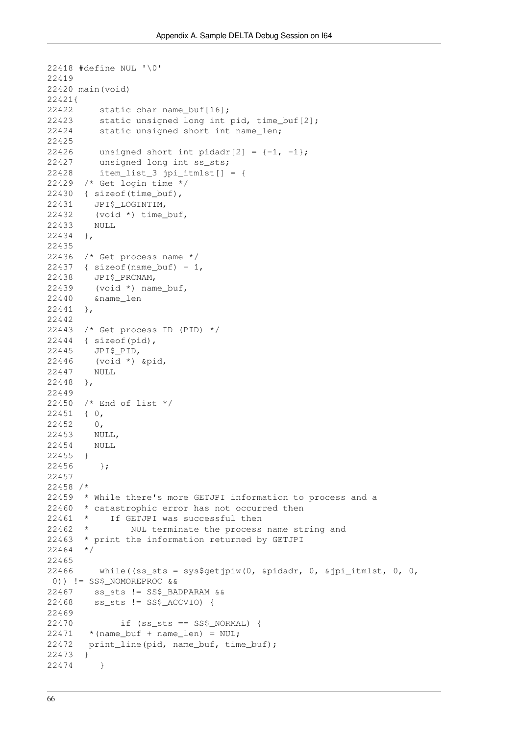```
22418 #define NUL '\0'
22419
22420 main(void)
22421{
22422     static char name_buf[16];
22423     static unsigned long int pid, time_buf[2];
22424     static unsigned short int name_len;
22425
22426     unsigned short int pidadr[2] = {-1, -1};
22427     unsigned long int ss_sts;
22428     item_list_3 jpi_itmlst[] = {
22429  /* Get login time */
22430  { sizeof(time_buf),
22431    JPI$_LOGINTIM,
22432    (void *) time_buf,
22433    NULL
22434  },
22435
22436  /* Get process name */
22437  { sizeof(name_buf) - 1,
22438    JPI$_PRCNAM,
22439    (void *) name_buf,
22440    &name_len
22441  },
22442
22443  /* Get process ID (PID) */
22444  { sizeof(pid),
22445    JPI$_PID,
22446    (void *) &pid,
22447    NULL
22448  },
22449
22450  /* End of list */
22451  { 0,
22452    0,
22453    NULL,
22454    NULL
22455  }
22456     };
22457
22458 /*
22459  * While there's more GETJPI information to process and a
22460  * catastrophic error has not occurred then
22461  *    If GETJPI was successful then
22462  *        NUL terminate the process name string and
22463  * print the information returned by GETJPI
22464  */
22465
22466     while((ss_sts = sys$getjpiw(0, &pidadr, 0, &jpi_itmlst, 0, 0,
 0)) != SS$_NOMOREPROC &&
22467    ss_sts != SS$_BADPARAM &&
22468    ss_sts != SS$_ACCVIO) {
22469
22470         if (ss_sts == SS$_NORMAL) {
22471   *(name_buf + name_len) = NUL;
22472   print_line(pid, name_buf, time_buf);
22473  }
22474     }
```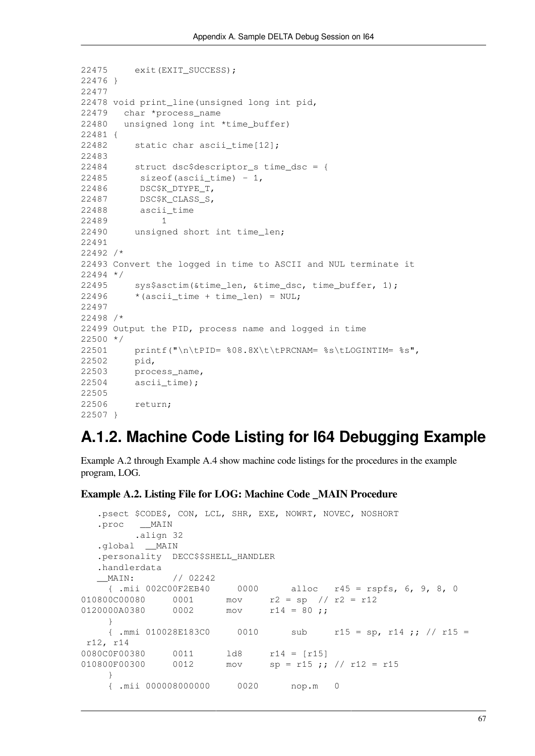```
22475     exit(EXIT_SUCCESS);
22476 }
22477
22478 void print_line(unsigned long int pid,
22479   char *process_name
22480   unsigned long int *time_buffer)
22481 {
22482     static char ascii_time[12];
22483
22484     struct dsc$descriptor_s time_dsc = {
22485      sizeof(ascii_time) - 1,
22486      DSC$K_DTYPE_T,
22487      DSC$K_CLASS_S,
22488      ascii_time
22489          1
22490     unsigned short int time_len;
22491
22492 /*
22493 Convert the logged in time to ASCII and NUL terminate it
22494 */
22495     sys$asctim(&time_len, &time_dsc, time_buffer, 1);
22496     *(ascii_time + time_len) = NUL;
22497
22498 /*
22499 Output the PID, process name and logged in time
22500 */
22501     printf("\n\tPID= %08.8X\t\tPRCNAM= %s\tLOGINTIM= %s",
22502     pid,
22503     process_name,
22504     ascii_time);
22505
22506     return;
22507 }
```

## A.1.2. Machine Code Listing for I64 Debugging Example

Example A.2 through Example A.4 show machine code listings for the procedures in the example program, LOG.

**Example A.2. Listing File for LOG: Machine Code _MAIN Procedure**

```
   .psect $CODE$, CON, LCL, SHR, EXE, NOWRT, NOVEC, NOSHORT
   .proc   __MAIN
         .align 32
   .global  __MAIN
   .personality  DECC$$SHELL_HANDLER
   .handlerdata
   __MAIN:       // 02242
     { .mii 002C00F2EB40     0000      alloc   r45 = rspfs, 6, 9, 8, 0
010800C00080     0001      mov     r2 = sp  // r2 = r12
0120000A0380     0002      mov     r14 = 80 ;;
     }
     { .mmi 010028E183C0     0010      sub     r15 = sp, r14 ;; // r15 =
 r12, r14
0080C0F00380     0011      ld8     r14 = [r15]
010800F00300     0012      mov     sp = r15 ;; // r12 = r15
     }
     { .mii 000008000000     0020      nop.m   0
```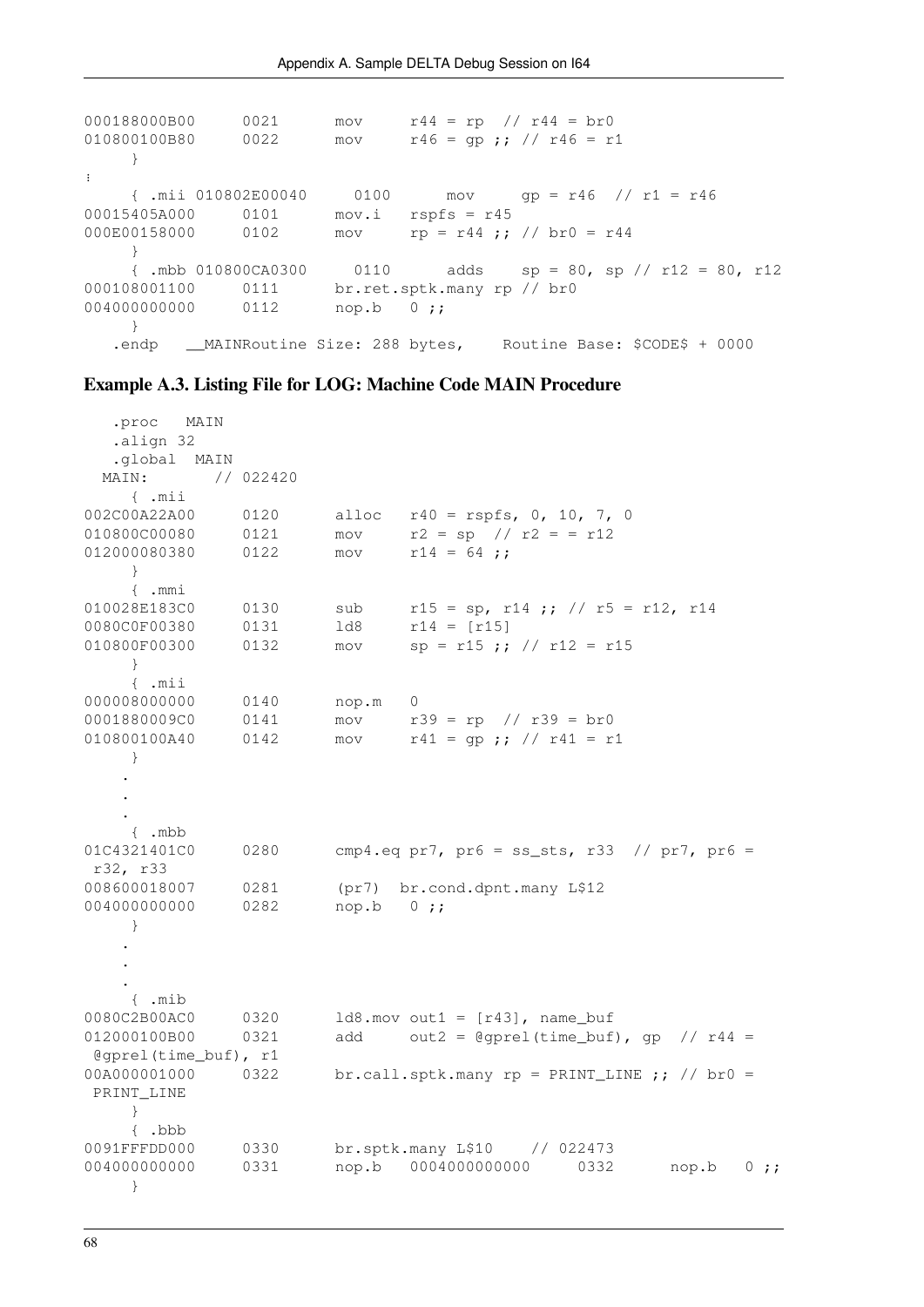```
000188000B00     0021      mov     r44 = rp  // r44 = br0
010800100B80     0022      mov     r46 = gp ;; // r46 = r1
     }
⋮
     { .mii 010802E00040     0100      mov     gp = r46  // r1 = r46
00015405A000     0101      mov.i   rspfs = r45
000E00158000     0102      mov     rp = r44 ;; // br0 = r44
     }
     { .mbb 010800CA0300     0110      adds    sp = 80, sp // r12 = 80, r12
000108001100     0111      br.ret.sptk.many rp // br0
004000000000     0112      nop.b   0 ;;
     }
   .endp   __MAINRoutine Size: 288 bytes,    Routine Base: $CODE$ + 0000
```

### Example A.3. Listing File for LOG: Machine Code MAIN Procedure

```
   .proc   MAIN
   .align 32
   .global  MAIN
  MAIN:       // 022420
     { .mii
002C00A22A00     0120      alloc   r40 = rspfs, 0, 10, 7, 0
010800C00080     0121      mov     r2 = sp  // r2 = = r12
012000080380     0122      mov     r14 = 64 ;;
     }
     { .mmi
010028E183C0     0130      sub     r15 = sp, r14 ;; // r5 = r12, r14
0080C0F00380     0131      ld8     r14 = [r15]
010800F00300     0132      mov     sp = r15 ;; // r12 = r15
     }
     { .mii
000008000000     0140      nop.m   0
0001880009C0     0141      mov     r39 = rp  // r39 = br0
010800100A40     0142      mov     r41 = gp ;; // r41 = r1
     }
    .
    .
    .
     { .mbb
01C4321401C0     0280      cmp4.eq pr7, pr6 = ss_sts, r33  // pr7, pr6 =
 r32, r33
008600018007     0281      (pr7)  br.cond.dpnt.many L$12
004000000000     0282      nop.b   0 ;;
     }
    .
    .
    .
     { .mib
0080C2B00AC0     0320      ld8.mov out1 = [r43], name_buf
012000100B00     0321      add     out2 = @gprel(time_buf), gp  // r44 =
 @gprel(time_buf), r1
00A000001000     0322      br.call.sptk.many rp = PRINT_LINE ;; // br0 =
 PRINT_LINE
     }
     { .bbb
0091FFFDD000     0330      br.sptk.many L$10    // 022473
004000000000     0331      nop.b   0004000000000     0332      nop.b   0 ;;
     }
```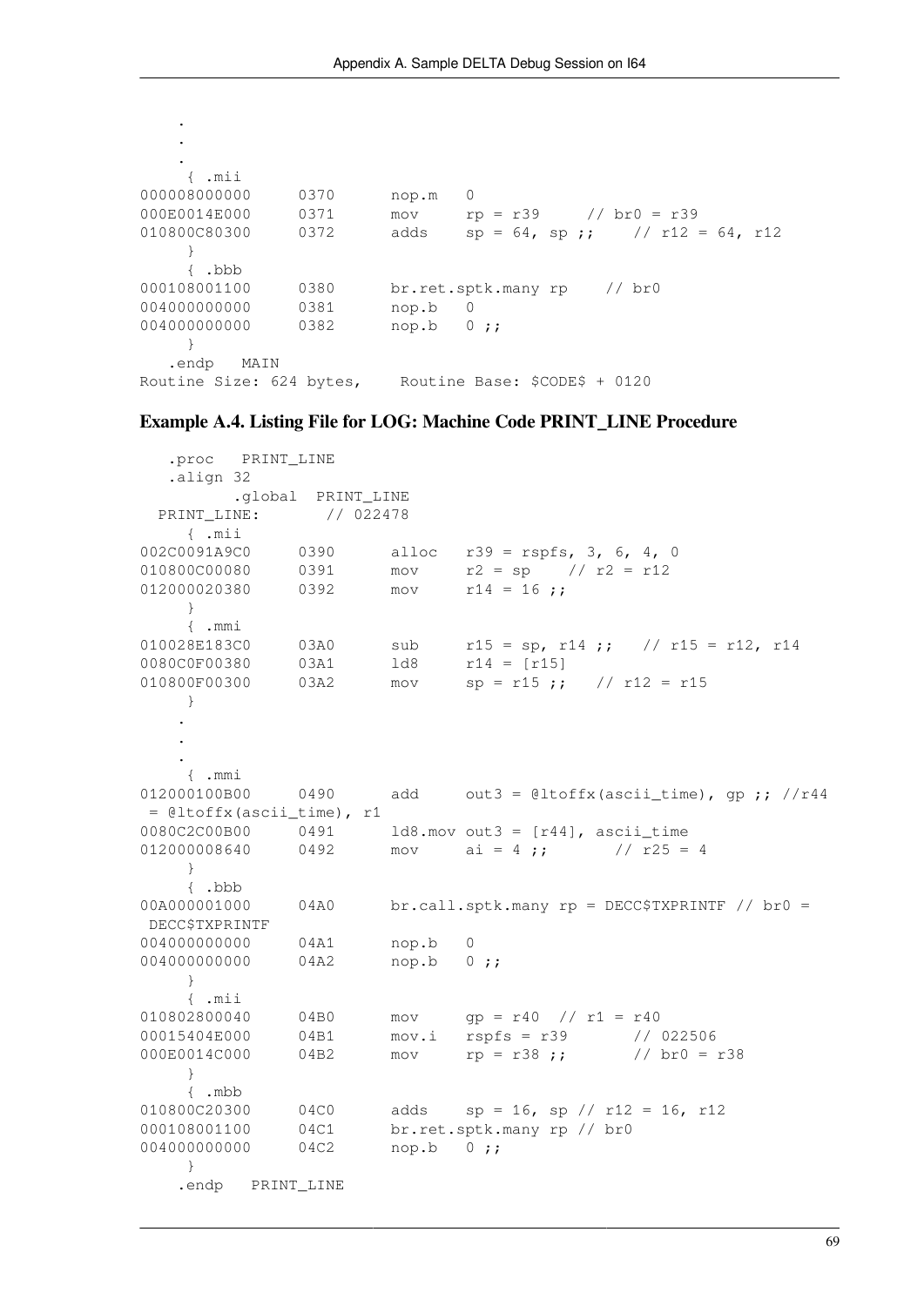```
    .
    .
    .
     { .mii
000008000000     0370      nop.m   0
000E0014E000     0371      mov     rp = r39     // br0 = r39
010800C80300     0372      adds    sp = 64, sp ;;    // r12 = 64, r12
     }
     { .bbb
000108001100     0380      br.ret.sptk.many rp    // br0
004000000000     0381      nop.b   0
004000000000     0382      nop.b   0 ;;
     }
   .endp   MAIN
Routine Size: 624 bytes,    Routine Base: $CODE$ + 0120
```

**Example A.4. Listing File for LOG: Machine Code PRINT_LINE Procedure**

```
   .proc   PRINT_LINE
   .align 32
         .global  PRINT_LINE
  PRINT_LINE:       // 022478
     { .mii
002C0091A9C0     0390      alloc   r39 = rspfs, 3, 6, 4, 0
010800C00080     0391      mov     r2 = sp    // r2 = r12
012000020380     0392      mov     r14 = 16 ;;
     }
     { .mmi
010028E183C0     03A0      sub     r15 = sp, r14 ;;   // r15 = r12, r14
0080C0F00380     03A1      ld8     r14 = [r15]
010800F00300     03A2      mov     sp = r15 ;;   // r12 = r15
     }
    .
    .
    .
     { .mmi
012000100B00     0490      add     out3 = @ltoffx(ascii_time), gp ;; //r44
 = @ltoffx(ascii_time), r1
0080C2C00B00     0491      ld8.mov out3 = [r44], ascii_time
012000008640     0492      mov     ai = 4 ;;       // r25 = 4
     }
     { .bbb
00A000001000     04A0      br.call.sptk.many rp = DECC$TXPRINTF // br0 =
 DECC$TXPRINTF
004000000000     04A1      nop.b   0
004000000000     04A2      nop.b   0 ;;
     }
     { .mii
010802800040     04B0      mov     gp = r40  // r1 = r40
00015404E000     04B1      mov.i   rspfs = r39       // 022506
000E0014C000     04B2      mov     rp = r38 ;;       // br0 = r38
     }
     { .mbb
010800C20300     04C0      adds    sp = 16, sp // r12 = 16, r12
000108001100     04C1      br.ret.sptk.many rp // br0
004000000000     04C2      nop.b   0 ;;
     }
    .endp   PRINT_LINE
```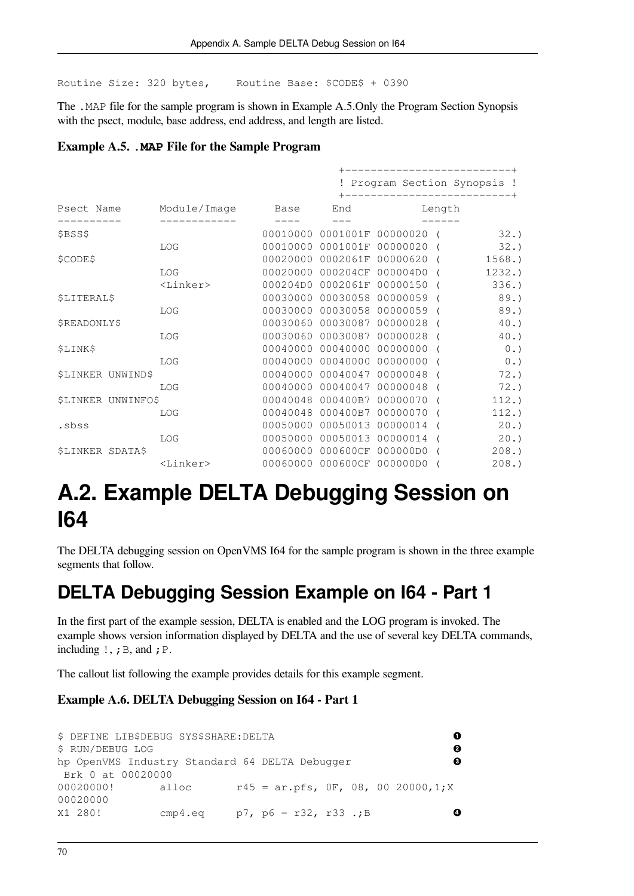```
Routine Size: 320 bytes,    Routine Base: $CODE$ + 0390
```

The `.MAP` file for the sample program is shown in Example A.5.Only the Program Section Synopsis with the psect, module, base address, end address, and length are listed.

**Example A.5. `.MAP` File for the Sample Program**

```
                                                    +--------------------------+
                                                    ! Program Section Synopsis !
                                                    +--------------------------+
Psect Name      Module/Image      Base     End           Length
----------      ------------      ----     ---           ------
$BSS$                           00010000 0001001F 00000020 (         32.)
                LOG             00010000 0001001F 00000020 (         32.)
$CODE$                          00020000 0002061F 00000620 (       1568.)
                LOG             00020000 000204CF 000004D0 (       1232.)
                <Linker>        000204D0 0002061F 00000150 (        336.)
$LITERAL$                       00030000 00030058 00000059 (         89.)
                LOG             00030000 00030058 00000059 (         89.)
$READONLY$                      00030060 00030087 00000028 (         40.)
                LOG             00030060 00030087 00000028 (         40.)
$LINK$                          00040000 00040000 00000000 (          0.)
                LOG             00040000 00040000 00000000 (          0.)
$LINKER UNWIND$                 00040000 00040047 00000048 (         72.)
                LOG             00040000 00040047 00000048 (         72.)
$LINKER UNWINFO$                00040048 000400B7 00000070 (        112.)
                LOG             00040048 000400B7 00000070 (        112.)
.sbss                           00050000 00050013 00000014 (         20.)
                LOG             00050000 00050013 00000014 (         20.)
$LINKER SDATA$                  00060000 000600CF 000000D0 (        208.)
                <Linker>        00060000 000600CF 000000D0 (        208.)
```

# A.2. Example DELTA Debugging Session on I64

The DELTA debugging session on OpenVMS I64 for the sample program is shown in the three example segments that follow.

## DELTA Debugging Session Example on I64 - Part 1

In the first part of the example session, DELTA is enabled and the LOG program is invoked. The example shows version information displayed by DELTA and the use of several key DELTA commands, including `!`, `;B`, and `;P`.

The callout list following the example provides details for this example segment.

**Example A.6. DELTA Debugging Session on I64 - Part 1**

```
$ DEFINE LIB$DEBUG SYS$SHARE:DELTA                                   (1)
$ RUN/DEBUG LOG                                                      (2)
hp OpenVMS Industry Standard 64 DELTA Debugger                       (3)
 Brk 0 at 00020000
00020000!        alloc       r45 = ar.pfs, 0F, 08, 00 20000,1;X
00020000
X1 280!          cmp4.eq     p7, p6 = r32, r33 .;B                   (4)
```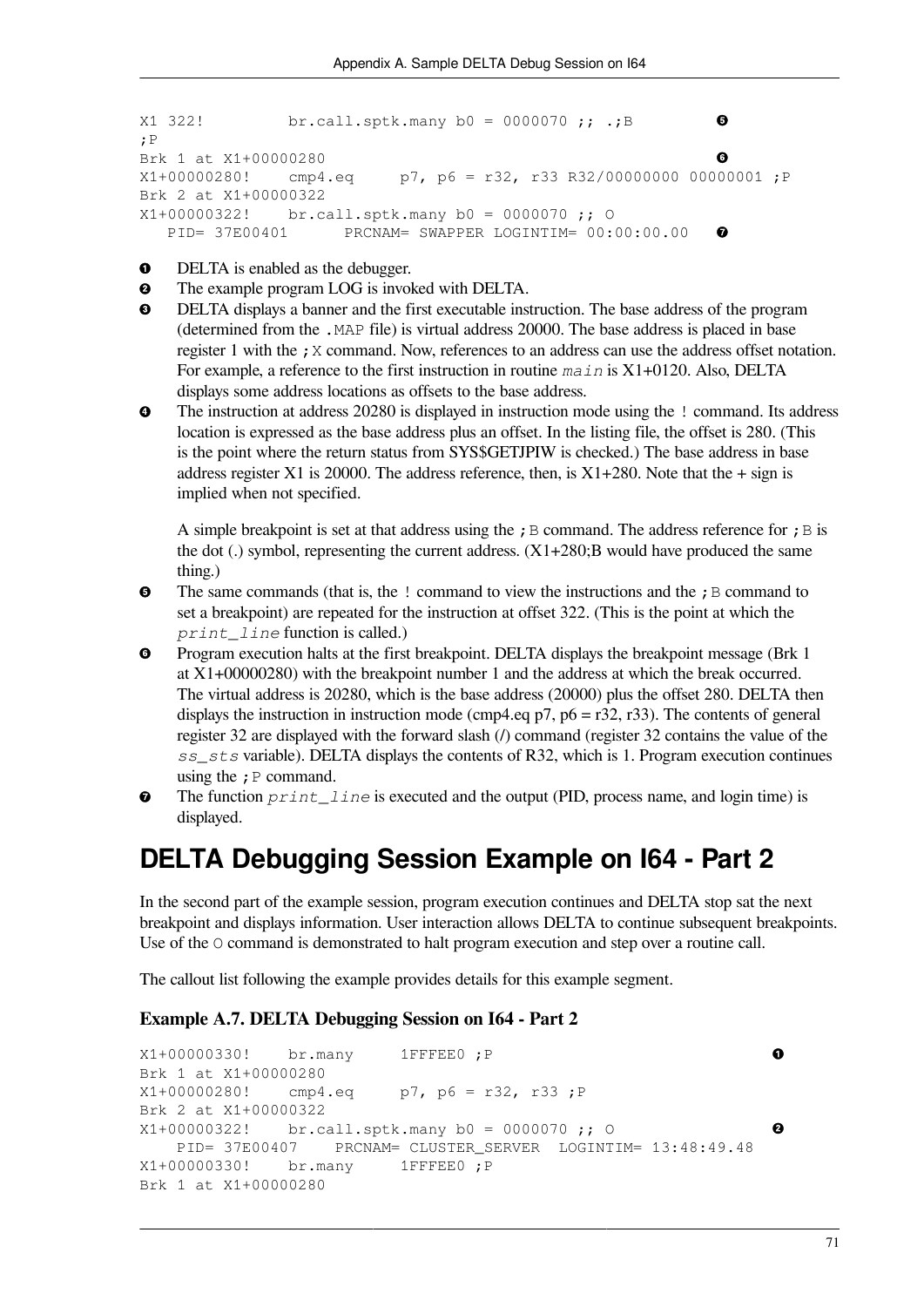```
X1 322!         br.call.sptk.many b0 = 0000070 ;; .;B         ❺
;P
Brk 1 at X1+00000280                                           ❻
X1+00000280!    cmp4.eq     p7, p6 = r32, r33 R32/00000000 00000001 ;P
Brk 2 at X1+00000322
X1+00000322!    br.call.sptk.many b0 = 0000070 ;; O
   PID= 37E00401      PRCNAM= SWAPPER LOGINTIM= 00:00:00.00   ❼
```

❶ DELTA is enabled as the debugger.

❷ The example program LOG is invoked with DELTA.

❸ DELTA displays a banner and the first executable instruction. The base address of the program (determined from the `.MAP` file) is virtual address 20000. The base address is placed in base register 1 with the `;X` command. Now, references to an address can use the address offset notation. For example, a reference to the first instruction in routine *`main`* is X1+0120. Also, DELTA displays some address locations as offsets to the base address.

❹ The instruction at address 20280 is displayed in instruction mode using the `!` command. Its address location is expressed as the base address plus an offset. In the listing file, the offset is 280. (This is the point where the return status from SYS$GETJPIW is checked.) The base address in base address register X1 is 20000. The address reference, then, is X1+280. Note that the + sign is implied when not specified.

A simple breakpoint is set at that address using the `;B` command. The address reference for `;B` is the dot (.) symbol, representing the current address. (X1+280;B would have produced the same thing.)

❺ The same commands (that is, the `!` command to view the instructions and the `;B` command to set a breakpoint) are repeated for the instruction at offset 322. (This is the point at which the *`print_line`* function is called.)

❻ Program execution halts at the first breakpoint. DELTA displays the breakpoint message (Brk 1 at X1+00000280) with the breakpoint number 1 and the address at which the break occurred. The virtual address is 20280, which is the base address (20000) plus the offset 280. DELTA then displays the instruction in instruction mode (cmp4.eq p7, p6 = r32, r33). The contents of general register 32 are displayed with the forward slash (/) command (register 32 contains the value of the *`ss_sts`* variable). DELTA displays the contents of R32, which is 1. Program execution continues using the `;P` command.

❼ The function *`print_line`* is executed and the output (PID, process name, and login time) is displayed.

## DELTA Debugging Session Example on I64 - Part 2

In the second part of the example session, program execution continues and DELTA stop sat the next breakpoint and displays information. User interaction allows DELTA to continue subsequent breakpoints. Use of the `O` command is demonstrated to halt program execution and step over a routine call.

The callout list following the example provides details for this example segment.

### Example A.7. DELTA Debugging Session on I64 - Part 2

```
X1+00000330!    br.many     1FFFEE0 ;P                         ❶
Brk 1 at X1+00000280
X1+00000280!    cmp4.eq     p7, p6 = r32, r33 ;P
Brk 2 at X1+00000322
X1+00000322!    br.call.sptk.many b0 = 0000070 ;; O            ❷
   PID= 37E00407    PRCNAM= CLUSTER_SERVER  LOGINTIM= 13:48:49.48
X1+00000330!    br.many     1FFFEE0 ;P
Brk 1 at X1+00000280
```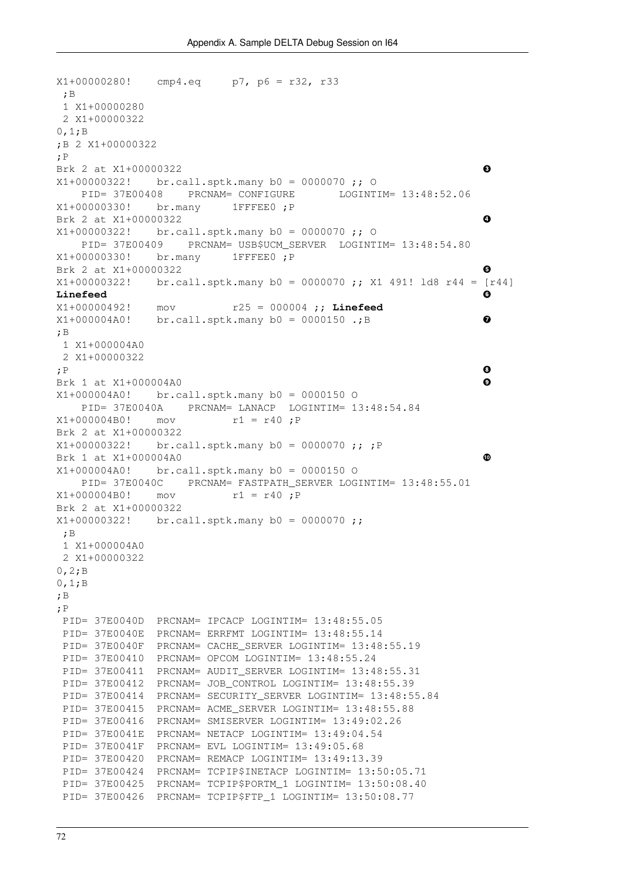```
X1+00000280!    cmp4.eq     p7, p6 = r32, r33
 ;B
 1 X1+00000280
 2 X1+00000322
0,1;B
;B 2 X1+00000322
;P
Brk 2 at X1+00000322                                                      ❸
X1+00000322!    br.call.sptk.many b0 = 0000070 ;; O
    PID= 37E00408    PRCNAM= CONFIGURE       LOGINTIM= 13:48:52.06
X1+00000330!    br.many     1FFFEE0 ;P
Brk 2 at X1+00000322                                                      ❹
X1+00000322!    br.call.sptk.many b0 = 0000070 ;; O
    PID= 37E00409    PRCNAM= USB$UCM_SERVER  LOGINTIM= 13:48:54.80
X1+00000330!    br.many     1FFFEE0 ;P
Brk 2 at X1+00000322                                                      ❺
X1+00000322!    br.call.sptk.many b0 = 0000070 ;; X1 491! ld8 r44 = [r44]
Linefeed                                                                  ❻
X1+00000492!    mov         r25 = 000004 ;; Linefeed
X1+000004A0!    br.call.sptk.many b0 = 0000150 .;B                        ❼
;B
 1 X1+000004A0
 2 X1+00000322
;P                                                                        ❽
Brk 1 at X1+000004A0                                                      ❾
X1+000004A0!    br.call.sptk.many b0 = 0000150 O
    PID= 37E0040A    PRCNAM= LANACP  LOGINTIM= 13:48:54.84
X1+000004B0!    mov         r1 = r40 ;P
Brk 2 at X1+00000322
X1+00000322!    br.call.sptk.many b0 = 0000070 ;; ;P
Brk 1 at X1+000004A0                                                      ❿
X1+000004A0!    br.call.sptk.many b0 = 0000150 O
    PID= 37E0040C    PRCNAM= FASTPATH_SERVER LOGINTIM= 13:48:55.01
X1+000004B0!    mov         r1 = r40 ;P
Brk 2 at X1+00000322
X1+00000322!    br.call.sptk.many b0 = 0000070 ;;
 ;B
 1 X1+000004A0
 2 X1+00000322
0,2;B
0,1;B
;B
;P
 PID= 37E0040D  PRCNAM= IPCACP LOGINTIM= 13:48:55.05
 PID= 37E0040E  PRCNAM= ERRFMT LOGINTIM= 13:48:55.14
 PID= 37E0040F  PRCNAM= CACHE_SERVER LOGINTIM= 13:48:55.19
 PID= 37E00410  PRCNAM= OPCOM LOGINTIM= 13:48:55.24
 PID= 37E00411  PRCNAM= AUDIT_SERVER LOGINTIM= 13:48:55.31
 PID= 37E00412  PRCNAM= JOB_CONTROL LOGINTIM= 13:48:55.39
 PID= 37E00414  PRCNAM= SECURITY_SERVER LOGINTIM= 13:48:55.84
 PID= 37E00415  PRCNAM= ACME_SERVER LOGINTIM= 13:48:55.88
 PID= 37E00416  PRCNAM= SMISERVER LOGINTIM= 13:49:02.26
 PID= 37E0041E  PRCNAM= NETACP LOGINTIM= 13:49:04.54
 PID= 37E0041F  PRCNAM= EVL LOGINTIM= 13:49:05.68
 PID= 37E00420  PRCNAM= REMACP LOGINTIM= 13:49:13.39
 PID= 37E00424  PRCNAM= TCPIP$INETACP LOGINTIM= 13:50:05.71
 PID= 37E00425  PRCNAM= TCPIP$PORTM_1 LOGINTIM= 13:50:08.40
 PID= 37E00426  PRCNAM= TCPIP$FTP_1 LOGINTIM= 13:50:08.77
```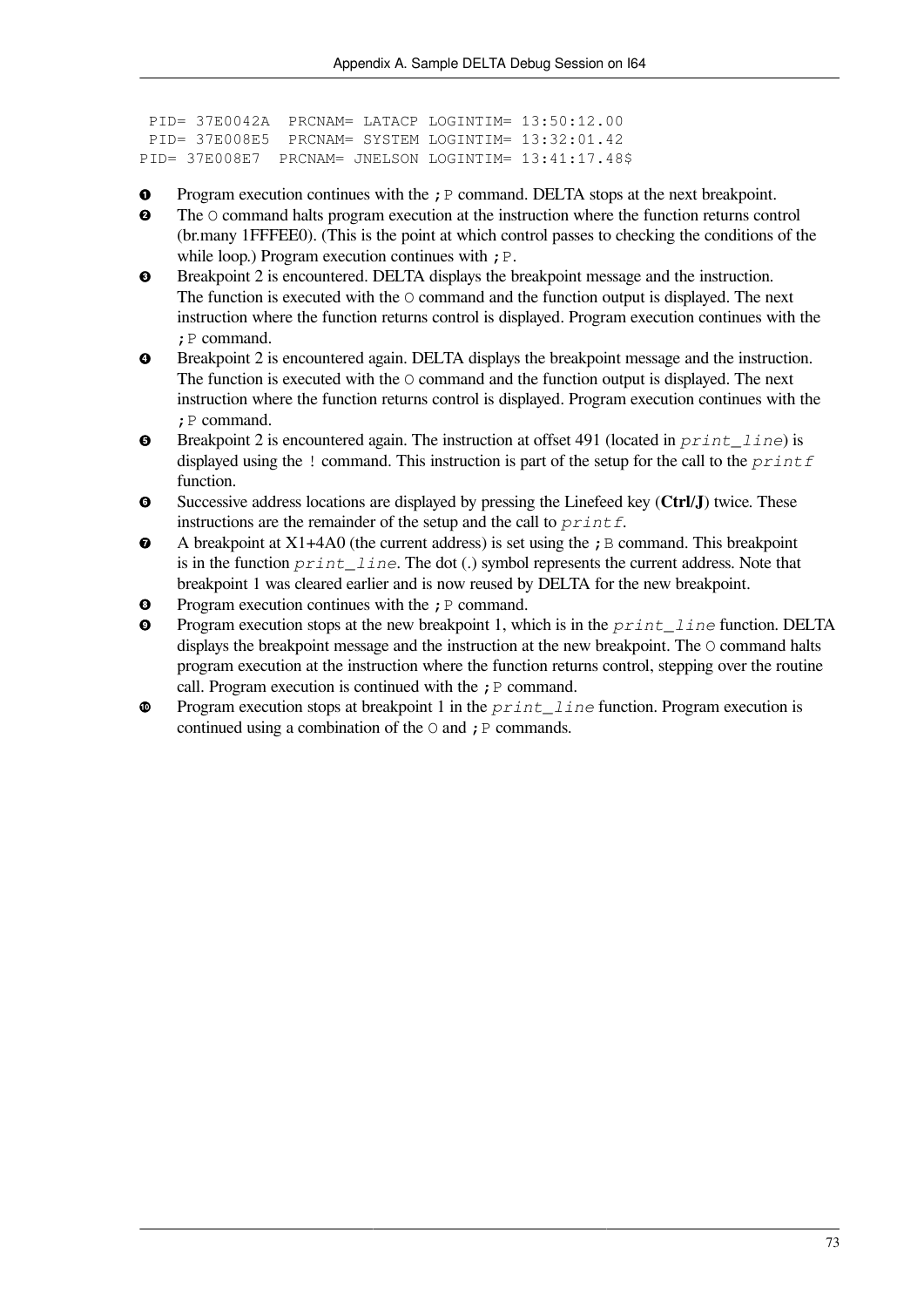```
 PID= 37E0042A  PRCNAM= LATACP LOGINTIM= 13:50:12.00
 PID= 37E008E5  PRCNAM= SYSTEM LOGINTIM= 13:32:01.42
PID= 37E008E7  PRCNAM= JNELSON LOGINTIM= 13:41:17.48$
```

1. Program execution continues with the `;P` command. DELTA stops at the next breakpoint.
2. The `O` command halts program execution at the instruction where the function returns control (br.many 1FFFEE0). (This is the point at which control passes to checking the conditions of the while loop.) Program execution continues with `;P`.
3. Breakpoint 2 is encountered. DELTA displays the breakpoint message and the instruction. The function is executed with the `O` command and the function output is displayed. The next instruction where the function returns control is displayed. Program execution continues with the `;P` command.
4. Breakpoint 2 is encountered again. DELTA displays the breakpoint message and the instruction. The function is executed with the `O` command and the function output is displayed. The next instruction where the function returns control is displayed. Program execution continues with the `;P` command.
5. Breakpoint 2 is encountered again. The instruction at offset 491 (located in *print_line*) is displayed using the `!` command. This instruction is part of the setup for the call to the *printf* function.
6. Successive address locations are displayed by pressing the Linefeed key (**Ctrl/J**) twice. These instructions are the remainder of the setup and the call to *printf*.
7. A breakpoint at X1+4A0 (the current address) is set using the `;B` command. This breakpoint is in the function *print_line*. The dot (.) symbol represents the current address. Note that breakpoint 1 was cleared earlier and is now reused by DELTA for the new breakpoint.
8. Program execution continues with the `;P` command.
9. Program execution stops at the new breakpoint 1, which is in the *print_line* function. DELTA displays the breakpoint message and the instruction at the new breakpoint. The `O` command halts program execution at the instruction where the function returns control, stepping over the routine call. Program execution is continued with the `;P` command.
10. Program execution stops at breakpoint 1 in the *print_line* function. Program execution is continued using a combination of the `O` and `;P` commands.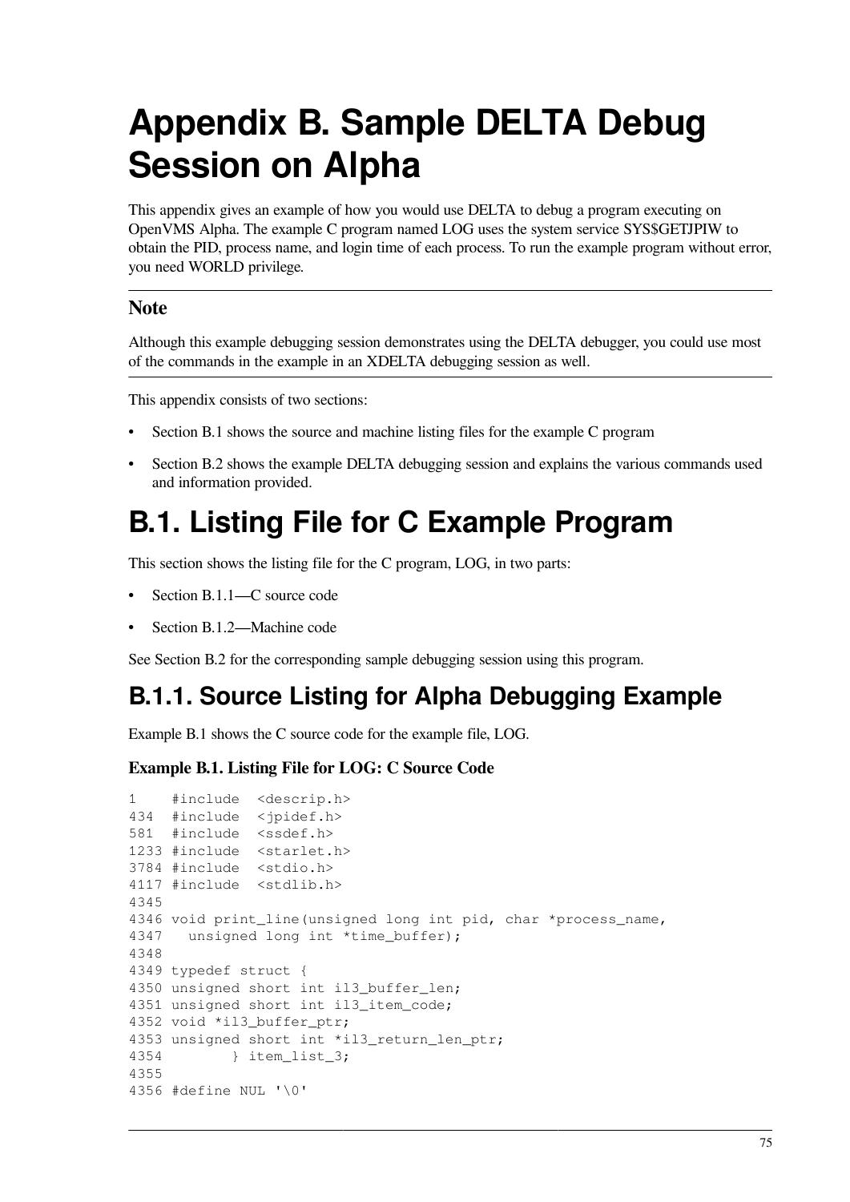# Appendix B. Sample DELTA Debug Session on Alpha

This appendix gives an example of how you would use DELTA to debug a program executing on OpenVMS Alpha. The example C program named LOG uses the system service SYS$GETJPIW to obtain the PID, process name, and login time of each process. To run the example program without error, you need WORLD privilege.

---

**Note**

Although this example debugging session demonstrates using the DELTA debugger, you could use most of the commands in the example in an XDELTA debugging session as well.

---

This appendix consists of two sections:

- Section B.1 shows the source and machine listing files for the example C program
- Section B.2 shows the example DELTA debugging session and explains the various commands used and information provided.

# B.1. Listing File for C Example Program

This section shows the listing file for the C program, LOG, in two parts:

- Section B.1.1—C source code
- Section B.1.2—Machine code

See Section B.2 for the corresponding sample debugging session using this program.

## B.1.1. Source Listing for Alpha Debugging Example

Example B.1 shows the C source code for the example file, LOG.

**Example B.1. Listing File for LOG: C Source Code**

```
1    #include  <descrip.h>
434  #include  <jpidef.h>
581  #include  <ssdef.h>
1233 #include  <starlet.h>
3784 #include  <stdio.h>
4117 #include  <stdlib.h>
4345
4346 void print_line(unsigned long int pid, char *process_name,
4347   unsigned long int *time_buffer);
4348
4349 typedef struct {
4350 unsigned short int il3_buffer_len;
4351 unsigned short int il3_item_code;
4352 void *il3_buffer_ptr;
4353 unsigned short int *il3_return_len_ptr;
4354        } item_list_3;
4355
4356 #define NUL '\0'
```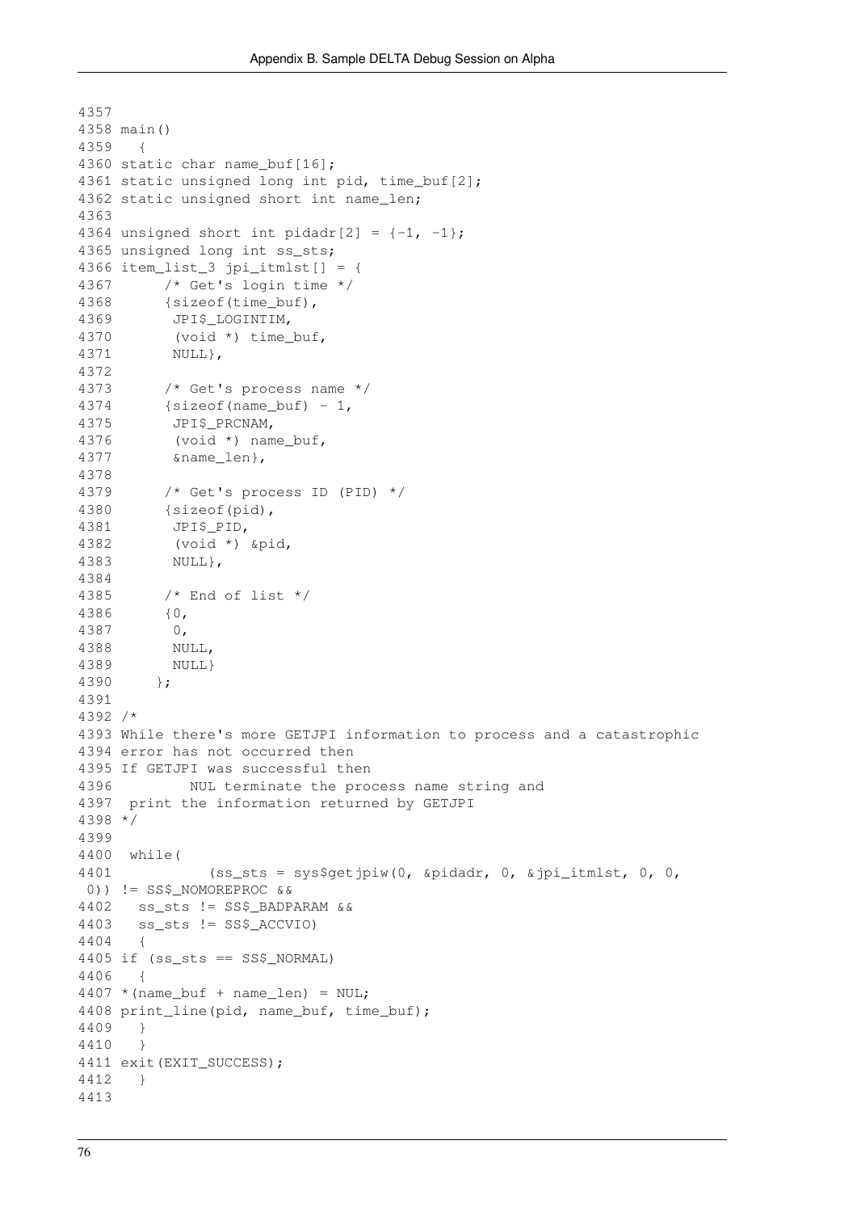```
4357
4358 main()
4359   {
4360 static char name_buf[16];
4361 static unsigned long int pid, time_buf[2];
4362 static unsigned short int name_len;
4363
4364 unsigned short int pidadr[2] = {-1, -1};
4365 unsigned long int ss_sts;
4366 item_list_3 jpi_itmlst[] = {
4367      /* Get's login time */
4368      {sizeof(time_buf),
4369       JPI$_LOGINTIM,
4370       (void *) time_buf,
4371       NULL},
4372
4373      /* Get's process name */
4374      {sizeof(name_buf) - 1,
4375       JPI$_PRCNAM,
4376       (void *) name_buf,
4377       &name_len},
4378
4379      /* Get's process ID (PID) */
4380      {sizeof(pid),
4381       JPI$_PID,
4382       (void *) &pid,
4383       NULL},
4384
4385      /* End of list */
4386      {0,
4387       0,
4388       NULL,
4389       NULL}
4390     };
4391
4392 /*
4393 While there's more GETJPI information to process and a catastrophic
4394 error has not occurred then
4395 If GETJPI was successful then
4396         NUL terminate the process name string and
4397  print the information returned by GETJPI
4398 */
4399
4400  while(
4401           (ss_sts = sys$getjpiw(0, &pidadr, 0, &jpi_itmlst, 0, 0,
 0)) != SS$_NOMOREPROC &&
4402   ss_sts != SS$_BADPARAM &&
4403   ss_sts != SS$_ACCVIO)
4404   {
4405 if (ss_sts == SS$_NORMAL)
4406   {
4407 *(name_buf + name_len) = NUL;
4408 print_line(pid, name_buf, time_buf);
4409   }
4410   }
4411 exit(EXIT_SUCCESS);
4412   }
4413
```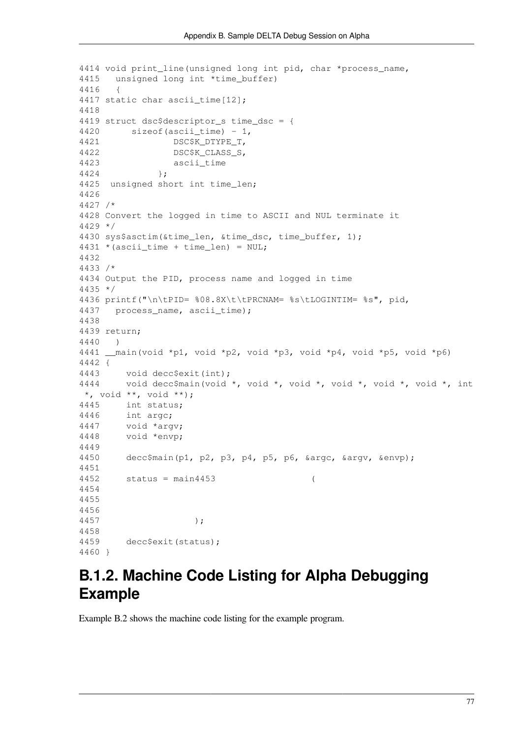```
4414 void print_line(unsigned long int pid, char *process_name,
4415   unsigned long int *time_buffer)
4416   {
4417 static char ascii_time[12];
4418
4419 struct dsc$descriptor_s time_dsc = {
4420      sizeof(ascii_time) - 1,
4421              DSC$K_DTYPE_T,
4422              DSC$K_CLASS_S,
4423              ascii_time
4424           };
4425  unsigned short int time_len;
4426
4427 /*
4428 Convert the logged in time to ASCII and NUL terminate it
4429 */
4430 sys$asctim(&time_len, &time_dsc, time_buffer, 1);
4431 *(ascii_time + time_len) = NUL;
4432
4433 /*
4434 Output the PID, process name and logged in time
4435 */
4436 printf("\n\tPID= %08.8X\t\tPRCNAM= %s\tLOGINTIM= %s", pid,
4437   process_name, ascii_time);
4438
4439 return;
4440   )
4441 __main(void *p1, void *p2, void *p3, void *p4, void *p5, void *p6)
4442 {
4443     void decc$exit(int);
4444     void decc$main(void *, void *, void *, void *, void *, void *, int
 *, void **, void **);
4445     int status;
4446     int argc;
4447     void *argv;
4448     void *envp;
4449
4450     decc$main(p1, p2, p3, p4, p5, p6, &argc, &argv, &envp);
4451
4452     status = main4453                  (
4454
4455
4456
4457                  );
4458
4459     decc$exit(status);
4460 }
```

## B.1.2. Machine Code Listing for Alpha Debugging Example

Example B.2 shows the machine code listing for the example program.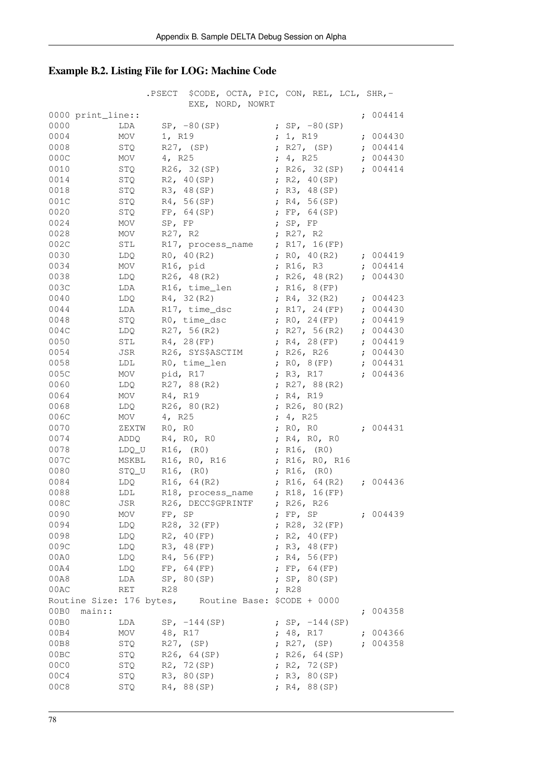## Example B.2. Listing File for LOG: Machine Code

```
                .PSECT  $CODE, OCTA, PIC, CON, REL, LCL, SHR,-
                        EXE, NORD, NOWRT
0000 print_line::                                                ; 004414
0000        LDA     SP, -80(SP)           ; SP, -80(SP)
0004        MOV     1, R19                ; 1, R19               ; 004430
0008        STQ     R27, (SP)             ; R27, (SP)            ; 004414
000C        MOV     4, R25                ; 4, R25               ; 004430
0010        STQ     R26, 32(SP)           ; R26, 32(SP)          ; 004414
0014        STQ     R2, 40(SP)            ; R2, 40(SP)
0018        STQ     R3, 48(SP)            ; R3, 48(SP)
001C        STQ     R4, 56(SP)            ; R4, 56(SP)
0020        STQ     FP, 64(SP)            ; FP, 64(SP)
0024        MOV     SP, FP                ; SP, FP
0028        MOV     R27, R2               ; R27, R2
002C        STL     R17, process_name     ; R17, 16(FP)
0030        LDQ     R0, 40(R2)            ; R0, 40(R2)           ; 004419
0034        MOV     R16, pid              ; R16, R3              ; 004414
0038        LDQ     R26, 48(R2)           ; R26, 48(R2)          ; 004430
003C        LDA     R16, time_len         ; R16, 8(FP)
0040        LDQ     R4, 32(R2)            ; R4, 32(R2)           ; 004423
0044        LDA     R17, time_dsc         ; R17, 24(FP)          ; 004430
0048        STQ     R0, time_dsc          ; R0, 24(FP)           ; 004419
004C        LDQ     R27, 56(R2)           ; R27, 56(R2)          ; 004430
0050        STL     R4, 28(FP)            ; R4, 28(FP)           ; 004419
0054        JSR     R26, SYS$ASCTIM       ; R26, R26             ; 004430
0058        LDL     R0, time_len          ; R0, 8(FP)            ; 004431
005C        MOV     pid, R17              ; R3, R17              ; 004436
0060        LDQ     R27, 88(R2)           ; R27, 88(R2)
0064        MOV     R4, R19               ; R4, R19
0068        LDQ     R26, 80(R2)           ; R26, 80(R2)
006C        MOV     4, R25                ; 4, R25
0070        ZEXTW   R0, R0                ; R0, R0               ; 004431
0074        ADDQ    R4, R0, R0            ; R4, R0, R0
0078        LDQ_U   R16, (R0)             ; R16, (R0)
007C        MSKBL   R16, R0, R16          ; R16, R0, R16
0080        STQ_U   R16, (R0)             ; R16, (R0)
0084        LDQ     R16, 64(R2)           ; R16, 64(R2)          ; 004436
0088        LDL     R18, process_name     ; R18, 16(FP)
008C        JSR     R26, DECC$GPRINTF     ; R26, R26
0090        MOV     FP, SP                ; FP, SP               ; 004439
0094        LDQ     R28, 32(FP)           ; R28, 32(FP)
0098        LDQ     R2, 40(FP)            ; R2, 40(FP)
009C        LDQ     R3, 48(FP)            ; R3, 48(FP)
00A0        LDQ     R4, 56(FP)            ; R4, 56(FP)
00A4        LDQ     FP, 64(FP)            ; FP, 64(FP)
00A8        LDA     SP, 80(SP)            ; SP, 80(SP)
00AC        RET     R28                   ; R28
Routine Size: 176 bytes,    Routine Base: $CODE + 0000
00B0  main::                                                     ; 004358
00B0        LDA     SP, -144(SP)          ; SP, -144(SP)
00B4        MOV     48, R17               ; 48, R17              ; 004366
00B8        STQ     R27, (SP)             ; R27, (SP)            ; 004358
00BC        STQ     R26, 64(SP)           ; R26, 64(SP)
00C0        STQ     R2, 72(SP)            ; R2, 72(SP)
00C4        STQ     R3, 80(SP)            ; R3, 80(SP)
00C8        STQ     R4, 88(SP)            ; R4, 88(SP)
```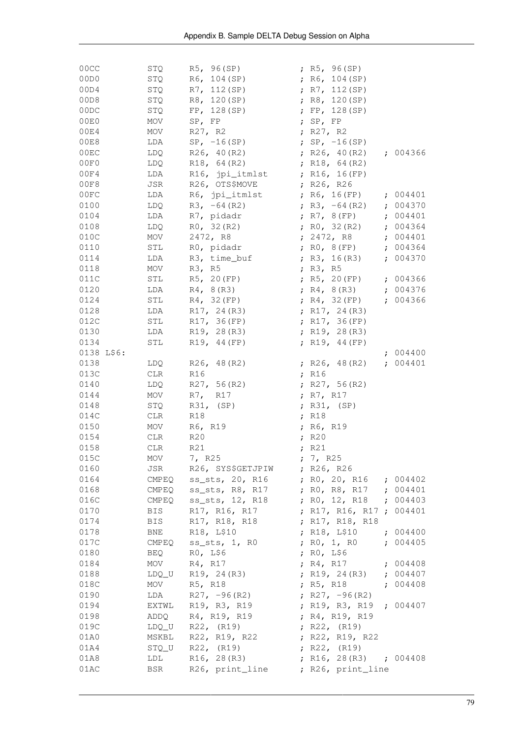```
00CC        STQ     R5, 96(SP)          ; R5, 96(SP)
00D0        STQ     R6, 104(SP)         ; R6, 104(SP)
00D4        STQ     R7, 112(SP)         ; R7, 112(SP)
00D8        STQ     R8, 120(SP)         ; R8, 120(SP)
00DC        STQ     FP, 128(SP)         ; FP, 128(SP)
00E0        MOV     SP, FP              ; SP, FP
00E4        MOV     R27, R2             ; R27, R2
00E8        LDA     SP, -16(SP)         ; SP, -16(SP)
00EC        LDQ     R26, 40(R2)         ; R26, 40(R2)    ; 004366
00F0        LDQ     R18, 64(R2)         ; R18, 64(R2)
00F4        LDA     R16, jpi_itmlst     ; R16, 16(FP)
00F8        JSR     R26, OTS$MOVE       ; R26, R26
00FC        LDA     R6, jpi_itmlst      ; R6, 16(FP)     ; 004401
0100        LDQ     R3, -64(R2)         ; R3, -64(R2)    ; 004370
0104        LDA     R7, pidadr          ; R7, 8(FP)      ; 004401
0108        LDQ     R0, 32(R2)          ; R0, 32(R2)     ; 004364
010C        MOV     2472, R8            ; 2472, R8       ; 004401
0110        STL     R0, pidadr          ; R0, 8(FP)      ; 004364
0114        LDA     R3, time_buf        ; R3, 16(R3)     ; 004370
0118        MOV     R3, R5              ; R3, R5
011C        STL     R5, 20(FP)          ; R5, 20(FP)     ; 004366
0120        LDA     R4, 8(R3)           ; R4, 8(R3)      ; 004376
0124        STL     R4, 32(FP)          ; R4, 32(FP)     ; 004366
0128        LDA     R17, 24(R3)         ; R17, 24(R3)
012C        STL     R17, 36(FP)         ; R17, 36(FP)
0130        LDA     R19, 28(R3)         ; R19, 28(R3)
0134        STL     R19, 44(FP)         ; R19, 44(FP)
0138 L$6:                                                ; 004400
0138        LDQ     R26, 48(R2)         ; R26, 48(R2)    ; 004401
013C        CLR     R16                 ; R16
0140        LDQ     R27, 56(R2)         ; R27, 56(R2)
0144        MOV     R7,  R17            ; R7, R17
0148        STQ     R31, (SP)           ; R31, (SP)
014C        CLR     R18                 ; R18
0150        MOV     R6, R19             ; R6, R19
0154        CLR     R20                 ; R20
0158        CLR     R21                 ; R21
015C        MOV     7, R25              ; 7, R25
0160        JSR     R26, SYS$GETJPIW    ; R26, R26
0164        CMPEQ   ss_sts, 20, R16     ; R0, 20, R16    ; 004402
0168        CMPEQ   ss_sts, R8, R17     ; R0, R8, R17    ; 004401
016C        CMPEQ   ss_sts, 12, R18     ; R0, 12, R18    ; 004403
0170        BIS     R17, R16, R17       ; R17, R16, R17 ; 004401
0174        BIS     R17, R18, R18       ; R17, R18, R18
0178        BNE     R18, L$10           ; R18, L$10      ; 004400
017C        CMPEQ   ss_sts, 1, R0       ; R0, 1, R0      ; 004405
0180        BEQ     R0, L$6             ; R0, L$6
0184        MOV     R4, R17             ; R4, R17        ; 004408
0188        LDQ_U   R19, 24(R3)         ; R19, 24(R3)    ; 004407
018C        MOV     R5, R18             ; R5, R18        ; 004408
0190        LDA     R27, -96(R2)        ; R27, -96(R2)
0194        EXTWL   R19, R3, R19        ; R19, R3, R19   ; 004407
0198        ADDQ    R4, R19, R19        ; R4, R19, R19
019C        LDQ_U   R22, (R19)          ; R22, (R19)
01A0        MSKBL   R22, R19, R22       ; R22, R19, R22
01A4        STQ_U   R22, (R19)          ; R22, (R19)
01A8        LDL     R16, 28(R3)         ; R16, 28(R3)    ; 004408
01AC        BSR     R26, print_line     ; R26, print_line
```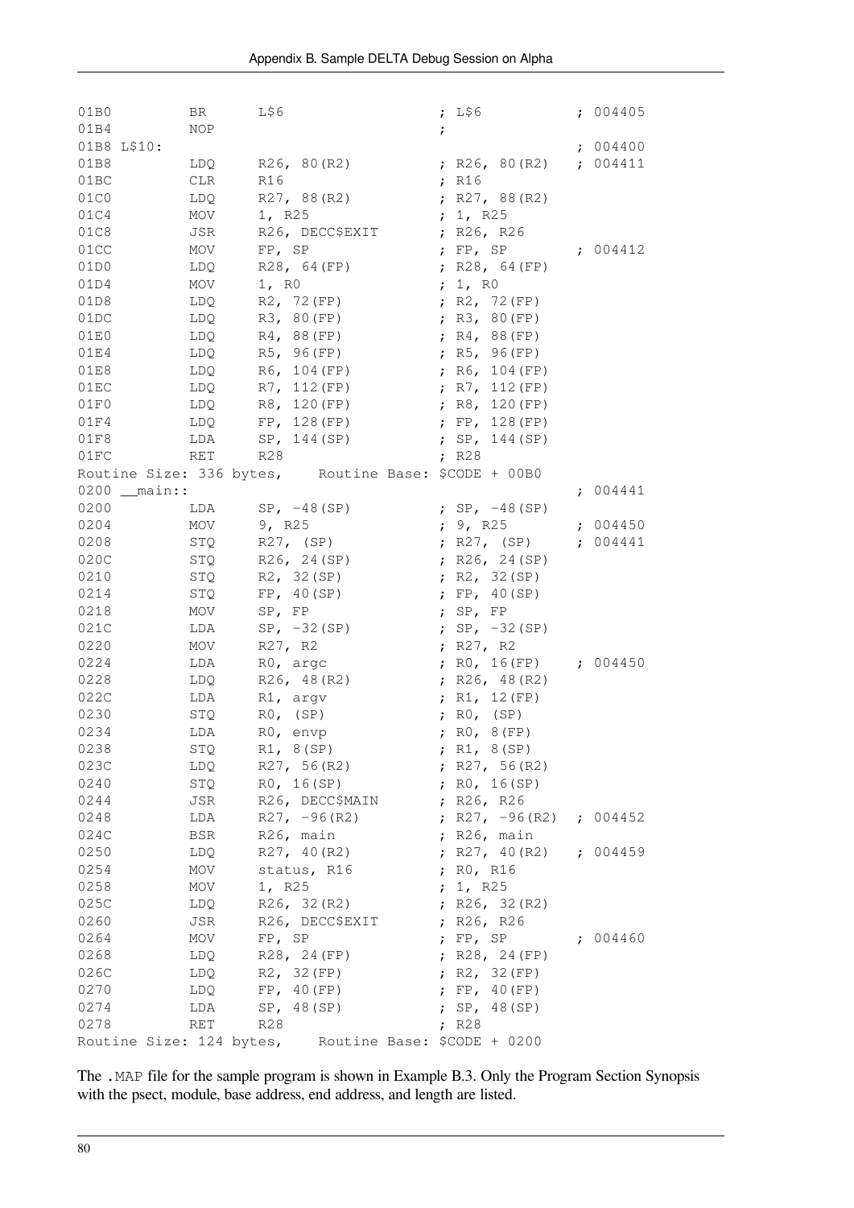```
01B0         BR      L$6                    ; L$6            ; 004405
01B4         NOP                            ;
01B8 L$10:                                                   ; 004400
01B8         LDQ     R26, 80(R2)            ; R26, 80(R2)    ; 004411
01BC         CLR     R16                    ; R16
01C0         LDQ     R27, 88(R2)            ; R27, 88(R2)
01C4         MOV     1, R25                 ; 1, R25
01C8         JSR     R26, DECC$EXIT         ; R26, R26
01CC         MOV     FP, SP                 ; FP, SP         ; 004412
01D0         LDQ     R28, 64(FP)            ; R28, 64(FP)
01D4         MOV     1, R0                  ; 1, R0
01D8         LDQ     R2, 72(FP)             ; R2, 72(FP)
01DC         LDQ     R3, 80(FP)             ; R3, 80(FP)
01E0         LDQ     R4, 88(FP)             ; R4, 88(FP)
01E4         LDQ     R5, 96(FP)             ; R5, 96(FP)
01E8         LDQ     R6, 104(FP)            ; R6, 104(FP)
01EC         LDQ     R7, 112(FP)            ; R7, 112(FP)
01F0         LDQ     R8, 120(FP)            ; R8, 120(FP)
01F4         LDQ     FP, 128(FP)            ; FP, 128(FP)
01F8         LDA     SP, 144(SP)            ; SP, 144(SP)
01FC         RET     R28                    ; R28
Routine Size: 336 bytes,    Routine Base: $CODE + 00B0
0200 __main::                                                ; 004441
0200         LDA     SP, -48(SP)            ; SP, -48(SP)
0204         MOV     9, R25                 ; 9, R25         ; 004450
0208         STQ     R27, (SP)              ; R27, (SP)      ; 004441
020C         STQ     R26, 24(SP)            ; R26, 24(SP)
0210         STQ     R2, 32(SP)             ; R2, 32(SP)
0214         STQ     FP, 40(SP)             ; FP, 40(SP)
0218         MOV     SP, FP                 ; SP, FP
021C         LDA     SP, -32(SP)            ; SP, -32(SP)
0220         MOV     R27, R2                ; R27, R2
0224         LDA     R0, argc               ; R0, 16(FP)     ; 004450
0228         LDQ     R26, 48(R2)            ; R26, 48(R2)
022C         LDA     R1, argv               ; R1, 12(FP)
0230         STQ     R0, (SP)               ; R0, (SP)
0234         LDA     R0, envp               ; R0, 8(FP)
0238         STQ     R1, 8(SP)              ; R1, 8(SP)
023C         LDQ     R27, 56(R2)            ; R27, 56(R2)
0240         STQ     R0, 16(SP)             ; R0, 16(SP)
0244         JSR     R26, DECC$MAIN         ; R26, R26
0248         LDA     R27, -96(R2)           ; R27, -96(R2)   ; 004452
024C         BSR     R26, main              ; R26, main
0250         LDQ     R27, 40(R2)            ; R27, 40(R2)    ; 004459
0254         MOV     status, R16            ; R0, R16
0258         MOV     1, R25                 ; 1, R25
025C         LDQ     R26, 32(R2)            ; R26, 32(R2)
0260         JSR     R26, DECC$EXIT         ; R26, R26
0264         MOV     FP, SP                 ; FP, SP         ; 004460
0268         LDQ     R28, 24(FP)            ; R28, 24(FP)
026C         LDQ     R2, 32(FP)             ; R2, 32(FP)
0270         LDQ     FP, 40(FP)             ; FP, 40(FP)
0274         LDA     SP, 48(SP)             ; SP, 48(SP)
0278         RET     R28                    ; R28
Routine Size: 124 bytes,    Routine Base: $CODE + 0200
```

The `.MAP` file for the sample program is shown in Example B.3. Only the Program Section Synopsis with the psect, module, base address, end address, and length are listed.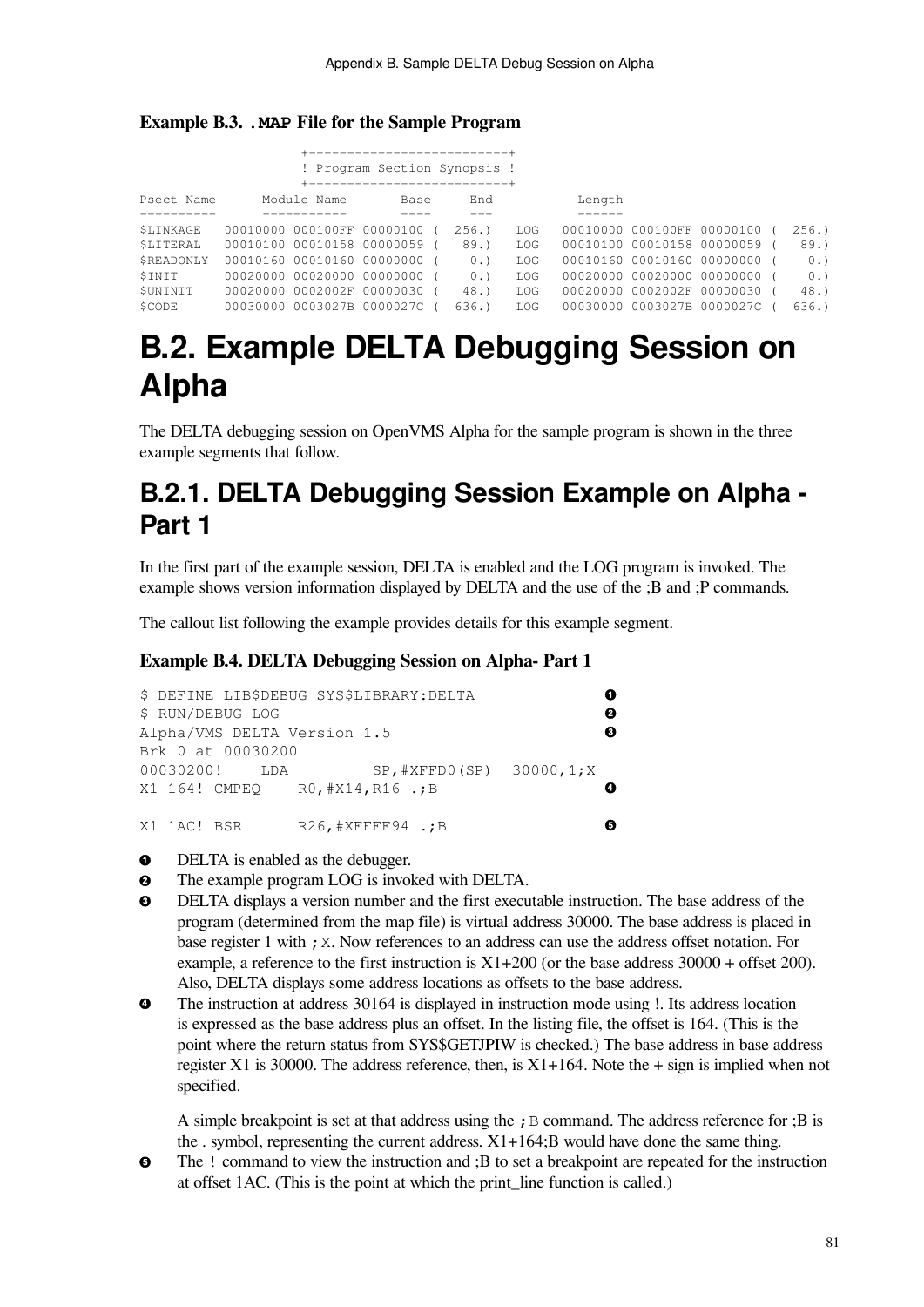**Example B.3. .MAP File for the Sample Program**

```
                    +--------------------------+
                    ! Program Section Synopsis !
                    +--------------------------+

Psect Name      Module Name       Base     End           Length
----------      -----------       ----     ---           ------
$LINKAGE   00010000 000100FF 00000100 (  256.)   LOG   00010000 000100FF 00000100 (  256.)
$LITERAL   00010100 00010158 00000059 (   89.)   LOG   00010100 00010158 00000059 (   89.)
$READONLY  00010160 00010160 00000000 (    0.)   LOG   00010160 00010160 00000000 (    0.)
$INIT      00020000 00020000 00000000 (    0.)   LOG   00020000 00020000 00000000 (    0.)
$UNINIT    00020000 0002002F 00000030 (   48.)   LOG   00020000 0002002F 00000030 (   48.)
$CODE      00030000 0003027B 0000027C (  636.)   LOG   00030000 0003027B 0000027C (  636.)
```

# B.2. Example DELTA Debugging Session on Alpha

The DELTA debugging session on OpenVMS Alpha for the sample program is shown in the three example segments that follow.

## B.2.1. DELTA Debugging Session Example on Alpha - Part 1

In the first part of the example session, DELTA is enabled and the LOG program is invoked. The example shows version information displayed by DELTA and the use of the ;B and ;P commands.

The callout list following the example provides details for this example segment.

**Example B.4. DELTA Debugging Session on Alpha- Part 1**

```
$ DEFINE LIB$DEBUG SYS$LIBRARY:DELTA                        ❶
$ RUN/DEBUG LOG                                             ❷
Alpha/VMS DELTA Version 1.5                                 ❸
Brk 0 at 00030200
00030200!    LDA          SP,#XFFD0(SP)  30000,1;X
X1 164! CMPEQ    R0,#X14,R16 .;B                            ❹

X1 1AC! BSR      R26,#XFFFF94 .;B                           ❺
```

❶ DELTA is enabled as the debugger.

❷ The example program LOG is invoked with DELTA.

❸ DELTA displays a version number and the first executable instruction. The base address of the program (determined from the map file) is virtual address 30000. The base address is placed in base register 1 with ;X. Now references to an address can use the address offset notation. For example, a reference to the first instruction is X1+200 (or the base address 30000 + offset 200). Also, DELTA displays some address locations as offsets to the base address.

❹ The instruction at address 30164 is displayed in instruction mode using !. Its address location is expressed as the base address plus an offset. In the listing file, the offset is 164. (This is the point where the return status from SYS$GETJPIW is checked.) The base address in base address register X1 is 30000. The address reference, then, is X1+164. Note the + sign is implied when not specified.

A simple breakpoint is set at that address using the ;B command. The address reference for ;B is the . symbol, representing the current address. X1+164;B would have done the same thing.

❺ The ! command to view the instruction and ;B to set a breakpoint are repeated for the instruction at offset 1AC. (This is the point at which the print_line function is called.)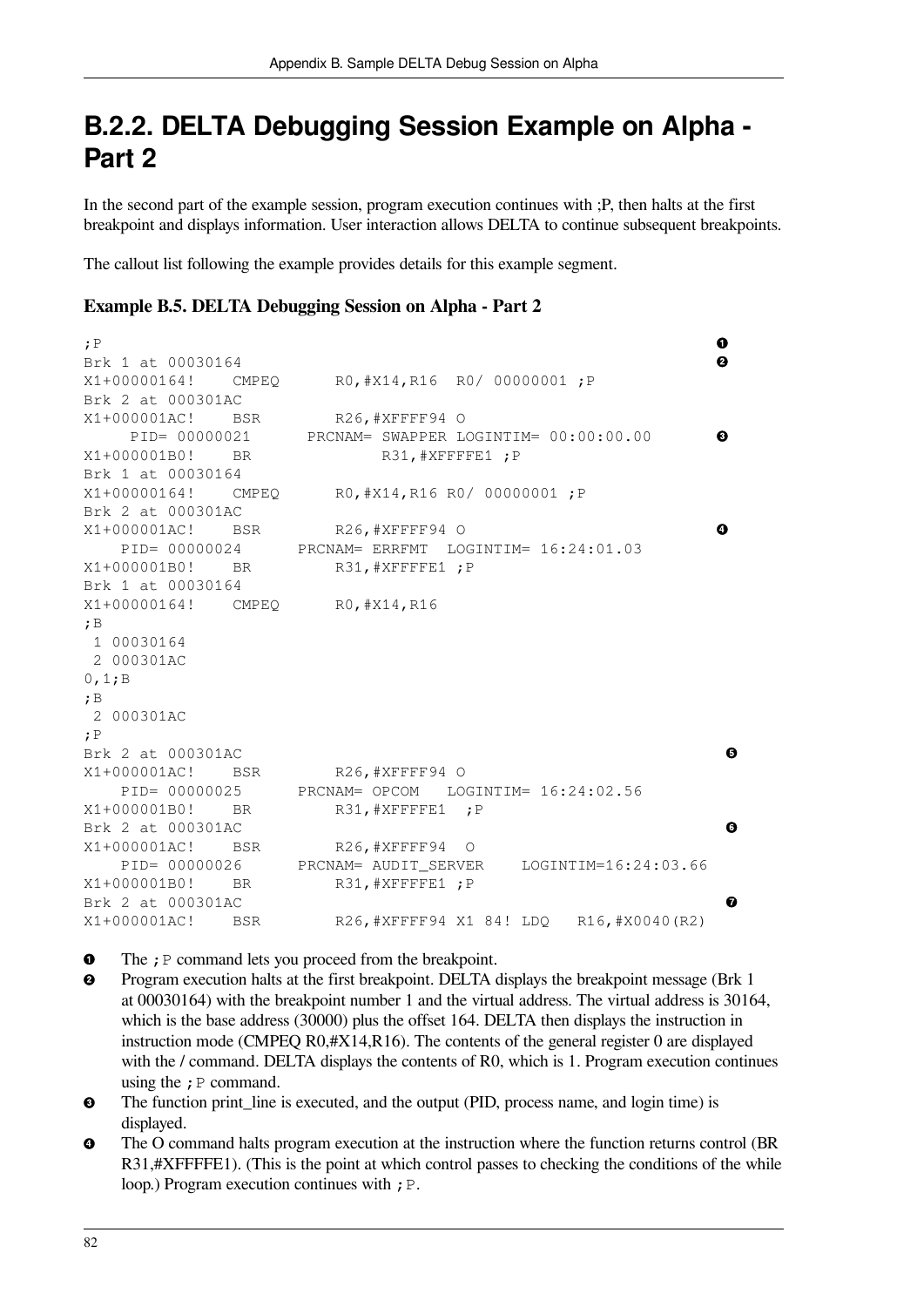# B.2.2. DELTA Debugging Session Example on Alpha - Part 2

In the second part of the example session, program execution continues with ;P, then halts at the first breakpoint and displays information. User interaction allows DELTA to continue subsequent breakpoints.

The callout list following the example provides details for this example segment.

**Example B.5. DELTA Debugging Session on Alpha - Part 2**

```
;P                                                                          ❶
Brk 1 at 00030164                                                           ❷
X1+00000164!    CMPEQ      R0,#X14,R16  R0/ 00000001 ;P
Brk 2 at 000301AC
X1+000001AC!    BSR        R26,#XFFFF94 O
     PID= 00000021      PRCNAM= SWAPPER LOGINTIM= 00:00:00.00               ❸
X1+000001B0!    BR              R31,#XFFFFE1 ;P
Brk 1 at 00030164
X1+00000164!    CMPEQ      R0,#X14,R16 R0/ 00000001 ;P
Brk 2 at 000301AC
X1+000001AC!    BSR        R26,#XFFFF94 O                                   ❹
    PID= 00000024      PRCNAM= ERRFMT  LOGINTIM= 16:24:01.03
X1+000001B0!    BR         R31,#XFFFFE1 ;P
Brk 1 at 00030164
X1+00000164!    CMPEQ      R0,#X14,R16
;B
 1 00030164
 2 000301AC
0,1;B
;B
 2 000301AC
;P
Brk 2 at 000301AC                                                           ❺
X1+000001AC!    BSR        R26,#XFFFF94 O
    PID= 00000025      PRCNAM= OPCOM   LOGINTIM= 16:24:02.56
X1+000001B0!    BR         R31,#XFFFFE1  ;P
Brk 2 at 000301AC                                                           ❻
X1+000001AC!    BSR        R26,#XFFFF94  O
    PID= 00000026      PRCNAM= AUDIT_SERVER    LOGINTIM=16:24:03.66
X1+000001B0!    BR         R31,#XFFFFE1 ;P
Brk 2 at 000301AC                                                           ❼
X1+000001AC!    BSR        R26,#XFFFF94 X1 84! LDQ   R16,#X0040(R2)
```

❶ The ;P command lets you proceed from the breakpoint.

❷ Program execution halts at the first breakpoint. DELTA displays the breakpoint message (Brk 1 at 00030164) with the breakpoint number 1 and the virtual address. The virtual address is 30164, which is the base address (30000) plus the offset 164. DELTA then displays the instruction in instruction mode (CMPEQ R0,#X14,R16). The contents of the general register 0 are displayed with the / command. DELTA displays the contents of R0, which is 1. Program execution continues using the ;P command.

❸ The function print_line is executed, and the output (PID, process name, and login time) is displayed.

❹ The O command halts program execution at the instruction where the function returns control (BR R31,#XFFFFE1). (This is the point at which control passes to checking the conditions of the while loop.) Program execution continues with ;P.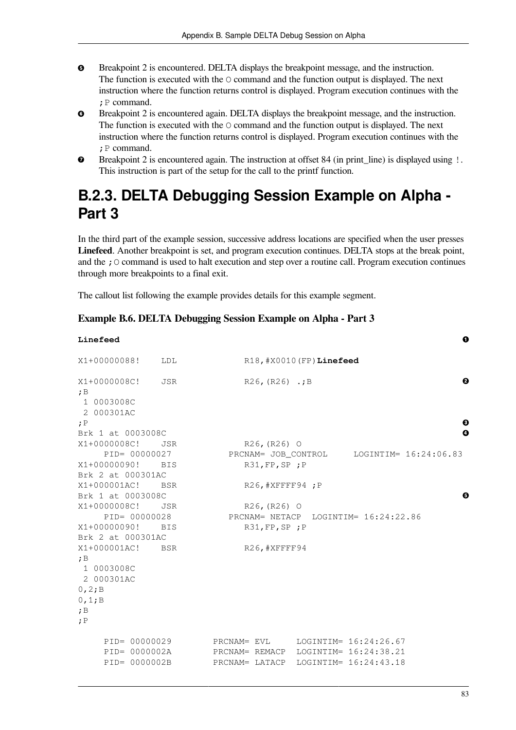5. Breakpoint 2 is encountered. DELTA displays the breakpoint message, and the instruction. The function is executed with the O command and the function output is displayed. The next instruction where the function returns control is displayed. Program execution continues with the ;P command.
6. Breakpoint 2 is encountered again. DELTA displays the breakpoint message, and the instruction. The function is executed with the O command and the function output is displayed. The next instruction where the function returns control is displayed. Program execution continues with the ;P command.
7. Breakpoint 2 is encountered again. The instruction at offset 84 (in print_line) is displayed using !. This instruction is part of the setup for the call to the printf function.

## B.2.3. DELTA Debugging Session Example on Alpha - Part 3

In the third part of the example session, successive address locations are specified when the user presses **Linefeed**. Another breakpoint is set, and program execution continues. DELTA stops at the break point, and the ;O command is used to halt execution and step over a routine call. Program execution continues through more breakpoints to a final exit.

The callout list following the example provides details for this example segment.

**Example B.6. DELTA Debugging Session Example on Alpha - Part 3**

```
Linefeed                                                                    ❶

X1+00000088!    LDL             R18,#X0010(FP)Linefeed

X1+0000008C!    JSR             R26,(R26) .;B                               ❷
;B
 1 0003008C
 2 000301AC
;P                                                                          ❸
Brk 1 at 0003008C                                                           ❹
X1+0000008C!    JSR             R26,(R26) O
     PID= 00000027          PRCNAM= JOB_CONTROL     LOGINTIM= 16:24:06.83
X1+00000090!    BIS             R31,FP,SP ;P
Brk 2 at 000301AC
X1+000001AC!    BSR             R26,#XFFFF94 ;P
Brk 1 at 0003008C                                                           ❺
X1+0000008C!    JSR             R26,(R26) O
     PID= 00000028          PRCNAM= NETACP  LOGINTIM= 16:24:22.86
X1+00000090!    BIS             R31,FP,SP ;P
Brk 2 at 000301AC
X1+000001AC!    BSR             R26,#XFFFF94
;B
 1 0003008C
 2 000301AC
0,2;B
0,1;B
;B
;P

     PID= 00000029        PRCNAM= EVL     LOGINTIM= 16:24:26.67
     PID= 0000002A        PRCNAM= REMACP  LOGINTIM= 16:24:38.21
     PID= 0000002B        PRCNAM= LATACP  LOGINTIM= 16:24:43.18
```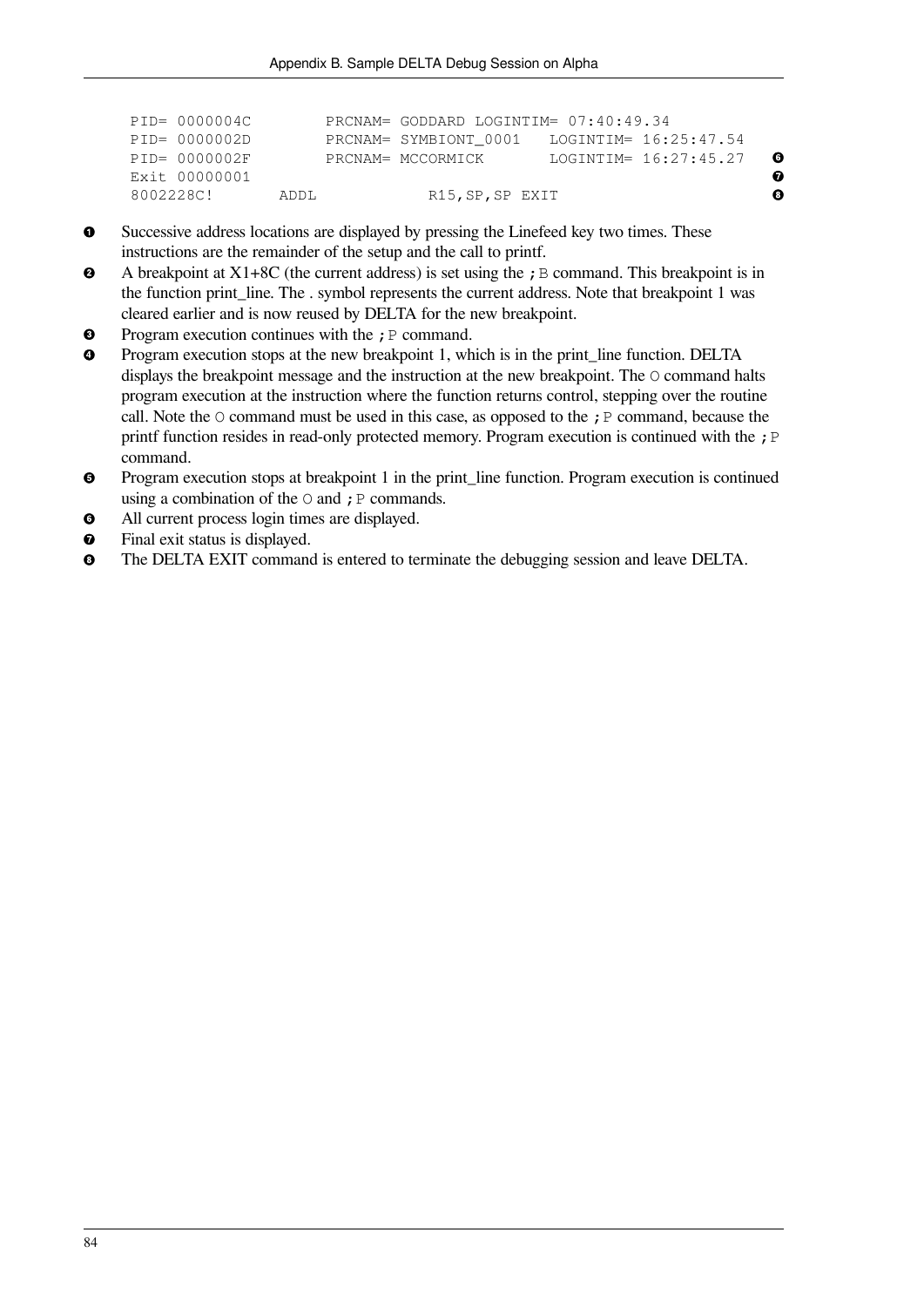```
PID= 0000004C        PRCNAM= GODDARD LOGINTIM= 07:40:49.34
PID= 0000002D        PRCNAM= SYMBIONT_0001   LOGINTIM= 16:25:47.54
PID= 0000002F        PRCNAM= MCCORMICK       LOGINTIM= 16:27:45.27   ❻
Exit 00000001                                                        ❼
8002228C!       ADDL           R15,SP,SP EXIT                        ❽
```

❶ Successive address locations are displayed by pressing the Linefeed key two times. These instructions are the remainder of the setup and the call to printf.

❷ A breakpoint at X1+8C (the current address) is set using the `;B` command. This breakpoint is in the function print_line. The . symbol represents the current address. Note that breakpoint 1 was cleared earlier and is now reused by DELTA for the new breakpoint.

❸ Program execution continues with the `;P` command.

❹ Program execution stops at the new breakpoint 1, which is in the print_line function. DELTA displays the breakpoint message and the instruction at the new breakpoint. The `O` command halts program execution at the instruction where the function returns control, stepping over the routine call. Note the `O` command must be used in this case, as opposed to the `;P` command, because the printf function resides in read-only protected memory. Program execution is continued with the `;P` command.

❺ Program execution stops at breakpoint 1 in the print_line function. Program execution is continued using a combination of the `O` and `;P` commands.

❻ All current process login times are displayed.

❼ Final exit status is displayed.

❽ The DELTA EXIT command is entered to terminate the debugging session and leave DELTA.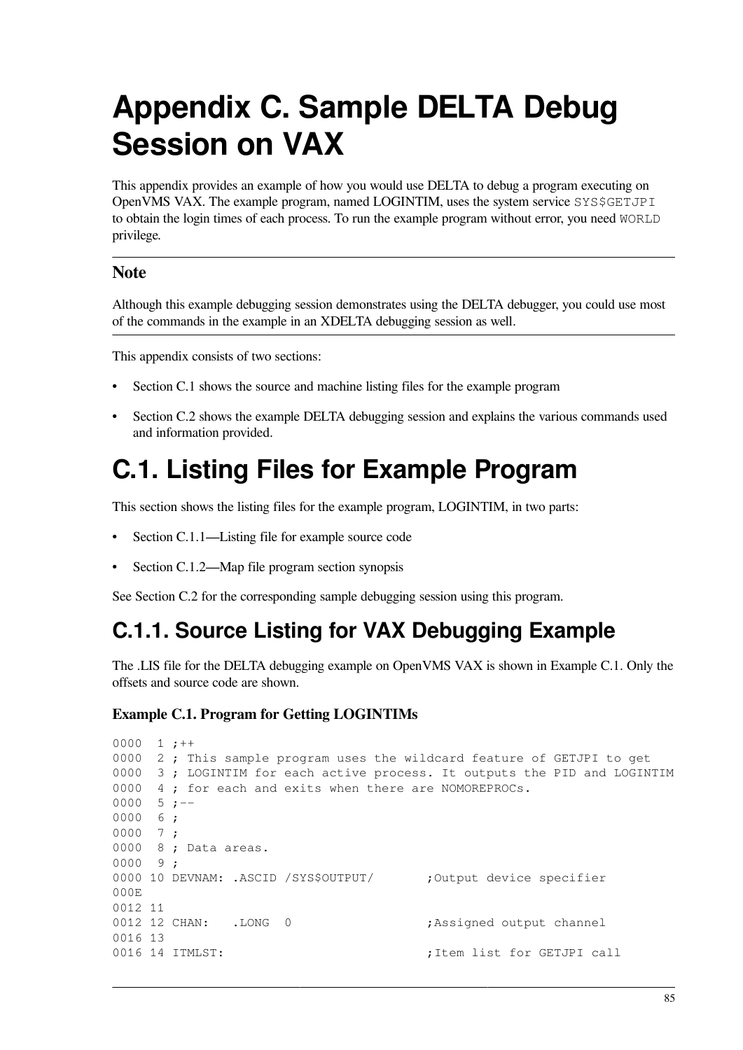# Appendix C. Sample DELTA Debug Session on VAX

This appendix provides an example of how you would use DELTA to debug a program executing on OpenVMS VAX. The example program, named LOGINTIM, uses the system service `SYS$GETJPI` to obtain the login times of each process. To run the example program without error, you need `WORLD` privilege.

---

### Note

Although this example debugging session demonstrates using the DELTA debugger, you could use most of the commands in the example in an XDELTA debugging session as well.

---

This appendix consists of two sections:

- Section C.1 shows the source and machine listing files for the example program
- Section C.2 shows the example DELTA debugging session and explains the various commands used and information provided.

# C.1. Listing Files for Example Program

This section shows the listing files for the example program, LOGINTIM, in two parts:

- Section C.1.1—Listing file for example source code
- Section C.1.2—Map file program section synopsis

See Section C.2 for the corresponding sample debugging session using this program.

## C.1.1. Source Listing for VAX Debugging Example

The .LIS file for the DELTA debugging example on OpenVMS VAX is shown in Example C.1. Only the offsets and source code are shown.

**Example C.1. Program for Getting LOGINTIMs**

```
0000  1 ;++
0000  2 ; This sample program uses the wildcard feature of GETJPI to get
0000  3 ; LOGINTIM for each active process. It outputs the PID and LOGINTIM
0000  4 ; for each and exits when there are NOMOREPROCs.
0000  5 ;--
0000  6 ;
0000  7 ;
0000  8 ; Data areas.
0000  9 ;
0000 10 DEVNAM: .ASCID /SYS$OUTPUT/       ;Output device specifier
000E
0012 11
0012 12 CHAN:   .LONG  0                  ;Assigned output channel
0016 13
0016 14 ITMLST:                           ;Item list for GETJPI call
```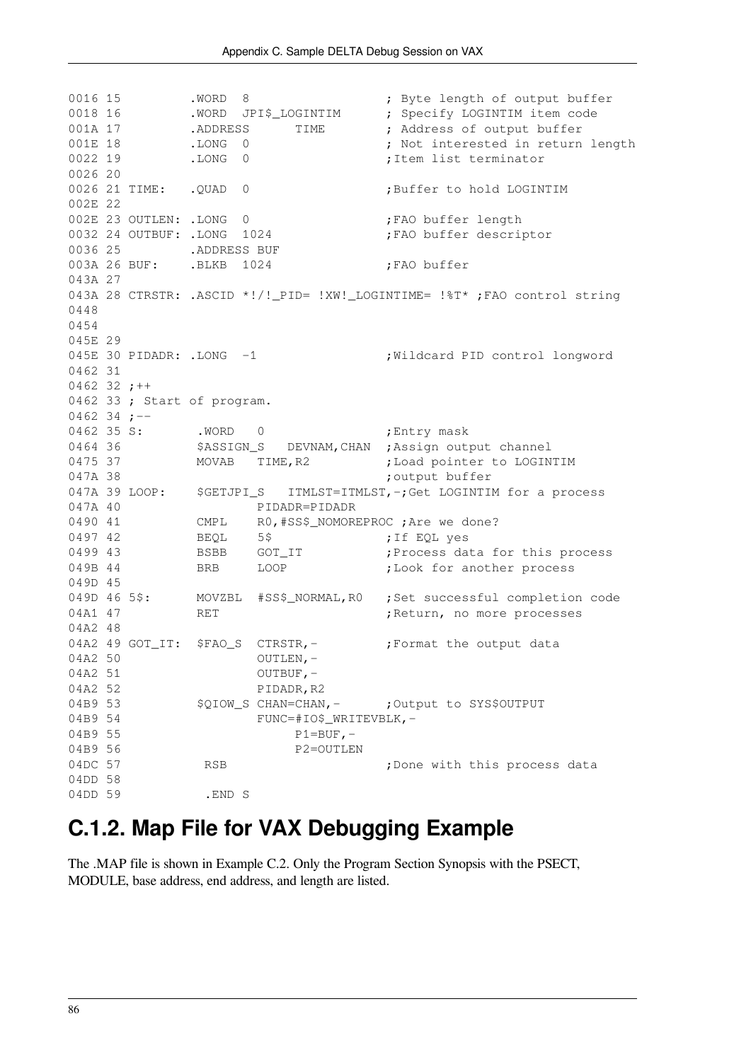```
0016 15         .WORD  8                    ; Byte length of output buffer
0018 16         .WORD  JPI$_LOGINTIM        ; Specify LOGINTIM item code
001A 17         .ADDRESS      TIME          ; Address of output buffer
001E 18         .LONG  0                    ; Not interested in return length
0022 19         .LONG  0                    ;Item list terminator
0026 20
0026 21 TIME:   .QUAD  0                    ;Buffer to hold LOGINTIM
002E 22
002E 23 OUTLEN: .LONG  0                    ;FAO buffer length
0032 24 OUTBUF: .LONG  1024                 ;FAO buffer descriptor
0036 25         .ADDRESS BUF
003A 26 BUF:    .BLKB  1024                 ;FAO buffer
043A 27
043A 28 CTRSTR: .ASCID *!/!_PID= !XW!_LOGINTIME= !%T* ;FAO control string
0448
0454
045E 29
045E 30 PIDADR: .LONG  -1                   ;Wildcard PID control longword
0462 31
0462 32 ;++
0462 33 ; Start of program.
0462 34 ;--
0462 35 S:       .WORD   0                   ;Entry mask
0464 36          $ASSIGN_S   DEVNAM,CHAN    ;Assign output channel
0475 37          MOVAB   TIME,R2            ;Load pointer to LOGINTIM
047A 38                                     ;output buffer
047A 39 LOOP:    $GETJPI_S   ITMLST=ITMLST,-;Get LOGINTIM for a process
047A 40                  PIDADR=PIDADR
0490 41          CMPL    R0,#SS$_NOMOREPROC ;Are we done?
0497 42          BEQL    5$                 ;If EQL yes
0499 43          BSBB    GOT_IT             ;Process data for this process
049B 44          BRB     LOOP               ;Look for another process
049D 45
049D 46 5$:      MOVZBL  #SS$_NORMAL,R0     ;Set successful completion code
04A1 47          RET                        ;Return, no more processes
04A2 48
04A2 49 GOT_IT:  $FAO_S  CTRSTR,-           ;Format the output data
04A2 50                  OUTLEN,-
04A2 51                  OUTBUF,-
04A2 52                  PIDADR,R2
04B9 53          $QIOW_S CHAN=CHAN,-        ;Output to SYS$OUTPUT
04B9 54                  FUNC=#IO$_WRITEVBLK,-
04B9 55                       P1=BUF,-
04B9 56                       P2=OUTLEN
04DC 57           RSB                       ;Done with this process data
04DD 58
04DD 59           .END S
```

## C.1.2. Map File for VAX Debugging Example

The .MAP file is shown in Example C.2. Only the Program Section Synopsis with the PSECT, MODULE, base address, end address, and length are listed.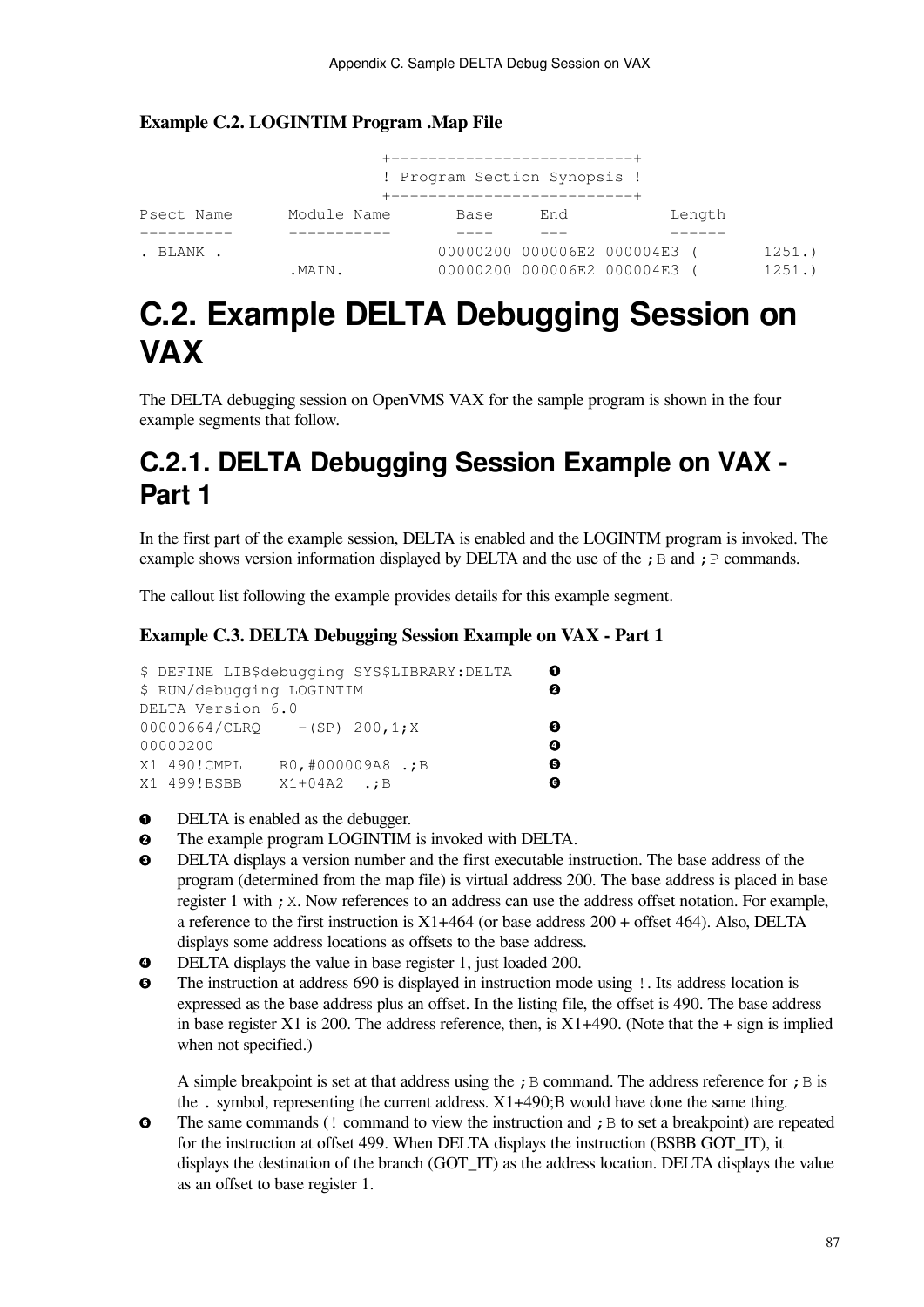**Example C.2. LOGINTIM Program .Map File**

```
                          +--------------------------+
                          ! Program Section Synopsis !
                          +--------------------------+
Psect Name      Module Name       Base     End           Length
----------      -----------       ----     ---           ------
. BLANK .                       00000200 000006E2 000004E3 (      1251.)
                .MAIN.          00000200 000006E2 000004E3 (      1251.)
```

# C.2. Example DELTA Debugging Session on VAX

The DELTA debugging session on OpenVMS VAX for the sample program is shown in the four example segments that follow.

## C.2.1. DELTA Debugging Session Example on VAX - Part 1

In the first part of the example session, DELTA is enabled and the LOGINTM program is invoked. The example shows version information displayed by DELTA and the use of the `;B` and `;P` commands.

The callout list following the example provides details for this example segment.

**Example C.3. DELTA Debugging Session Example on VAX - Part 1**

```
$ DEFINE LIB$debugging SYS$LIBRARY:DELTA     ❶
$ RUN/debugging LOGINTIM                     ❷
DELTA Version 6.0
00000664/CLRQ    -(SP) 200,1;X               ❸
00000200                                     ❹
X1 490!CMPL    R0,#000009A8 .;B              ❺
X1 499!BSBB    X1+04A2  .;B                  ❻
```

❶ DELTA is enabled as the debugger.

❷ The example program LOGINTIM is invoked with DELTA.

❸ DELTA displays a version number and the first executable instruction. The base address of the program (determined from the map file) is virtual address 200. The base address is placed in base register 1 with `;X`. Now references to an address can use the address offset notation. For example, a reference to the first instruction is X1+464 (or base address 200 + offset 464). Also, DELTA displays some address locations as offsets to the base address.

❹ DELTA displays the value in base register 1, just loaded 200.

❺ The instruction at address 690 is displayed in instruction mode using `!`. Its address location is expressed as the base address plus an offset. In the listing file, the offset is 490. The base address in base register X1 is 200. The address reference, then, is X1+490. (Note that the + sign is implied when not specified.)

A simple breakpoint is set at that address using the `;B` command. The address reference for `;B` is the `.` symbol, representing the current address. X1+490;B would have done the same thing.

❻ The same commands (`!` command to view the instruction and `;B` to set a breakpoint) are repeated for the instruction at offset 499. When DELTA displays the instruction (BSBB GOT_IT), it displays the destination of the branch (GOT_IT) as the address location. DELTA displays the value as an offset to base register 1.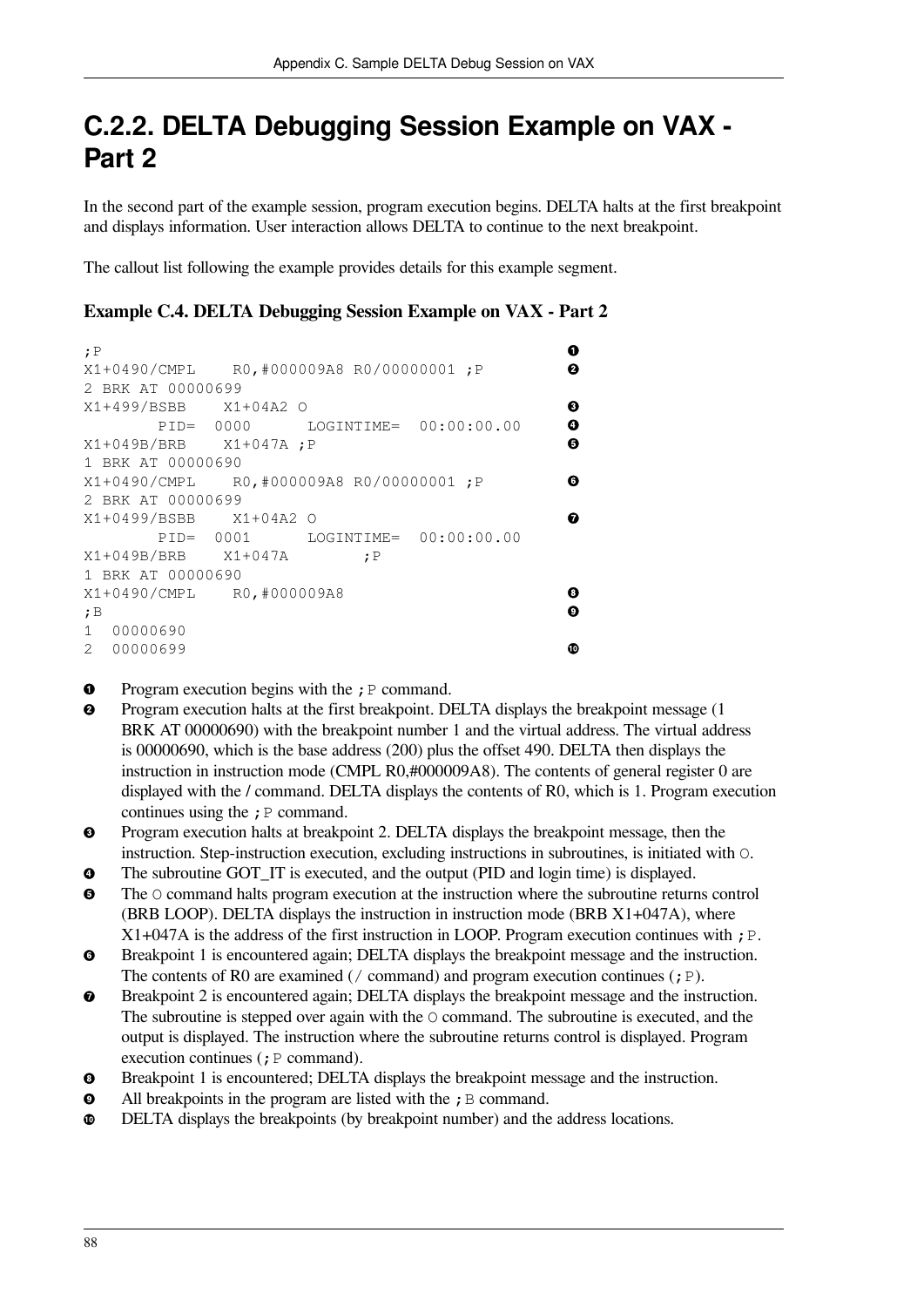# C.2.2. DELTA Debugging Session Example on VAX - Part 2

In the second part of the example session, program execution begins. DELTA halts at the first breakpoint and displays information. User interaction allows DELTA to continue to the next breakpoint.

The callout list following the example provides details for this example segment.

### Example C.4. DELTA Debugging Session Example on VAX - Part 2

```
;P                                                        ❶
X1+0490/CMPL    R0,#000009A8 R0/00000001 ;P               ❷
2 BRK AT 00000699
X1+499/BSBB    X1+04A2 O                                  ❸
       PID=  0000      LOGINTIME=  00:00:00.00            ❹
X1+049B/BRB    X1+047A ;P                                 ❺
1 BRK AT 00000690
X1+0490/CMPL    R0,#000009A8 R0/00000001 ;P               ❻
2 BRK AT 00000699
X1+0499/BSBB    X1+04A2 O                                 ❼
       PID=  0001      LOGINTIME=  00:00:00.00
X1+049B/BRB    X1+047A        ;P
1 BRK AT 00000690
X1+0490/CMPL    R0,#000009A8                              ❽
;B                                                        ❾
1  00000690
2  00000699                                               ❿
```

❶ Program execution begins with the `;P` command.

❷ Program execution halts at the first breakpoint. DELTA displays the breakpoint message (1 BRK AT 00000690) with the breakpoint number 1 and the virtual address. The virtual address is 00000690, which is the base address (200) plus the offset 490. DELTA then displays the instruction in instruction mode (CMPL R0,#000009A8). The contents of general register 0 are displayed with the / command. DELTA displays the contents of R0, which is 1. Program execution continues using the `;P` command.

❸ Program execution halts at breakpoint 2. DELTA displays the breakpoint message, then the instruction. Step-instruction execution, excluding instructions in subroutines, is initiated with `O`.

❹ The subroutine GOT_IT is executed, and the output (PID and login time) is displayed.

❺ The `O` command halts program execution at the instruction where the subroutine returns control (BRB LOOP). DELTA displays the instruction in instruction mode (BRB X1+047A), where X1+047A is the address of the first instruction in LOOP. Program execution continues with `;P`.

❻ Breakpoint 1 is encountered again; DELTA displays the breakpoint message and the instruction. The contents of R0 are examined (`/` command) and program execution continues (`;P`).

❼ Breakpoint 2 is encountered again; DELTA displays the breakpoint message and the instruction. The subroutine is stepped over again with the `O` command. The subroutine is executed, and the output is displayed. The instruction where the subroutine returns control is displayed. Program execution continues (`;P` command).

❽ Breakpoint 1 is encountered; DELTA displays the breakpoint message and the instruction.

❾ All breakpoints in the program are listed with the `;B` command.

❿ DELTA displays the breakpoints (by breakpoint number) and the address locations.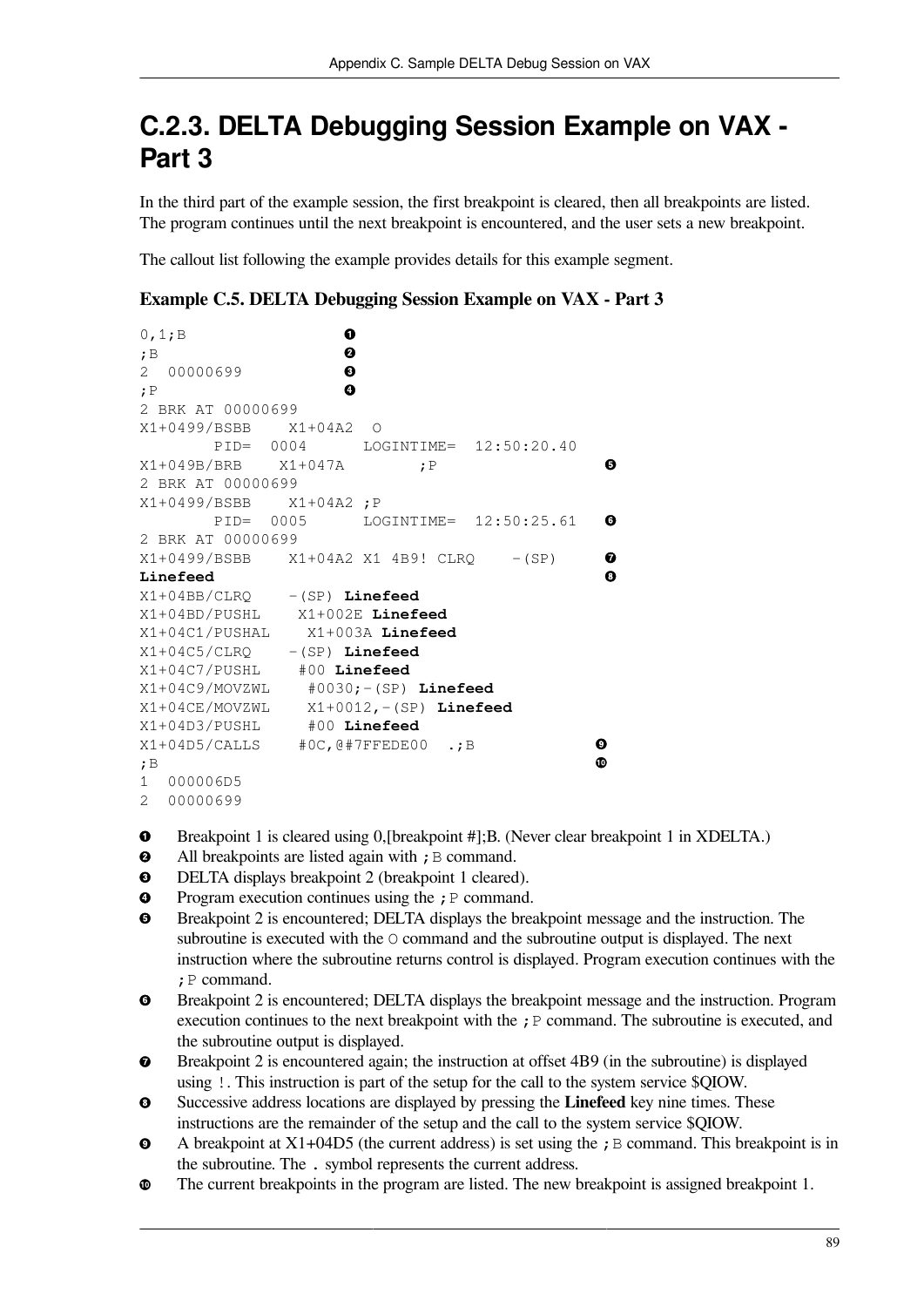## C.2.3. DELTA Debugging Session Example on VAX - Part 3

In the third part of the example session, the first breakpoint is cleared, then all breakpoints are listed. The program continues until the next breakpoint is encountered, and the user sets a new breakpoint.

The callout list following the example provides details for this example segment.

**Example C.5. DELTA Debugging Session Example on VAX - Part 3**

```
0,1;B                  ❶
;B                     ❷
2  00000699            ❸
;P                     ❹
2 BRK AT 00000699
X1+0499/BSBB    X1+04A2  O
        PID=  0004      LOGINTIME=  12:50:20.40
X1+049B/BRB    X1+047A        ;P                    ❺
2 BRK AT 00000699
X1+0499/BSBB    X1+04A2 ;P
        PID=  0005      LOGINTIME=  12:50:25.61     ❻
2 BRK AT 00000699
X1+0499/BSBB    X1+04A2 X1 4B9! CLRQ    -(SP)       ❼
Linefeed                                            ❽
X1+04BB/CLRQ    -(SP) Linefeed
X1+04BD/PUSHL    X1+002E Linefeed
X1+04C1/PUSHAL    X1+003A Linefeed
X1+04C5/CLRQ    -(SP) Linefeed
X1+04C7/PUSHL    #00 Linefeed
X1+04C9/MOVZWL    #0030;-(SP) Linefeed
X1+04CE/MOVZWL    X1+0012,-(SP) Linefeed
X1+04D3/PUSHL     #00 Linefeed
X1+04D5/CALLS    #0C,@#7FFEDE00  .;B                ❾
;B                                                  ❿
1  000006D5
2  00000699
```

❶ Breakpoint 1 is cleared using 0,[breakpoint #];B. (Never clear breakpoint 1 in XDELTA.)

❷ All breakpoints are listed again with `;B` command.

❸ DELTA displays breakpoint 2 (breakpoint 1 cleared).

❹ Program execution continues using the `;P` command.

❺ Breakpoint 2 is encountered; DELTA displays the breakpoint message and the instruction. The subroutine is executed with the `O` command and the subroutine output is displayed. The next instruction where the subroutine returns control is displayed. Program execution continues with the `;P` command.

❻ Breakpoint 2 is encountered; DELTA displays the breakpoint message and the instruction. Program execution continues to the next breakpoint with the `;P` command. The subroutine is executed, and the subroutine output is displayed.

❼ Breakpoint 2 is encountered again; the instruction at offset 4B9 (in the subroutine) is displayed using `!`. This instruction is part of the setup for the call to the system service $QIOW.

❽ Successive address locations are displayed by pressing the **Linefeed** key nine times. These instructions are the remainder of the setup and the call to the system service $QIOW.

❾ A breakpoint at X1+04D5 (the current address) is set using the `;B` command. This breakpoint is in the subroutine. The `.` symbol represents the current address.

❿ The current breakpoints in the program are listed. The new breakpoint is assigned breakpoint 1.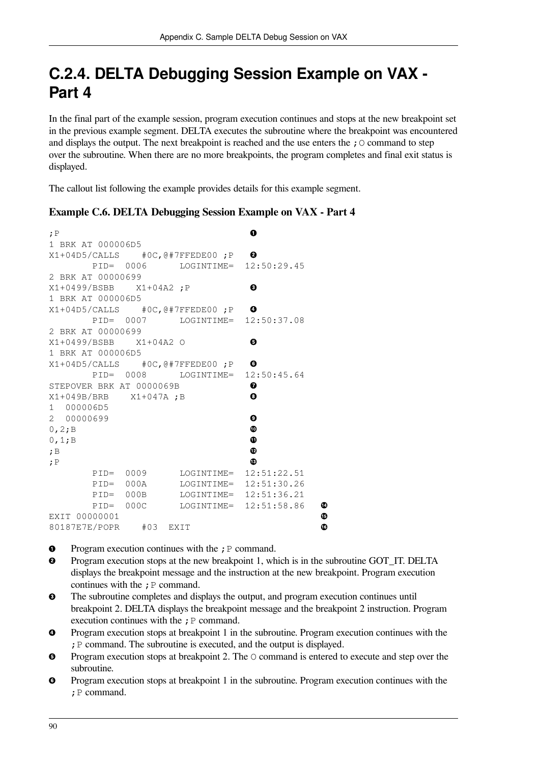## C.2.4. DELTA Debugging Session Example on VAX - Part 4

In the final part of the example session, program execution continues and stops at the new breakpoint set in the previous example segment. DELTA executes the subroutine where the breakpoint was encountered and displays the output. The next breakpoint is reached and the use enters the `;O` command to step over the subroutine. When there are no more breakpoints, the program completes and final exit status is displayed.

The callout list following the example provides details for this example segment.

**Example C.6. DELTA Debugging Session Example on VAX - Part 4**

```
;P                                    ❶
1 BRK AT 000006D5
X1+04D5/CALLS    #0C,@#7FFEDE00 ;P   ❷
        PID=  0006      LOGINTIME=  12:50:29.45
2 BRK AT 00000699
X1+0499/BSBB    X1+04A2 ;P           ❸
1 BRK AT 000006D5
X1+04D5/CALLS    #0C,@#7FFEDE00 ;P   ❹
        PID=  0007      LOGINTIME=  12:50:37.08
2 BRK AT 00000699
X1+0499/BSBB    X1+04A2 O            ❺
1 BRK AT 000006D5
X1+04D5/CALLS    #0C,@#7FFEDE00 ;P   ❻
        PID=  0008      LOGINTIME=  12:50:45.64
STEPOVER BRK AT 0000069B             ❼
X1+049B/BRB    X1+047A ;B            ❽
1  000006D5
2  00000699                          ❾
0,2;B                                ❿
0,1;B                                ⓫
;B                                   ⓬
;P                                   ⓭
        PID=  0009      LOGINTIME=  12:51:22.51
        PID=  000A      LOGINTIME=  12:51:30.26
        PID=  000B      LOGINTIME=  12:51:36.21
        PID=  000C      LOGINTIME=  12:51:58.86   ⓮
EXIT 00000001                                     ⓯
80187E7E/POPR    #03  EXIT                        ⓰
```

❶ Program execution continues with the `;P` command.

❷ Program execution stops at the new breakpoint 1, which is in the subroutine GOT_IT. DELTA displays the breakpoint message and the instruction at the new breakpoint. Program execution continues with the `;P` command.

❸ The subroutine completes and displays the output, and program execution continues until breakpoint 2. DELTA displays the breakpoint message and the breakpoint 2 instruction. Program execution continues with the `;P` command.

❹ Program execution stops at breakpoint 1 in the subroutine. Program execution continues with the `;P` command. The subroutine is executed, and the output is displayed.

❺ Program execution stops at breakpoint 2. The `O` command is entered to execute and step over the subroutine.

❻ Program execution stops at breakpoint 1 in the subroutine. Program execution continues with the `;P` command.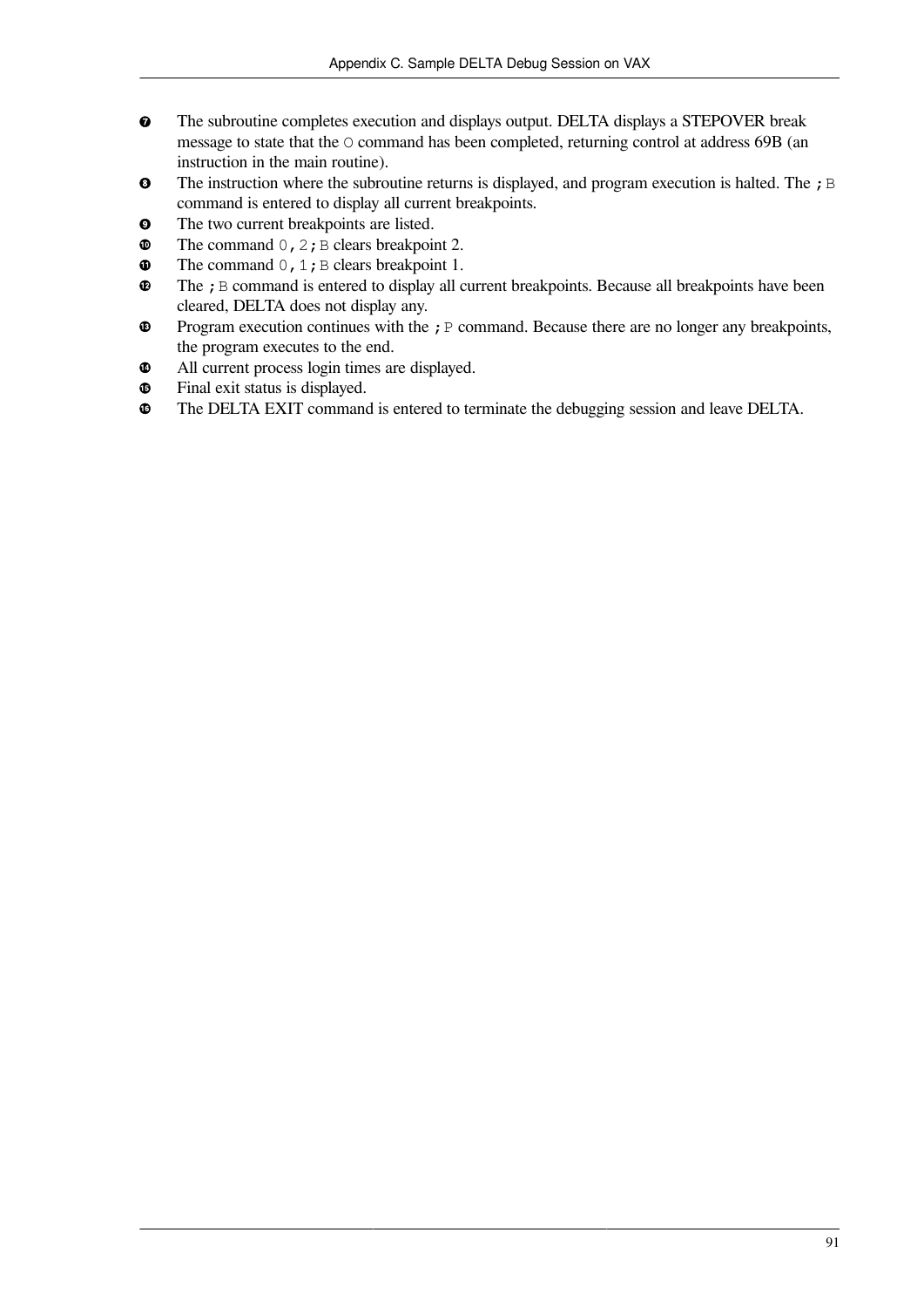❼ The subroutine completes execution and displays output. DELTA displays a STEPOVER break message to state that the `O` command has been completed, returning control at address 69B (an instruction in the main routine).

❽ The instruction where the subroutine returns is displayed, and program execution is halted. The `;B` command is entered to display all current breakpoints.

❾ The two current breakpoints are listed.

❿ The command `0,2;B` clears breakpoint 2.

⓫ The command `0,1;B` clears breakpoint 1.

⓬ The `;B` command is entered to display all current breakpoints. Because all breakpoints have been cleared, DELTA does not display any.

⓭ Program execution continues with the `;P` command. Because there are no longer any breakpoints, the program executes to the end.

⓮ All current process login times are displayed.

⓯ Final exit status is displayed.

⓰ The DELTA EXIT command is entered to terminate the debugging session and leave DELTA.